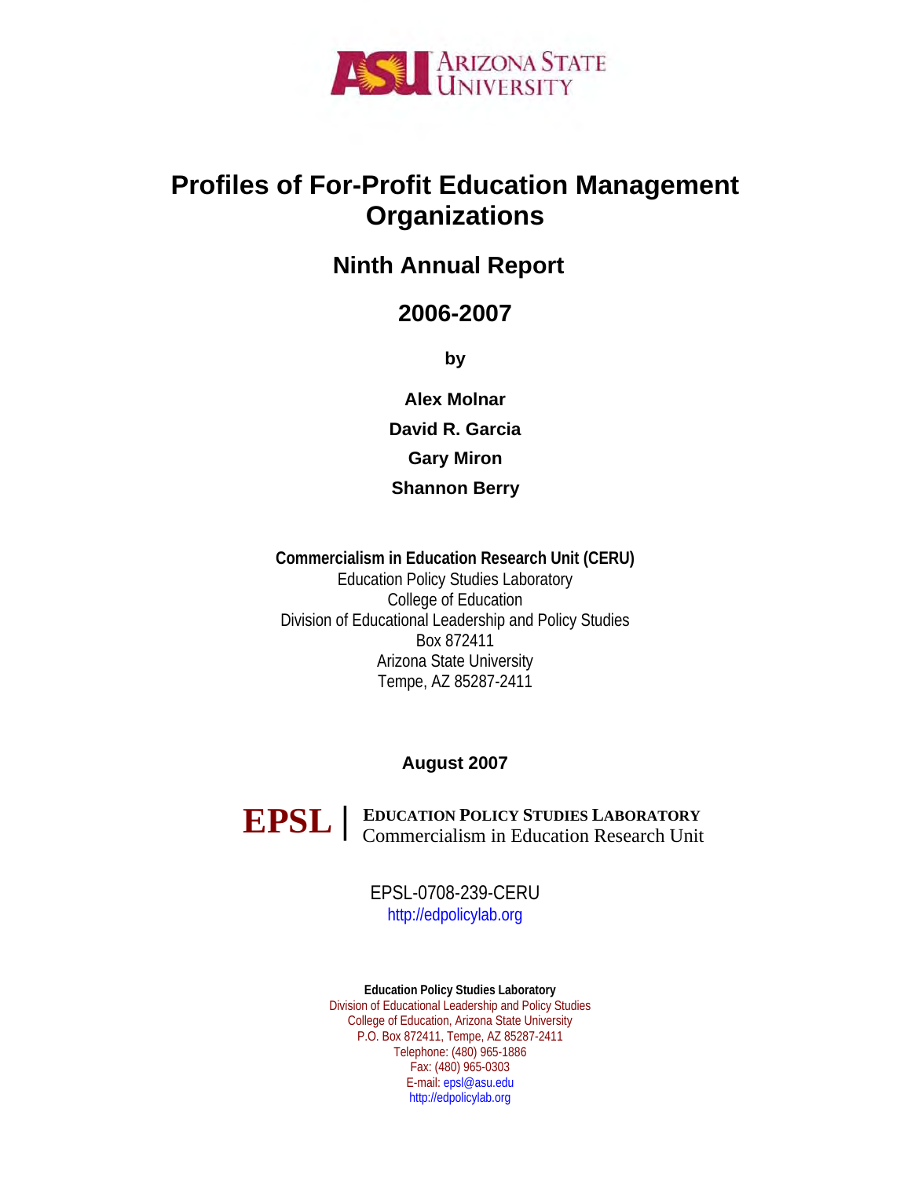ARIZONA STATE UNIVERSITY

# Profiles of For-Profit Education Management Organizations

## Ninth Annual Report

## 2006-2007

**by**

**Alex Molnar**

**David R. Garcia**

**Gary Miron**

**Shannon Berry**

**Commercialism in Education Research Unit (CERU)**
Education Policy Studies Laboratory
College of Education
Division of Educational Leadership and Policy Studies
Box 872411
Arizona State University
Tempe, AZ 85287-2411

**August 2007**

**EPSL** | **EDUCATION POLICY STUDIES LABORATORY**
Commercialism in Education Research Unit

EPSL-0708-239-CERU
http://edpolicylab.org

**Education Policy Studies Laboratory**
Division of Educational Leadership and Policy Studies
College of Education, Arizona State University
P.O. Box 872411, Tempe, AZ 85287-2411
Telephone: (480) 965-1886
Fax: (480) 965-0303
E-mail: epsl@asu.edu
http://edpolicylab.org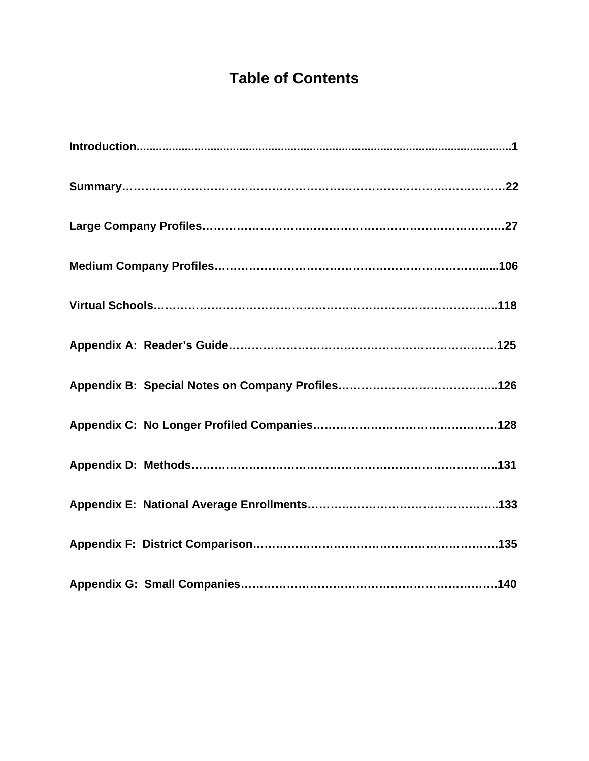# Table of Contents

**Introduction**......................................................................................................1

**Summary**............................................................................................................22

**Large Company Profiles**....................................................................................27

**Medium Company Profiles**................................................................................106

**Virtual Schools**................................................................................................118

**Appendix A: Reader's Guide**...........................................................................125

**Appendix B: Special Notes on Company Profiles**...........................................126

**Appendix C: No Longer Profiled Companies**...................................................128

**Appendix D: Methods**......................................................................................131

**Appendix E: National Average Enrollments**.....................................................133

**Appendix F: District Comparison**....................................................................135

**Appendix G: Small Companies**........................................................................140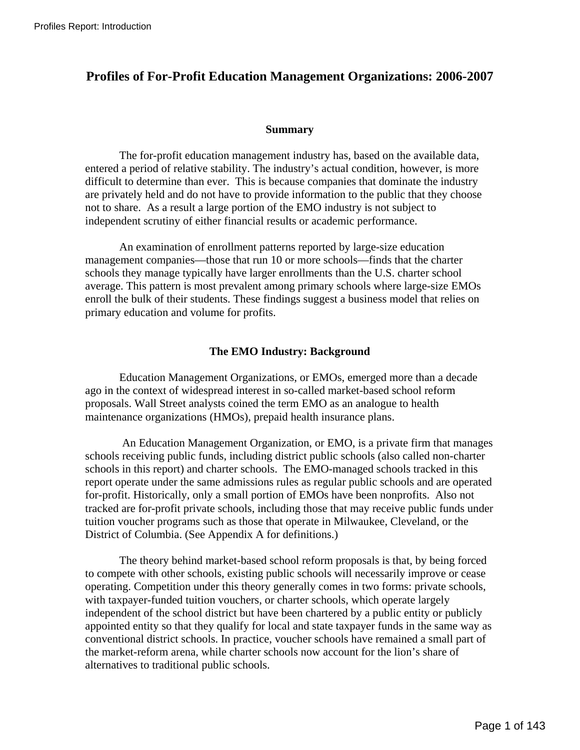# Profiles of For-Profit Education Management Organizations: 2006-2007

## Summary

The for-profit education management industry has, based on the available data, entered a period of relative stability. The industry's actual condition, however, is more difficult to determine than ever. This is because companies that dominate the industry are privately held and do not have to provide information to the public that they choose not to share. As a result a large portion of the EMO industry is not subject to independent scrutiny of either financial results or academic performance.

An examination of enrollment patterns reported by large-size education management companies—those that run 10 or more schools—finds that the charter schools they manage typically have larger enrollments than the U.S. charter school average. This pattern is most prevalent among primary schools where large-size EMOs enroll the bulk of their students. These findings suggest a business model that relies on primary education and volume for profits.

## The EMO Industry: Background

Education Management Organizations, or EMOs, emerged more than a decade ago in the context of widespread interest in so-called market-based school reform proposals. Wall Street analysts coined the term EMO as an analogue to health maintenance organizations (HMOs), prepaid health insurance plans.

An Education Management Organization, or EMO, is a private firm that manages schools receiving public funds, including district public schools (also called non-charter schools in this report) and charter schools. The EMO-managed schools tracked in this report operate under the same admissions rules as regular public schools and are operated for-profit. Historically, only a small portion of EMOs have been nonprofits. Also not tracked are for-profit private schools, including those that may receive public funds under tuition voucher programs such as those that operate in Milwaukee, Cleveland, or the District of Columbia. (See Appendix A for definitions.)

The theory behind market-based school reform proposals is that, by being forced to compete with other schools, existing public schools will necessarily improve or cease operating. Competition under this theory generally comes in two forms: private schools, with taxpayer-funded tuition vouchers, or charter schools, which operate largely independent of the school district but have been chartered by a public entity or publicly appointed entity so that they qualify for local and state taxpayer funds in the same way as conventional district schools. In practice, voucher schools have remained a small part of the market-reform arena, while charter schools now account for the lion's share of alternatives to traditional public schools.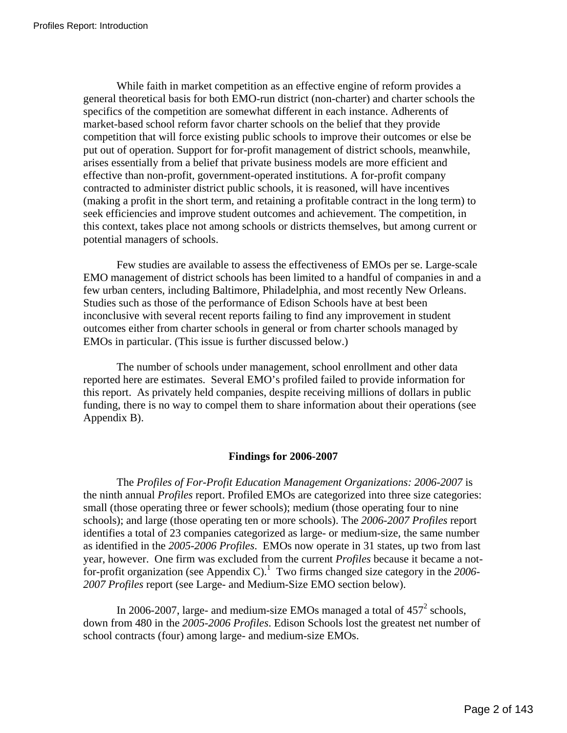While faith in market competition as an effective engine of reform provides a general theoretical basis for both EMO-run district (non-charter) and charter schools the specifics of the competition are somewhat different in each instance. Adherents of market-based school reform favor charter schools on the belief that they provide competition that will force existing public schools to improve their outcomes or else be put out of operation. Support for for-profit management of district schools, meanwhile, arises essentially from a belief that private business models are more efficient and effective than non-profit, government-operated institutions. A for-profit company contracted to administer district public schools, it is reasoned, will have incentives (making a profit in the short term, and retaining a profitable contract in the long term) to seek efficiencies and improve student outcomes and achievement. The competition, in this context, takes place not among schools or districts themselves, but among current or potential managers of schools.

Few studies are available to assess the effectiveness of EMOs per se. Large-scale EMO management of district schools has been limited to a handful of companies in and a few urban centers, including Baltimore, Philadelphia, and most recently New Orleans. Studies such as those of the performance of Edison Schools have at best been inconclusive with several recent reports failing to find any improvement in student outcomes either from charter schools in general or from charter schools managed by EMOs in particular. (This issue is further discussed below.)

The number of schools under management, school enrollment and other data reported here are estimates. Several EMO's profiled failed to provide information for this report. As privately held companies, despite receiving millions of dollars in public funding, there is no way to compel them to share information about their operations (see Appendix B).

## Findings for 2006-2007

The *Profiles of For-Profit Education Management Organizations: 2006-2007* is the ninth annual *Profiles* report. Profiled EMOs are categorized into three size categories: small (those operating three or fewer schools); medium (those operating four to nine schools); and large (those operating ten or more schools). The *2006-2007 Profiles* report identifies a total of 23 companies categorized as large- or medium-size, the same number as identified in the *2005-2006 Profiles*. EMOs now operate in 31 states, up two from last year, however. One firm was excluded from the current *Profiles* because it became a not-for-profit organization (see Appendix C).[1] Two firms changed size category in the *2006-2007 Profiles* report (see Large- and Medium-Size EMO section below).

In 2006-2007, large- and medium-size EMOs managed a total of 457[2] schools, down from 480 in the *2005-2006 Profiles*. Edison Schools lost the greatest net number of school contracts (four) among large- and medium-size EMOs.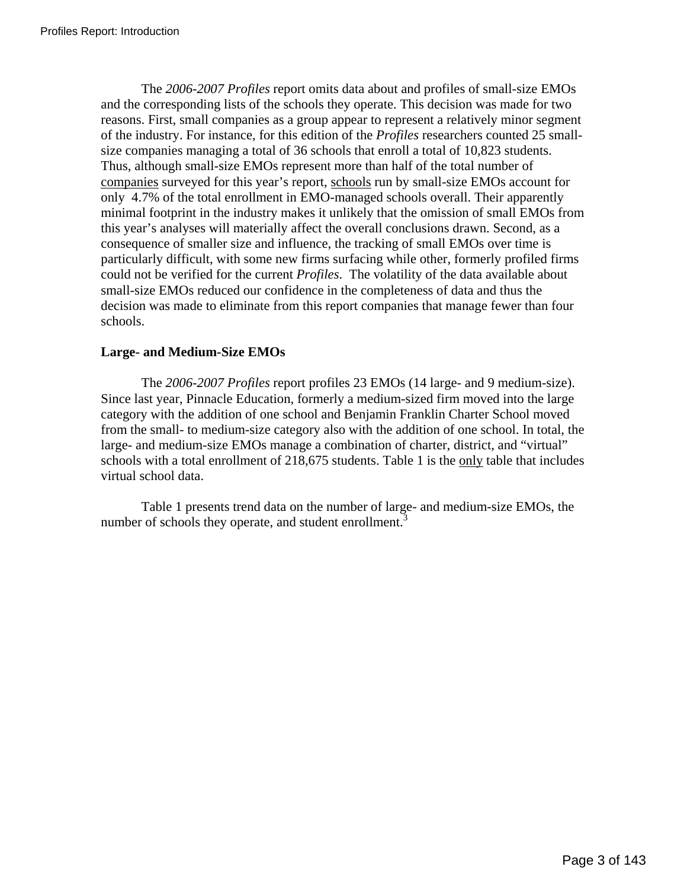The *2006-2007 Profiles* report omits data about and profiles of small-size EMOs and the corresponding lists of the schools they operate. This decision was made for two reasons. First, small companies as a group appear to represent a relatively minor segment of the industry. For instance, for this edition of the *Profiles* researchers counted 25 small-size companies managing a total of 36 schools that enroll a total of 10,823 students. Thus, although small-size EMOs represent more than half of the total number of companies surveyed for this year's report, schools run by small-size EMOs account for only 4.7% of the total enrollment in EMO-managed schools overall. Their apparently minimal footprint in the industry makes it unlikely that the omission of small EMOs from this year's analyses will materially affect the overall conclusions drawn. Second, as a consequence of smaller size and influence, the tracking of small EMOs over time is particularly difficult, with some new firms surfacing while other, formerly profiled firms could not be verified for the current *Profiles*. The volatility of the data available about small-size EMOs reduced our confidence in the completeness of data and thus the decision was made to eliminate from this report companies that manage fewer than four schools.

**Large- and Medium-Size EMOs**

The *2006-2007 Profiles* report profiles 23 EMOs (14 large- and 9 medium-size). Since last year, Pinnacle Education, formerly a medium-sized firm moved into the large category with the addition of one school and Benjamin Franklin Charter School moved from the small- to medium-size category also with the addition of one school. In total, the large- and medium-size EMOs manage a combination of charter, district, and "virtual" schools with a total enrollment of 218,675 students. Table 1 is the only table that includes virtual school data.

Table 1 presents trend data on the number of large- and medium-size EMOs, the number of schools they operate, and student enrollment.[3]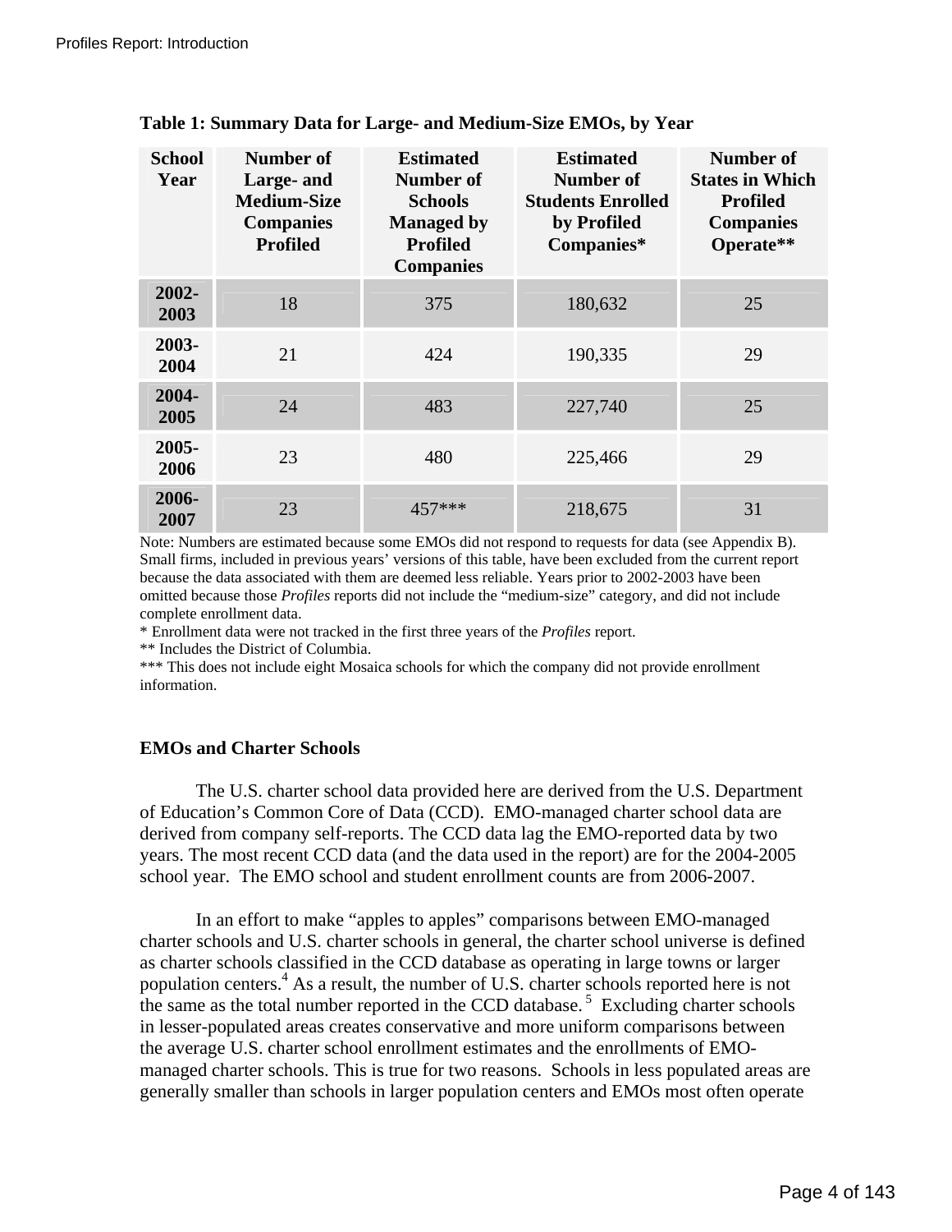**Table 1: Summary Data for Large- and Medium-Size EMOs, by Year**

| School Year | Number of Large- and Medium-Size Companies Profiled | Estimated Number of Schools Managed by Profiled Companies | Estimated Number of Students Enrolled by Profiled Companies* | Number of States in Which Profiled Companies Operate** |
|---|---|---|---|---|
| 2002-2003 | 18 | 375 | 180,632 | 25 |
| 2003-2004 | 21 | 424 | 190,335 | 29 |
| 2004-2005 | 24 | 483 | 227,740 | 25 |
| 2005-2006 | 23 | 480 | 225,466 | 29 |
| 2006-2007 | 23 | 457*** | 218,675 | 31 |

Note: Numbers are estimated because some EMOs did not respond to requests for data (see Appendix B). Small firms, included in previous years' versions of this table, have been excluded from the current report because the data associated with them are deemed less reliable. Years prior to 2002-2003 have been omitted because those *Profiles* reports did not include the "medium-size" category, and did not include complete enrollment data.
* Enrollment data were not tracked in the first three years of the *Profiles* report.
** Includes the District of Columbia.
*** This does not include eight Mosaica schools for which the company did not provide enrollment information.

**EMOs and Charter Schools**

The U.S. charter school data provided here are derived from the U.S. Department of Education's Common Core of Data (CCD). EMO-managed charter school data are derived from company self-reports. The CCD data lag the EMO-reported data by two years. The most recent CCD data (and the data used in the report) are for the 2004-2005 school year. The EMO school and student enrollment counts are from 2006-2007.

In an effort to make "apples to apples" comparisons between EMO-managed charter schools and U.S. charter schools in general, the charter school universe is defined as charter schools classified in the CCD database as operating in large towns or larger population centers.[4] As a result, the number of U.S. charter schools reported here is not the same as the total number reported in the CCD database.[5] Excluding charter schools in lesser-populated areas creates conservative and more uniform comparisons between the average U.S. charter school enrollment estimates and the enrollments of EMO-managed charter schools. This is true for two reasons. Schools in less populated areas are generally smaller than schools in larger population centers and EMOs most often operate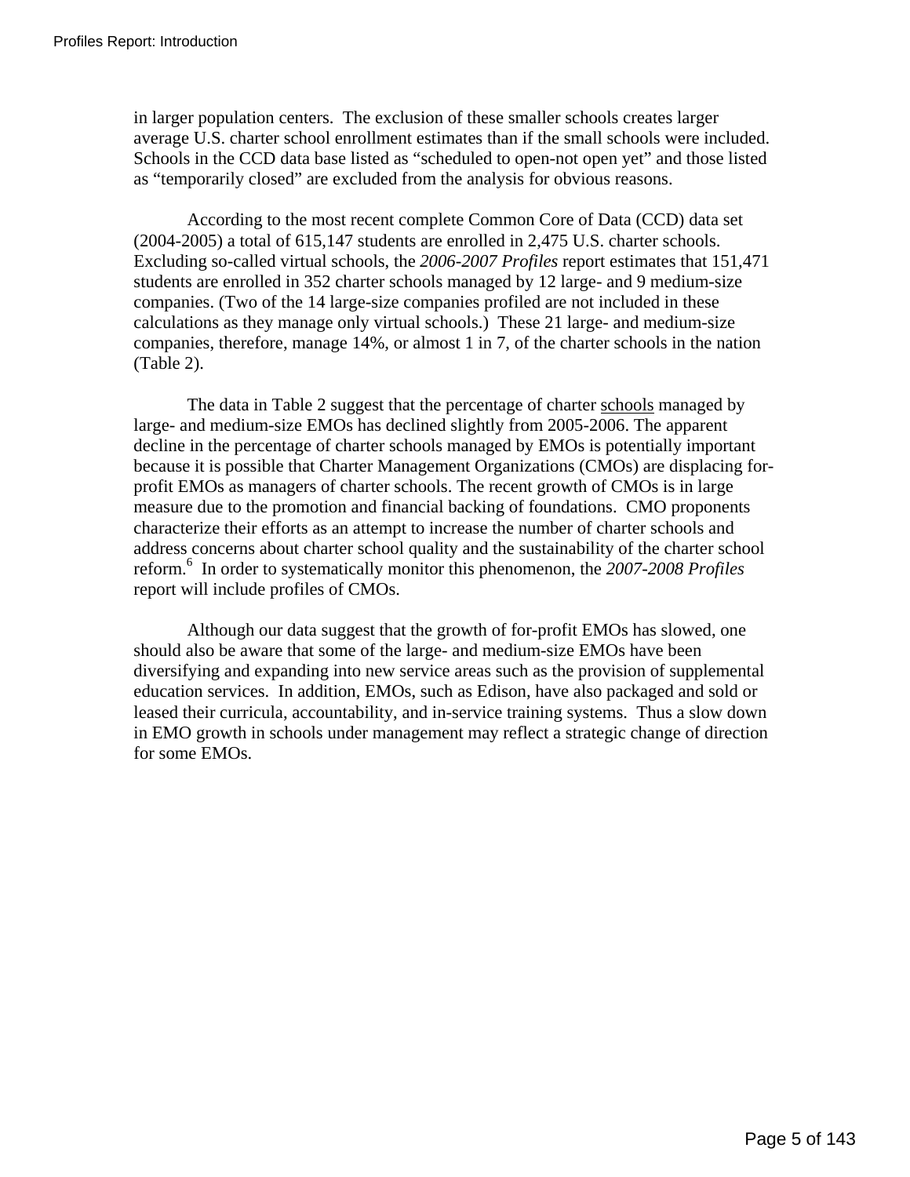in larger population centers. The exclusion of these smaller schools creates larger average U.S. charter school enrollment estimates than if the small schools were included. Schools in the CCD data base listed as "scheduled to open-not open yet" and those listed as "temporarily closed" are excluded from the analysis for obvious reasons.

According to the most recent complete Common Core of Data (CCD) data set (2004-2005) a total of 615,147 students are enrolled in 2,475 U.S. charter schools. Excluding so-called virtual schools, the *2006-2007 Profiles* report estimates that 151,471 students are enrolled in 352 charter schools managed by 12 large- and 9 medium-size companies. (Two of the 14 large-size companies profiled are not included in these calculations as they manage only virtual schools.) These 21 large- and medium-size companies, therefore, manage 14%, or almost 1 in 7, of the charter schools in the nation (Table 2).

The data in Table 2 suggest that the percentage of charter <u>schools</u> managed by large- and medium-size EMOs has declined slightly from 2005-2006. The apparent decline in the percentage of charter schools managed by EMOs is potentially important because it is possible that Charter Management Organizations (CMOs) are displacing for-profit EMOs as managers of charter schools. The recent growth of CMOs is in large measure due to the promotion and financial backing of foundations. CMO proponents characterize their efforts as an attempt to increase the number of charter schools and address concerns about charter school quality and the sustainability of the charter school reform.[6] In order to systematically monitor this phenomenon, the *2007-2008 Profiles* report will include profiles of CMOs.

Although our data suggest that the growth of for-profit EMOs has slowed, one should also be aware that some of the large- and medium-size EMOs have been diversifying and expanding into new service areas such as the provision of supplemental education services. In addition, EMOs, such as Edison, have also packaged and sold or leased their curricula, accountability, and in-service training systems. Thus a slow down in EMO growth in schools under management may reflect a strategic change of direction for some EMOs.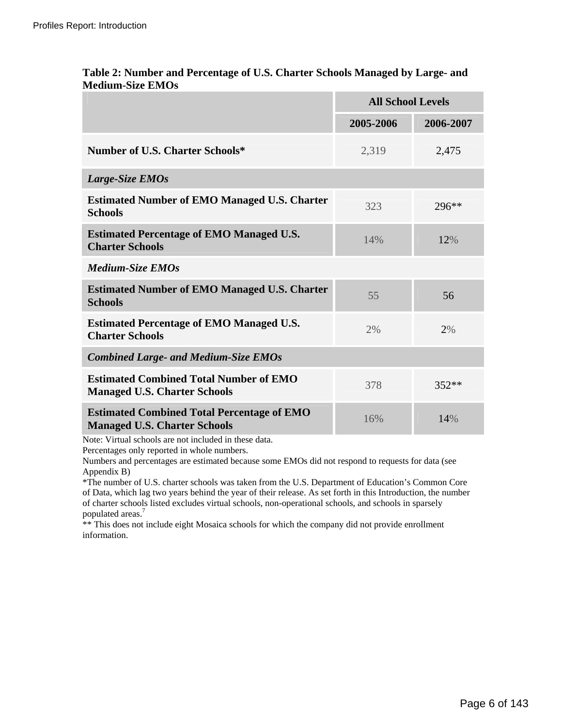**Table 2: Number and Percentage of U.S. Charter Schools Managed by Large- and Medium-Size EMOs**

| | All School Levels | |
|---|---|---|
| | **2005-2006** | **2006-2007** |
| **Number of U.S. Charter Schools*** | 2,319 | 2,475 |
| ***Large-Size EMOs*** | | |
| **Estimated Number of EMO Managed U.S. Charter Schools** | 323 | 296** |
| **Estimated Percentage of EMO Managed U.S. Charter Schools** | 14% | 12% |
| ***Medium-Size EMOs*** | | |
| **Estimated Number of EMO Managed U.S. Charter Schools** | 55 | 56 |
| **Estimated Percentage of EMO Managed U.S. Charter Schools** | 2% | 2% |
| ***Combined Large- and Medium-Size EMOs*** | | |
| **Estimated Combined Total Number of EMO Managed U.S. Charter Schools** | 378 | 352** |
| **Estimated Combined Total Percentage of EMO Managed U.S. Charter Schools** | 16% | 14% |

Note: Virtual schools are not included in these data.
Percentages only reported in whole numbers.
Numbers and percentages are estimated because some EMOs did not respond to requests for data (see Appendix B)
*The number of U.S. charter schools was taken from the U.S. Department of Education's Common Core of Data, which lag two years behind the year of their release. As set forth in this Introduction, the number of charter schools listed excludes virtual schools, non-operational schools, and schools in sparsely populated areas.[7]
** This does not include eight Mosaica schools for which the company did not provide enrollment information.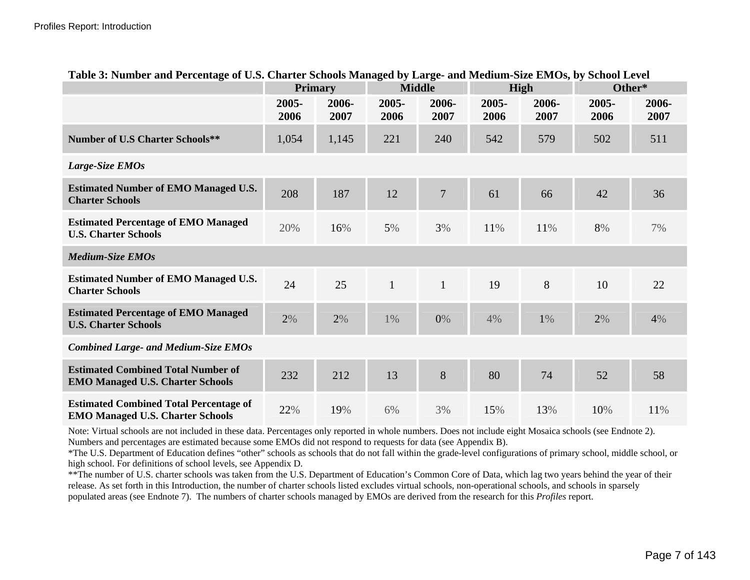**Table 3: Number and Percentage of U.S. Charter Schools Managed by Large- and Medium-Size EMOs, by School Level**

| | Primary | | Middle | | High | | Other* | |
|---|---|---|---|---|---|---|---|---|
| | 2005-2006 | 2006-2007 | 2005-2006 | 2006-2007 | 2005-2006 | 2006-2007 | 2005-2006 | 2006-2007 |
| **Number of U.S Charter Schools**** | 1,054 | 1,145 | 221 | 240 | 542 | 579 | 502 | 511 |
| ***Large-Size EMOs*** | | | | | | | | |
| **Estimated Number of EMO Managed U.S. Charter Schools** | 208 | 187 | 12 | 7 | 61 | 66 | 42 | 36 |
| **Estimated Percentage of EMO Managed U.S. Charter Schools** | 20% | 16% | 5% | 3% | 11% | 11% | 8% | 7% |
| ***Medium-Size EMOs*** | | | | | | | | |
| **Estimated Number of EMO Managed U.S. Charter Schools** | 24 | 25 | 1 | 1 | 19 | 8 | 10 | 22 |
| **Estimated Percentage of EMO Managed U.S. Charter Schools** | 2% | 2% | 1% | 0% | 4% | 1% | 2% | 4% |
| ***Combined Large- and Medium-Size EMOs*** | | | | | | | | |
| **Estimated Combined Total Number of EMO Managed U.S. Charter Schools** | 232 | 212 | 13 | 8 | 80 | 74 | 52 | 58 |
| **Estimated Combined Total Percentage of EMO Managed U.S. Charter Schools** | 22% | 19% | 6% | 3% | 15% | 13% | 10% | 11% |

Note: Virtual schools are not included in these data. Percentages only reported in whole numbers. Does not include eight Mosaica schools (see Endnote 2). Numbers and percentages are estimated because some EMOs did not respond to requests for data (see Appendix B).

*The U.S. Department of Education defines "other" schools as schools that do not fall within the grade-level configurations of primary school, middle school, or high school. For definitions of school levels, see Appendix D.

**The number of U.S. charter schools was taken from the U.S. Department of Education's Common Core of Data, which lag two years behind the year of their release. As set forth in this Introduction, the number of charter schools listed excludes virtual schools, non-operational schools, and schools in sparsely populated areas (see Endnote 7). The numbers of charter schools managed by EMOs are derived from the research for this *Profiles* report.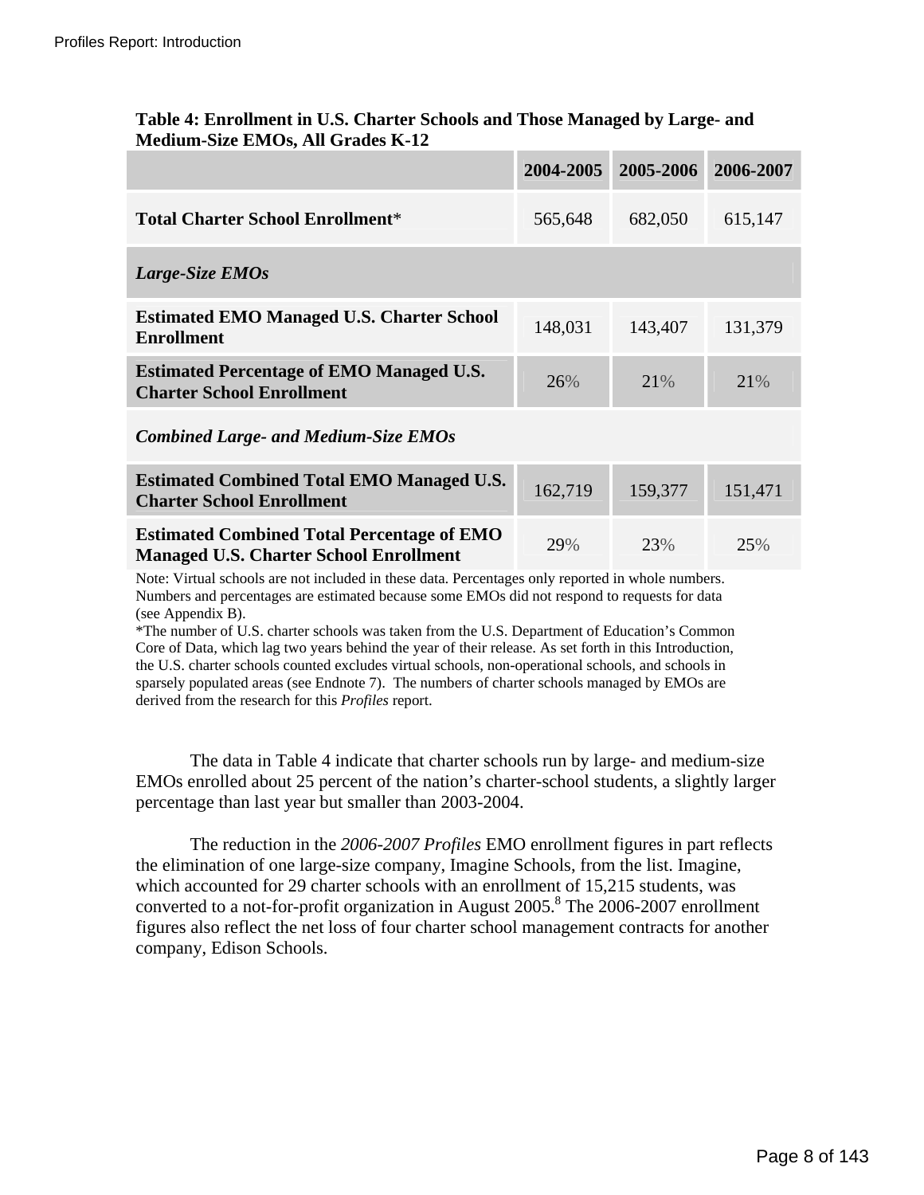**Table 4: Enrollment in U.S. Charter Schools and Those Managed by Large- and Medium-Size EMOs, All Grades K-12**

| | 2004-2005 | 2005-2006 | 2006-2007 |
|---|---|---|---|
| **Total Charter School Enrollment*** | 565,648 | 682,050 | 615,147 |
| ***Large-Size EMOs*** | | | |
| **Estimated EMO Managed U.S. Charter School Enrollment** | 148,031 | 143,407 | 131,379 |
| **Estimated Percentage of EMO Managed U.S. Charter School Enrollment** | 26% | 21% | 21% |
| ***Combined Large- and Medium-Size EMOs*** | | | |
| **Estimated Combined Total EMO Managed U.S. Charter School Enrollment** | 162,719 | 159,377 | 151,471 |
| **Estimated Combined Total Percentage of EMO Managed U.S. Charter School Enrollment** | 29% | 23% | 25% |

Note: Virtual schools are not included in these data. Percentages only reported in whole numbers. Numbers and percentages are estimated because some EMOs did not respond to requests for data (see Appendix B).
*The number of U.S. charter schools was taken from the U.S. Department of Education's Common Core of Data, which lag two years behind the year of their release. As set forth in this Introduction, the U.S. charter schools counted excludes virtual schools, non-operational schools, and schools in sparsely populated areas (see Endnote 7). The numbers of charter schools managed by EMOs are derived from the research for this *Profiles* report.

The data in Table 4 indicate that charter schools run by large- and medium-size EMOs enrolled about 25 percent of the nation's charter-school students, a slightly larger percentage than last year but smaller than 2003-2004.

The reduction in the *2006-2007 Profiles* EMO enrollment figures in part reflects the elimination of one large-size company, Imagine Schools, from the list. Imagine, which accounted for 29 charter schools with an enrollment of 15,215 students, was converted to a not-for-profit organization in August 2005.[8] The 2006-2007 enrollment figures also reflect the net loss of four charter school management contracts for another company, Edison Schools.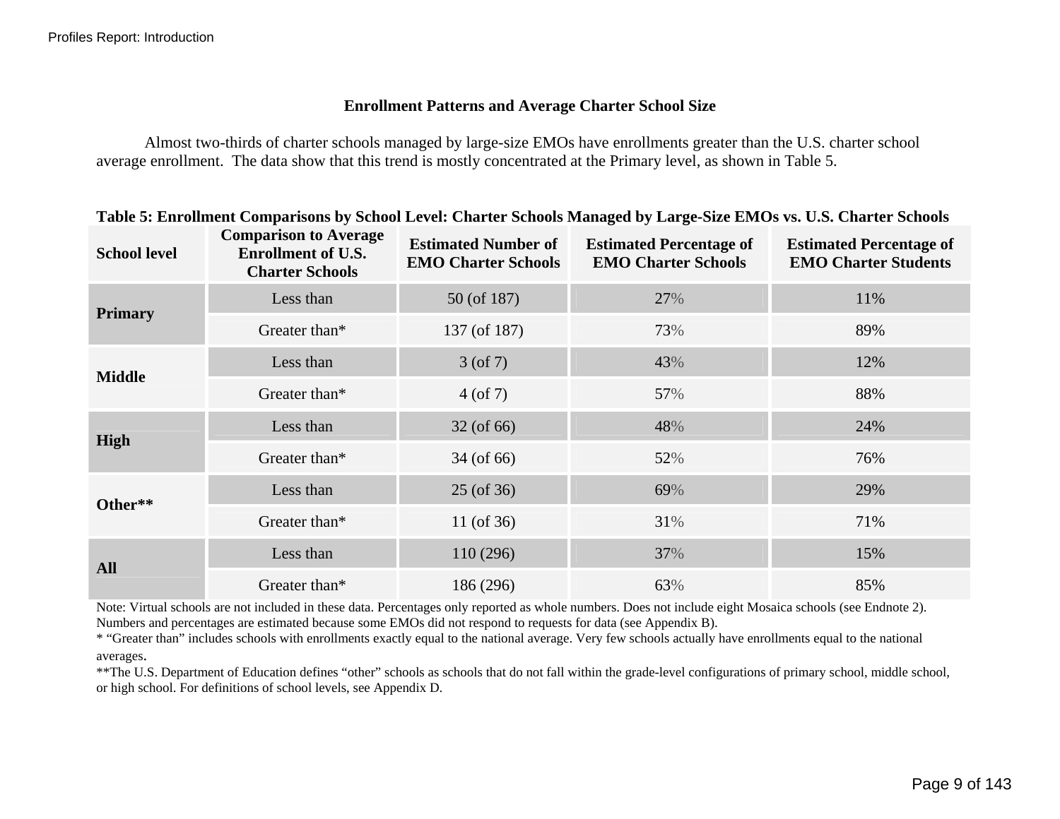## Enrollment Patterns and Average Charter School Size

Almost two-thirds of charter schools managed by large-size EMOs have enrollments greater than the U.S. charter school average enrollment. The data show that this trend is mostly concentrated at the Primary level, as shown in Table 5.

**Table 5: Enrollment Comparisons by School Level: Charter Schools Managed by Large-Size EMOs vs. U.S. Charter Schools**

| School level | Comparison to Average Enrollment of U.S. Charter Schools | Estimated Number of EMO Charter Schools | Estimated Percentage of EMO Charter Schools | Estimated Percentage of EMO Charter Students |
|---|---|---|---|---|
| **Primary** | Less than | 50 (of 187) | 27% | 11% |
| | Greater than* | 137 (of 187) | 73% | 89% |
| **Middle** | Less than | 3 (of 7) | 43% | 12% |
| | Greater than* | 4 (of 7) | 57% | 88% |
| **High** | Less than | 32 (of 66) | 48% | 24% |
| | Greater than* | 34 (of 66) | 52% | 76% |
| **Other**** | Less than | 25 (of 36) | 69% | 29% |
| | Greater than* | 11 (of 36) | 31% | 71% |
| **All** | Less than | 110 (296) | 37% | 15% |
| | Greater than* | 186 (296) | 63% | 85% |

Note: Virtual schools are not included in these data. Percentages only reported as whole numbers. Does not include eight Mosaica schools (see Endnote 2). Numbers and percentages are estimated because some EMOs did not respond to requests for data (see Appendix B).

* "Greater than" includes schools with enrollments exactly equal to the national average. Very few schools actually have enrollments equal to the national averages.

**The U.S. Department of Education defines "other" schools as schools that do not fall within the grade-level configurations of primary school, middle school, or high school. For definitions of school levels, see Appendix D.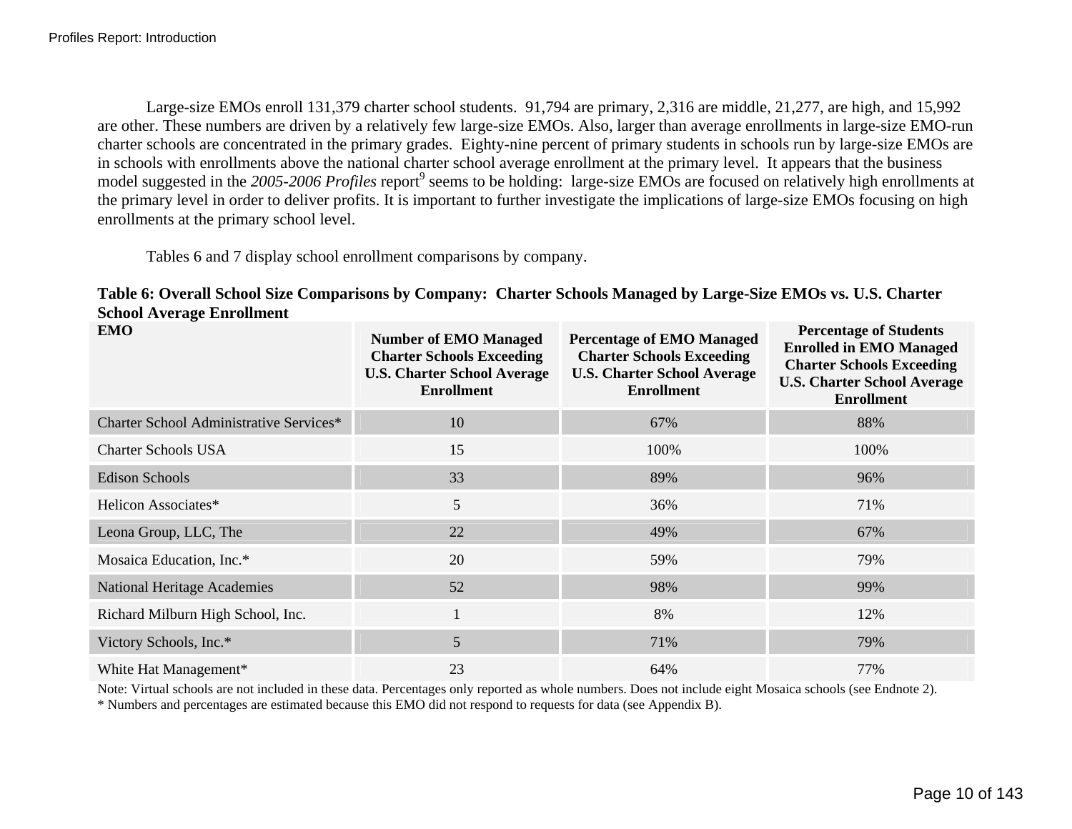Large-size EMOs enroll 131,379 charter school students. 91,794 are primary, 2,316 are middle, 21,277, are high, and 15,992 are other. These numbers are driven by a relatively few large-size EMOs. Also, larger than average enrollments in large-size EMO-run charter schools are concentrated in the primary grades. Eighty-nine percent of primary students in schools run by large-size EMOs are in schools with enrollments above the national charter school average enrollment at the primary level. It appears that the business model suggested in the *2005-2006 Profiles* report[9] seems to be holding: large-size EMOs are focused on relatively high enrollments at the primary level in order to deliver profits. It is important to further investigate the implications of large-size EMOs focusing on high enrollments at the primary school level.

Tables 6 and 7 display school enrollment comparisons by company.

**Table 6: Overall School Size Comparisons by Company: Charter Schools Managed by Large-Size EMOs vs. U.S. Charter School Average Enrollment**

| EMO | Number of EMO Managed Charter Schools Exceeding U.S. Charter School Average Enrollment | Percentage of EMO Managed Charter Schools Exceeding U.S. Charter School Average Enrollment | Percentage of Students Enrolled in EMO Managed Charter Schools Exceeding U.S. Charter School Average Enrollment |
|---|---|---|---|
| Charter School Administrative Services* | 10 | 67% | 88% |
| Charter Schools USA | 15 | 100% | 100% |
| Edison Schools | 33 | 89% | 96% |
| Helicon Associates* | 5 | 36% | 71% |
| Leona Group, LLC, The | 22 | 49% | 67% |
| Mosaica Education, Inc.* | 20 | 59% | 79% |
| National Heritage Academies | 52 | 98% | 99% |
| Richard Milburn High School, Inc. | 1 | 8% | 12% |
| Victory Schools, Inc.* | 5 | 71% | 79% |
| White Hat Management* | 23 | 64% | 77% |

Note: Virtual schools are not included in these data. Percentages only reported as whole numbers. Does not include eight Mosaica schools (see Endnote 2).
* Numbers and percentages are estimated because this EMO did not respond to requests for data (see Appendix B).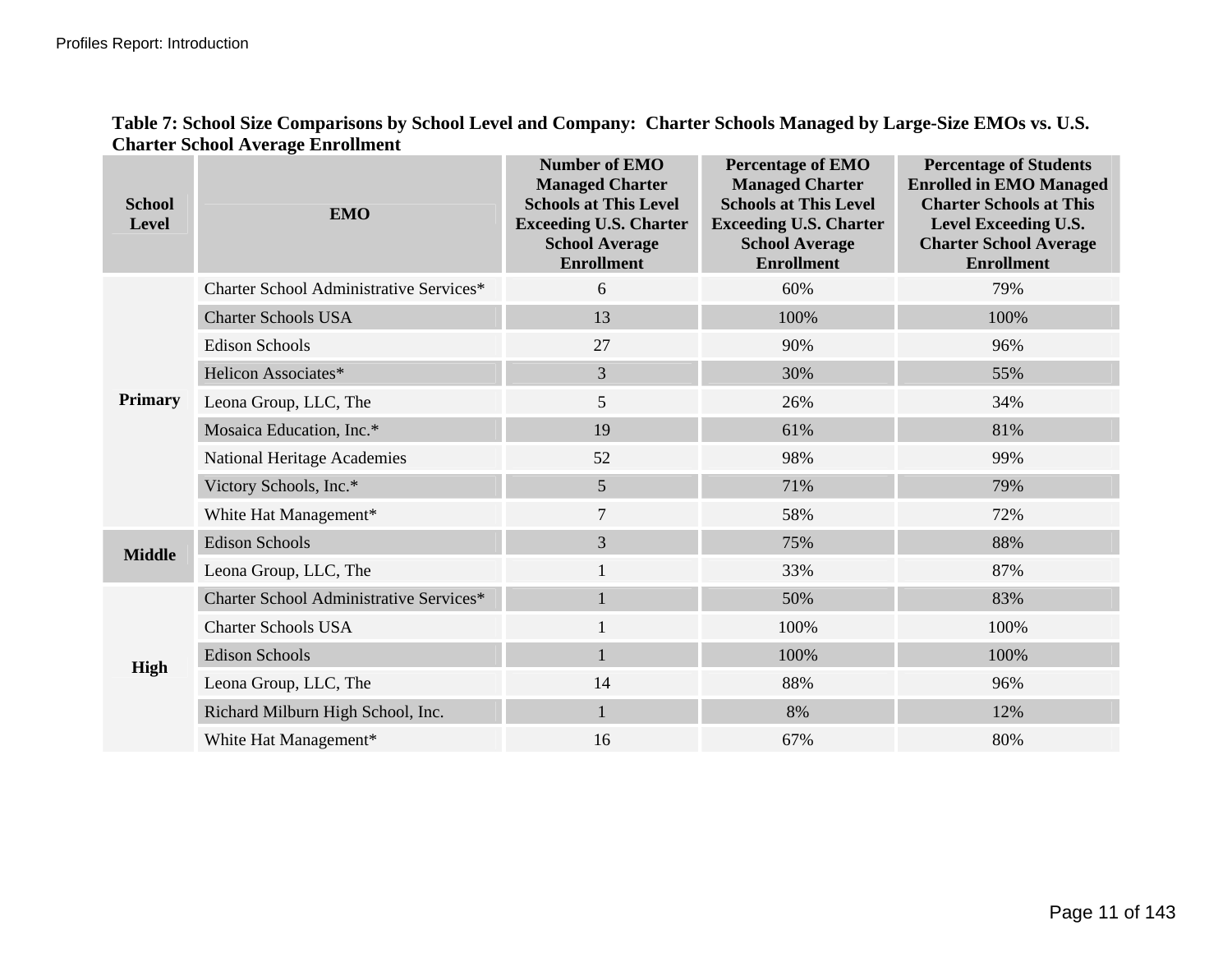**Table 7: School Size Comparisons by School Level and Company: Charter Schools Managed by Large-Size EMOs vs. U.S. Charter School Average Enrollment**

| School Level | EMO | Number of EMO Managed Charter Schools at This Level Exceeding U.S. Charter School Average Enrollment | Percentage of EMO Managed Charter Schools at This Level Exceeding U.S. Charter School Average Enrollment | Percentage of Students Enrolled in EMO Managed Charter Schools at This Level Exceeding U.S. Charter School Average Enrollment |
|---|---|---|---|---|
| Primary | Charter School Administrative Services* | 6 | 60% | 79% |
| | Charter Schools USA | 13 | 100% | 100% |
| | Edison Schools | 27 | 90% | 96% |
| | Helicon Associates* | 3 | 30% | 55% |
| | Leona Group, LLC, The | 5 | 26% | 34% |
| | Mosaica Education, Inc.* | 19 | 61% | 81% |
| | National Heritage Academies | 52 | 98% | 99% |
| | Victory Schools, Inc.* | 5 | 71% | 79% |
| | White Hat Management* | 7 | 58% | 72% |
| Middle | Edison Schools | 3 | 75% | 88% |
| | Leona Group, LLC, The | 1 | 33% | 87% |
| High | Charter School Administrative Services* | 1 | 50% | 83% |
| | Charter Schools USA | 1 | 100% | 100% |
| | Edison Schools | 1 | 100% | 100% |
| | Leona Group, LLC, The | 14 | 88% | 96% |
| | Richard Milburn High School, Inc. | 1 | 8% | 12% |
| | White Hat Management* | 16 | 67% | 80% |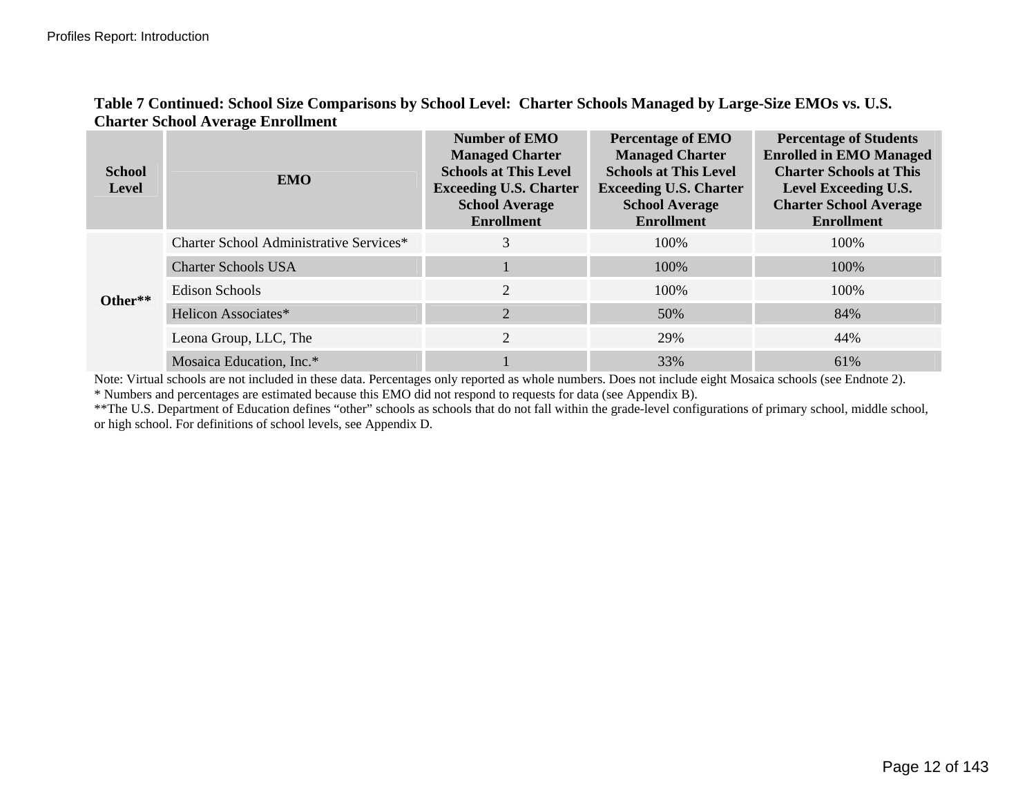**Table 7 Continued: School Size Comparisons by School Level: Charter Schools Managed by Large-Size EMOs vs. U.S. Charter School Average Enrollment**

| School Level | EMO | Number of EMO Managed Charter Schools at This Level Exceeding U.S. Charter School Average Enrollment | Percentage of EMO Managed Charter Schools at This Level Exceeding U.S. Charter School Average Enrollment | Percentage of Students Enrolled in EMO Managed Charter Schools at This Level Exceeding U.S. Charter School Average Enrollment |
|---|---|---|---|---|
| Other** | Charter School Administrative Services* | 3 | 100% | 100% |
| | Charter Schools USA | 1 | 100% | 100% |
| | Edison Schools | 2 | 100% | 100% |
| | Helicon Associates* | 2 | 50% | 84% |
| | Leona Group, LLC, The | 2 | 29% | 44% |
| | Mosaica Education, Inc.* | 1 | 33% | 61% |

Note: Virtual schools are not included in these data. Percentages only reported as whole numbers. Does not include eight Mosaica schools (see Endnote 2).
* Numbers and percentages are estimated because this EMO did not respond to requests for data (see Appendix B).
**The U.S. Department of Education defines "other" schools as schools that do not fall within the grade-level configurations of primary school, middle school, or high school. For definitions of school levels, see Appendix D.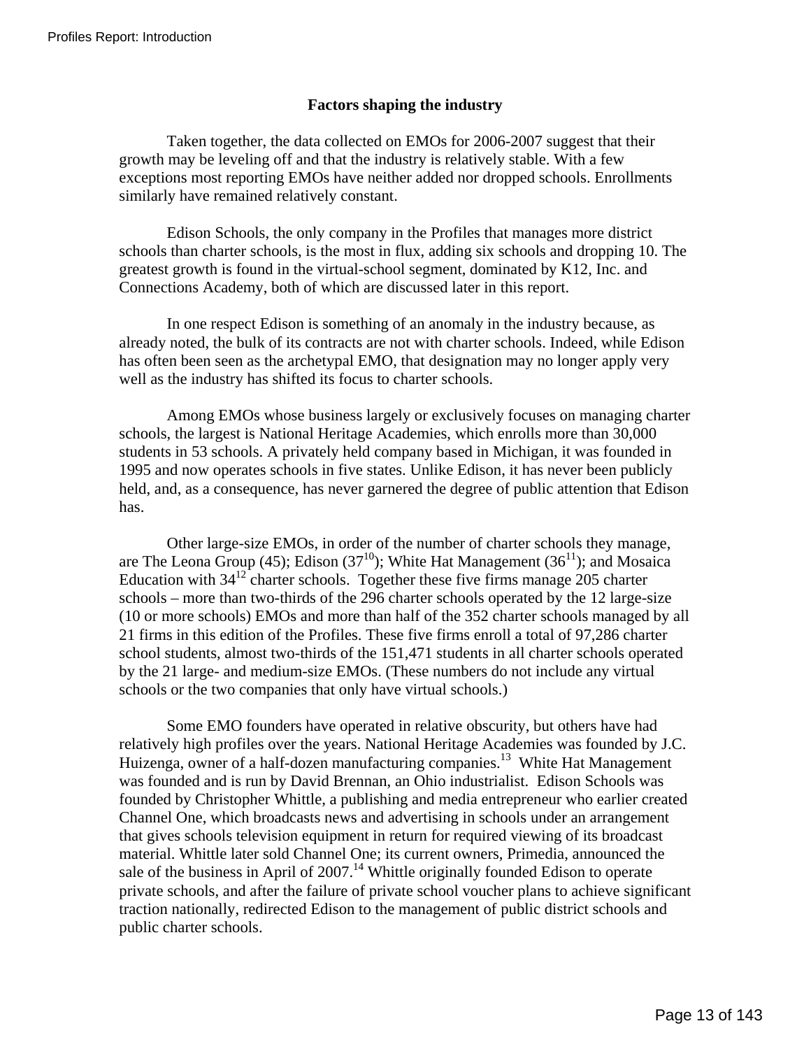### Factors shaping the industry

Taken together, the data collected on EMOs for 2006-2007 suggest that their growth may be leveling off and that the industry is relatively stable. With a few exceptions most reporting EMOs have neither added nor dropped schools. Enrollments similarly have remained relatively constant.

Edison Schools, the only company in the Profiles that manages more district schools than charter schools, is the most in flux, adding six schools and dropping 10. The greatest growth is found in the virtual-school segment, dominated by K12, Inc. and Connections Academy, both of which are discussed later in this report.

In one respect Edison is something of an anomaly in the industry because, as already noted, the bulk of its contracts are not with charter schools. Indeed, while Edison has often been seen as the archetypal EMO, that designation may no longer apply very well as the industry has shifted its focus to charter schools.

Among EMOs whose business largely or exclusively focuses on managing charter schools, the largest is National Heritage Academies, which enrolls more than 30,000 students in 53 schools. A privately held company based in Michigan, it was founded in 1995 and now operates schools in five states. Unlike Edison, it has never been publicly held, and, as a consequence, has never garnered the degree of public attention that Edison has.

Other large-size EMOs, in order of the number of charter schools they manage, are The Leona Group (45); Edison (37[10]); White Hat Management (36[11]); and Mosaica Education with 34[12] charter schools. Together these five firms manage 205 charter schools – more than two-thirds of the 296 charter schools operated by the 12 large-size (10 or more schools) EMOs and more than half of the 352 charter schools managed by all 21 firms in this edition of the Profiles. These five firms enroll a total of 97,286 charter school students, almost two-thirds of the 151,471 students in all charter schools operated by the 21 large- and medium-size EMOs. (These numbers do not include any virtual schools or the two companies that only have virtual schools.)

Some EMO founders have operated in relative obscurity, but others have had relatively high profiles over the years. National Heritage Academies was founded by J.C. Huizenga, owner of a half-dozen manufacturing companies.[13] White Hat Management was founded and is run by David Brennan, an Ohio industrialist. Edison Schools was founded by Christopher Whittle, a publishing and media entrepreneur who earlier created Channel One, which broadcasts news and advertising in schools under an arrangement that gives schools television equipment in return for required viewing of its broadcast material. Whittle later sold Channel One; its current owners, Primedia, announced the sale of the business in April of 2007.[14] Whittle originally founded Edison to operate private schools, and after the failure of private school voucher plans to achieve significant traction nationally, redirected Edison to the management of public district schools and public charter schools.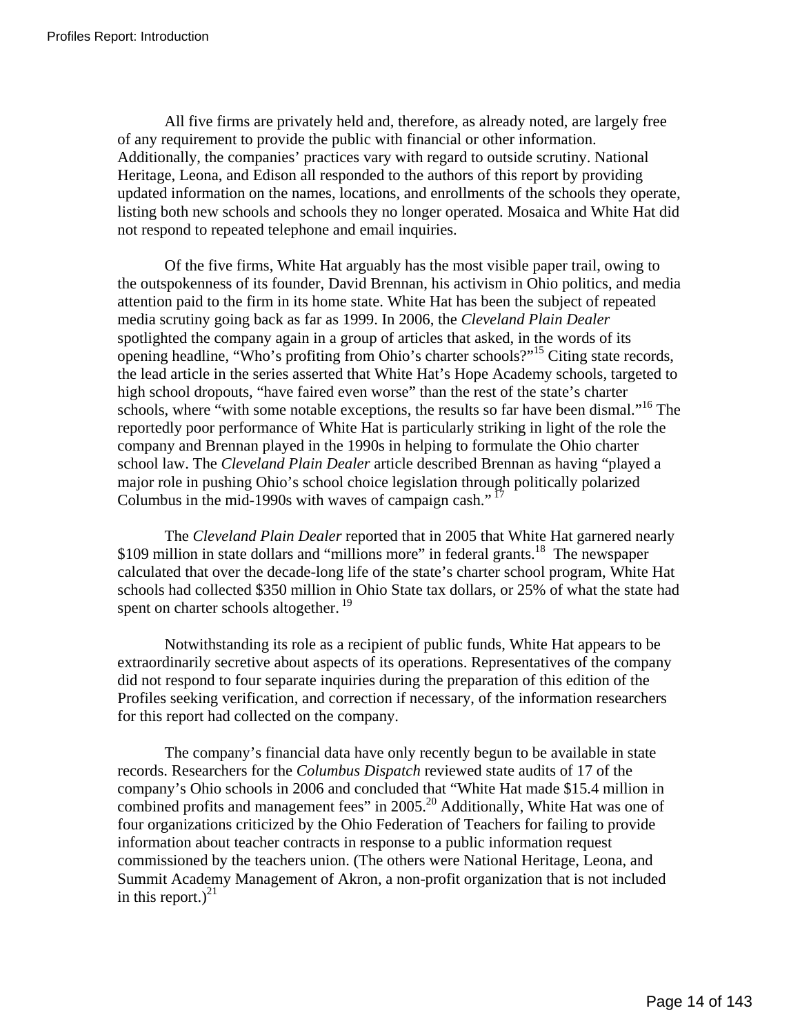All five firms are privately held and, therefore, as already noted, are largely free of any requirement to provide the public with financial or other information. Additionally, the companies' practices vary with regard to outside scrutiny. National Heritage, Leona, and Edison all responded to the authors of this report by providing updated information on the names, locations, and enrollments of the schools they operate, listing both new schools and schools they no longer operated. Mosaica and White Hat did not respond to repeated telephone and email inquiries.

Of the five firms, White Hat arguably has the most visible paper trail, owing to the outspokenness of its founder, David Brennan, his activism in Ohio politics, and media attention paid to the firm in its home state. White Hat has been the subject of repeated media scrutiny going back as far as 1999. In 2006, the *Cleveland Plain Dealer* spotlighted the company again in a group of articles that asked, in the words of its opening headline, "Who's profiting from Ohio's charter schools?"[15] Citing state records, the lead article in the series asserted that White Hat's Hope Academy schools, targeted to high school dropouts, "have faired even worse" than the rest of the state's charter schools, where "with some notable exceptions, the results so far have been dismal."[16] The reportedly poor performance of White Hat is particularly striking in light of the role the company and Brennan played in the 1990s in helping to formulate the Ohio charter school law. The *Cleveland Plain Dealer* article described Brennan as having "played a major role in pushing Ohio's school choice legislation through politically polarized Columbus in the mid-1990s with waves of campaign cash."[17]

The *Cleveland Plain Dealer* reported that in 2005 that White Hat garnered nearly \$109 million in state dollars and "millions more" in federal grants.[18] The newspaper calculated that over the decade-long life of the state's charter school program, White Hat schools had collected \$350 million in Ohio State tax dollars, or 25% of what the state had spent on charter schools altogether.[19]

Notwithstanding its role as a recipient of public funds, White Hat appears to be extraordinarily secretive about aspects of its operations. Representatives of the company did not respond to four separate inquiries during the preparation of this edition of the Profiles seeking verification, and correction if necessary, of the information researchers for this report had collected on the company.

The company's financial data have only recently begun to be available in state records. Researchers for the *Columbus Dispatch* reviewed state audits of 17 of the company's Ohio schools in 2006 and concluded that "White Hat made \$15.4 million in combined profits and management fees" in 2005.[20] Additionally, White Hat was one of four organizations criticized by the Ohio Federation of Teachers for failing to provide information about teacher contracts in response to a public information request commissioned by the teachers union. (The others were National Heritage, Leona, and Summit Academy Management of Akron, a non-profit organization that is not included in this report.)[21]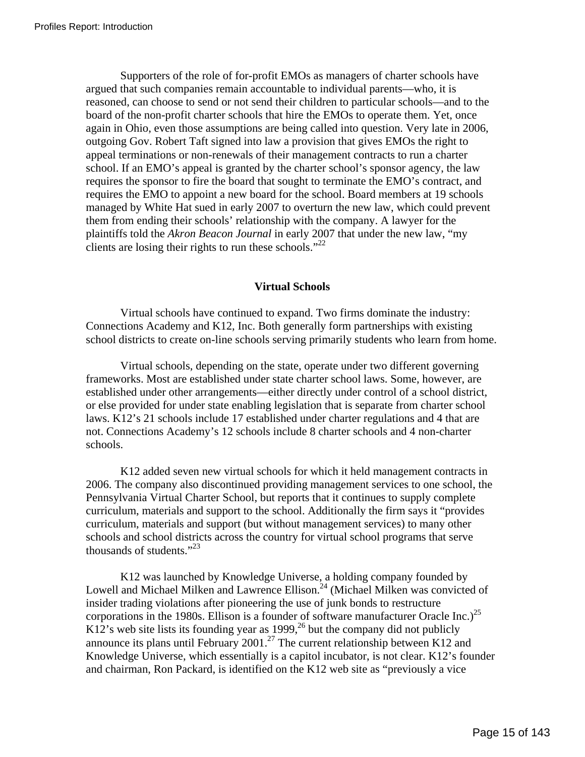Supporters of the role of for-profit EMOs as managers of charter schools have argued that such companies remain accountable to individual parents—who, it is reasoned, can choose to send or not send their children to particular schools—and to the board of the non-profit charter schools that hire the EMOs to operate them. Yet, once again in Ohio, even those assumptions are being called into question. Very late in 2006, outgoing Gov. Robert Taft signed into law a provision that gives EMOs the right to appeal terminations or non-renewals of their management contracts to run a charter school. If an EMO's appeal is granted by the charter school's sponsor agency, the law requires the sponsor to fire the board that sought to terminate the EMO's contract, and requires the EMO to appoint a new board for the school. Board members at 19 schools managed by White Hat sued in early 2007 to overturn the new law, which could prevent them from ending their schools' relationship with the company. A lawyer for the plaintiffs told the *Akron Beacon Journal* in early 2007 that under the new law, "my clients are losing their rights to run these schools."[22]

## Virtual Schools

Virtual schools have continued to expand. Two firms dominate the industry: Connections Academy and K12, Inc. Both generally form partnerships with existing school districts to create on-line schools serving primarily students who learn from home.

Virtual schools, depending on the state, operate under two different governing frameworks. Most are established under state charter school laws. Some, however, are established under other arrangements—either directly under control of a school district, or else provided for under state enabling legislation that is separate from charter school laws. K12's 21 schools include 17 established under charter regulations and 4 that are not. Connections Academy's 12 schools include 8 charter schools and 4 non-charter schools.

K12 added seven new virtual schools for which it held management contracts in 2006. The company also discontinued providing management services to one school, the Pennsylvania Virtual Charter School, but reports that it continues to supply complete curriculum, materials and support to the school. Additionally the firm says it "provides curriculum, materials and support (but without management services) to many other schools and school districts across the country for virtual school programs that serve thousands of students."[23]

K12 was launched by Knowledge Universe, a holding company founded by Lowell and Michael Milken and Lawrence Ellison.[24] (Michael Milken was convicted of insider trading violations after pioneering the use of junk bonds to restructure corporations in the 1980s. Ellison is a founder of software manufacturer Oracle Inc.)[25] K12's web site lists its founding year as 1999,[26] but the company did not publicly announce its plans until February 2001.[27] The current relationship between K12 and Knowledge Universe, which essentially is a capitol incubator, is not clear. K12's founder and chairman, Ron Packard, is identified on the K12 web site as "previously a vice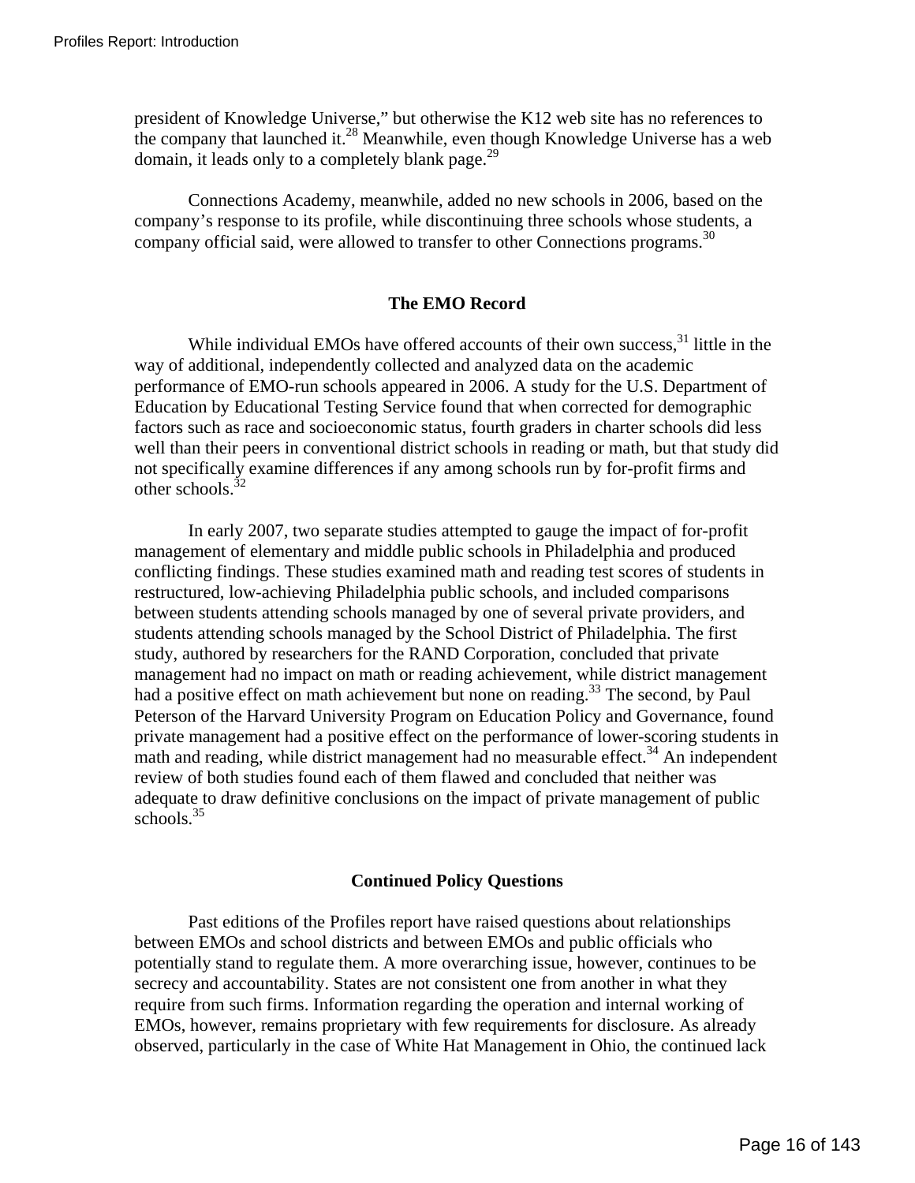president of Knowledge Universe," but otherwise the K12 web site has no references to the company that launched it.[28] Meanwhile, even though Knowledge Universe has a web domain, it leads only to a completely blank page.[29]

Connections Academy, meanwhile, added no new schools in 2006, based on the company's response to its profile, while discontinuing three schools whose students, a company official said, were allowed to transfer to other Connections programs.[30]

## The EMO Record

While individual EMOs have offered accounts of their own success,[31] little in the way of additional, independently collected and analyzed data on the academic performance of EMO-run schools appeared in 2006. A study for the U.S. Department of Education by Educational Testing Service found that when corrected for demographic factors such as race and socioeconomic status, fourth graders in charter schools did less well than their peers in conventional district schools in reading or math, but that study did not specifically examine differences if any among schools run by for-profit firms and other schools.[32]

In early 2007, two separate studies attempted to gauge the impact of for-profit management of elementary and middle public schools in Philadelphia and produced conflicting findings. These studies examined math and reading test scores of students in restructured, low-achieving Philadelphia public schools, and included comparisons between students attending schools managed by one of several private providers, and students attending schools managed by the School District of Philadelphia. The first study, authored by researchers for the RAND Corporation, concluded that private management had no impact on math or reading achievement, while district management had a positive effect on math achievement but none on reading.[33] The second, by Paul Peterson of the Harvard University Program on Education Policy and Governance, found private management had a positive effect on the performance of lower-scoring students in math and reading, while district management had no measurable effect.[34] An independent review of both studies found each of them flawed and concluded that neither was adequate to draw definitive conclusions on the impact of private management of public schools.[35]

## Continued Policy Questions

Past editions of the Profiles report have raised questions about relationships between EMOs and school districts and between EMOs and public officials who potentially stand to regulate them. A more overarching issue, however, continues to be secrecy and accountability. States are not consistent one from another in what they require from such firms. Information regarding the operation and internal working of EMOs, however, remains proprietary with few requirements for disclosure. As already observed, particularly in the case of White Hat Management in Ohio, the continued lack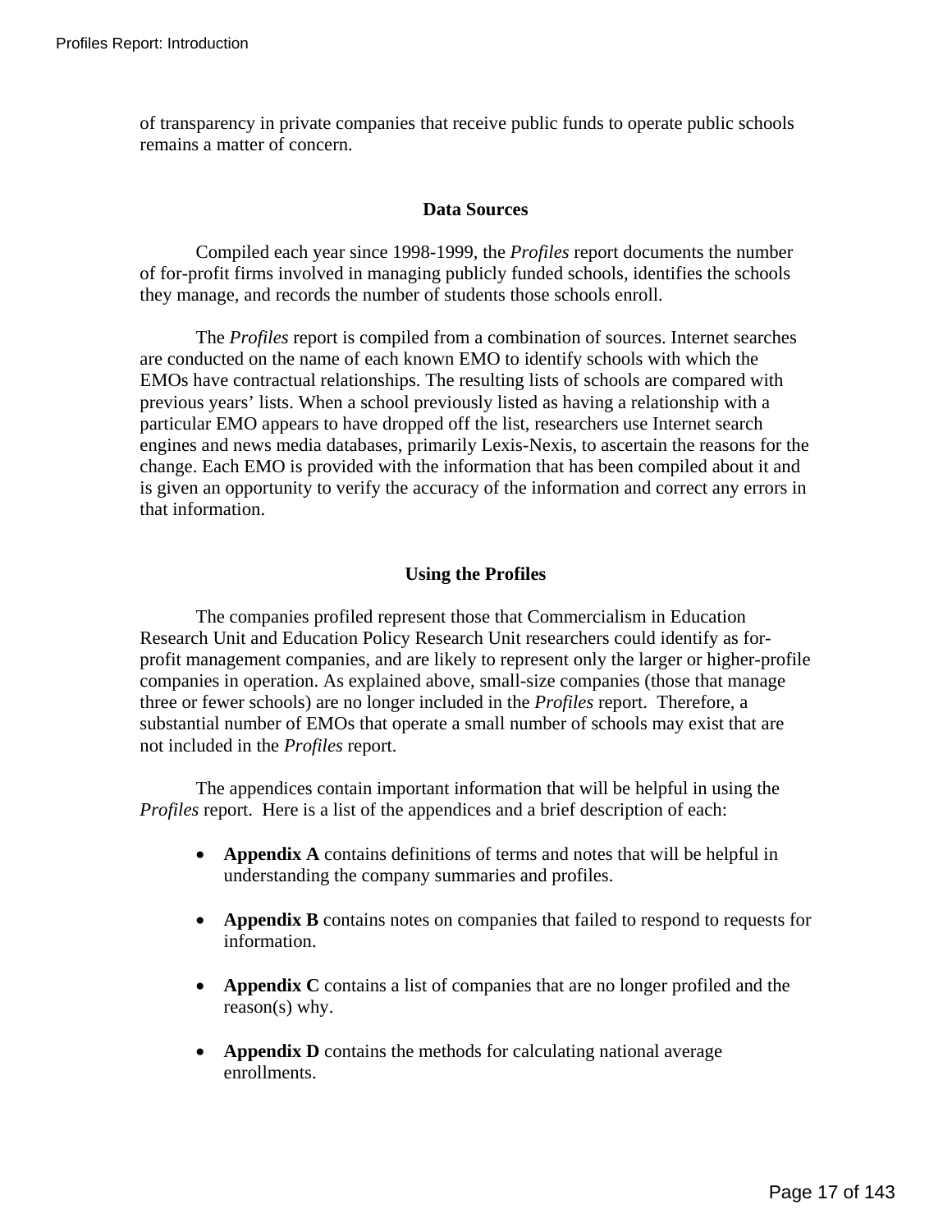of transparency in private companies that receive public funds to operate public schools remains a matter of concern.

## Data Sources

Compiled each year since 1998-1999, the *Profiles* report documents the number of for-profit firms involved in managing publicly funded schools, identifies the schools they manage, and records the number of students those schools enroll.

The *Profiles* report is compiled from a combination of sources. Internet searches are conducted on the name of each known EMO to identify schools with which the EMOs have contractual relationships. The resulting lists of schools are compared with previous years' lists. When a school previously listed as having a relationship with a particular EMO appears to have dropped off the list, researchers use Internet search engines and news media databases, primarily Lexis-Nexis, to ascertain the reasons for the change. Each EMO is provided with the information that has been compiled about it and is given an opportunity to verify the accuracy of the information and correct any errors in that information.

## Using the Profiles

The companies profiled represent those that Commercialism in Education Research Unit and Education Policy Research Unit researchers could identify as for-profit management companies, and are likely to represent only the larger or higher-profile companies in operation. As explained above, small-size companies (those that manage three or fewer schools) are no longer included in the *Profiles* report. Therefore, a substantial number of EMOs that operate a small number of schools may exist that are not included in the *Profiles* report.

The appendices contain important information that will be helpful in using the *Profiles* report. Here is a list of the appendices and a brief description of each:

- **Appendix A** contains definitions of terms and notes that will be helpful in understanding the company summaries and profiles.
- **Appendix B** contains notes on companies that failed to respond to requests for information.
- **Appendix C** contains a list of companies that are no longer profiled and the reason(s) why.
- **Appendix D** contains the methods for calculating national average enrollments.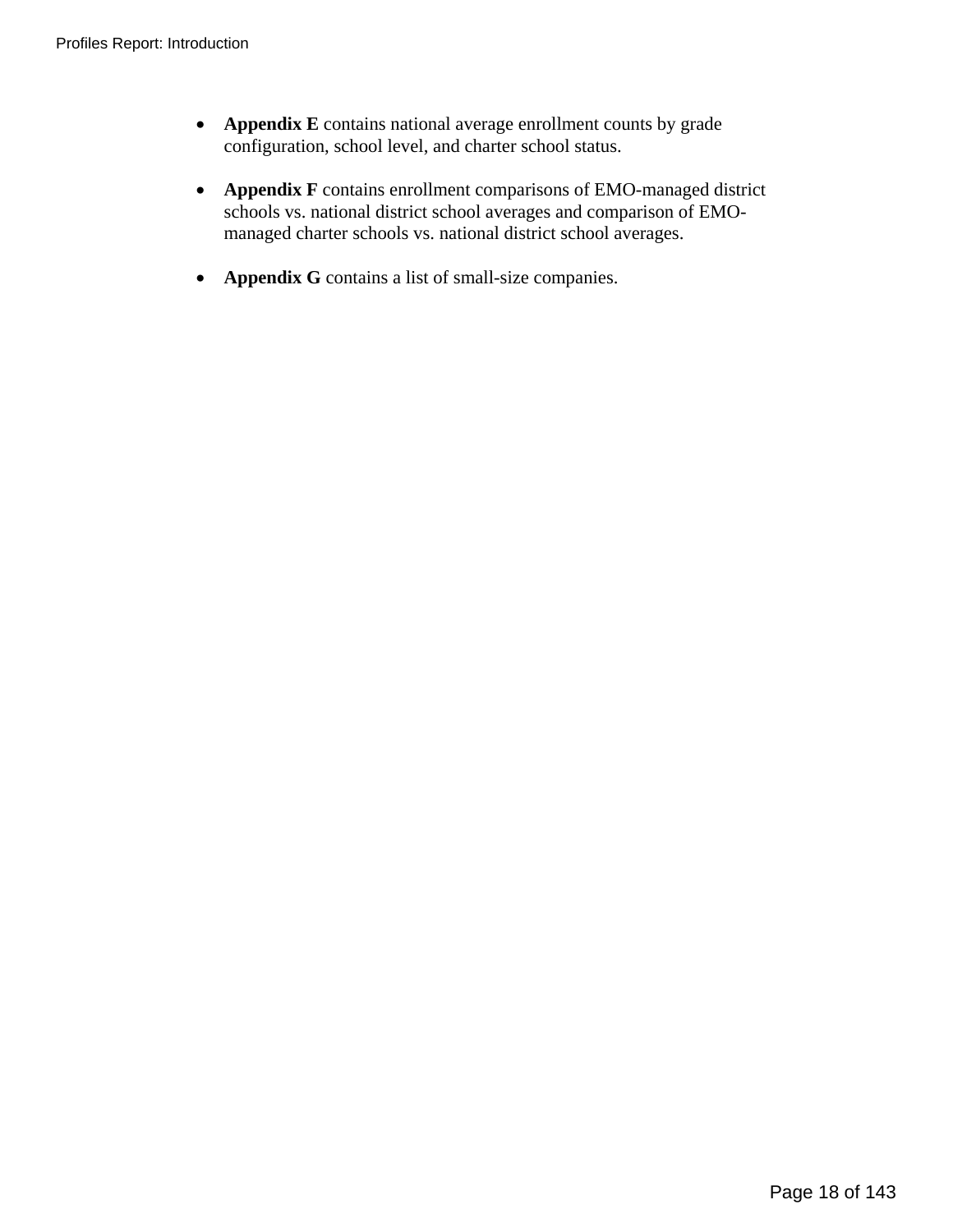- **Appendix E** contains national average enrollment counts by grade configuration, school level, and charter school status.

- **Appendix F** contains enrollment comparisons of EMO-managed district schools vs. national district school averages and comparison of EMO-managed charter schools vs. national district school averages.

- **Appendix G** contains a list of small-size companies.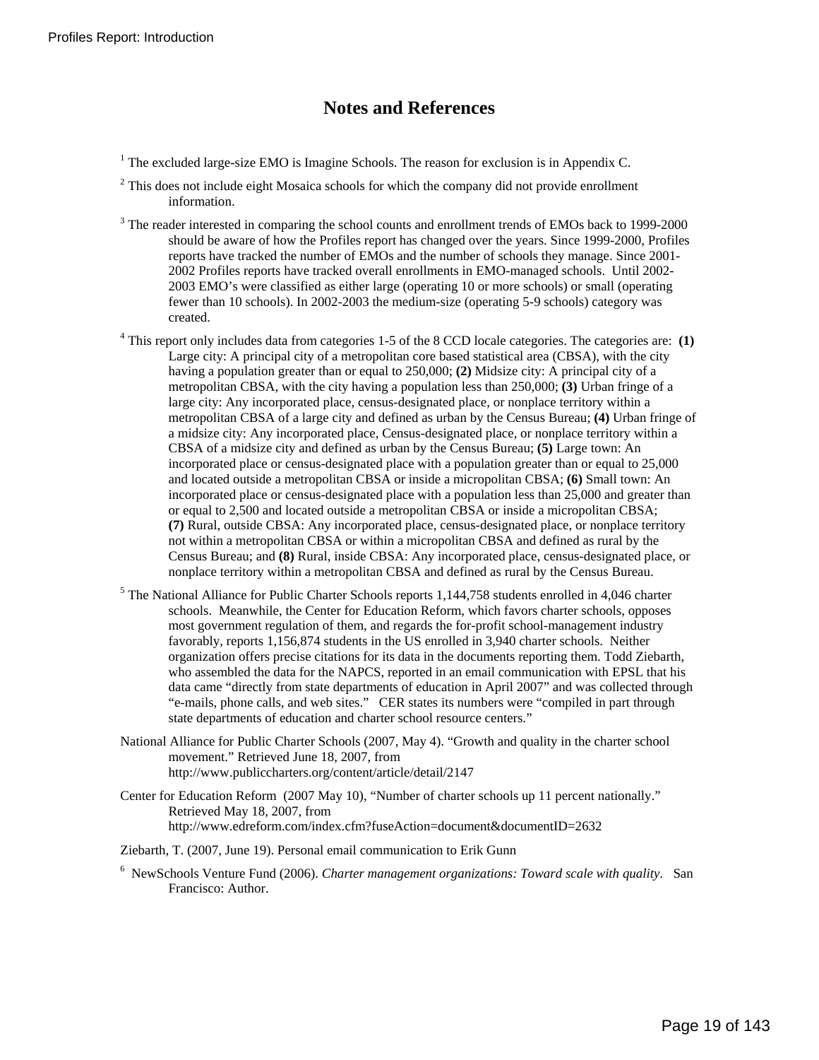## Notes and References

[1] The excluded large-size EMO is Imagine Schools. The reason for exclusion is in Appendix C.

[2] This does not include eight Mosaica schools for which the company did not provide enrollment information.

[3] The reader interested in comparing the school counts and enrollment trends of EMOs back to 1999-2000 should be aware of how the Profiles report has changed over the years. Since 1999-2000, Profiles reports have tracked the number of EMOs and the number of schools they manage. Since 2001-2002 Profiles reports have tracked overall enrollments in EMO-managed schools. Until 2002-2003 EMO's were classified as either large (operating 10 or more schools) or small (operating fewer than 10 schools). In 2002-2003 the medium-size (operating 5-9 schools) category was created.

[4] This report only includes data from categories 1-5 of the 8 CCD locale categories. The categories are: **(1)** Large city: A principal city of a metropolitan core based statistical area (CBSA), with the city having a population greater than or equal to 250,000; **(2)** Midsize city: A principal city of a metropolitan CBSA, with the city having a population less than 250,000; **(3)** Urban fringe of a large city: Any incorporated place, census-designated place, or nonplace territory within a metropolitan CBSA of a large city and defined as urban by the Census Bureau; **(4)** Urban fringe of a midsize city: Any incorporated place, Census-designated place, or nonplace territory within a CBSA of a midsize city and defined as urban by the Census Bureau; **(5)** Large town: An incorporated place or census-designated place with a population greater than or equal to 25,000 and located outside a metropolitan CBSA or inside a micropolitan CBSA; **(6)** Small town: An incorporated place or census-designated place with a population less than 25,000 and greater than or equal to 2,500 and located outside a metropolitan CBSA or inside a micropolitan CBSA; **(7)** Rural, outside CBSA: Any incorporated place, census-designated place, or nonplace territory not within a metropolitan CBSA or within a micropolitan CBSA and defined as rural by the Census Bureau; and **(8)** Rural, inside CBSA: Any incorporated place, census-designated place, or nonplace territory within a metropolitan CBSA and defined as rural by the Census Bureau.

[5] The National Alliance for Public Charter Schools reports 1,144,758 students enrolled in 4,046 charter schools. Meanwhile, the Center for Education Reform, which favors charter schools, opposes most government regulation of them, and regards the for-profit school-management industry favorably, reports 1,156,874 students in the US enrolled in 3,940 charter schools. Neither organization offers precise citations for its data in the documents reporting them. Todd Ziebarth, who assembled the data for the NAPCS, reported in an email communication with EPSL that his data came "directly from state departments of education in April 2007" and was collected through "e-mails, phone calls, and web sites." CER states its numbers were "compiled in part through state departments of education and charter school resource centers."

National Alliance for Public Charter Schools (2007, May 4). "Growth and quality in the charter school movement." Retrieved June 18, 2007, from http://www.publiccharters.org/content/article/detail/2147

Center for Education Reform (2007 May 10), "Number of charter schools up 11 percent nationally." Retrieved May 18, 2007, from http://www.edreform.com/index.cfm?fuseAction=document&documentID=2632

Ziebarth, T. (2007, June 19). Personal email communication to Erik Gunn

[6] NewSchools Venture Fund (2006). *Charter management organizations: Toward scale with quality*. San Francisco: Author.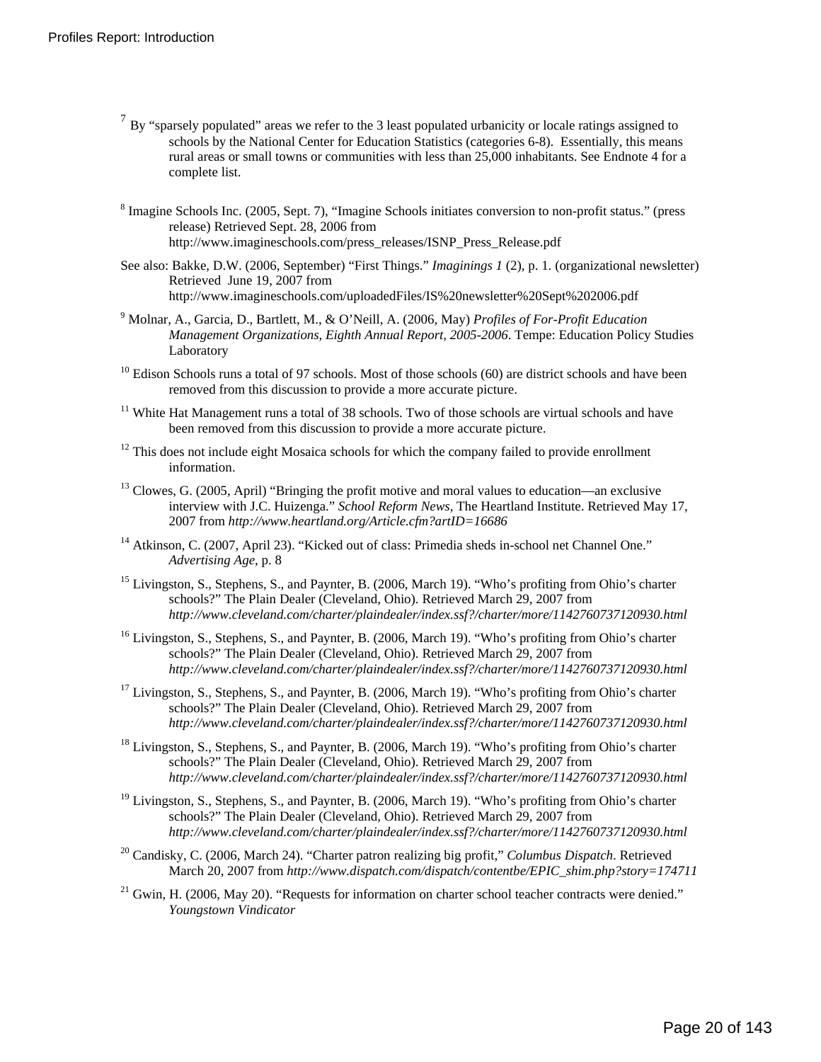[7] By "sparsely populated" areas we refer to the 3 least populated urbanicity or locale ratings assigned to schools by the National Center for Education Statistics (categories 6-8). Essentially, this means rural areas or small towns or communities with less than 25,000 inhabitants. See Endnote 4 for a complete list.

[8] Imagine Schools Inc. (2005, Sept. 7), "Imagine Schools initiates conversion to non-profit status." (press release) Retrieved Sept. 28, 2006 from http://www.imagineschools.com/press_releases/ISNP_Press_Release.pdf

See also: Bakke, D.W. (2006, September) "First Things." *Imaginings 1* (2), p. 1. (organizational newsletter) Retrieved June 19, 2007 from http://www.imagineschools.com/uploadedFiles/IS%20newsletter%20Sept%202006.pdf

[9] Molnar, A., Garcia, D., Bartlett, M., & O'Neill, A. (2006, May) *Profiles of For-Profit Education Management Organizations, Eighth Annual Report, 2005-2006*. Tempe: Education Policy Studies Laboratory

[10] Edison Schools runs a total of 97 schools. Most of those schools (60) are district schools and have been removed from this discussion to provide a more accurate picture.

[11] White Hat Management runs a total of 38 schools. Two of those schools are virtual schools and have been removed from this discussion to provide a more accurate picture.

[12] This does not include eight Mosaica schools for which the company failed to provide enrollment information.

[13] Clowes, G. (2005, April) "Bringing the profit motive and moral values to education—an exclusive interview with J.C. Huizenga." *School Reform News*, The Heartland Institute. Retrieved May 17, 2007 from *http://www.heartland.org/Article.cfm?artID=16686*

[14] Atkinson, C. (2007, April 23). "Kicked out of class: Primedia sheds in-school net Channel One." *Advertising Age*, p. 8

[15] Livingston, S., Stephens, S., and Paynter, B. (2006, March 19). "Who's profiting from Ohio's charter schools?" The Plain Dealer (Cleveland, Ohio). Retrieved March 29, 2007 from *http://www.cleveland.com/charter/plaindealer/index.ssf?/charter/more/1142760737120930.html*

[16] Livingston, S., Stephens, S., and Paynter, B. (2006, March 19). "Who's profiting from Ohio's charter schools?" The Plain Dealer (Cleveland, Ohio). Retrieved March 29, 2007 from *http://www.cleveland.com/charter/plaindealer/index.ssf?/charter/more/1142760737120930.html*

[17] Livingston, S., Stephens, S., and Paynter, B. (2006, March 19). "Who's profiting from Ohio's charter schools?" The Plain Dealer (Cleveland, Ohio). Retrieved March 29, 2007 from *http://www.cleveland.com/charter/plaindealer/index.ssf?/charter/more/1142760737120930.html*

[18] Livingston, S., Stephens, S., and Paynter, B. (2006, March 19). "Who's profiting from Ohio's charter schools?" The Plain Dealer (Cleveland, Ohio). Retrieved March 29, 2007 from *http://www.cleveland.com/charter/plaindealer/index.ssf?/charter/more/1142760737120930.html*

[19] Livingston, S., Stephens, S., and Paynter, B. (2006, March 19). "Who's profiting from Ohio's charter schools?" The Plain Dealer (Cleveland, Ohio). Retrieved March 29, 2007 from *http://www.cleveland.com/charter/plaindealer/index.ssf?/charter/more/1142760737120930.html*

[20] Candisky, C. (2006, March 24). "Charter patron realizing big profit," *Columbus Dispatch*. Retrieved March 20, 2007 from *http://www.dispatch.com/dispatch/contentbe/EPIC_shim.php?story=174711*

[21] Gwin, H. (2006, May 20). "Requests for information on charter school teacher contracts were denied." *Youngstown Vindicator*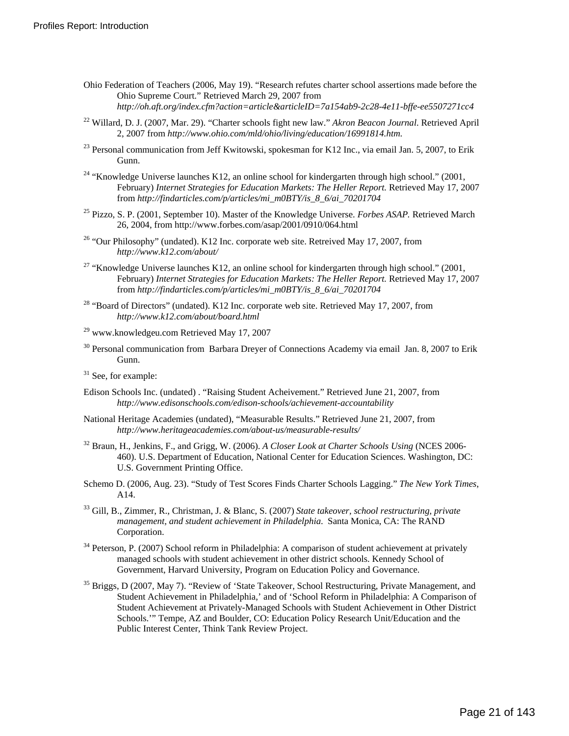Ohio Federation of Teachers (2006, May 19). "Research refutes charter school assertions made before the Ohio Supreme Court." Retrieved March 29, 2007 from *http://oh.aft.org/index.cfm?action=article&articleID=7a154ab9-2c28-4e11-bffe-ee5507271cc4*

[22] Willard, D. J. (2007, Mar. 29). "Charter schools fight new law." *Akron Beacon Journal.* Retrieved April 2, 2007 from *http://www.ohio.com/mld/ohio/living/education/16991814.htm.*

[23] Personal communication from Jeff Kwitowski, spokesman for K12 Inc., via email Jan. 5, 2007, to Erik Gunn.

[24] "Knowledge Universe launches K12, an online school for kindergarten through high school." (2001, February) *Internet Strategies for Education Markets: The Heller Report.* Retrieved May 17, 2007 from *http://findarticles.com/p/articles/mi_m0BTY/is_8_6/ai_70201704*

[25] Pizzo, S. P. (2001, September 10). Master of the Knowledge Universe. *Forbes ASAP.* Retrieved March 26, 2004, from http://www.forbes.com/asap/2001/0910/064.html

[26] "Our Philosophy" (undated). K12 Inc. corporate web site. Retreived May 17, 2007, from *http://www.k12.com/about/*

[27] "Knowledge Universe launches K12, an online school for kindergarten through high school." (2001, February) *Internet Strategies for Education Markets: The Heller Report.* Retrieved May 17, 2007 from *http://findarticles.com/p/articles/mi_m0BTY/is_8_6/ai_70201704*

[28] "Board of Directors" (undated). K12 Inc. corporate web site. Retrieved May 17, 2007, from *http://www.k12.com/about/board.html*

[29] www.knowledgeu.com Retrieved May 17, 2007

[30] Personal communication from Barbara Dreyer of Connections Academy via email Jan. 8, 2007 to Erik Gunn.

[31] See, for example:

Edison Schools Inc. (undated) . "Raising Student Acheivement." Retrieved June 21, 2007, from *http://www.edisonschools.com/edison-schools/achievement-accountability*

National Heritage Academies (undated), "Measurable Results." Retrieved June 21, 2007, from *http://www.heritageacademies.com/about-us/measurable-results/*

[32] Braun, H., Jenkins, F., and Grigg, W. (2006). *A Closer Look at Charter Schools Using* (NCES 2006-460). U.S. Department of Education, National Center for Education Sciences. Washington, DC: U.S. Government Printing Office.

Schemo D. (2006, Aug. 23). "Study of Test Scores Finds Charter Schools Lagging." *The New York Times,* A14.

[33] Gill, B., Zimmer, R., Christman, J. & Blanc, S. (2007) *State takeover, school restructuring, private management, and student achievement in Philadelphia.* Santa Monica, CA: The RAND Corporation.

[34] Peterson, P. (2007) School reform in Philadelphia: A comparison of student achievement at privately managed schools with student achievement in other district schools. Kennedy School of Government, Harvard University, Program on Education Policy and Governance.

[35] Briggs, D (2007, May 7). "Review of 'State Takeover, School Restructuring, Private Management, and Student Achievement in Philadelphia,' and of 'School Reform in Philadelphia: A Comparison of Student Achievement at Privately-Managed Schools with Student Achievement in Other District Schools.'" Tempe, AZ and Boulder, CO: Education Policy Research Unit/Education and the Public Interest Center, Think Tank Review Project.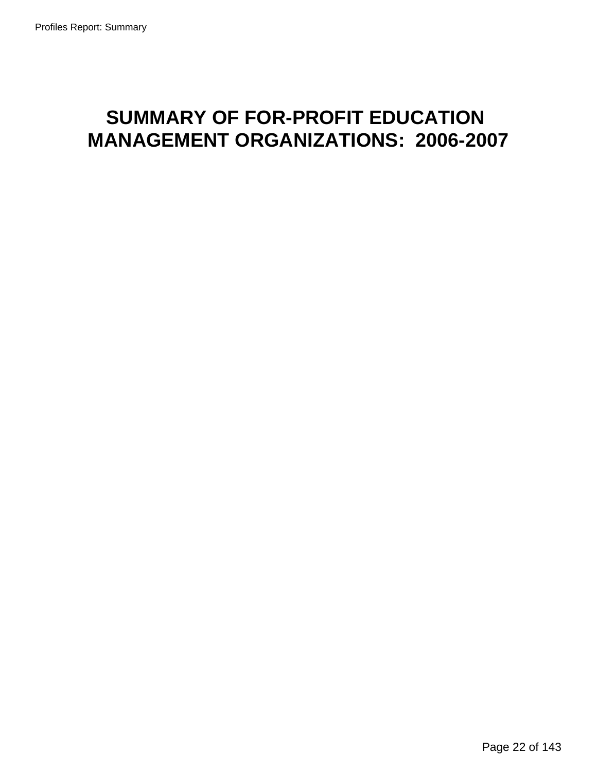# SUMMARY OF FOR-PROFIT EDUCATION MANAGEMENT ORGANIZATIONS: 2006-2007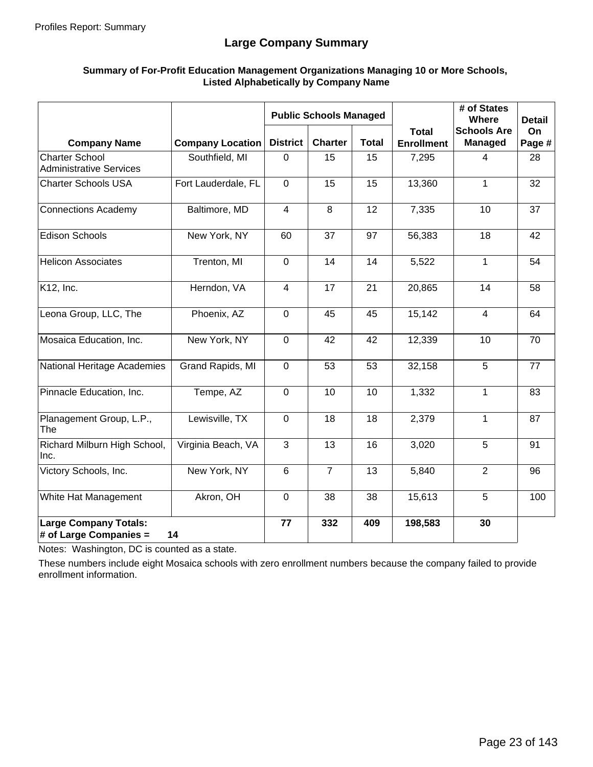## Large Company Summary

**Summary of For-Profit Education Management Organizations Managing 10 or More Schools, Listed Alphabetically by Company Name**

| Company Name | Company Location | Public Schools Managed | | | Total Enrollment | # of States Where Schools Are Managed | Detail On Page # |
|---|---|---|---|---|---|---|---|
| | | District | Charter | Total | | | |
| Charter School Administrative Services | Southfield, MI | 0 | 15 | 15 | 7,295 | 4 | 28 |
| Charter Schools USA | Fort Lauderdale, FL | 0 | 15 | 15 | 13,360 | 1 | 32 |
| Connections Academy | Baltimore, MD | 4 | 8 | 12 | 7,335 | 10 | 37 |
| Edison Schools | New York, NY | 60 | 37 | 97 | 56,383 | 18 | 42 |
| Helicon Associates | Trenton, MI | 0 | 14 | 14 | 5,522 | 1 | 54 |
| K12, Inc. | Herndon, VA | 4 | 17 | 21 | 20,865 | 14 | 58 |
| Leona Group, LLC, The | Phoenix, AZ | 0 | 45 | 45 | 15,142 | 4 | 64 |
| Mosaica Education, Inc. | New York, NY | 0 | 42 | 42 | 12,339 | 10 | 70 |
| National Heritage Academies | Grand Rapids, MI | 0 | 53 | 53 | 32,158 | 5 | 77 |
| Pinnacle Education, Inc. | Tempe, AZ | 0 | 10 | 10 | 1,332 | 1 | 83 |
| Planagement Group, L.P., The | Lewisville, TX | 0 | 18 | 18 | 2,379 | 1 | 87 |
| Richard Milburn High School, Inc. | Virginia Beach, VA | 3 | 13 | 16 | 3,020 | 5 | 91 |
| Victory Schools, Inc. | New York, NY | 6 | 7 | 13 | 5,840 | 2 | 96 |
| White Hat Management | Akron, OH | 0 | 38 | 38 | 15,613 | 5 | 100 |
| **Large Company Totals: # of Large Companies = 14** | | **77** | **332** | **409** | **198,583** | **30** | |

Notes: Washington, DC is counted as a state.

These numbers include eight Mosaica schools with zero enrollment numbers because the company failed to provide enrollment information.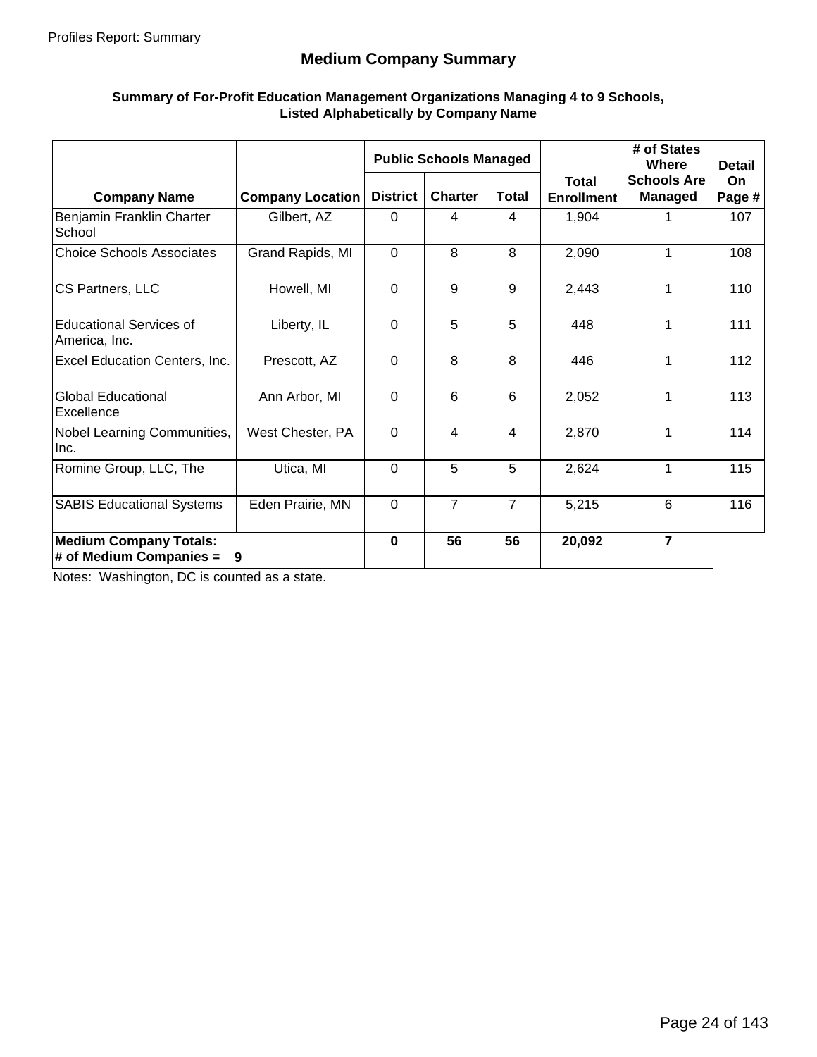## Medium Company Summary

**Summary of For-Profit Education Management Organizations Managing 4 to 9 Schools, Listed Alphabetically by Company Name**

| Company Name | Company Location | Public Schools Managed | | | Total Enrollment | # of States Where Schools Are Managed | Detail On Page # |
|---|---|---|---|---|---|---|---|
| | | District | Charter | Total | | | |
| Benjamin Franklin Charter School | Gilbert, AZ | 0 | 4 | 4 | 1,904 | 1 | 107 |
| Choice Schools Associates | Grand Rapids, MI | 0 | 8 | 8 | 2,090 | 1 | 108 |
| CS Partners, LLC | Howell, MI | 0 | 9 | 9 | 2,443 | 1 | 110 |
| Educational Services of America, Inc. | Liberty, IL | 0 | 5 | 5 | 448 | 1 | 111 |
| Excel Education Centers, Inc. | Prescott, AZ | 0 | 8 | 8 | 446 | 1 | 112 |
| Global Educational Excellence | Ann Arbor, MI | 0 | 6 | 6 | 2,052 | 1 | 113 |
| Nobel Learning Communities, Inc. | West Chester, PA | 0 | 4 | 4 | 2,870 | 1 | 114 |
| Romine Group, LLC, The | Utica, MI | 0 | 5 | 5 | 2,624 | 1 | 115 |
| SABIS Educational Systems | Eden Prairie, MN | 0 | 7 | 7 | 5,215 | 6 | 116 |
| **Medium Company Totals: # of Medium Companies = 9** | | **0** | **56** | **56** | **20,092** | **7** | |

Notes: Washington, DC is counted as a state.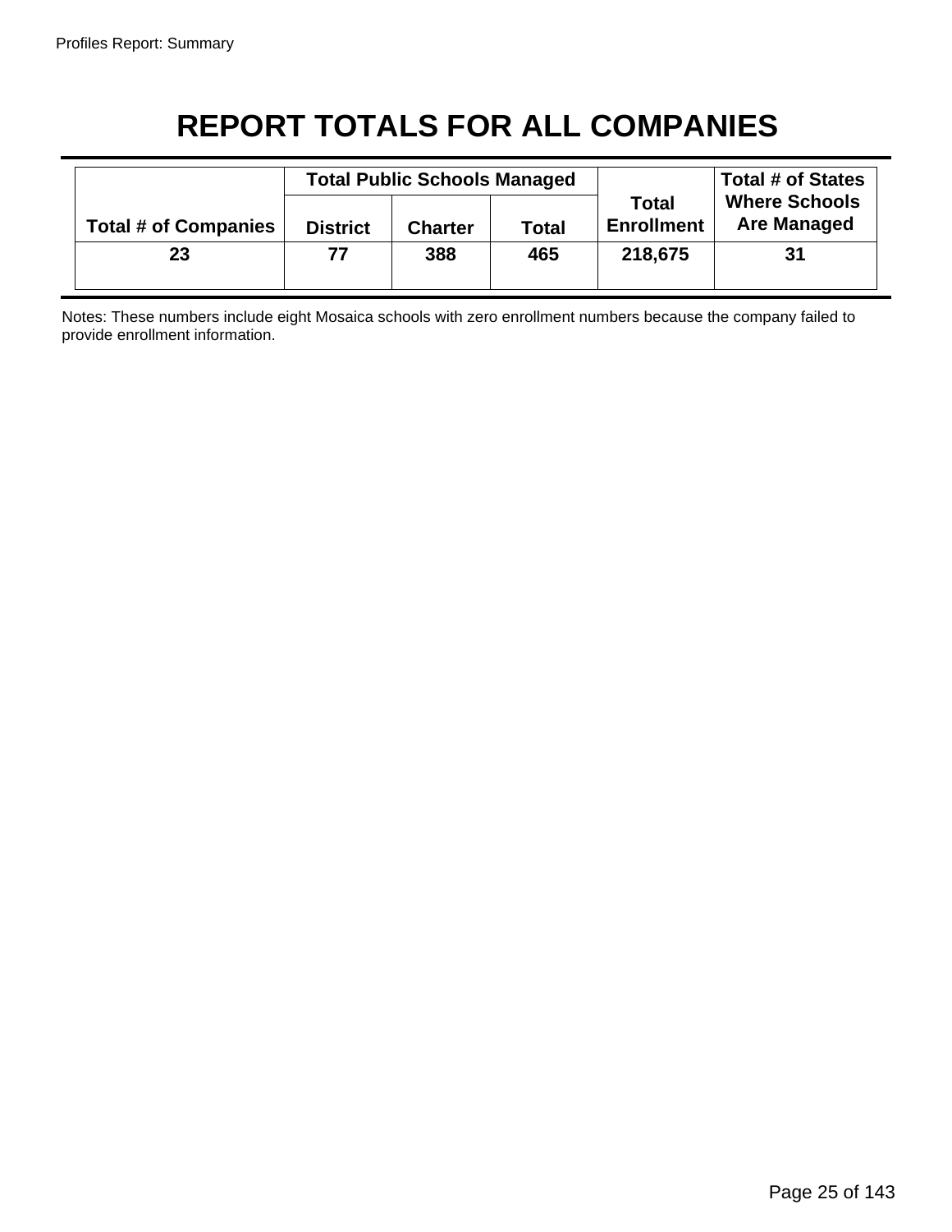# REPORT TOTALS FOR ALL COMPANIES

| Total # of Companies | Total Public Schools Managed | | | Total Enrollment | Total # of States Where Schools Are Managed |
|---|---|---|---|---|---|
| | District | Charter | Total | | |
| 23 | 77 | 388 | 465 | 218,675 | 31 |

Notes: These numbers include eight Mosaica schools with zero enrollment numbers because the company failed to provide enrollment information.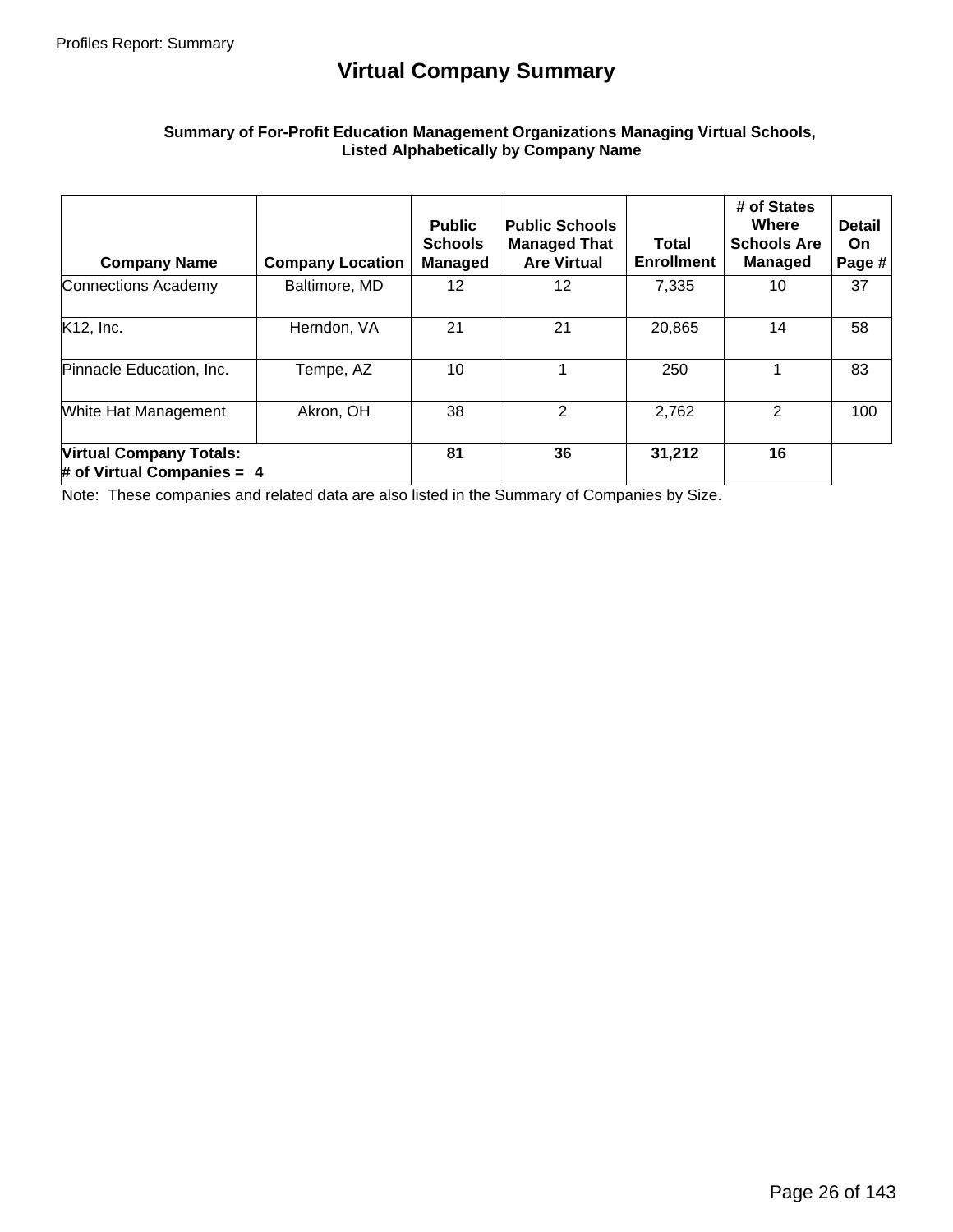# Virtual Company Summary

**Summary of For-Profit Education Management Organizations Managing Virtual Schools, Listed Alphabetically by Company Name**

| Company Name | Company Location | Public Schools Managed | Public Schools Managed That Are Virtual | Total Enrollment | # of States Where Schools Are Managed | Detail On Page # |
|---|---|---|---|---|---|---|
| Connections Academy | Baltimore, MD | 12 | 12 | 7,335 | 10 | 37 |
| K12, Inc. | Herndon, VA | 21 | 21 | 20,865 | 14 | 58 |
| Pinnacle Education, Inc. | Tempe, AZ | 10 | 1 | 250 | 1 | 83 |
| White Hat Management | Akron, OH | 38 | 2 | 2,762 | 2 | 100 |
| **Virtual Company Totals: # of Virtual Companies = 4** | | **81** | **36** | **31,212** | **16** | |

Note: These companies and related data are also listed in the Summary of Companies by Size.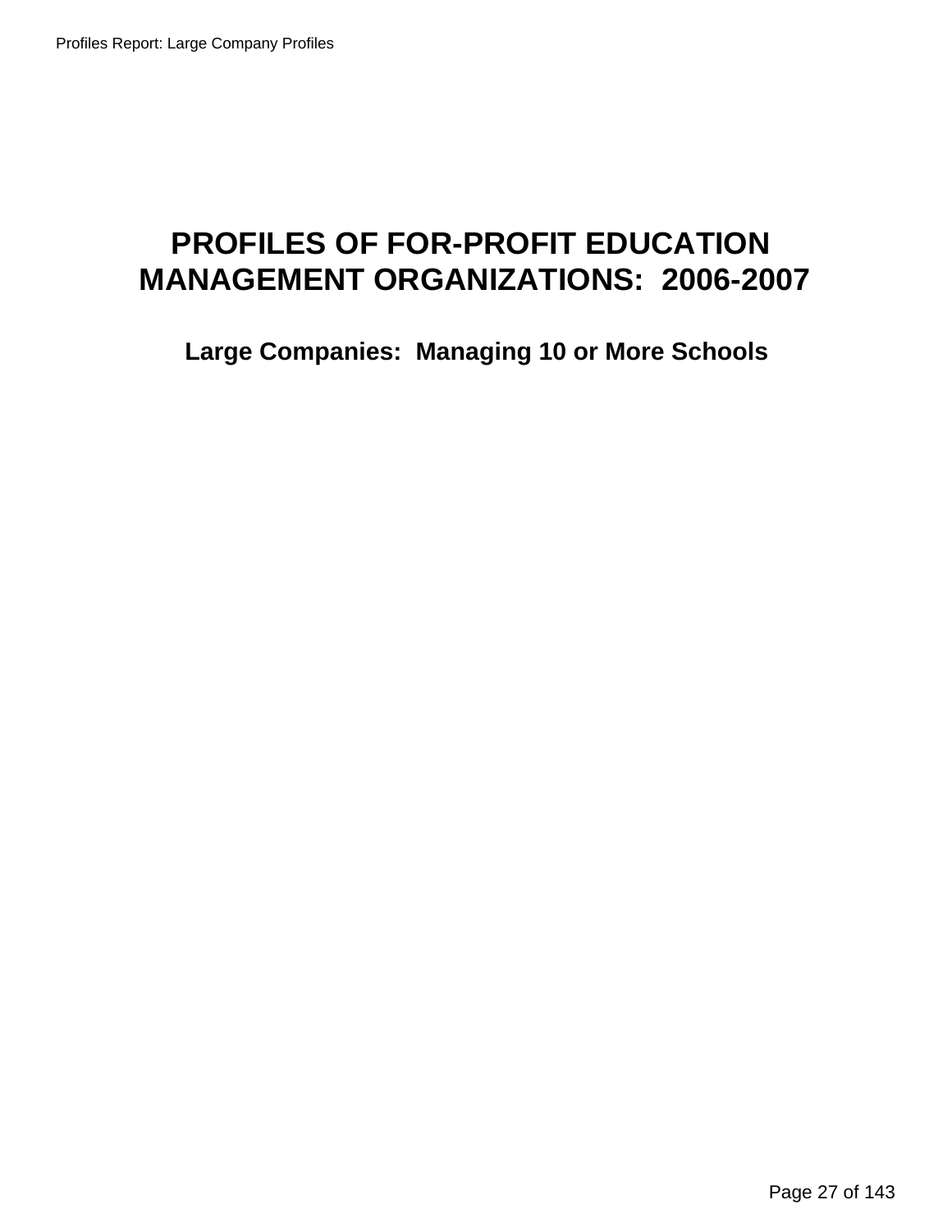# PROFILES OF FOR-PROFIT EDUCATION MANAGEMENT ORGANIZATIONS: 2006-2007

## Large Companies: Managing 10 or More Schools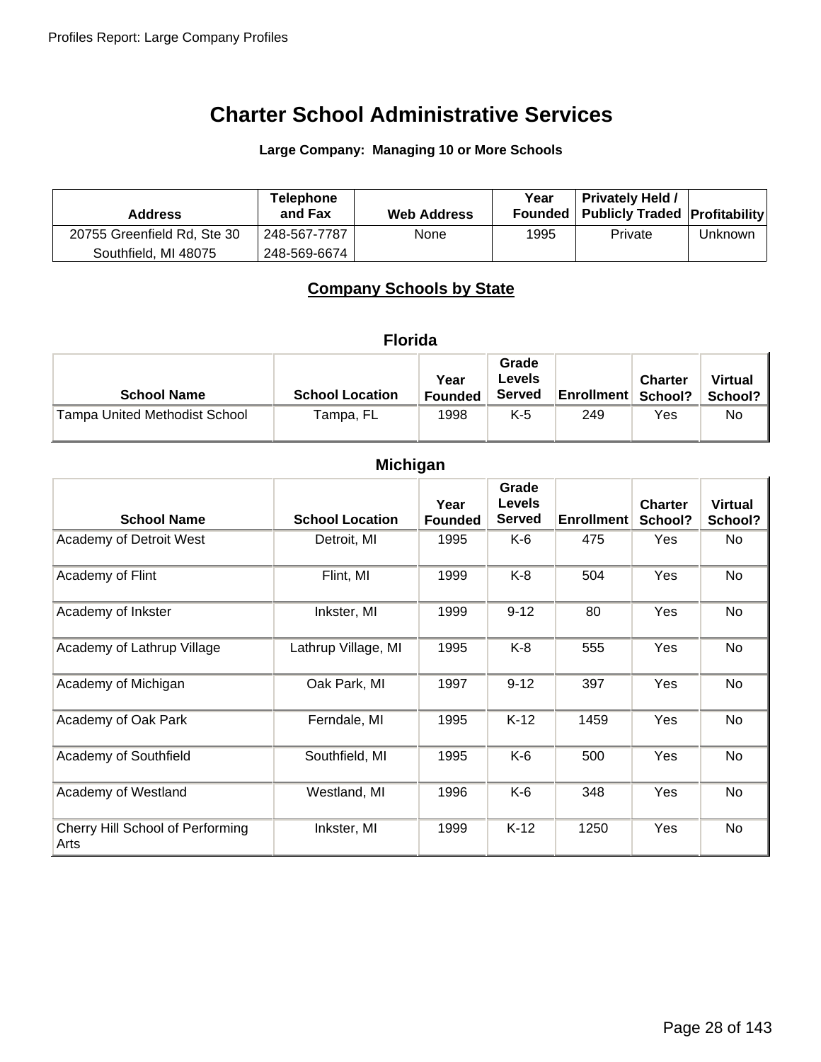# Charter School Administrative Services

**Large Company: Managing 10 or More Schools**

| Address | Telephone and Fax | Web Address | Year Founded | Privately Held / Publicly Traded | Profitability |
|---|---|---|---|---|---|
| 20755 Greenfield Rd, Ste 30 | 248-567-7787 | None | 1995 | Private | Unknown |
| Southfield, MI 48075 | 248-569-6674 | | | | |

## Company Schools by State

### Florida

| School Name | School Location | Year Founded | Grade Levels Served | Enrollment | Charter School? | Virtual School? |
|---|---|---|---|---|---|---|
| Tampa United Methodist School | Tampa, FL | 1998 | K-5 | 249 | Yes | No |

### Michigan

| School Name | School Location | Year Founded | Grade Levels Served | Enrollment | Charter School? | Virtual School? |
|---|---|---|---|---|---|---|
| Academy of Detroit West | Detroit, MI | 1995 | K-6 | 475 | Yes | No |
| Academy of Flint | Flint, MI | 1999 | K-8 | 504 | Yes | No |
| Academy of Inkster | Inkster, MI | 1999 | 9-12 | 80 | Yes | No |
| Academy of Lathrup Village | Lathrup Village, MI | 1995 | K-8 | 555 | Yes | No |
| Academy of Michigan | Oak Park, MI | 1997 | 9-12 | 397 | Yes | No |
| Academy of Oak Park | Ferndale, MI | 1995 | K-12 | 1459 | Yes | No |
| Academy of Southfield | Southfield, MI | 1995 | K-6 | 500 | Yes | No |
| Academy of Westland | Westland, MI | 1996 | K-6 | 348 | Yes | No |
| Cherry Hill School of Performing Arts | Inkster, MI | 1999 | K-12 | 1250 | Yes | No |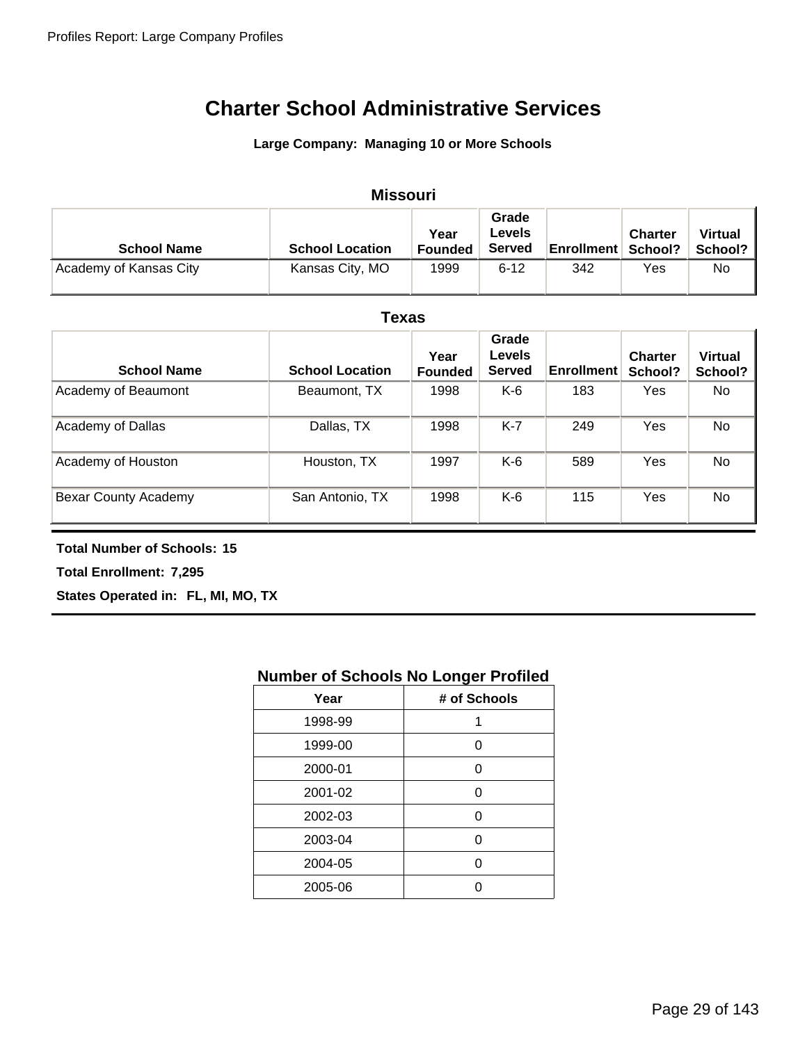# Charter School Administrative Services

**Large Company: Managing 10 or More Schools**

## Missouri

| School Name | School Location | Year Founded | Grade Levels Served | Enrollment | Charter School? | Virtual School? |
|---|---|---|---|---|---|---|
| Academy of Kansas City | Kansas City, MO | 1999 | 6-12 | 342 | Yes | No |

## Texas

| School Name | School Location | Year Founded | Grade Levels Served | Enrollment | Charter School? | Virtual School? |
|---|---|---|---|---|---|---|
| Academy of Beaumont | Beaumont, TX | 1998 | K-6 | 183 | Yes | No |
| Academy of Dallas | Dallas, TX | 1998 | K-7 | 249 | Yes | No |
| Academy of Houston | Houston, TX | 1997 | K-6 | 589 | Yes | No |
| Bexar County Academy | San Antonio, TX | 1998 | K-6 | 115 | Yes | No |

**Total Number of Schools: 15**

**Total Enrollment: 7,295**

**States Operated in: FL, MI, MO, TX**

### Number of Schools No Longer Profiled

| Year | # of Schools |
|---|---|
| 1998-99 | 1 |
| 1999-00 | 0 |
| 2000-01 | 0 |
| 2001-02 | 0 |
| 2002-03 | 0 |
| 2003-04 | 0 |
| 2004-05 | 0 |
| 2005-06 | 0 |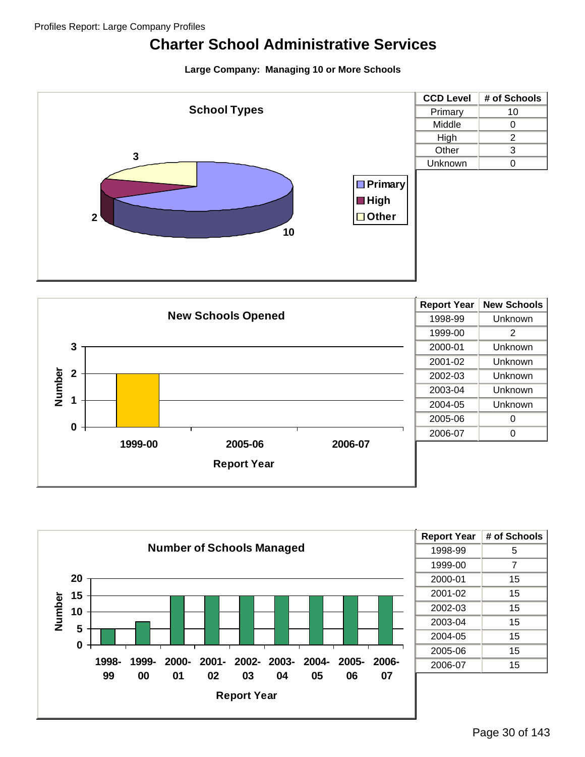# Charter School Administrative Services

**Large Company: Managing 10 or More Schools**

**School Types**

| CCD Level | # of Schools |
|---|---|
| Primary | 10 |
| Middle | 0 |
| High | 2 |
| Other | 3 |
| Unknown | 0 |

**New Schools Opened**

| Report Year | New Schools |
|---|---|
| 1998-99 | Unknown |
| 1999-00 | 2 |
| 2000-01 | Unknown |
| 2001-02 | Unknown |
| 2002-03 | Unknown |
| 2003-04 | Unknown |
| 2004-05 | Unknown |
| 2005-06 | 0 |
| 2006-07 | 0 |

**Number of Schools Managed**

| Report Year | # of Schools |
|---|---|
| 1998-99 | 5 |
| 1999-00 | 7 |
| 2000-01 | 15 |
| 2001-02 | 15 |
| 2002-03 | 15 |
| 2003-04 | 15 |
| 2004-05 | 15 |
| 2005-06 | 15 |
| 2006-07 | 15 |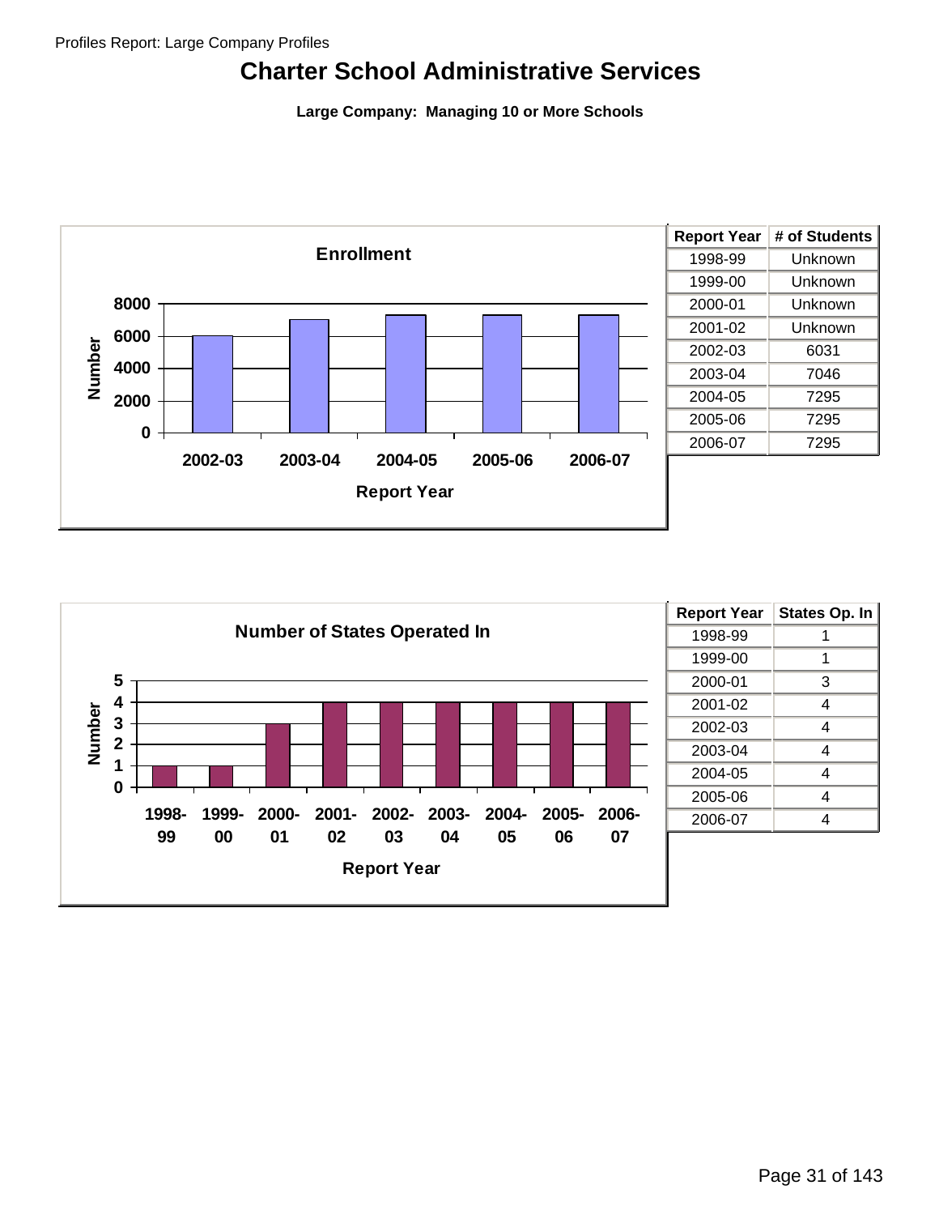# Charter School Administrative Services

**Large Company: Managing 10 or More Schools**

## Enrollment

| Report Year | # of Students |
|---|---|
| 1998-99 | Unknown |
| 1999-00 | Unknown |
| 2000-01 | Unknown |
| 2001-02 | Unknown |
| 2002-03 | 6031 |
| 2003-04 | 7046 |
| 2004-05 | 7295 |
| 2005-06 | 7295 |
| 2006-07 | 7295 |

## Number of States Operated In

| Report Year | States Op. In |
|---|---|
| 1998-99 | 1 |
| 1999-00 | 1 |
| 2000-01 | 3 |
| 2001-02 | 4 |
| 2002-03 | 4 |
| 2003-04 | 4 |
| 2004-05 | 4 |
| 2005-06 | 4 |
| 2006-07 | 4 |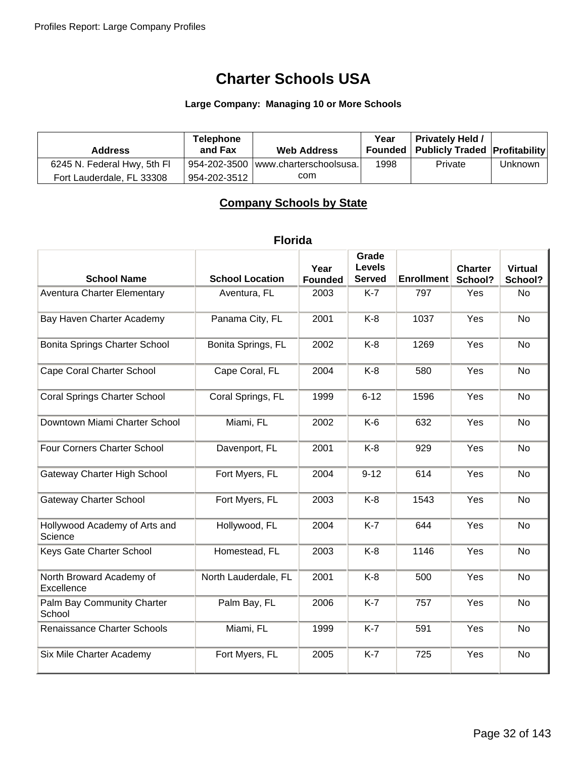# Charter Schools USA

**Large Company: Managing 10 or More Schools**

| Address | Telephone and Fax | Web Address | Year Founded | Privately Held / Publicly Traded | Profitability |
|---|---|---|---|---|---|
| 6245 N. Federal Hwy, 5th Fl<br>Fort Lauderdale, FL 33308 | 954-202-3500<br>954-202-3512 | www.charterschoolsusa.com | 1998 | Private | Unknown |

## Company Schools by State

### Florida

| School Name | School Location | Year Founded | Grade Levels Served | Enrollment | Charter School? | Virtual School? |
|---|---|---|---|---|---|---|
| Aventura Charter Elementary | Aventura, FL | 2003 | K-7 | 797 | Yes | No |
| Bay Haven Charter Academy | Panama City, FL | 2001 | K-8 | 1037 | Yes | No |
| Bonita Springs Charter School | Bonita Springs, FL | 2002 | K-8 | 1269 | Yes | No |
| Cape Coral Charter School | Cape Coral, FL | 2004 | K-8 | 580 | Yes | No |
| Coral Springs Charter School | Coral Springs, FL | 1999 | 6-12 | 1596 | Yes | No |
| Downtown Miami Charter School | Miami, FL | 2002 | K-6 | 632 | Yes | No |
| Four Corners Charter School | Davenport, FL | 2001 | K-8 | 929 | Yes | No |
| Gateway Charter High School | Fort Myers, FL | 2004 | 9-12 | 614 | Yes | No |
| Gateway Charter School | Fort Myers, FL | 2003 | K-8 | 1543 | Yes | No |
| Hollywood Academy of Arts and Science | Hollywood, FL | 2004 | K-7 | 644 | Yes | No |
| Keys Gate Charter School | Homestead, FL | 2003 | K-8 | 1146 | Yes | No |
| North Broward Academy of Excellence | North Lauderdale, FL | 2001 | K-8 | 500 | Yes | No |
| Palm Bay Community Charter School | Palm Bay, FL | 2006 | K-7 | 757 | Yes | No |
| Renaissance Charter Schools | Miami, FL | 1999 | K-7 | 591 | Yes | No |
| Six Mile Charter Academy | Fort Myers, FL | 2005 | K-7 | 725 | Yes | No |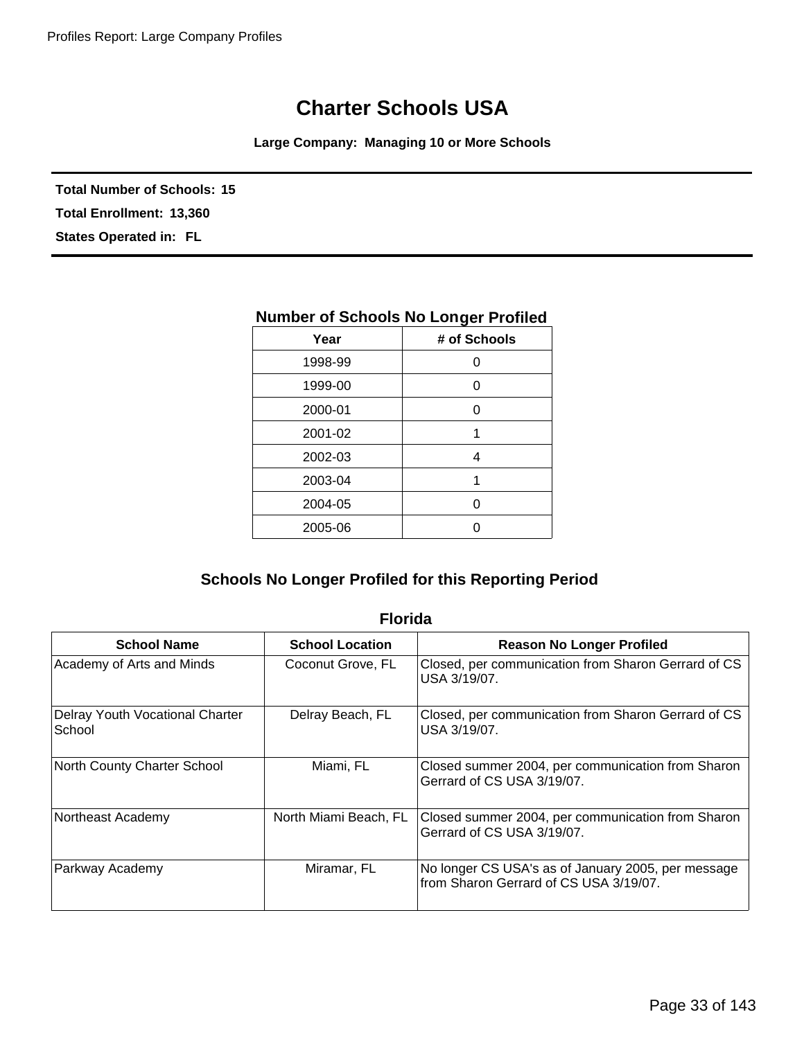# Charter Schools USA

**Large Company: Managing 10 or More Schools**

**Total Number of Schools:** 15

**Total Enrollment:** 13,360

**States Operated in:** FL

### Number of Schools No Longer Profiled

| Year | # of Schools |
|---|---|
| 1998-99 | 0 |
| 1999-00 | 0 |
| 2000-01 | 0 |
| 2001-02 | 1 |
| 2002-03 | 4 |
| 2003-04 | 1 |
| 2004-05 | 0 |
| 2005-06 | 0 |

## Schools No Longer Profiled for this Reporting Period

### Florida

| School Name | School Location | Reason No Longer Profiled |
|---|---|---|
| Academy of Arts and Minds | Coconut Grove, FL | Closed, per communication from Sharon Gerrard of CS USA 3/19/07. |
| Delray Youth Vocational Charter School | Delray Beach, FL | Closed, per communication from Sharon Gerrard of CS USA 3/19/07. |
| North County Charter School | Miami, FL | Closed summer 2004, per communication from Sharon Gerrard of CS USA 3/19/07. |
| Northeast Academy | North Miami Beach, FL | Closed summer 2004, per communication from Sharon Gerrard of CS USA 3/19/07. |
| Parkway Academy | Miramar, FL | No longer CS USA's as of January 2005, per message from Sharon Gerrard of CS USA 3/19/07. |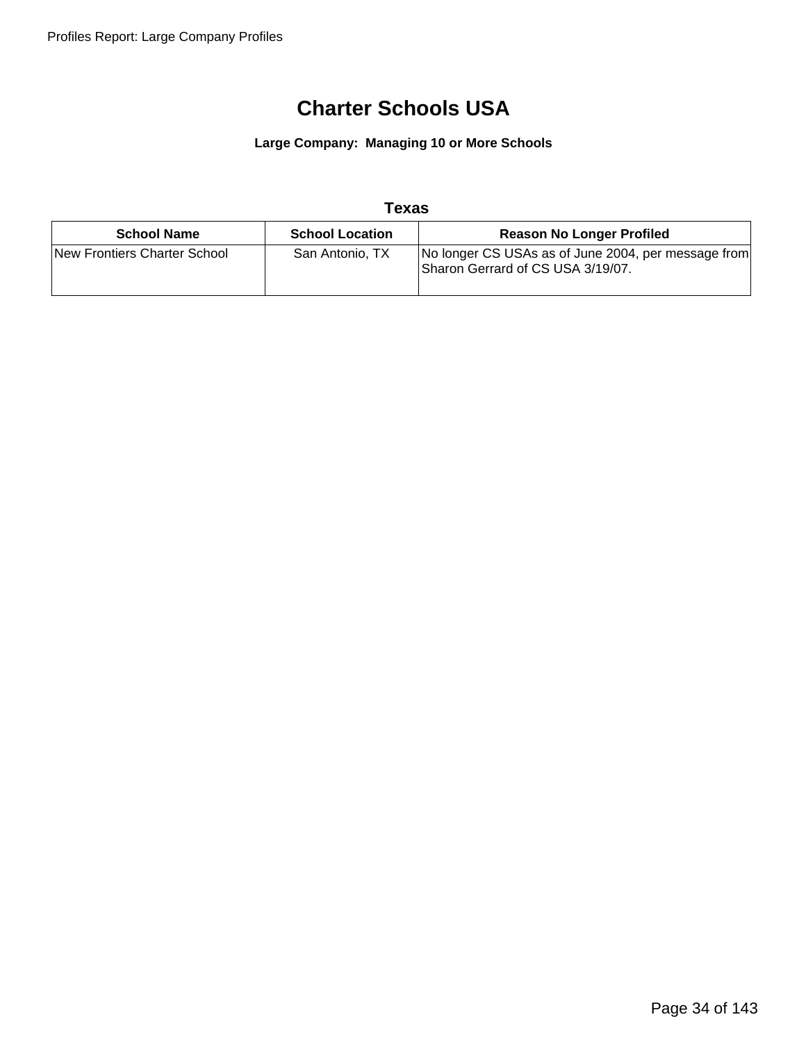# Charter Schools USA

**Large Company: Managing 10 or More Schools**

## Texas

| School Name | School Location | Reason No Longer Profiled |
|---|---|---|
| New Frontiers Charter School | San Antonio, TX | No longer CS USAs as of June 2004, per message from Sharon Gerrard of CS USA 3/19/07. |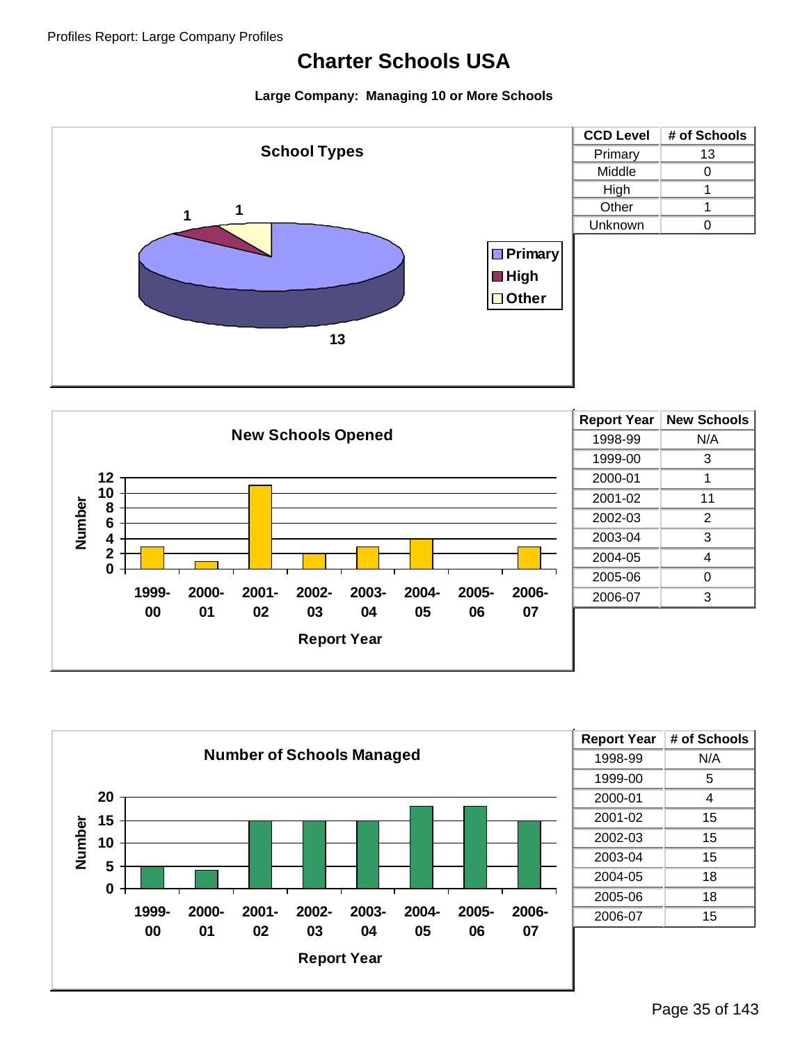# Charter Schools USA

**Large Company: Managing 10 or More Schools**

| CCD Level | # of Schools |
|---|---|
| Primary | 13 |
| Middle | 0 |
| High | 1 |
| Other | 1 |
| Unknown | 0 |

| Report Year | New Schools |
|---|---|
| 1998-99 | N/A |
| 1999-00 | 3 |
| 2000-01 | 1 |
| 2001-02 | 11 |
| 2002-03 | 2 |
| 2003-04 | 3 |
| 2004-05 | 4 |
| 2005-06 | 0 |
| 2006-07 | 3 |

| Report Year | # of Schools |
|---|---|
| 1998-99 | N/A |
| 1999-00 | 5 |
| 2000-01 | 4 |
| 2001-02 | 15 |
| 2002-03 | 15 |
| 2003-04 | 15 |
| 2004-05 | 18 |
| 2005-06 | 18 |
| 2006-07 | 15 |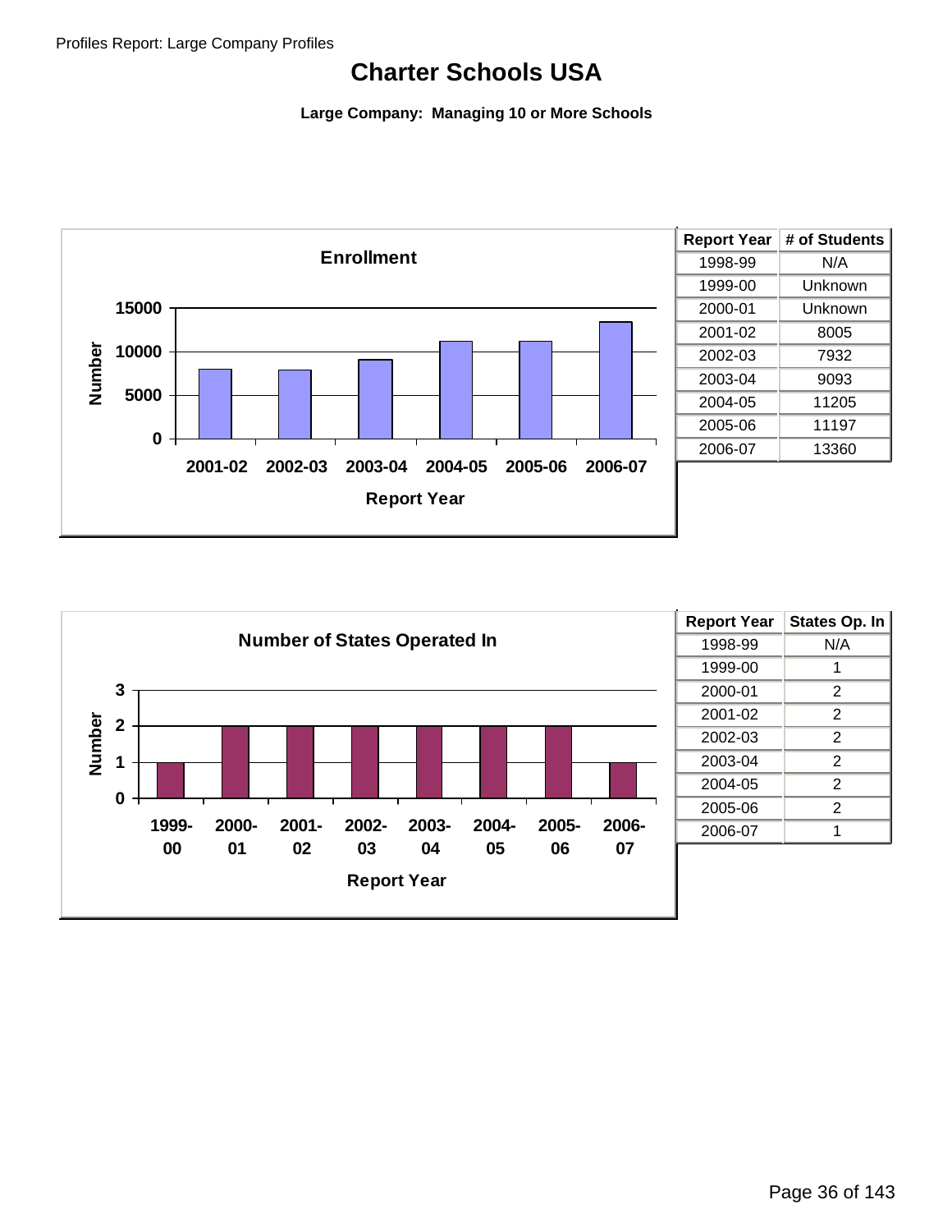# Charter Schools USA

**Large Company: Managing 10 or More Schools**

| Report Year | # of Students |
|---|---|
| 1998-99 | N/A |
| 1999-00 | Unknown |
| 2000-01 | Unknown |
| 2001-02 | 8005 |
| 2002-03 | 7932 |
| 2003-04 | 9093 |
| 2004-05 | 11205 |
| 2005-06 | 11197 |
| 2006-07 | 13360 |

| Report Year | States Op. In |
|---|---|
| 1998-99 | N/A |
| 1999-00 | 1 |
| 2000-01 | 2 |
| 2001-02 | 2 |
| 2002-03 | 2 |
| 2003-04 | 2 |
| 2004-05 | 2 |
| 2005-06 | 2 |
| 2006-07 | 1 |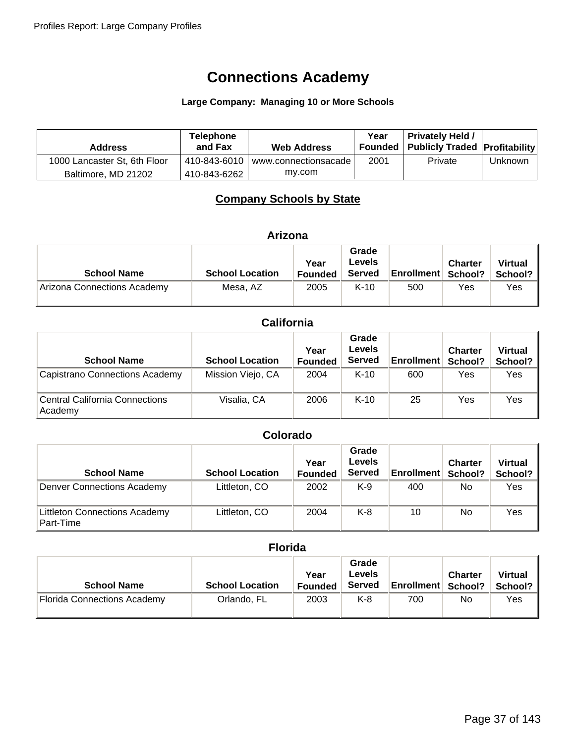# Connections Academy

**Large Company: Managing 10 or More Schools**

| Address | Telephone and Fax | Web Address | Year Founded | Privately Held / Publicly Traded | Profitability |
|---|---|---|---|---|---|
| 1000 Lancaster St, 6th Floor Baltimore, MD 21202 | 410-843-6010 410-843-6262 | www.connectionsacademy.com | 2001 | Private | Unknown |

## Company Schools by State

### Arizona

| School Name | School Location | Year Founded | Grade Levels Served | Enrollment | Charter School? | Virtual School? |
|---|---|---|---|---|---|---|
| Arizona Connections Academy | Mesa, AZ | 2005 | K-10 | 500 | Yes | Yes |

### California

| School Name | School Location | Year Founded | Grade Levels Served | Enrollment | Charter School? | Virtual School? |
|---|---|---|---|---|---|---|
| Capistrano Connections Academy | Mission Viejo, CA | 2004 | K-10 | 600 | Yes | Yes |
| Central California Connections Academy | Visalia, CA | 2006 | K-10 | 25 | Yes | Yes |

### Colorado

| School Name | School Location | Year Founded | Grade Levels Served | Enrollment | Charter School? | Virtual School? |
|---|---|---|---|---|---|---|
| Denver Connections Academy | Littleton, CO | 2002 | K-9 | 400 | No | Yes |
| Littleton Connections Academy Part-Time | Littleton, CO | 2004 | K-8 | 10 | No | Yes |

### Florida

| School Name | School Location | Year Founded | Grade Levels Served | Enrollment | Charter School? | Virtual School? |
|---|---|---|---|---|---|---|
| Florida Connections Academy | Orlando, FL | 2003 | K-8 | 700 | No | Yes |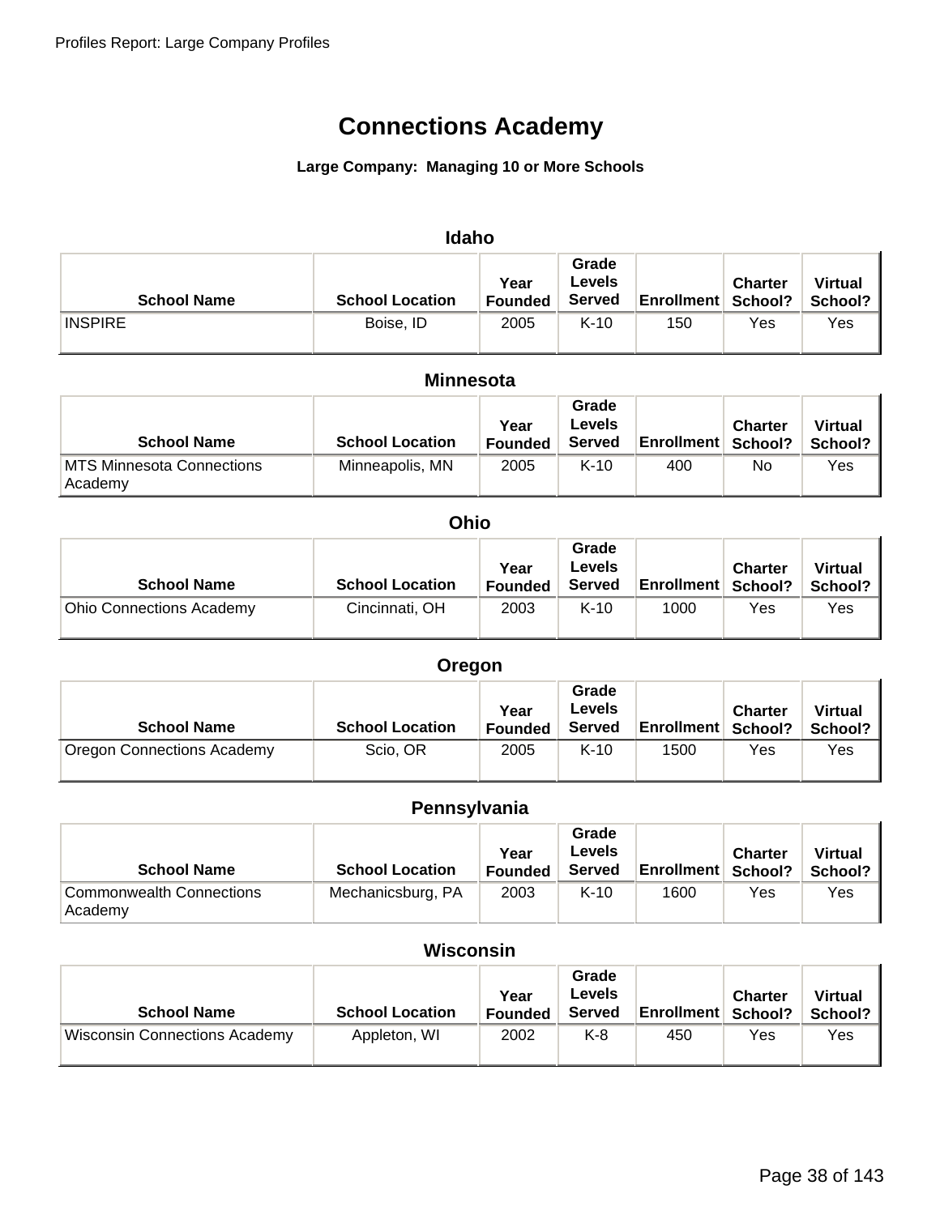# Connections Academy

**Large Company: Managing 10 or More Schools**

### Idaho

| School Name | School Location | Year Founded | Grade Levels Served | Enrollment | Charter School? | Virtual School? |
|---|---|---|---|---|---|---|
| INSPIRE | Boise, ID | 2005 | K-10 | 150 | Yes | Yes |

### Minnesota

| School Name | School Location | Year Founded | Grade Levels Served | Enrollment | Charter School? | Virtual School? |
|---|---|---|---|---|---|---|
| MTS Minnesota Connections Academy | Minneapolis, MN | 2005 | K-10 | 400 | No | Yes |

### Ohio

| School Name | School Location | Year Founded | Grade Levels Served | Enrollment | Charter School? | Virtual School? |
|---|---|---|---|---|---|---|
| Ohio Connections Academy | Cincinnati, OH | 2003 | K-10 | 1000 | Yes | Yes |

### Oregon

| School Name | School Location | Year Founded | Grade Levels Served | Enrollment | Charter School? | Virtual School? |
|---|---|---|---|---|---|---|
| Oregon Connections Academy | Scio, OR | 2005 | K-10 | 1500 | Yes | Yes |

### Pennsylvania

| School Name | School Location | Year Founded | Grade Levels Served | Enrollment | Charter School? | Virtual School? |
|---|---|---|---|---|---|---|
| Commonwealth Connections Academy | Mechanicsburg, PA | 2003 | K-10 | 1600 | Yes | Yes |

### Wisconsin

| School Name | School Location | Year Founded | Grade Levels Served | Enrollment | Charter School? | Virtual School? |
|---|---|---|---|---|---|---|
| Wisconsin Connections Academy | Appleton, WI | 2002 | K-8 | 450 | Yes | Yes |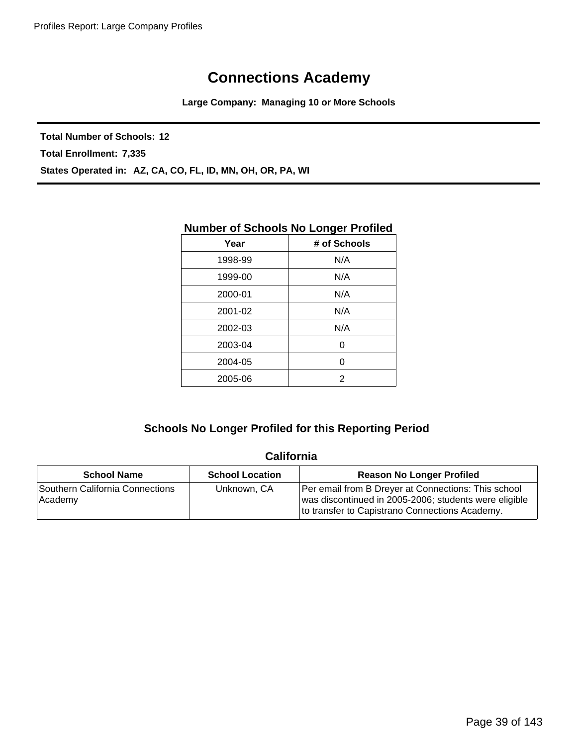# Connections Academy

**Large Company: Managing 10 or More Schools**

---

**Total Number of Schools:** 12

**Total Enrollment:** 7,335

**States Operated in:** AZ, CA, CO, FL, ID, MN, OH, OR, PA, WI

---

### Number of Schools No Longer Profiled

| Year | # of Schools |
|---|---|
| 1998-99 | N/A |
| 1999-00 | N/A |
| 2000-01 | N/A |
| 2001-02 | N/A |
| 2002-03 | N/A |
| 2003-04 | 0 |
| 2004-05 | 0 |
| 2005-06 | 2 |

## Schools No Longer Profiled for this Reporting Period

### California

| School Name | School Location | Reason No Longer Profiled |
|---|---|---|
| Southern California Connections Academy | Unknown, CA | Per email from B Dreyer at Connections: This school was discontinued in 2005-2006; students were eligible to transfer to Capistrano Connections Academy. |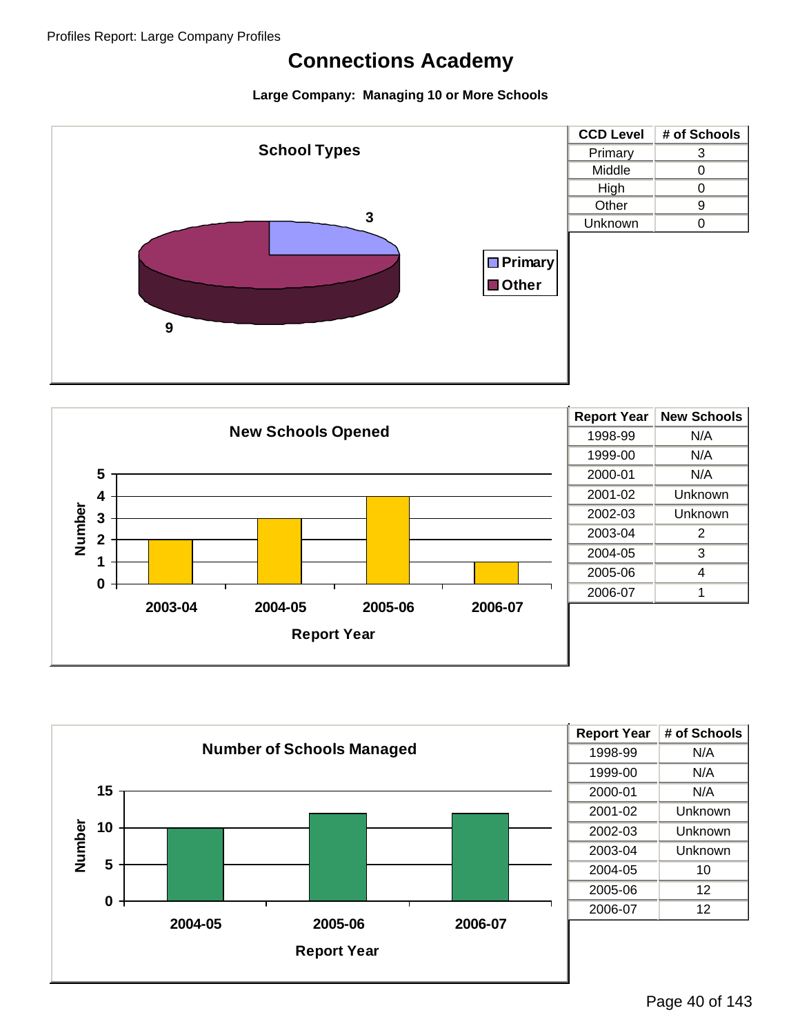# Connections Academy

**Large Company: Managing 10 or More Schools**

## School Types

| CCD Level | # of Schools |
|---|---|
| Primary | 3 |
| Middle | 0 |
| High | 0 |
| Other | 9 |
| Unknown | 0 |

## New Schools Opened

| Report Year | New Schools |
|---|---|
| 1998-99 | N/A |
| 1999-00 | N/A |
| 2000-01 | N/A |
| 2001-02 | Unknown |
| 2002-03 | Unknown |
| 2003-04 | 2 |
| 2004-05 | 3 |
| 2005-06 | 4 |
| 2006-07 | 1 |

## Number of Schools Managed

| Report Year | # of Schools |
|---|---|
| 1998-99 | N/A |
| 1999-00 | N/A |
| 2000-01 | N/A |
| 2001-02 | Unknown |
| 2002-03 | Unknown |
| 2003-04 | Unknown |
| 2004-05 | 10 |
| 2005-06 | 12 |
| 2006-07 | 12 |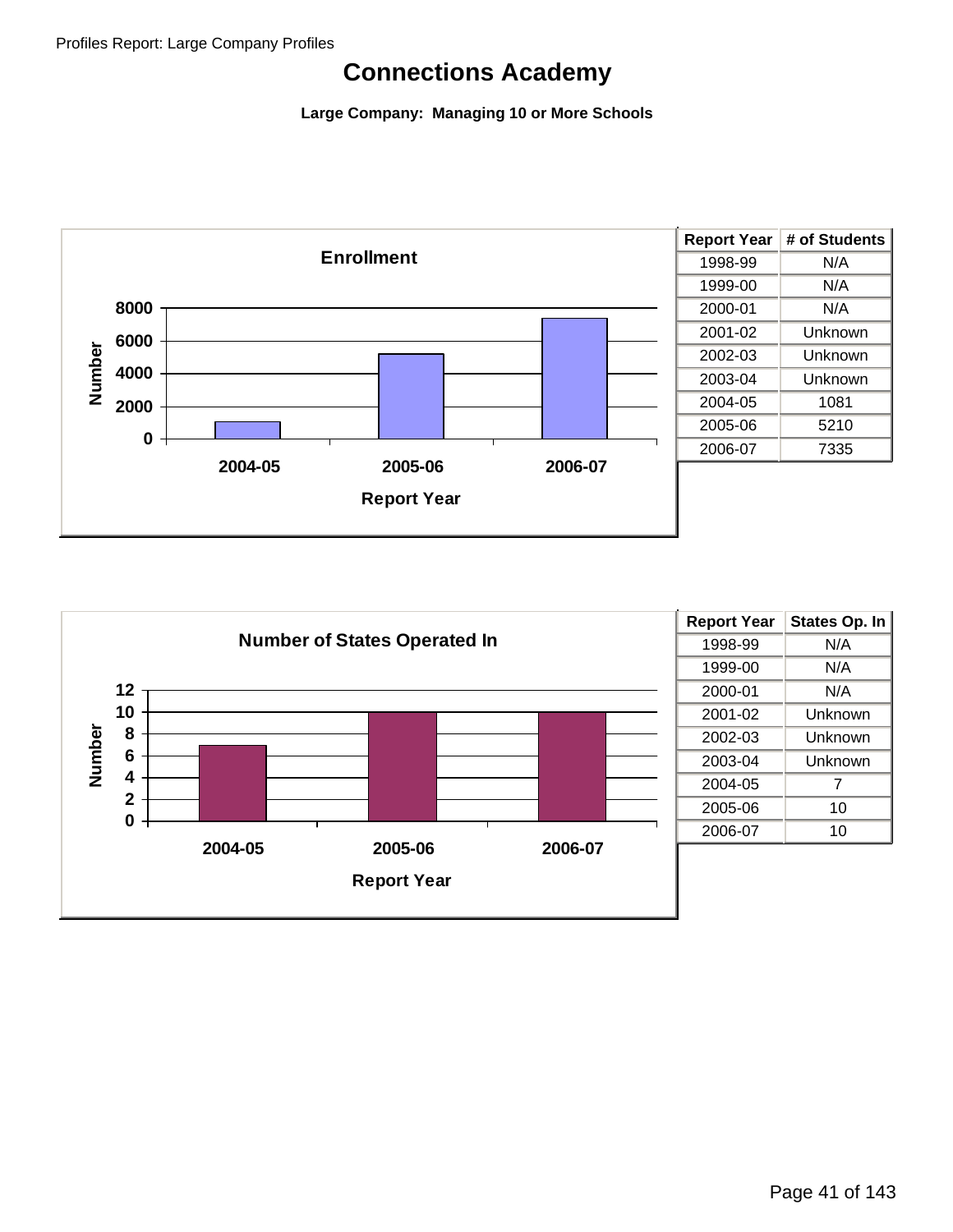# Connections Academy

**Large Company: Managing 10 or More Schools**

**Enrollment**

| Report Year | # of Students |
|---|---|
| 1998-99 | N/A |
| 1999-00 | N/A |
| 2000-01 | N/A |
| 2001-02 | Unknown |
| 2002-03 | Unknown |
| 2003-04 | Unknown |
| 2004-05 | 1081 |
| 2005-06 | 5210 |
| 2006-07 | 7335 |

**Number of States Operated In**

| Report Year | States Op. In |
|---|---|
| 1998-99 | N/A |
| 1999-00 | N/A |
| 2000-01 | N/A |
| 2001-02 | Unknown |
| 2002-03 | Unknown |
| 2003-04 | Unknown |
| 2004-05 | 7 |
| 2005-06 | 10 |
| 2006-07 | 10 |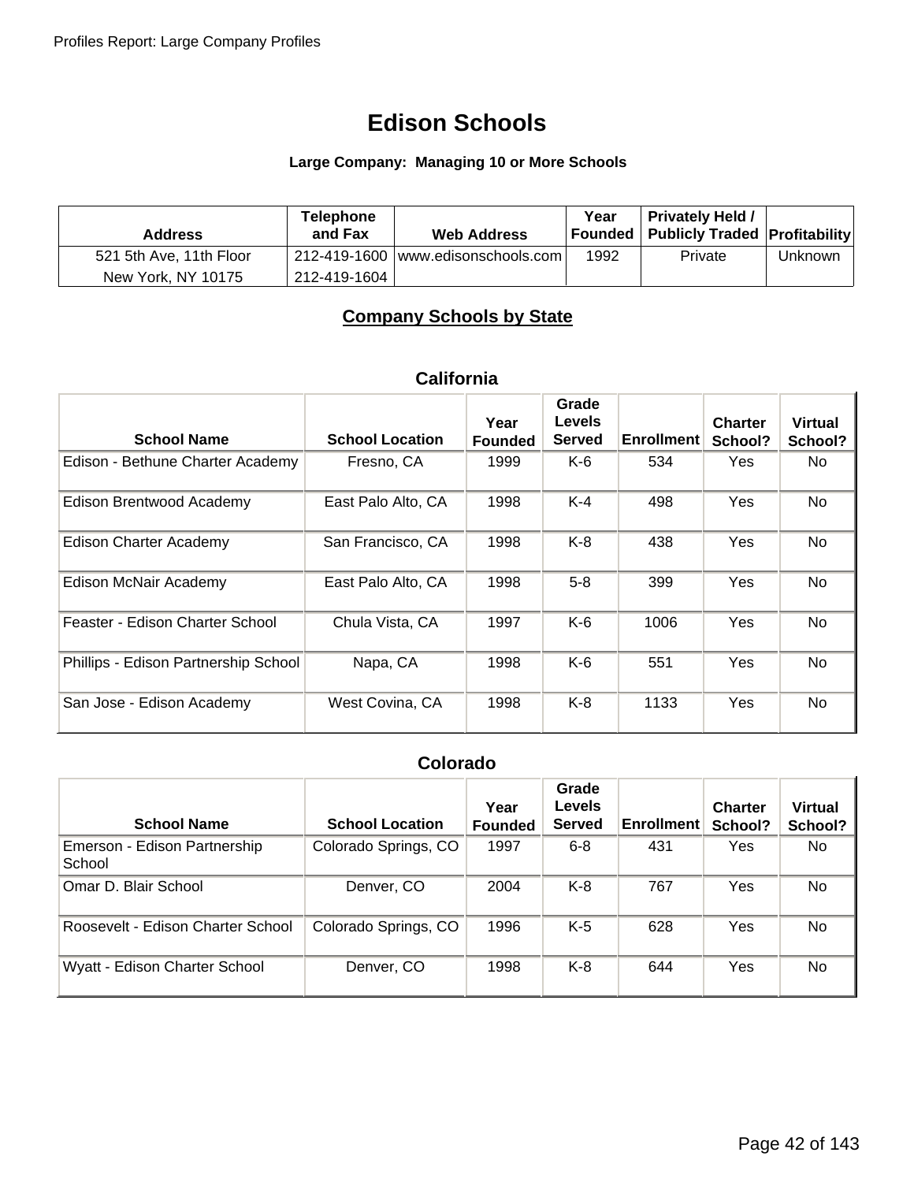# Edison Schools

**Large Company: Managing 10 or More Schools**

| Address | Telephone and Fax | Web Address | Year Founded | Privately Held / Publicly Traded | Profitability |
|---|---|---|---|---|---|
| 521 5th Ave, 11th Floor<br>New York, NY 10175 | 212-419-1600<br>212-419-1604 | www.edisonschools.com | 1992 | Private | Unknown |

## Company Schools by State

### California

| School Name | School Location | Year Founded | Grade Levels Served | Enrollment | Charter School? | Virtual School? |
|---|---|---|---|---|---|---|
| Edison - Bethune Charter Academy | Fresno, CA | 1999 | K-6 | 534 | Yes | No |
| Edison Brentwood Academy | East Palo Alto, CA | 1998 | K-4 | 498 | Yes | No |
| Edison Charter Academy | San Francisco, CA | 1998 | K-8 | 438 | Yes | No |
| Edison McNair Academy | East Palo Alto, CA | 1998 | 5-8 | 399 | Yes | No |
| Feaster - Edison Charter School | Chula Vista, CA | 1997 | K-6 | 1006 | Yes | No |
| Phillips - Edison Partnership School | Napa, CA | 1998 | K-6 | 551 | Yes | No |
| San Jose - Edison Academy | West Covina, CA | 1998 | K-8 | 1133 | Yes | No |

### Colorado

| School Name | School Location | Year Founded | Grade Levels Served | Enrollment | Charter School? | Virtual School? |
|---|---|---|---|---|---|---|
| Emerson - Edison Partnership School | Colorado Springs, CO | 1997 | 6-8 | 431 | Yes | No |
| Omar D. Blair School | Denver, CO | 2004 | K-8 | 767 | Yes | No |
| Roosevelt - Edison Charter School | Colorado Springs, CO | 1996 | K-5 | 628 | Yes | No |
| Wyatt - Edison Charter School | Denver, CO | 1998 | K-8 | 644 | Yes | No |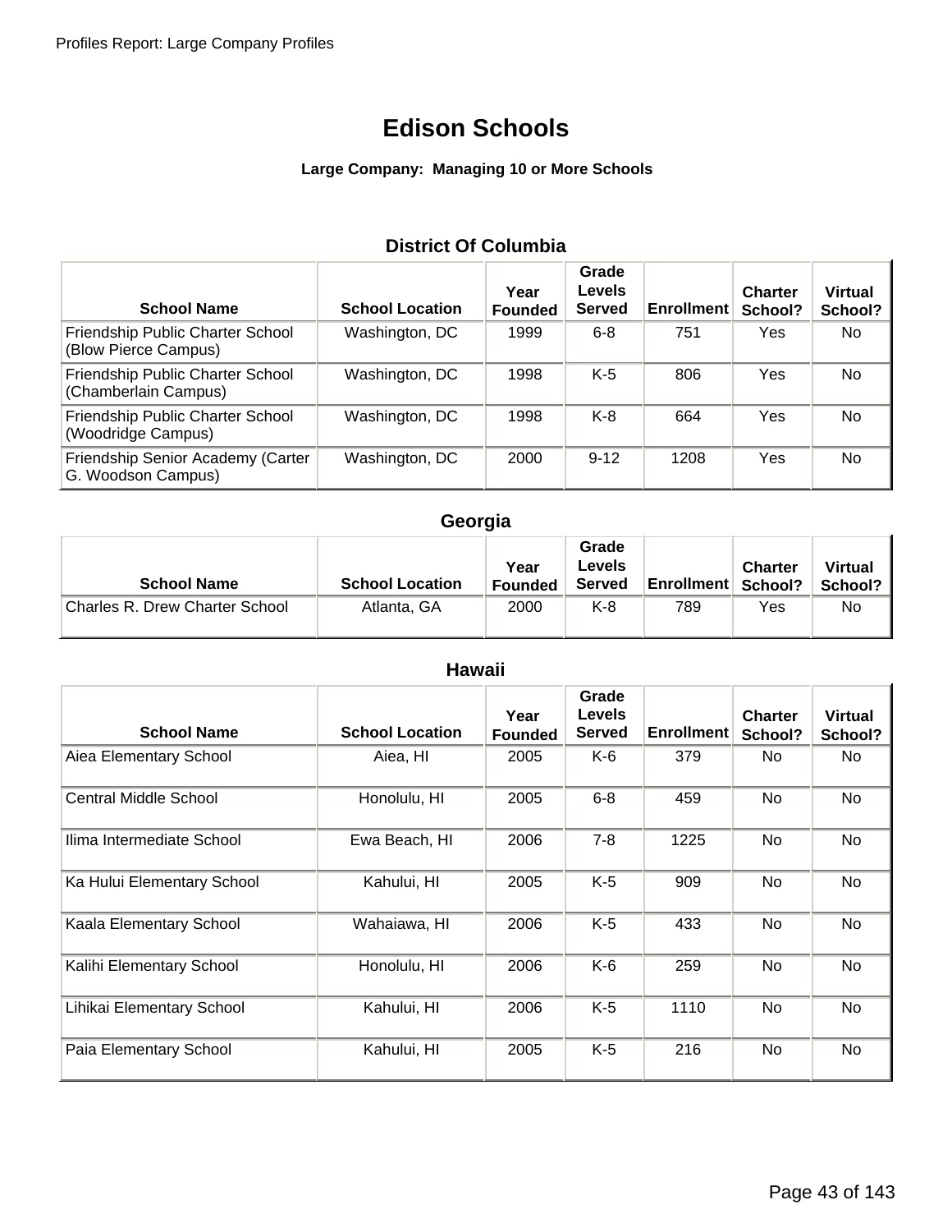# Edison Schools

**Large Company: Managing 10 or More Schools**

## District Of Columbia

| School Name | School Location | Year Founded | Grade Levels Served | Enrollment | Charter School? | Virtual School? |
|---|---|---|---|---|---|---|
| Friendship Public Charter School (Blow Pierce Campus) | Washington, DC | 1999 | 6-8 | 751 | Yes | No |
| Friendship Public Charter School (Chamberlain Campus) | Washington, DC | 1998 | K-5 | 806 | Yes | No |
| Friendship Public Charter School (Woodridge Campus) | Washington, DC | 1998 | K-8 | 664 | Yes | No |
| Friendship Senior Academy (Carter G. Woodson Campus) | Washington, DC | 2000 | 9-12 | 1208 | Yes | No |

## Georgia

| School Name | School Location | Year Founded | Grade Levels Served | Enrollment | Charter School? | Virtual School? |
|---|---|---|---|---|---|---|
| Charles R. Drew Charter School | Atlanta, GA | 2000 | K-8 | 789 | Yes | No |

## Hawaii

| School Name | School Location | Year Founded | Grade Levels Served | Enrollment | Charter School? | Virtual School? |
|---|---|---|---|---|---|---|
| Aiea Elementary School | Aiea, HI | 2005 | K-6 | 379 | No | No |
| Central Middle School | Honolulu, HI | 2005 | 6-8 | 459 | No | No |
| Ilima Intermediate School | Ewa Beach, HI | 2006 | 7-8 | 1225 | No | No |
| Ka Hului Elementary School | Kahului, HI | 2005 | K-5 | 909 | No | No |
| Kaala Elementary School | Wahaiawa, HI | 2006 | K-5 | 433 | No | No |
| Kalihi Elementary School | Honolulu, HI | 2006 | K-6 | 259 | No | No |
| Lihikai Elementary School | Kahului, HI | 2006 | K-5 | 1110 | No | No |
| Paia Elementary School | Kahului, HI | 2005 | K-5 | 216 | No | No |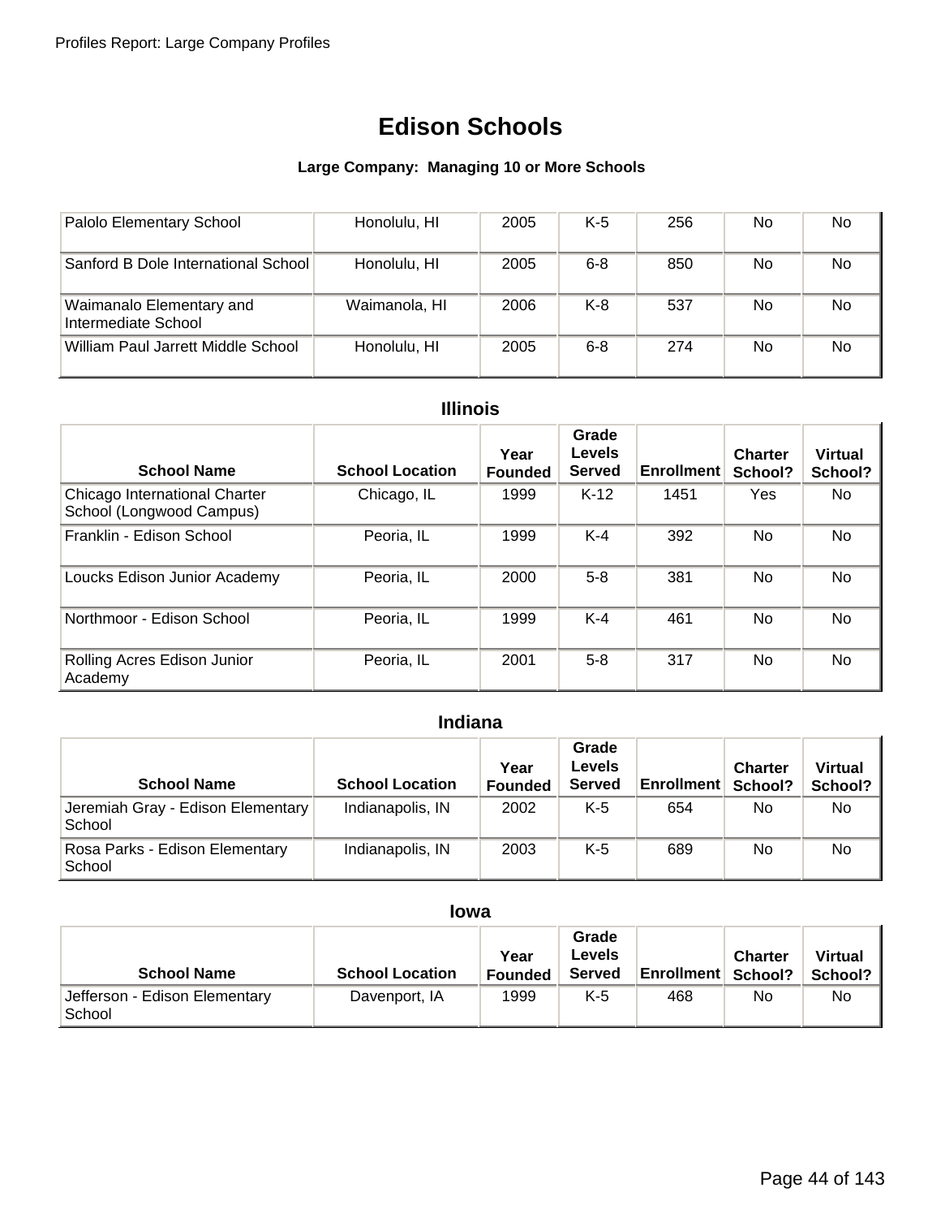# Edison Schools

**Large Company: Managing 10 or More Schools**

| School Name | School Location | Year Founded | Grade Levels Served | Enrollment | Charter School? | Virtual School? |
|---|---|---|---|---|---|---|
| Palolo Elementary School | Honolulu, HI | 2005 | K-5 | 256 | No | No |
| Sanford B Dole International School | Honolulu, HI | 2005 | 6-8 | 850 | No | No |
| Waimanalo Elementary and Intermediate School | Waimanola, HI | 2006 | K-8 | 537 | No | No |
| William Paul Jarrett Middle School | Honolulu, HI | 2005 | 6-8 | 274 | No | No |

## Illinois

| School Name | School Location | Year Founded | Grade Levels Served | Enrollment | Charter School? | Virtual School? |
|---|---|---|---|---|---|---|
| Chicago International Charter School (Longwood Campus) | Chicago, IL | 1999 | K-12 | 1451 | Yes | No |
| Franklin - Edison School | Peoria, IL | 1999 | K-4 | 392 | No | No |
| Loucks Edison Junior Academy | Peoria, IL | 2000 | 5-8 | 381 | No | No |
| Northmoor - Edison School | Peoria, IL | 1999 | K-4 | 461 | No | No |
| Rolling Acres Edison Junior Academy | Peoria, IL | 2001 | 5-8 | 317 | No | No |

## Indiana

| School Name | School Location | Year Founded | Grade Levels Served | Enrollment | Charter School? | Virtual School? |
|---|---|---|---|---|---|---|
| Jeremiah Gray - Edison Elementary School | Indianapolis, IN | 2002 | K-5 | 654 | No | No |
| Rosa Parks - Edison Elementary School | Indianapolis, IN | 2003 | K-5 | 689 | No | No |

## Iowa

| School Name | School Location | Year Founded | Grade Levels Served | Enrollment | Charter School? | Virtual School? |
|---|---|---|---|---|---|---|
| Jefferson - Edison Elementary School | Davenport, IA | 1999 | K-5 | 468 | No | No |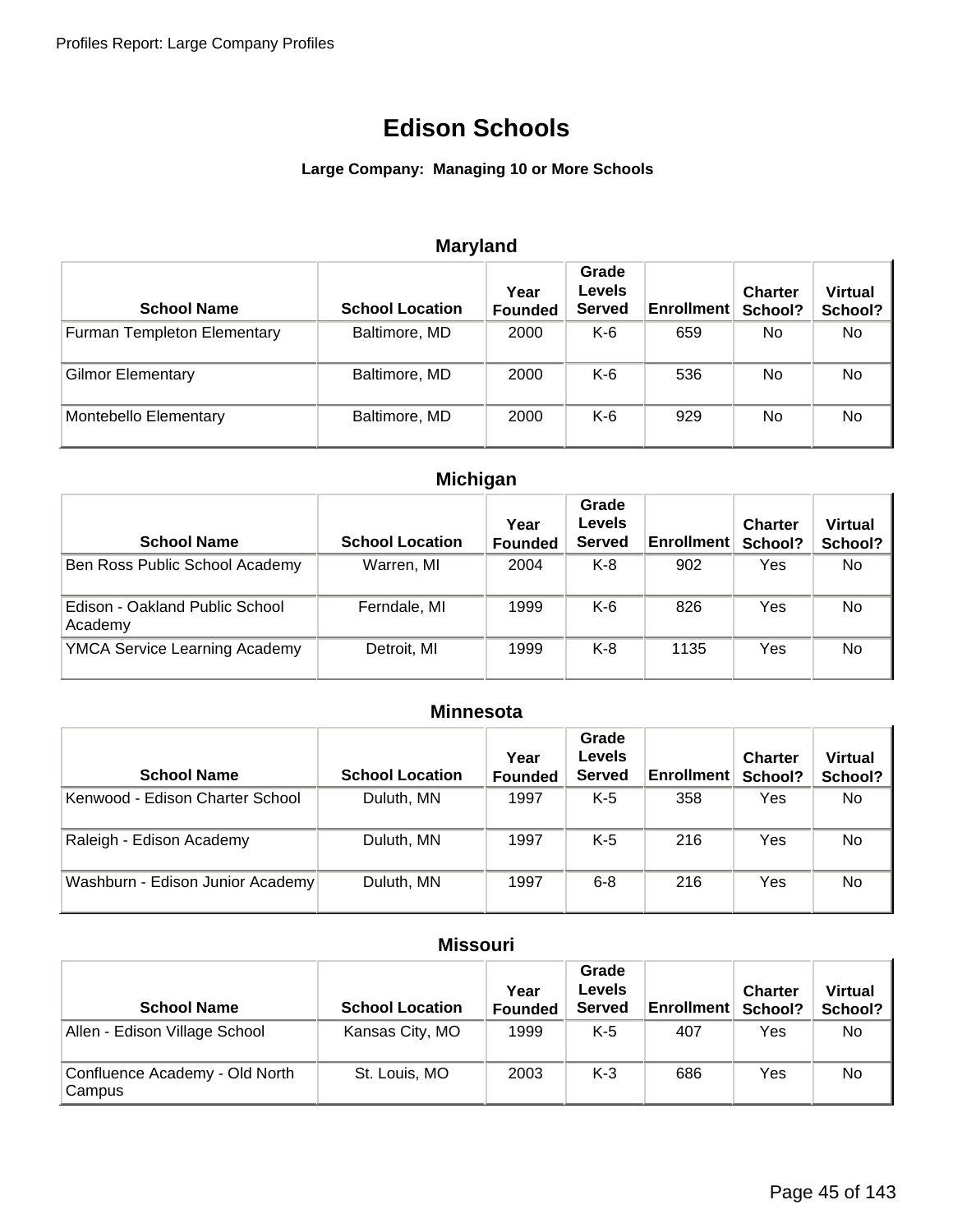# Edison Schools

**Large Company: Managing 10 or More Schools**

## Maryland

| School Name | School Location | Year Founded | Grade Levels Served | Enrollment | Charter School? | Virtual School? |
|---|---|---|---|---|---|---|
| Furman Templeton Elementary | Baltimore, MD | 2000 | K-6 | 659 | No | No |
| Gilmor Elementary | Baltimore, MD | 2000 | K-6 | 536 | No | No |
| Montebello Elementary | Baltimore, MD | 2000 | K-6 | 929 | No | No |

## Michigan

| School Name | School Location | Year Founded | Grade Levels Served | Enrollment | Charter School? | Virtual School? |
|---|---|---|---|---|---|---|
| Ben Ross Public School Academy | Warren, MI | 2004 | K-8 | 902 | Yes | No |
| Edison - Oakland Public School Academy | Ferndale, MI | 1999 | K-6 | 826 | Yes | No |
| YMCA Service Learning Academy | Detroit, MI | 1999 | K-8 | 1135 | Yes | No |

## Minnesota

| School Name | School Location | Year Founded | Grade Levels Served | Enrollment | Charter School? | Virtual School? |
|---|---|---|---|---|---|---|
| Kenwood - Edison Charter School | Duluth, MN | 1997 | K-5 | 358 | Yes | No |
| Raleigh - Edison Academy | Duluth, MN | 1997 | K-5 | 216 | Yes | No |
| Washburn - Edison Junior Academy | Duluth, MN | 1997 | 6-8 | 216 | Yes | No |

## Missouri

| School Name | School Location | Year Founded | Grade Levels Served | Enrollment | Charter School? | Virtual School? |
|---|---|---|---|---|---|---|
| Allen - Edison Village School | Kansas City, MO | 1999 | K-5 | 407 | Yes | No |
| Confluence Academy - Old North Campus | St. Louis, MO | 2003 | K-3 | 686 | Yes | No |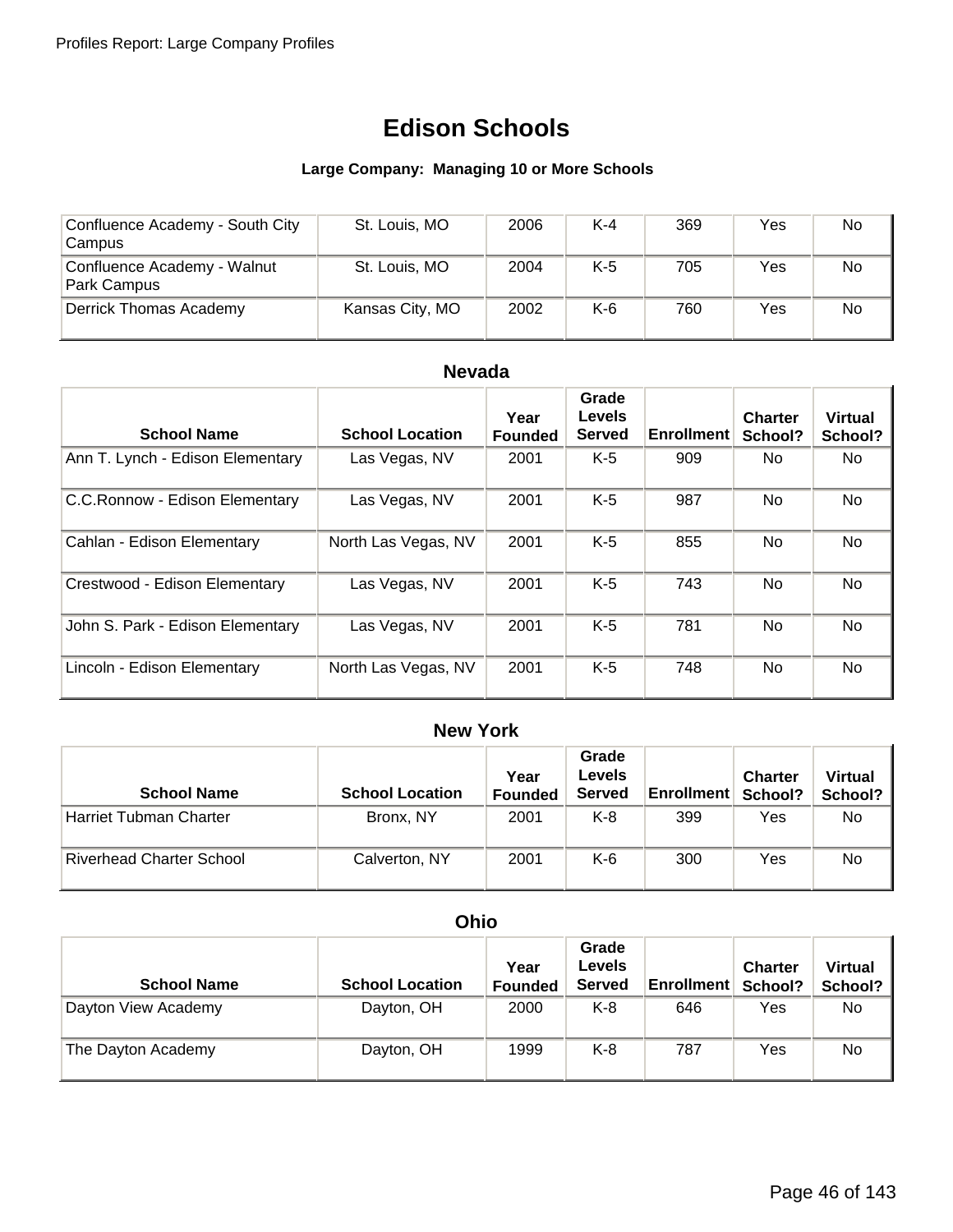# Edison Schools

**Large Company: Managing 10 or More Schools**

| School Name | School Location | Year Founded | Grade Levels Served | Enrollment | Charter School? | Virtual School? |
|---|---|---|---|---|---|---|
| Confluence Academy - South City Campus | St. Louis, MO | 2006 | K-4 | 369 | Yes | No |
| Confluence Academy - Walnut Park Campus | St. Louis, MO | 2004 | K-5 | 705 | Yes | No |
| Derrick Thomas Academy | Kansas City, MO | 2002 | K-6 | 760 | Yes | No |

### Nevada

| School Name | School Location | Year Founded | Grade Levels Served | Enrollment | Charter School? | Virtual School? |
|---|---|---|---|---|---|---|
| Ann T. Lynch - Edison Elementary | Las Vegas, NV | 2001 | K-5 | 909 | No | No |
| C.C.Ronnow - Edison Elementary | Las Vegas, NV | 2001 | K-5 | 987 | No | No |
| Cahlan - Edison Elementary | North Las Vegas, NV | 2001 | K-5 | 855 | No | No |
| Crestwood - Edison Elementary | Las Vegas, NV | 2001 | K-5 | 743 | No | No |
| John S. Park - Edison Elementary | Las Vegas, NV | 2001 | K-5 | 781 | No | No |
| Lincoln - Edison Elementary | North Las Vegas, NV | 2001 | K-5 | 748 | No | No |

### New York

| School Name | School Location | Year Founded | Grade Levels Served | Enrollment | Charter School? | Virtual School? |
|---|---|---|---|---|---|---|
| Harriet Tubman Charter | Bronx, NY | 2001 | K-8 | 399 | Yes | No |
| Riverhead Charter School | Calverton, NY | 2001 | K-6 | 300 | Yes | No |

### Ohio

| School Name | School Location | Year Founded | Grade Levels Served | Enrollment | Charter School? | Virtual School? |
|---|---|---|---|---|---|---|
| Dayton View Academy | Dayton, OH | 2000 | K-8 | 646 | Yes | No |
| The Dayton Academy | Dayton, OH | 1999 | K-8 | 787 | Yes | No |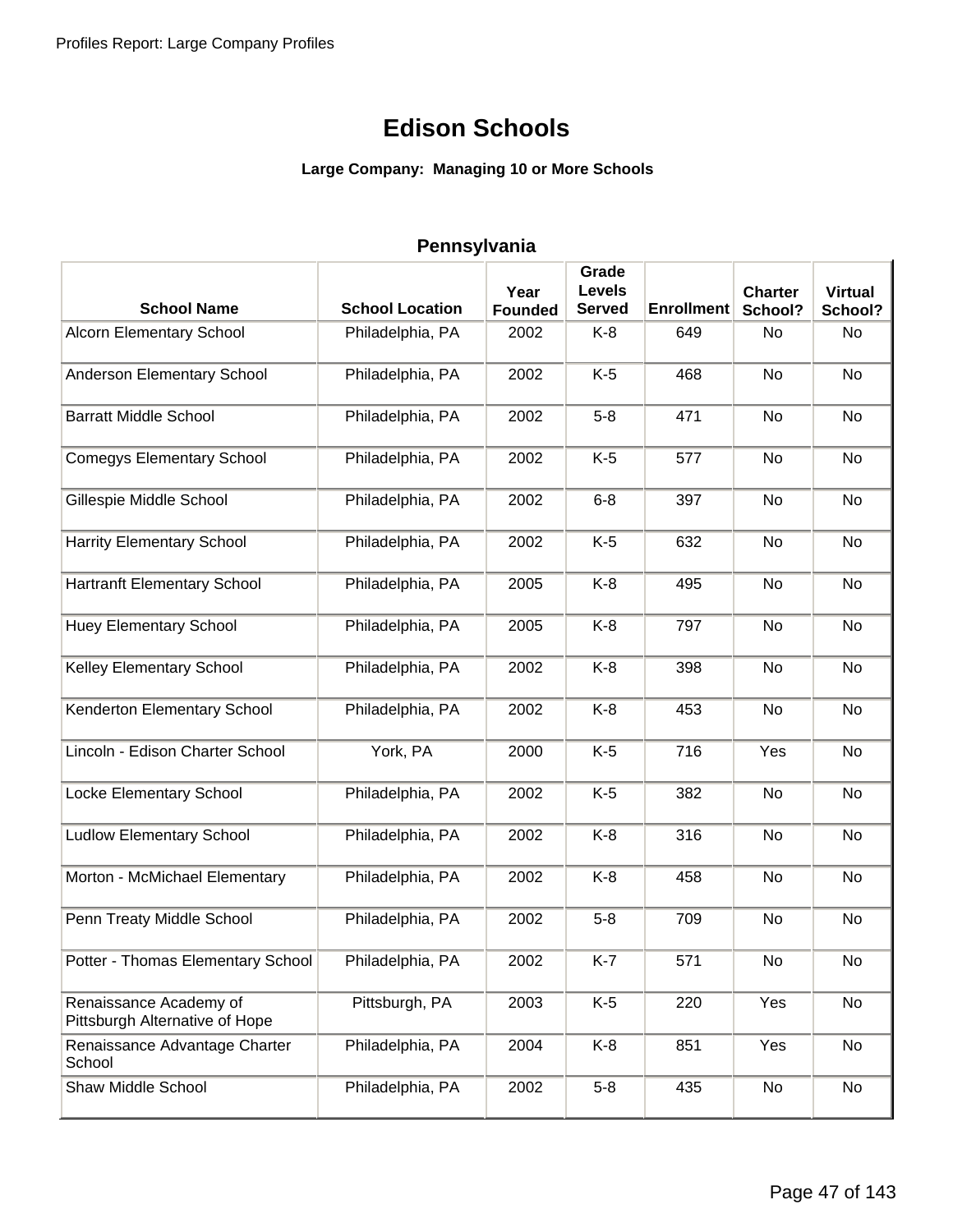# Edison Schools

**Large Company: Managing 10 or More Schools**

## Pennsylvania

| School Name | School Location | Year Founded | Grade Levels Served | Enrollment | Charter School? | Virtual School? |
|---|---|---|---|---|---|---|
| Alcorn Elementary School | Philadelphia, PA | 2002 | K-8 | 649 | No | No |
| Anderson Elementary School | Philadelphia, PA | 2002 | K-5 | 468 | No | No |
| Barratt Middle School | Philadelphia, PA | 2002 | 5-8 | 471 | No | No |
| Comegys Elementary School | Philadelphia, PA | 2002 | K-5 | 577 | No | No |
| Gillespie Middle School | Philadelphia, PA | 2002 | 6-8 | 397 | No | No |
| Harrity Elementary School | Philadelphia, PA | 2002 | K-5 | 632 | No | No |
| Hartranft Elementary School | Philadelphia, PA | 2005 | K-8 | 495 | No | No |
| Huey Elementary School | Philadelphia, PA | 2005 | K-8 | 797 | No | No |
| Kelley Elementary School | Philadelphia, PA | 2002 | K-8 | 398 | No | No |
| Kenderton Elementary School | Philadelphia, PA | 2002 | K-8 | 453 | No | No |
| Lincoln - Edison Charter School | York, PA | 2000 | K-5 | 716 | Yes | No |
| Locke Elementary School | Philadelphia, PA | 2002 | K-5 | 382 | No | No |
| Ludlow Elementary School | Philadelphia, PA | 2002 | K-8 | 316 | No | No |
| Morton - McMichael Elementary | Philadelphia, PA | 2002 | K-8 | 458 | No | No |
| Penn Treaty Middle School | Philadelphia, PA | 2002 | 5-8 | 709 | No | No |
| Potter - Thomas Elementary School | Philadelphia, PA | 2002 | K-7 | 571 | No | No |
| Renaissance Academy of Pittsburgh Alternative of Hope | Pittsburgh, PA | 2003 | K-5 | 220 | Yes | No |
| Renaissance Advantage Charter School | Philadelphia, PA | 2004 | K-8 | 851 | Yes | No |
| Shaw Middle School | Philadelphia, PA | 2002 | 5-8 | 435 | No | No |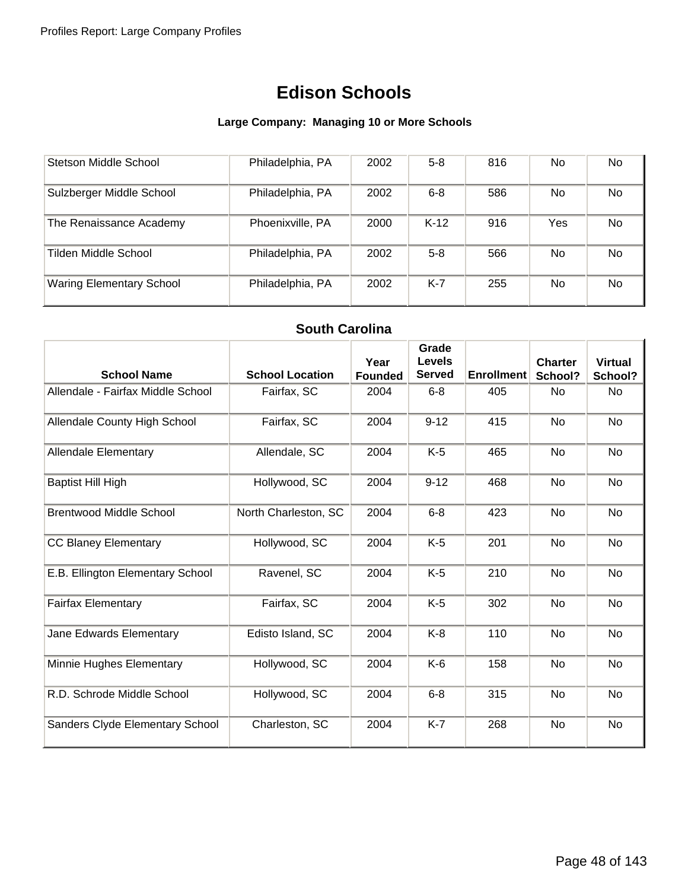# Edison Schools

**Large Company: Managing 10 or More Schools**

| School Name | School Location | Year Founded | Grade Levels Served | Enrollment | Charter School? | Virtual School? |
|---|---|---|---|---|---|---|
| Stetson Middle School | Philadelphia, PA | 2002 | 5-8 | 816 | No | No |
| Sulzberger Middle School | Philadelphia, PA | 2002 | 6-8 | 586 | No | No |
| The Renaissance Academy | Phoenixville, PA | 2000 | K-12 | 916 | Yes | No |
| Tilden Middle School | Philadelphia, PA | 2002 | 5-8 | 566 | No | No |
| Waring Elementary School | Philadelphia, PA | 2002 | K-7 | 255 | No | No |

## South Carolina

| School Name | School Location | Year Founded | Grade Levels Served | Enrollment | Charter School? | Virtual School? |
|---|---|---|---|---|---|---|
| Allendale - Fairfax Middle School | Fairfax, SC | 2004 | 6-8 | 405 | No | No |
| Allendale County High School | Fairfax, SC | 2004 | 9-12 | 415 | No | No |
| Allendale Elementary | Allendale, SC | 2004 | K-5 | 465 | No | No |
| Baptist Hill High | Hollywood, SC | 2004 | 9-12 | 468 | No | No |
| Brentwood Middle School | North Charleston, SC | 2004 | 6-8 | 423 | No | No |
| CC Blaney Elementary | Hollywood, SC | 2004 | K-5 | 201 | No | No |
| E.B. Ellington Elementary School | Ravenel, SC | 2004 | K-5 | 210 | No | No |
| Fairfax Elementary | Fairfax, SC | 2004 | K-5 | 302 | No | No |
| Jane Edwards Elementary | Edisto Island, SC | 2004 | K-8 | 110 | No | No |
| Minnie Hughes Elementary | Hollywood, SC | 2004 | K-6 | 158 | No | No |
| R.D. Schrode Middle School | Hollywood, SC | 2004 | 6-8 | 315 | No | No |
| Sanders Clyde Elementary School | Charleston, SC | 2004 | K-7 | 268 | No | No |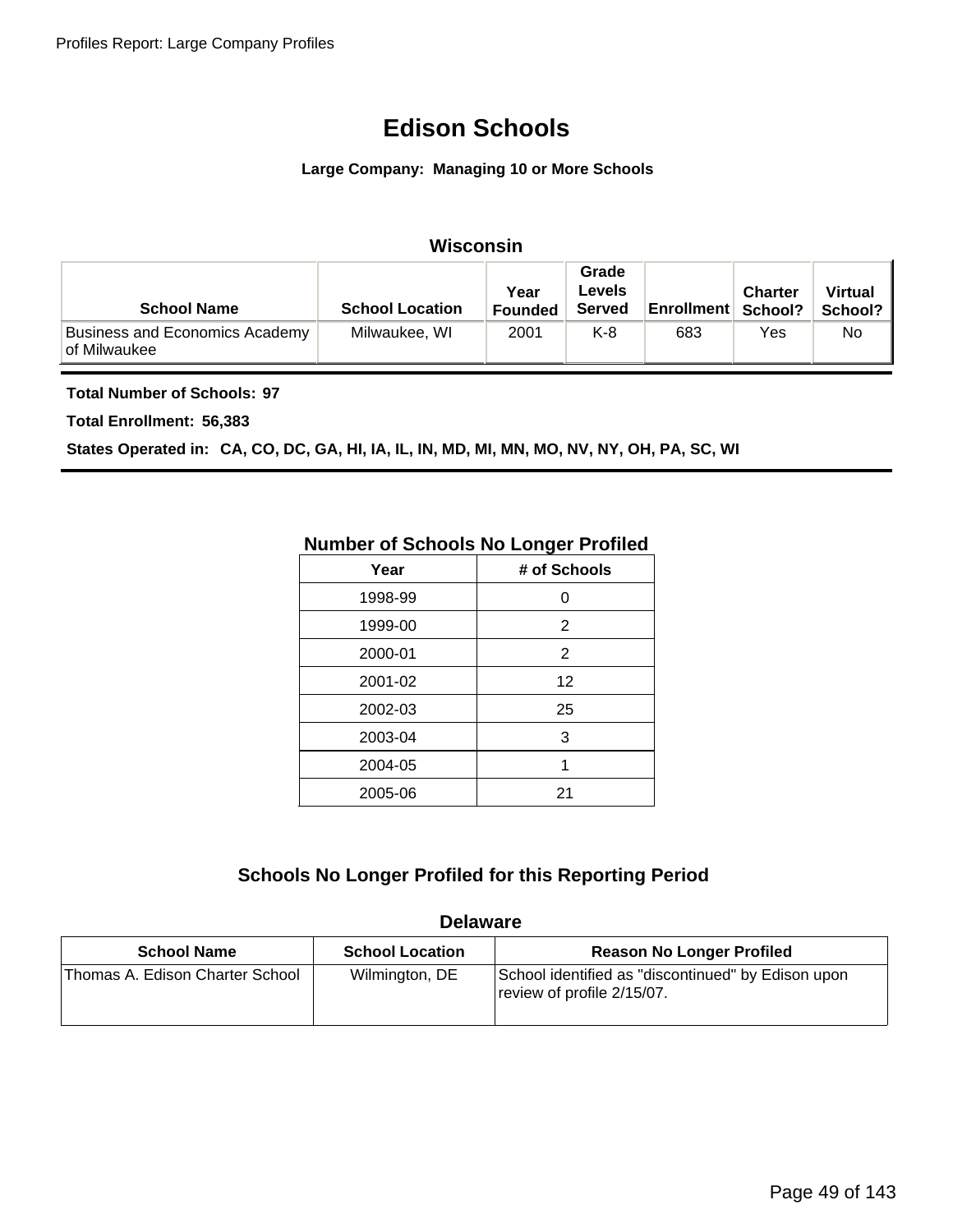# Edison Schools

**Large Company: Managing 10 or More Schools**

### Wisconsin

| School Name | School Location | Year Founded | Grade Levels Served | Enrollment | Charter School? | Virtual School? |
|---|---|---|---|---|---|---|
| Business and Economics Academy of Milwaukee | Milwaukee, WI | 2001 | K-8 | 683 | Yes | No |

**Total Number of Schools: 97**

**Total Enrollment: 56,383**

**States Operated in: CA, CO, DC, GA, HI, IA, IL, IN, MD, MI, MN, MO, NV, NY, OH, PA, SC, WI**

### Number of Schools No Longer Profiled

| Year | # of Schools |
|---|---|
| 1998-99 | 0 |
| 1999-00 | 2 |
| 2000-01 | 2 |
| 2001-02 | 12 |
| 2002-03 | 25 |
| 2003-04 | 3 |
| 2004-05 | 1 |
| 2005-06 | 21 |

## Schools No Longer Profiled for this Reporting Period

### Delaware

| School Name | School Location | Reason No Longer Profiled |
|---|---|---|
| Thomas A. Edison Charter School | Wilmington, DE | School identified as "discontinued" by Edison upon review of profile 2/15/07. |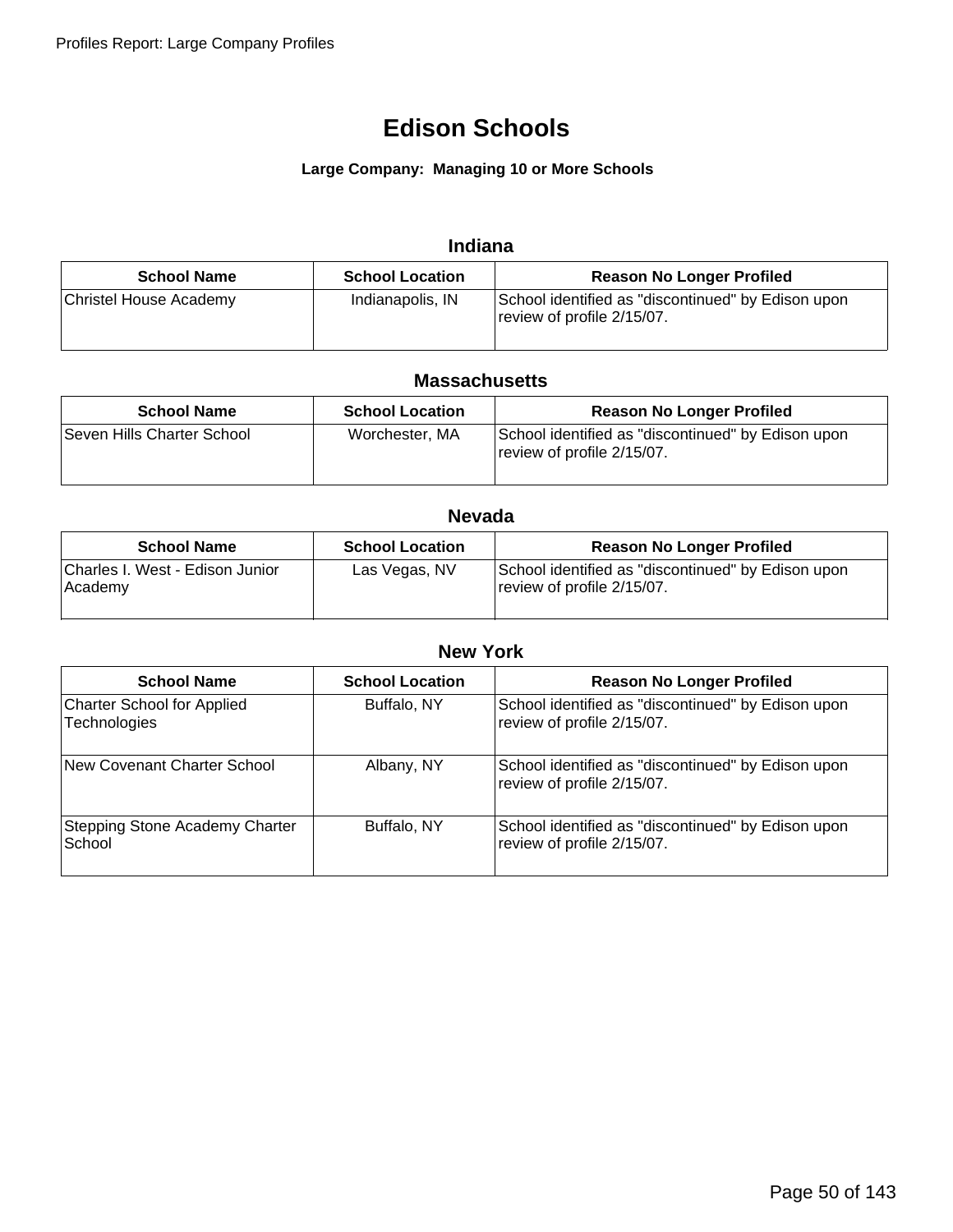# Edison Schools

**Large Company: Managing 10 or More Schools**

### Indiana

| School Name | School Location | Reason No Longer Profiled |
|---|---|---|
| Christel House Academy | Indianapolis, IN | School identified as "discontinued" by Edison upon review of profile 2/15/07. |

### Massachusetts

| School Name | School Location | Reason No Longer Profiled |
|---|---|---|
| Seven Hills Charter School | Worchester, MA | School identified as "discontinued" by Edison upon review of profile 2/15/07. |

### Nevada

| School Name | School Location | Reason No Longer Profiled |
|---|---|---|
| Charles I. West - Edison Junior Academy | Las Vegas, NV | School identified as "discontinued" by Edison upon review of profile 2/15/07. |

### New York

| School Name | School Location | Reason No Longer Profiled |
|---|---|---|
| Charter School for Applied Technologies | Buffalo, NY | School identified as "discontinued" by Edison upon review of profile 2/15/07. |
| New Covenant Charter School | Albany, NY | School identified as "discontinued" by Edison upon review of profile 2/15/07. |
| Stepping Stone Academy Charter School | Buffalo, NY | School identified as "discontinued" by Edison upon review of profile 2/15/07. |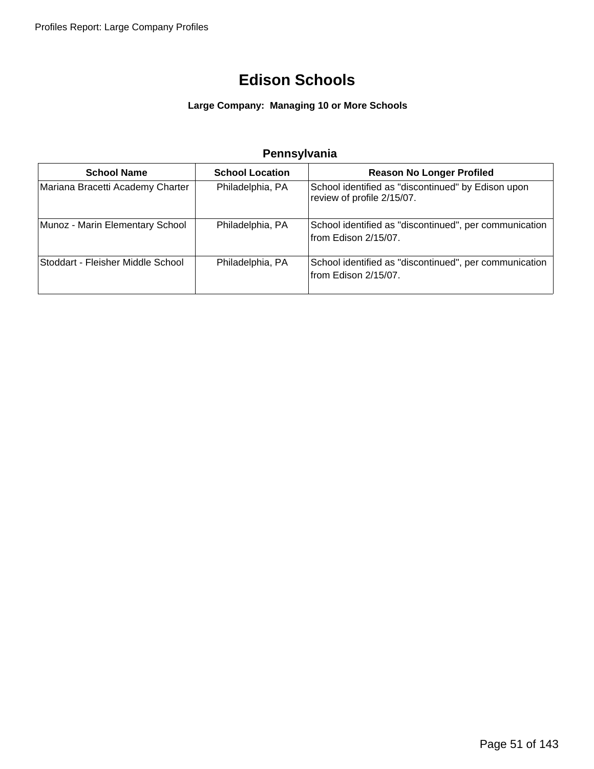# Edison Schools

**Large Company: Managing 10 or More Schools**

## Pennsylvania

| School Name | School Location | Reason No Longer Profiled |
| --- | --- | --- |
| Mariana Bracetti Academy Charter | Philadelphia, PA | School identified as "discontinued" by Edison upon review of profile 2/15/07. |
| Munoz - Marin Elementary School | Philadelphia, PA | School identified as "discontinued", per communication from Edison 2/15/07. |
| Stoddart - Fleisher Middle School | Philadelphia, PA | School identified as "discontinued", per communication from Edison 2/15/07. |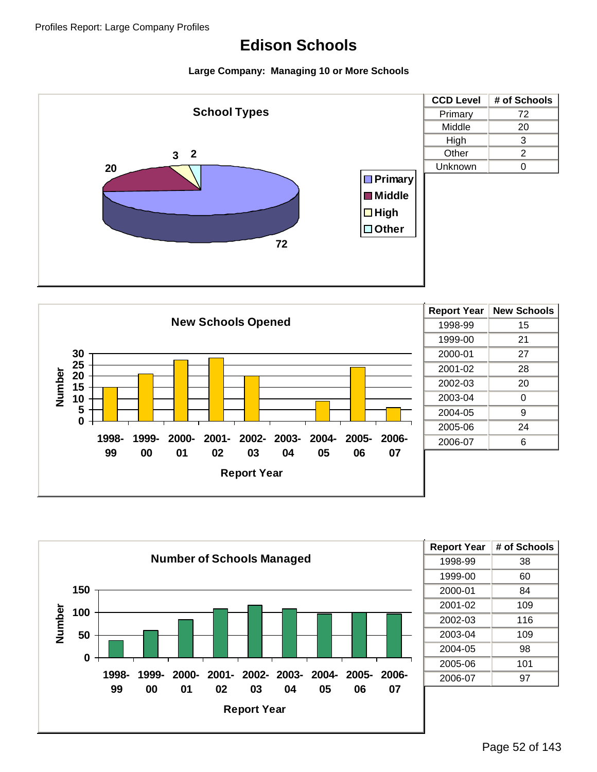# Edison Schools

**Large Company: Managing 10 or More Schools**

## School Types

| CCD Level | # of Schools |
|---|---|
| Primary | 72 |
| Middle | 20 |
| High | 3 |
| Other | 2 |
| Unknown | 0 |

## New Schools Opened

| Report Year | New Schools |
|---|---|
| 1998-99 | 15 |
| 1999-00 | 21 |
| 2000-01 | 27 |
| 2001-02 | 28 |
| 2002-03 | 20 |
| 2003-04 | 0 |
| 2004-05 | 9 |
| 2005-06 | 24 |
| 2006-07 | 6 |

## Number of Schools Managed

| Report Year | # of Schools |
|---|---|
| 1998-99 | 38 |
| 1999-00 | 60 |
| 2000-01 | 84 |
| 2001-02 | 109 |
| 2002-03 | 116 |
| 2003-04 | 109 |
| 2004-05 | 98 |
| 2005-06 | 101 |
| 2006-07 | 97 |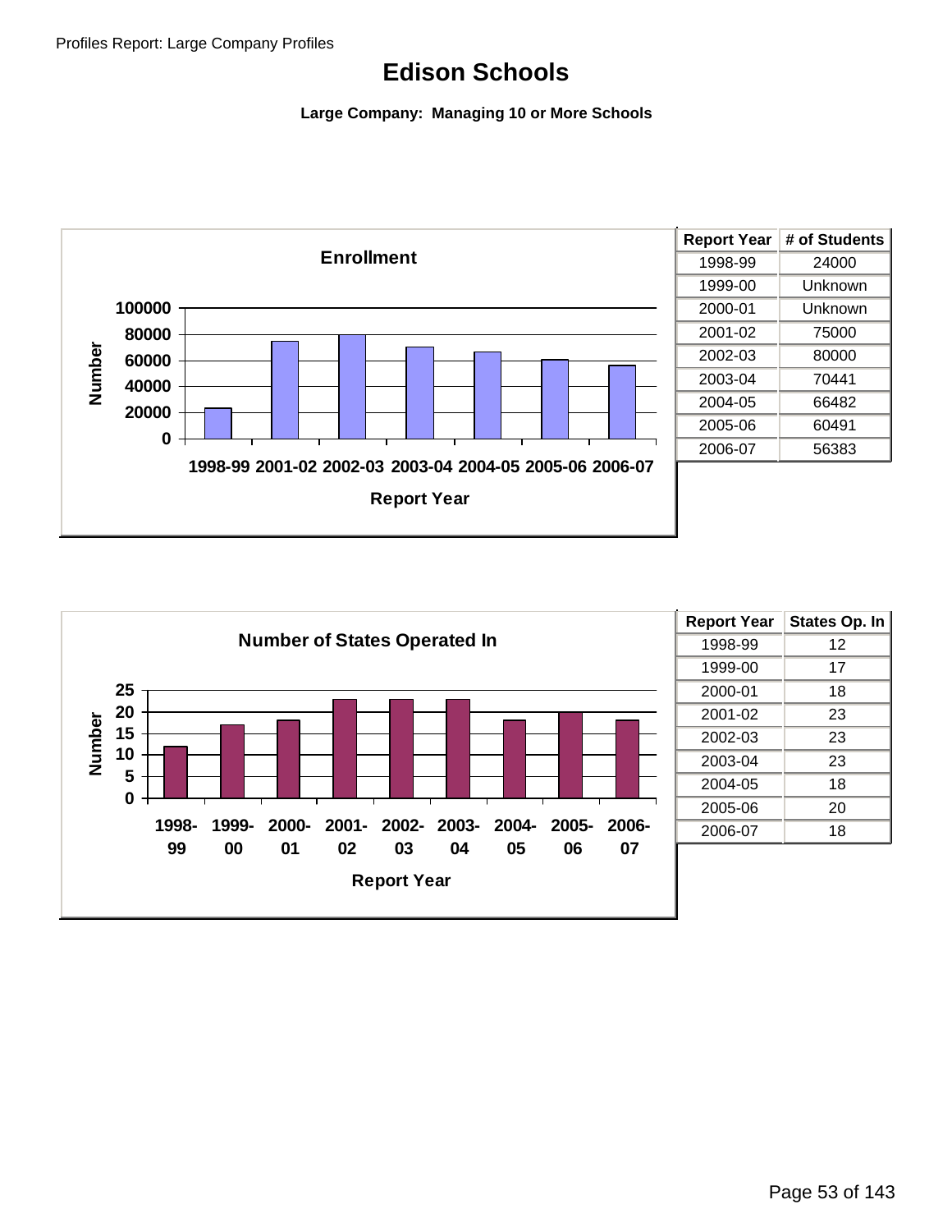# Edison Schools

**Large Company: Managing 10 or More Schools**

**Enrollment**

| Report Year | # of Students |
|---|---|
| 1998-99 | 24000 |
| 1999-00 | Unknown |
| 2000-01 | Unknown |
| 2001-02 | 75000 |
| 2002-03 | 80000 |
| 2003-04 | 70441 |
| 2004-05 | 66482 |
| 2005-06 | 60491 |
| 2006-07 | 56383 |

**Number of States Operated In**

| Report Year | States Op. In |
|---|---|
| 1998-99 | 12 |
| 1999-00 | 17 |
| 2000-01 | 18 |
| 2001-02 | 23 |
| 2002-03 | 23 |
| 2003-04 | 23 |
| 2004-05 | 18 |
| 2005-06 | 20 |
| 2006-07 | 18 |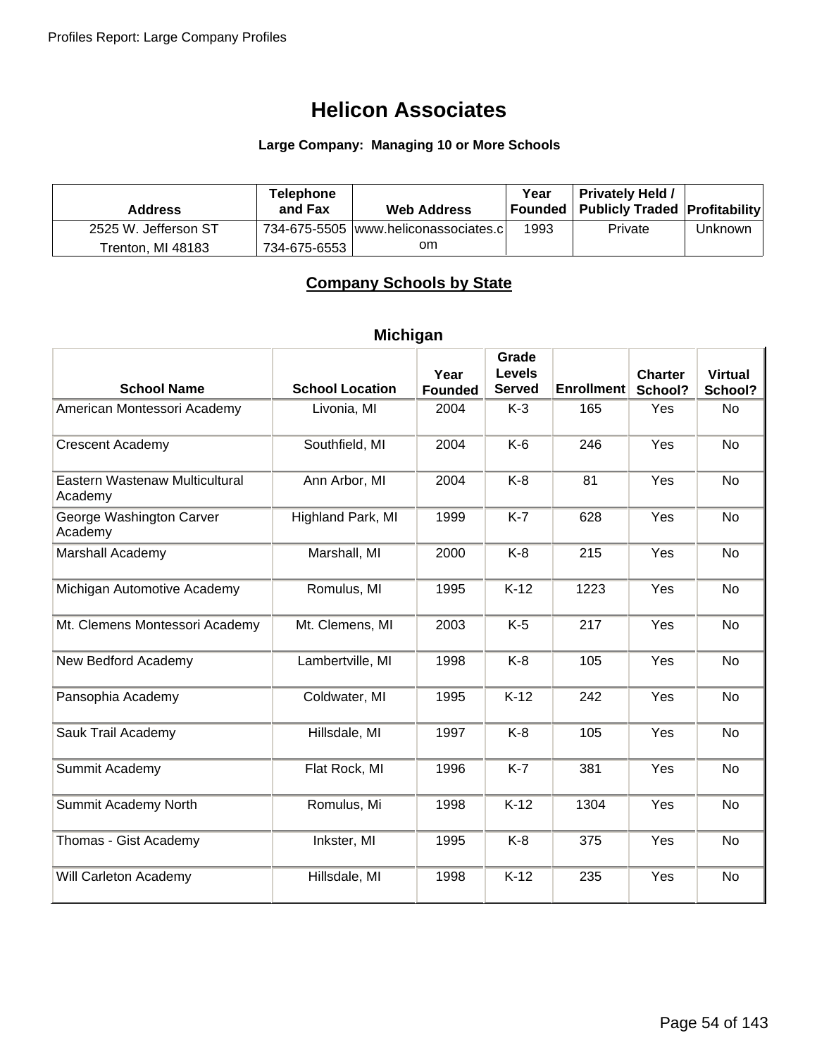# Helicon Associates

**Large Company: Managing 10 or More Schools**

| Address | Telephone and Fax | Web Address | Year Founded | Privately Held / Publicly Traded | Profitability |
|---|---|---|---|---|---|
| 2525 W. Jefferson ST<br>Trenton, MI 48183 | 734-675-5505<br>734-675-6553 | www.heliconassociates.com | 1993 | Private | Unknown |

## Company Schools by State

### Michigan

| School Name | School Location | Year Founded | Grade Levels Served | Enrollment | Charter School? | Virtual School? |
|---|---|---|---|---|---|---|
| American Montessori Academy | Livonia, MI | 2004 | K-3 | 165 | Yes | No |
| Crescent Academy | Southfield, MI | 2004 | K-6 | 246 | Yes | No |
| Eastern Wastenaw Multicultural Academy | Ann Arbor, MI | 2004 | K-8 | 81 | Yes | No |
| George Washington Carver Academy | Highland Park, MI | 1999 | K-7 | 628 | Yes | No |
| Marshall Academy | Marshall, MI | 2000 | K-8 | 215 | Yes | No |
| Michigan Automotive Academy | Romulus, MI | 1995 | K-12 | 1223 | Yes | No |
| Mt. Clemens Montessori Academy | Mt. Clemens, MI | 2003 | K-5 | 217 | Yes | No |
| New Bedford Academy | Lambertville, MI | 1998 | K-8 | 105 | Yes | No |
| Pansophia Academy | Coldwater, MI | 1995 | K-12 | 242 | Yes | No |
| Sauk Trail Academy | Hillsdale, MI | 1997 | K-8 | 105 | Yes | No |
| Summit Academy | Flat Rock, MI | 1996 | K-7 | 381 | Yes | No |
| Summit Academy North | Romulus, Mi | 1998 | K-12 | 1304 | Yes | No |
| Thomas - Gist Academy | Inkster, MI | 1995 | K-8 | 375 | Yes | No |
| Will Carleton Academy | Hillsdale, MI | 1998 | K-12 | 235 | Yes | No |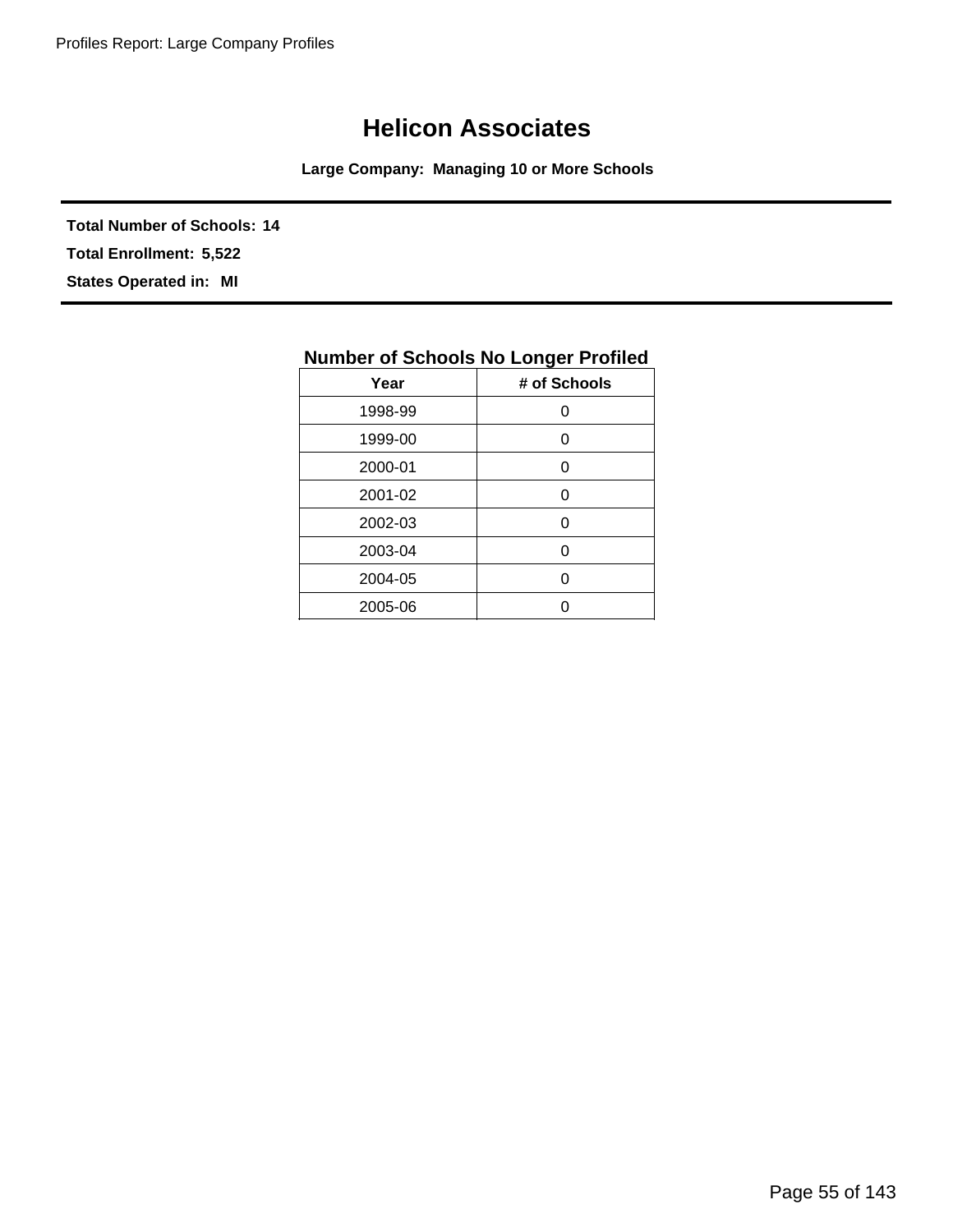# Helicon Associates

**Large Company: Managing 10 or More Schools**

**Total Number of Schools: 14**

**Total Enrollment: 5,522**

**States Operated in: MI**

**Number of Schools No Longer Profiled**

| Year | # of Schools |
|---|---|
| 1998-99 | 0 |
| 1999-00 | 0 |
| 2000-01 | 0 |
| 2001-02 | 0 |
| 2002-03 | 0 |
| 2003-04 | 0 |
| 2004-05 | 0 |
| 2005-06 | 0 |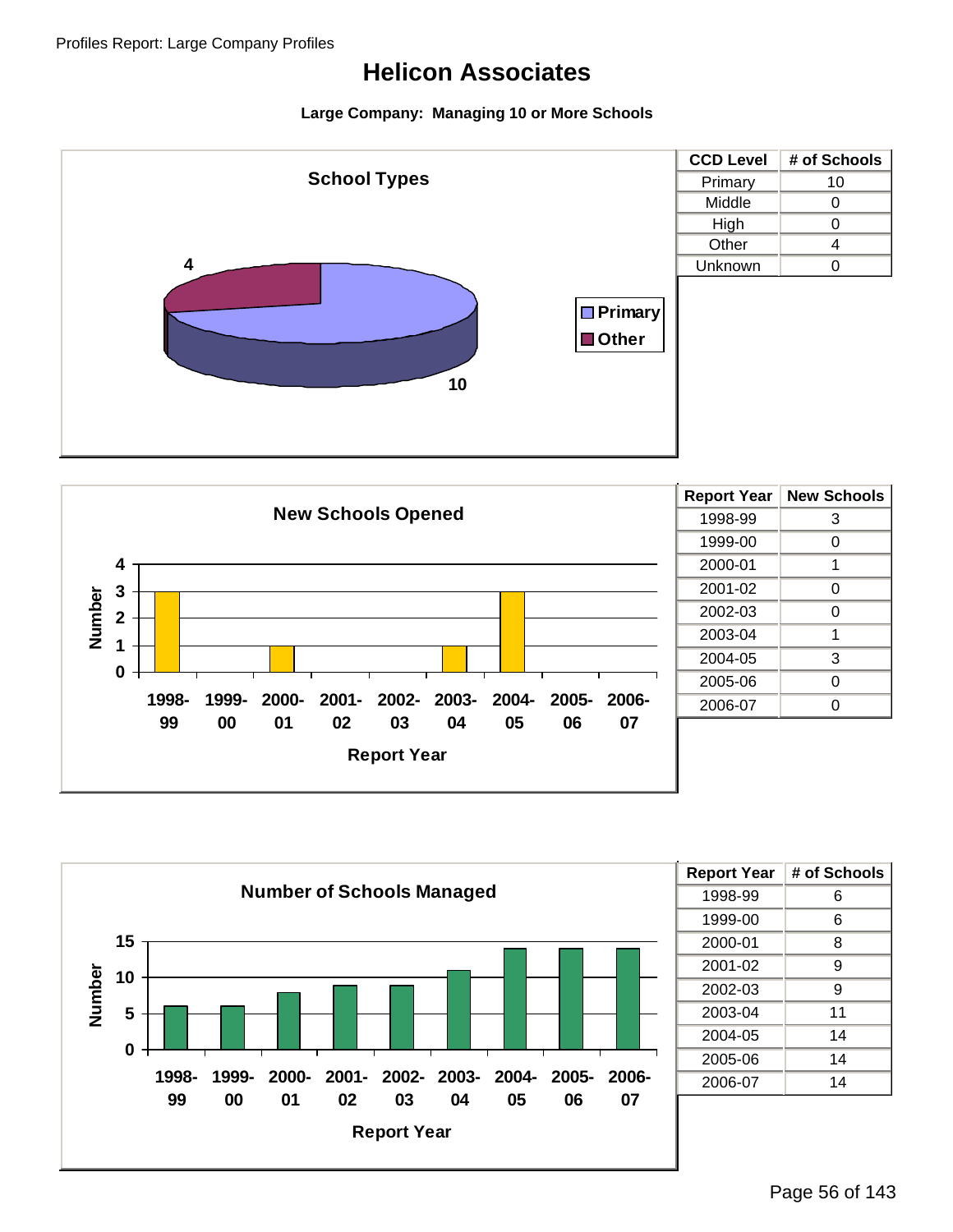# Helicon Associates

**Large Company: Managing 10 or More Schools**

**School Types**

| CCD Level | # of Schools |
|---|---|
| Primary | 10 |
| Middle | 0 |
| High | 0 |
| Other | 4 |
| Unknown | 0 |

**New Schools Opened**

| Report Year | New Schools |
|---|---|
| 1998-99 | 3 |
| 1999-00 | 0 |
| 2000-01 | 1 |
| 2001-02 | 0 |
| 2002-03 | 0 |
| 2003-04 | 1 |
| 2004-05 | 3 |
| 2005-06 | 0 |
| 2006-07 | 0 |

**Number of Schools Managed**

| Report Year | # of Schools |
|---|---|
| 1998-99 | 6 |
| 1999-00 | 6 |
| 2000-01 | 8 |
| 2001-02 | 9 |
| 2002-03 | 9 |
| 2003-04 | 11 |
| 2004-05 | 14 |
| 2005-06 | 14 |
| 2006-07 | 14 |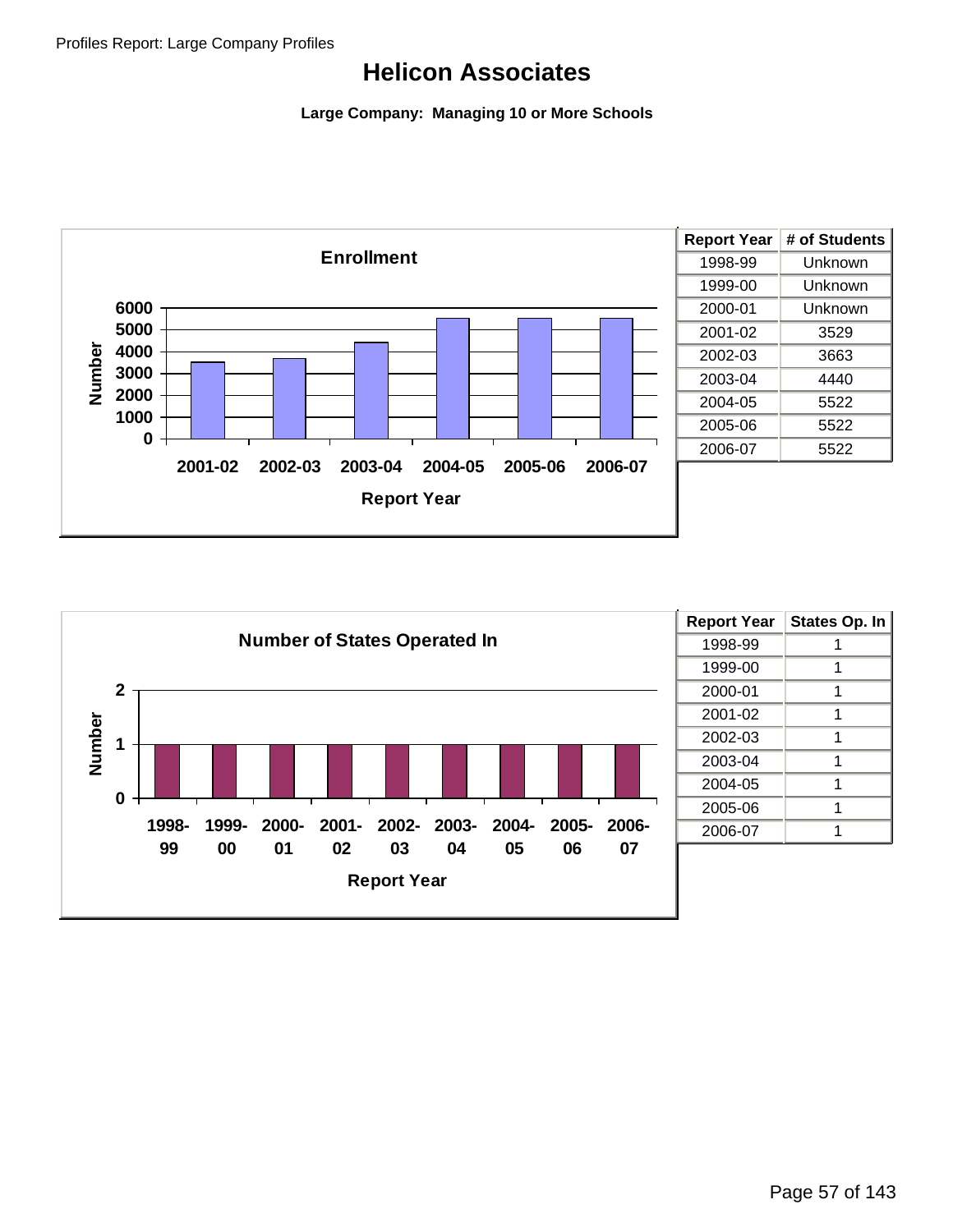# Helicon Associates

**Large Company: Managing 10 or More Schools**

| Report Year | # of Students |
|---|---|
| 1998-99 | Unknown |
| 1999-00 | Unknown |
| 2000-01 | Unknown |
| 2001-02 | 3529 |
| 2002-03 | 3663 |
| 2003-04 | 4440 |
| 2004-05 | 5522 |
| 2005-06 | 5522 |
| 2006-07 | 5522 |

| Report Year | States Op. In |
|---|---|
| 1998-99 | 1 |
| 1999-00 | 1 |
| 2000-01 | 1 |
| 2001-02 | 1 |
| 2002-03 | 1 |
| 2003-04 | 1 |
| 2004-05 | 1 |
| 2005-06 | 1 |
| 2006-07 | 1 |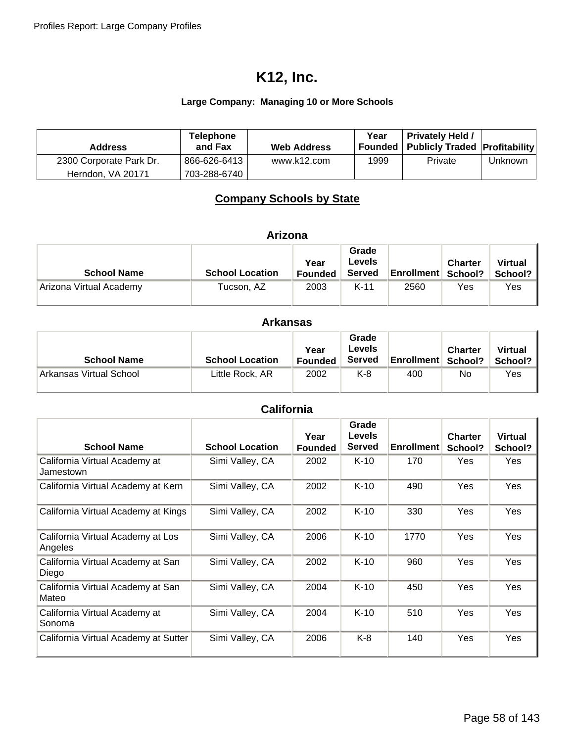# K12, Inc.

**Large Company: Managing 10 or More Schools**

| Address | Telephone and Fax | Web Address | Year Founded | Privately Held / Publicly Traded | Profitability |
|---|---|---|---|---|---|
| 2300 Corporate Park Dr. Herndon, VA 20171 | 866-626-6413 703-288-6740 | www.k12.com | 1999 | Private | Unknown |

## Company Schools by State

### Arizona

| School Name | School Location | Year Founded | Grade Levels Served | Enrollment | Charter School? | Virtual School? |
|---|---|---|---|---|---|---|
| Arizona Virtual Academy | Tucson, AZ | 2003 | K-11 | 2560 | Yes | Yes |

### Arkansas

| School Name | School Location | Year Founded | Grade Levels Served | Enrollment | Charter School? | Virtual School? |
|---|---|---|---|---|---|---|
| Arkansas Virtual School | Little Rock, AR | 2002 | K-8 | 400 | No | Yes |

### California

| School Name | School Location | Year Founded | Grade Levels Served | Enrollment | Charter School? | Virtual School? |
|---|---|---|---|---|---|---|
| California Virtual Academy at Jamestown | Simi Valley, CA | 2002 | K-10 | 170 | Yes | Yes |
| California Virtual Academy at Kern | Simi Valley, CA | 2002 | K-10 | 490 | Yes | Yes |
| California Virtual Academy at Kings | Simi Valley, CA | 2002 | K-10 | 330 | Yes | Yes |
| California Virtual Academy at Los Angeles | Simi Valley, CA | 2006 | K-10 | 1770 | Yes | Yes |
| California Virtual Academy at San Diego | Simi Valley, CA | 2002 | K-10 | 960 | Yes | Yes |
| California Virtual Academy at San Mateo | Simi Valley, CA | 2004 | K-10 | 450 | Yes | Yes |
| California Virtual Academy at Sonoma | Simi Valley, CA | 2004 | K-10 | 510 | Yes | Yes |
| California Virtual Academy at Sutter | Simi Valley, CA | 2006 | K-8 | 140 | Yes | Yes |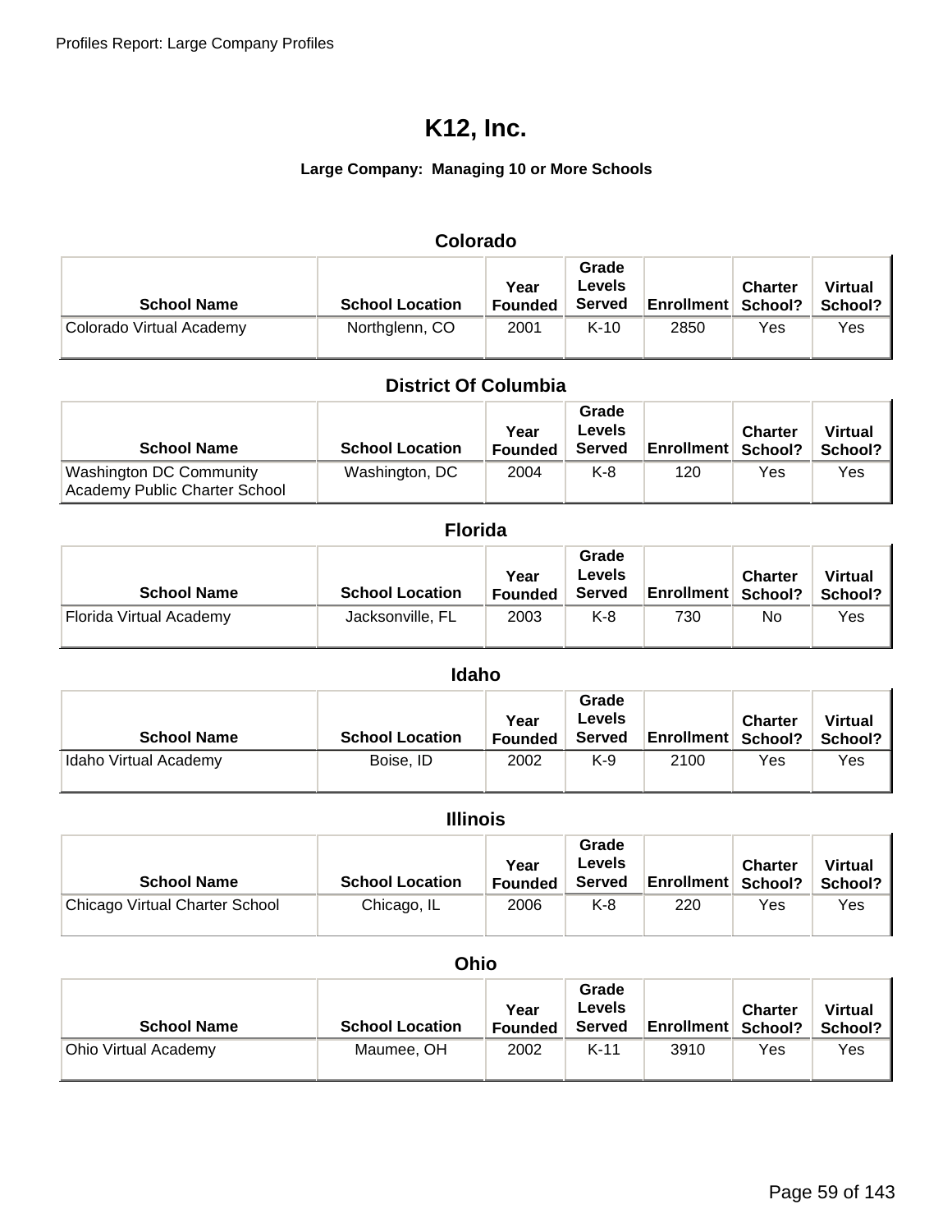# K12, Inc.

**Large Company: Managing 10 or More Schools**

## Colorado

| School Name | School Location | Year Founded | Grade Levels Served | Enrollment | Charter School? | Virtual School? |
|---|---|---|---|---|---|---|
| Colorado Virtual Academy | Northglenn, CO | 2001 | K-10 | 2850 | Yes | Yes |

## District Of Columbia

| School Name | School Location | Year Founded | Grade Levels Served | Enrollment | Charter School? | Virtual School? |
|---|---|---|---|---|---|---|
| Washington DC Community Academy Public Charter School | Washington, DC | 2004 | K-8 | 120 | Yes | Yes |

## Florida

| School Name | School Location | Year Founded | Grade Levels Served | Enrollment | Charter School? | Virtual School? |
|---|---|---|---|---|---|---|
| Florida Virtual Academy | Jacksonville, FL | 2003 | K-8 | 730 | No | Yes |

## Idaho

| School Name | School Location | Year Founded | Grade Levels Served | Enrollment | Charter School? | Virtual School? |
|---|---|---|---|---|---|---|
| Idaho Virtual Academy | Boise, ID | 2002 | K-9 | 2100 | Yes | Yes |

## Illinois

| School Name | School Location | Year Founded | Grade Levels Served | Enrollment | Charter School? | Virtual School? |
|---|---|---|---|---|---|---|
| Chicago Virtual Charter School | Chicago, IL | 2006 | K-8 | 220 | Yes | Yes |

## Ohio

| School Name | School Location | Year Founded | Grade Levels Served | Enrollment | Charter School? | Virtual School? |
|---|---|---|---|---|---|---|
| Ohio Virtual Academy | Maumee, OH | 2002 | K-11 | 3910 | Yes | Yes |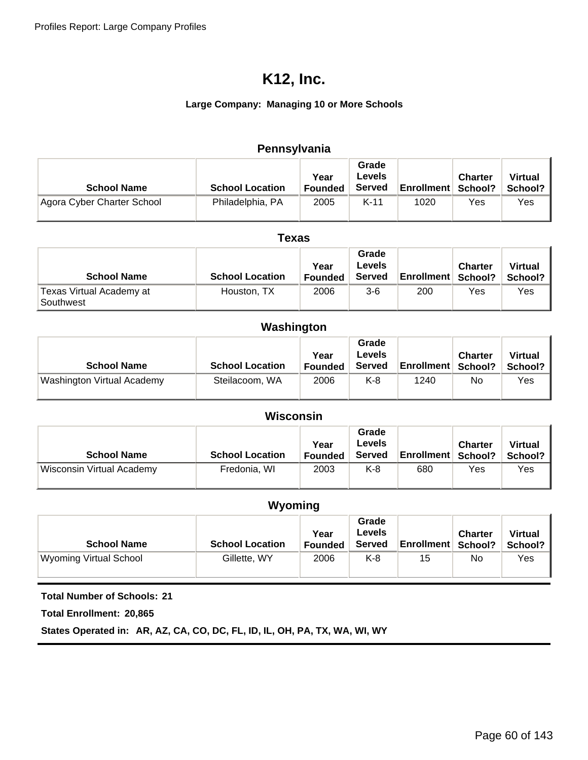# K12, Inc.

**Large Company: Managing 10 or More Schools**

## Pennsylvania

| School Name | School Location | Year Founded | Grade Levels Served | Enrollment | Charter School? | Virtual School? |
|---|---|---|---|---|---|---|
| Agora Cyber Charter School | Philadelphia, PA | 2005 | K-11 | 1020 | Yes | Yes |

## Texas

| School Name | School Location | Year Founded | Grade Levels Served | Enrollment | Charter School? | Virtual School? |
|---|---|---|---|---|---|---|
| Texas Virtual Academy at Southwest | Houston, TX | 2006 | 3-6 | 200 | Yes | Yes |

## Washington

| School Name | School Location | Year Founded | Grade Levels Served | Enrollment | Charter School? | Virtual School? |
|---|---|---|---|---|---|---|
| Washington Virtual Academy | Steilacoom, WA | 2006 | K-8 | 1240 | No | Yes |

## Wisconsin

| School Name | School Location | Year Founded | Grade Levels Served | Enrollment | Charter School? | Virtual School? |
|---|---|---|---|---|---|---|
| Wisconsin Virtual Academy | Fredonia, WI | 2003 | K-8 | 680 | Yes | Yes |

## Wyoming

| School Name | School Location | Year Founded | Grade Levels Served | Enrollment | Charter School? | Virtual School? |
|---|---|---|---|---|---|---|
| Wyoming Virtual School | Gillette, WY | 2006 | K-8 | 15 | No | Yes |

**Total Number of Schools: 21**

**Total Enrollment: 20,865**

**States Operated in: AR, AZ, CA, CO, DC, FL, ID, IL, OH, PA, TX, WA, WI, WY**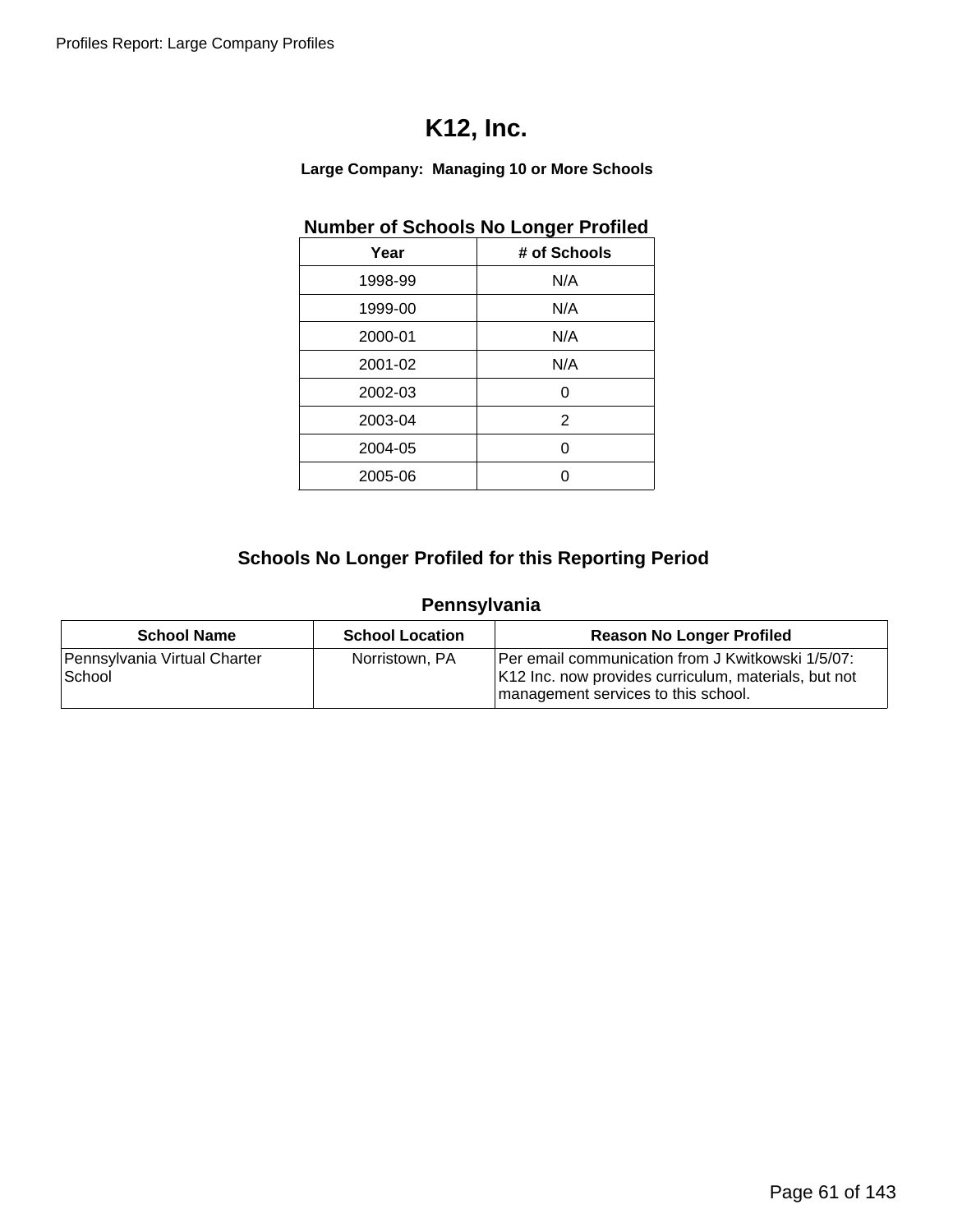# K12, Inc.

**Large Company: Managing 10 or More Schools**

**Number of Schools No Longer Profiled**

| Year | # of Schools |
|---|---|
| 1998-99 | N/A |
| 1999-00 | N/A |
| 2000-01 | N/A |
| 2001-02 | N/A |
| 2002-03 | 0 |
| 2003-04 | 2 |
| 2004-05 | 0 |
| 2005-06 | 0 |

## Schools No Longer Profiled for this Reporting Period

### Pennsylvania

| School Name | School Location | Reason No Longer Profiled |
|---|---|---|
| Pennsylvania Virtual Charter School | Norristown, PA | Per email communication from J Kwitkowski 1/5/07: K12 Inc. now provides curriculum, materials, but not management services to this school. |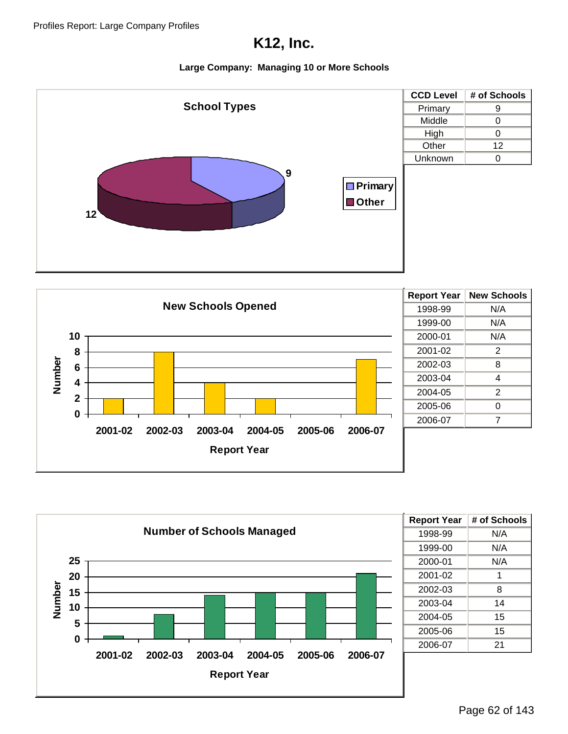# K12, Inc.

**Large Company: Managing 10 or More Schools**

### School Types

| CCD Level | # of Schools |
|---|---|
| Primary | 9 |
| Middle | 0 |
| High | 0 |
| Other | 12 |
| Unknown | 0 |

### New Schools Opened

| Report Year | New Schools |
|---|---|
| 1998-99 | N/A |
| 1999-00 | N/A |
| 2000-01 | N/A |
| 2001-02 | 2 |
| 2002-03 | 8 |
| 2003-04 | 4 |
| 2004-05 | 2 |
| 2005-06 | 0 |
| 2006-07 | 7 |

### Number of Schools Managed

| Report Year | # of Schools |
|---|---|
| 1998-99 | N/A |
| 1999-00 | N/A |
| 2000-01 | N/A |
| 2001-02 | 1 |
| 2002-03 | 8 |
| 2003-04 | 14 |
| 2004-05 | 15 |
| 2005-06 | 15 |
| 2006-07 | 21 |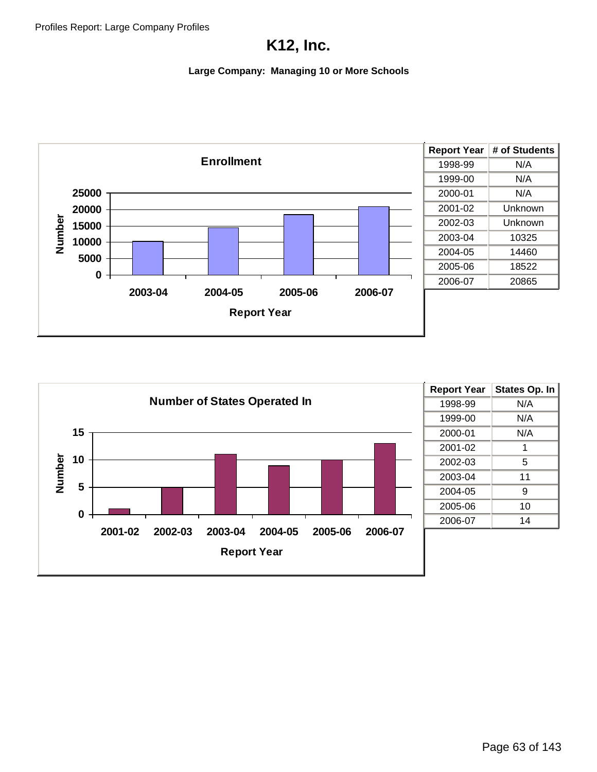# K12, Inc.

**Large Company: Managing 10 or More Schools**

**Enrollment**

| Report Year | # of Students |
|---|---|
| 1998-99 | N/A |
| 1999-00 | N/A |
| 2000-01 | N/A |
| 2001-02 | Unknown |
| 2002-03 | Unknown |
| 2003-04 | 10325 |
| 2004-05 | 14460 |
| 2005-06 | 18522 |
| 2006-07 | 20865 |

**Number of States Operated In**

| Report Year | States Op. In |
|---|---|
| 1998-99 | N/A |
| 1999-00 | N/A |
| 2000-01 | N/A |
| 2001-02 | 1 |
| 2002-03 | 5 |
| 2003-04 | 11 |
| 2004-05 | 9 |
| 2005-06 | 10 |
| 2006-07 | 14 |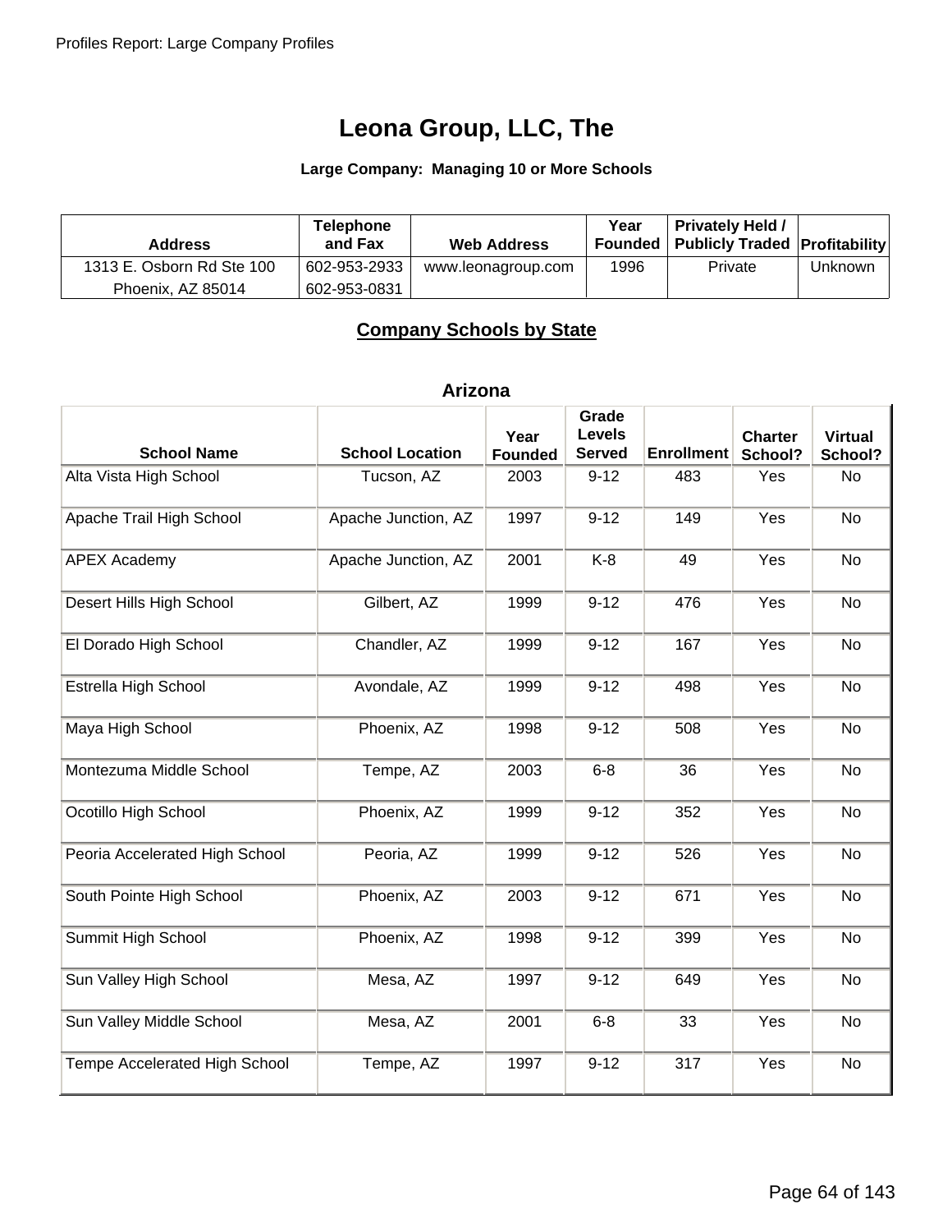# Leona Group, LLC, The

**Large Company: Managing 10 or More Schools**

| Address | Telephone and Fax | Web Address | Year Founded | Privately Held / Publicly Traded | Profitability |
|---|---|---|---|---|---|
| 1313 E. Osborn Rd Ste 100<br>Phoenix, AZ 85014 | 602-953-2933<br>602-953-0831 | www.leonagroup.com | 1996 | Private | Unknown |

## Company Schools by State

### Arizona

| School Name | School Location | Year Founded | Grade Levels Served | Enrollment | Charter School? | Virtual School? |
|---|---|---|---|---|---|---|
| Alta Vista High School | Tucson, AZ | 2003 | 9-12 | 483 | Yes | No |
| Apache Trail High School | Apache Junction, AZ | 1997 | 9-12 | 149 | Yes | No |
| APEX Academy | Apache Junction, AZ | 2001 | K-8 | 49 | Yes | No |
| Desert Hills High School | Gilbert, AZ | 1999 | 9-12 | 476 | Yes | No |
| El Dorado High School | Chandler, AZ | 1999 | 9-12 | 167 | Yes | No |
| Estrella High School | Avondale, AZ | 1999 | 9-12 | 498 | Yes | No |
| Maya High School | Phoenix, AZ | 1998 | 9-12 | 508 | Yes | No |
| Montezuma Middle School | Tempe, AZ | 2003 | 6-8 | 36 | Yes | No |
| Ocotillo High School | Phoenix, AZ | 1999 | 9-12 | 352 | Yes | No |
| Peoria Accelerated High School | Peoria, AZ | 1999 | 9-12 | 526 | Yes | No |
| South Pointe High School | Phoenix, AZ | 2003 | 9-12 | 671 | Yes | No |
| Summit High School | Phoenix, AZ | 1998 | 9-12 | 399 | Yes | No |
| Sun Valley High School | Mesa, AZ | 1997 | 9-12 | 649 | Yes | No |
| Sun Valley Middle School | Mesa, AZ | 2001 | 6-8 | 33 | Yes | No |
| Tempe Accelerated High School | Tempe, AZ | 1997 | 9-12 | 317 | Yes | No |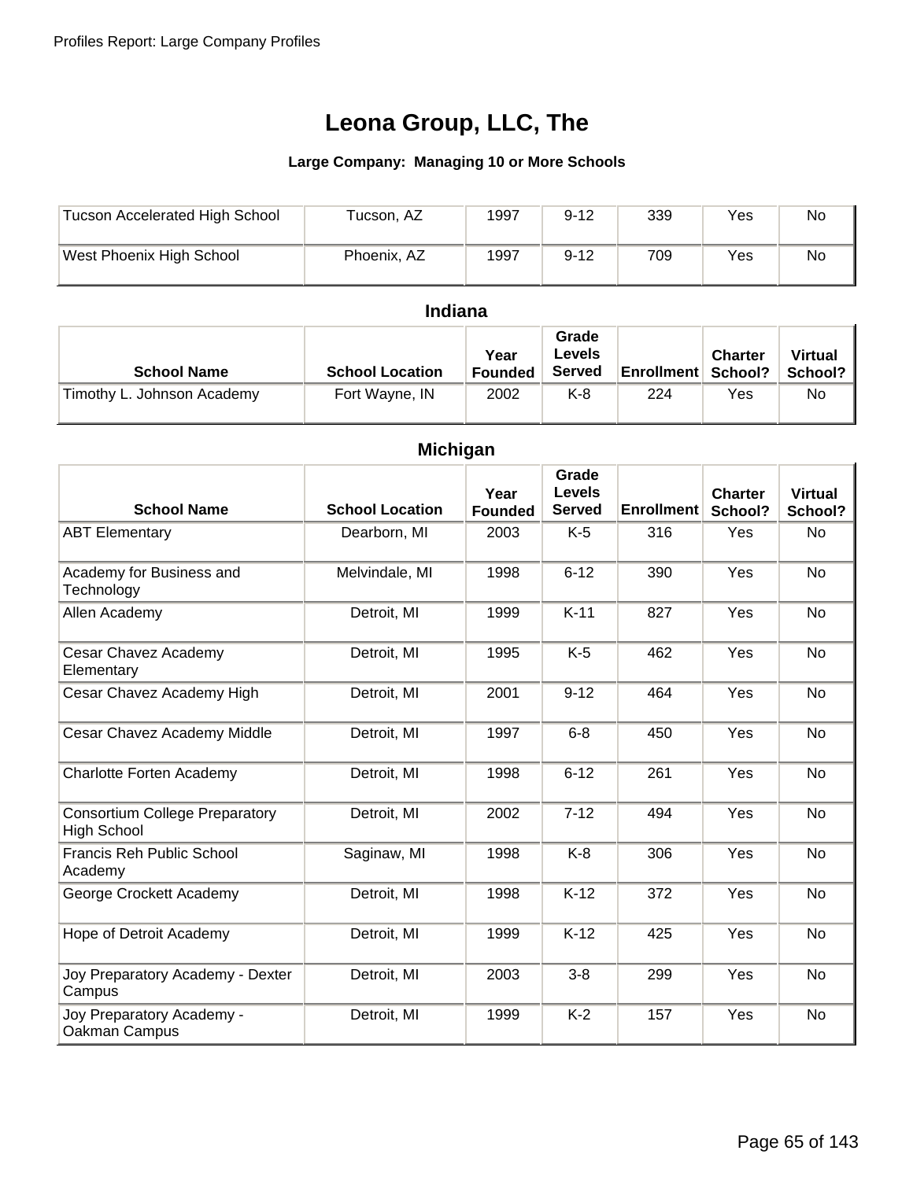# Leona Group, LLC, The

**Large Company: Managing 10 or More Schools**

| School Name | School Location | Year Founded | Grade Levels Served | Enrollment | Charter School? | Virtual School? |
|---|---|---|---|---|---|---|
| Tucson Accelerated High School | Tucson, AZ | 1997 | 9-12 | 339 | Yes | No |
| West Phoenix High School | Phoenix, AZ | 1997 | 9-12 | 709 | Yes | No |

## Indiana

| School Name | School Location | Year Founded | Grade Levels Served | Enrollment | Charter School? | Virtual School? |
|---|---|---|---|---|---|---|
| Timothy L. Johnson Academy | Fort Wayne, IN | 2002 | K-8 | 224 | Yes | No |

## Michigan

| School Name | School Location | Year Founded | Grade Levels Served | Enrollment | Charter School? | Virtual School? |
|---|---|---|---|---|---|---|
| ABT Elementary | Dearborn, MI | 2003 | K-5 | 316 | Yes | No |
| Academy for Business and Technology | Melvindale, MI | 1998 | 6-12 | 390 | Yes | No |
| Allen Academy | Detroit, MI | 1999 | K-11 | 827 | Yes | No |
| Cesar Chavez Academy Elementary | Detroit, MI | 1995 | K-5 | 462 | Yes | No |
| Cesar Chavez Academy High | Detroit, MI | 2001 | 9-12 | 464 | Yes | No |
| Cesar Chavez Academy Middle | Detroit, MI | 1997 | 6-8 | 450 | Yes | No |
| Charlotte Forten Academy | Detroit, MI | 1998 | 6-12 | 261 | Yes | No |
| Consortium College Preparatory High School | Detroit, MI | 2002 | 7-12 | 494 | Yes | No |
| Francis Reh Public School Academy | Saginaw, MI | 1998 | K-8 | 306 | Yes | No |
| George Crockett Academy | Detroit, MI | 1998 | K-12 | 372 | Yes | No |
| Hope of Detroit Academy | Detroit, MI | 1999 | K-12 | 425 | Yes | No |
| Joy Preparatory Academy - Dexter Campus | Detroit, MI | 2003 | 3-8 | 299 | Yes | No |
| Joy Preparatory Academy - Oakman Campus | Detroit, MI | 1999 | K-2 | 157 | Yes | No |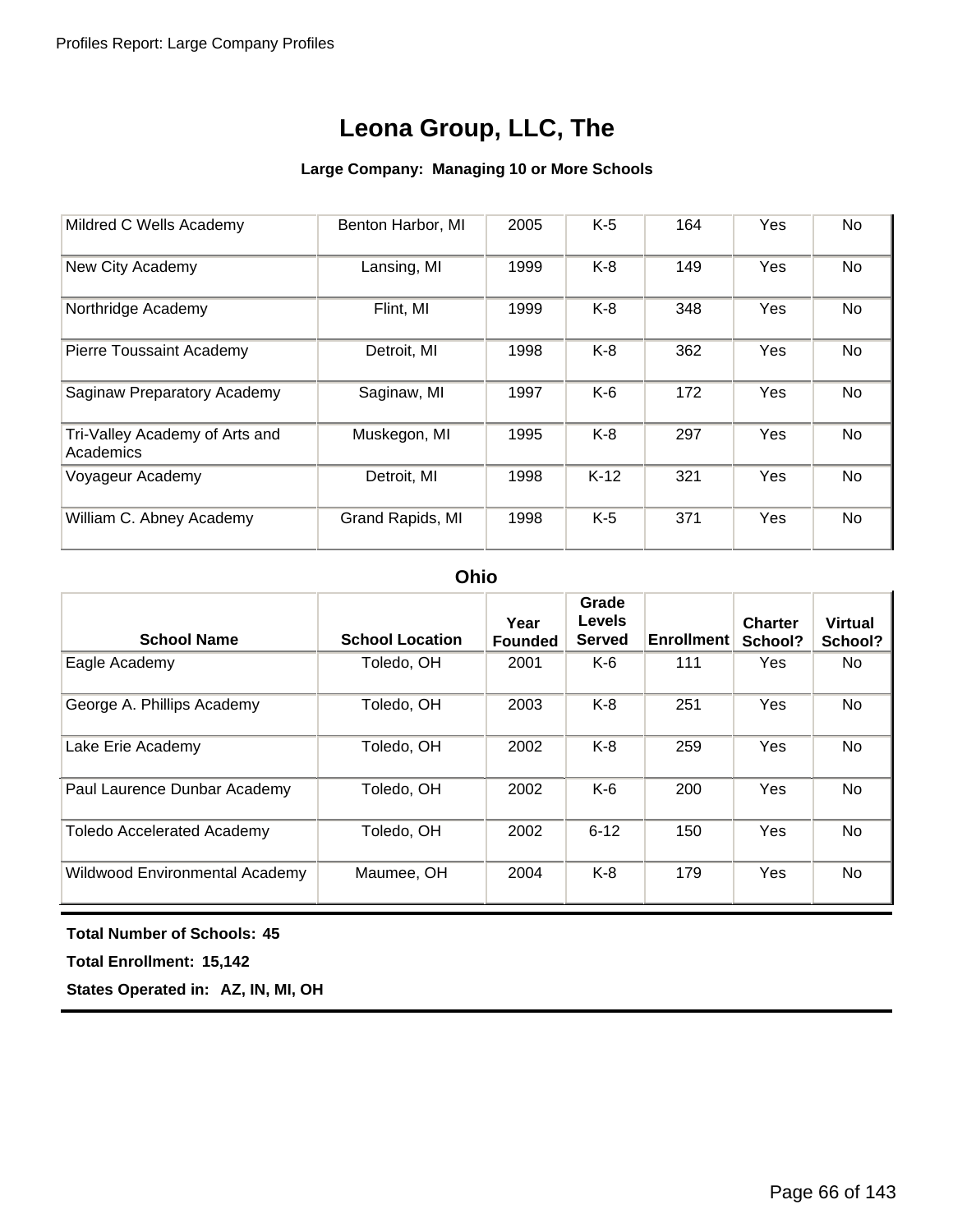# Leona Group, LLC, The

**Large Company: Managing 10 or More Schools**

| School Name | School Location | Year Founded | Grade Levels Served | Enrollment | Charter School? | Virtual School? |
|---|---|---|---|---|---|---|
| Mildred C Wells Academy | Benton Harbor, MI | 2005 | K-5 | 164 | Yes | No |
| New City Academy | Lansing, MI | 1999 | K-8 | 149 | Yes | No |
| Northridge Academy | Flint, MI | 1999 | K-8 | 348 | Yes | No |
| Pierre Toussaint Academy | Detroit, MI | 1998 | K-8 | 362 | Yes | No |
| Saginaw Preparatory Academy | Saginaw, MI | 1997 | K-6 | 172 | Yes | No |
| Tri-Valley Academy of Arts and Academics | Muskegon, MI | 1995 | K-8 | 297 | Yes | No |
| Voyageur Academy | Detroit, MI | 1998 | K-12 | 321 | Yes | No |
| William C. Abney Academy | Grand Rapids, MI | 1998 | K-5 | 371 | Yes | No |

## Ohio

| School Name | School Location | Year Founded | Grade Levels Served | Enrollment | Charter School? | Virtual School? |
|---|---|---|---|---|---|---|
| Eagle Academy | Toledo, OH | 2001 | K-6 | 111 | Yes | No |
| George A. Phillips Academy | Toledo, OH | 2003 | K-8 | 251 | Yes | No |
| Lake Erie Academy | Toledo, OH | 2002 | K-8 | 259 | Yes | No |
| Paul Laurence Dunbar Academy | Toledo, OH | 2002 | K-6 | 200 | Yes | No |
| Toledo Accelerated Academy | Toledo, OH | 2002 | 6-12 | 150 | Yes | No |
| Wildwood Environmental Academy | Maumee, OH | 2004 | K-8 | 179 | Yes | No |

**Total Number of Schools: 45**

**Total Enrollment: 15,142**

**States Operated in: AZ, IN, MI, OH**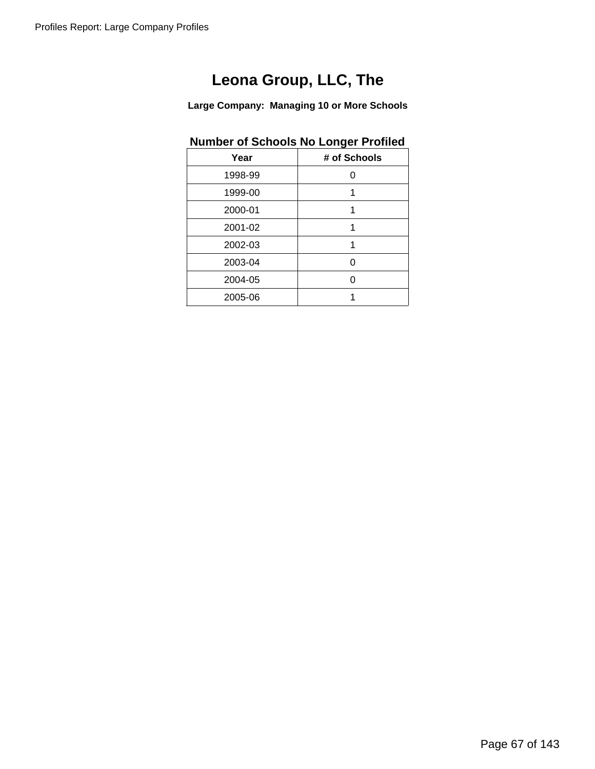# Leona Group, LLC, The

**Large Company: Managing 10 or More Schools**

## Number of Schools No Longer Profiled

| Year | # of Schools |
|---|---|
| 1998-99 | 0 |
| 1999-00 | 1 |
| 2000-01 | 1 |
| 2001-02 | 1 |
| 2002-03 | 1 |
| 2003-04 | 0 |
| 2004-05 | 0 |
| 2005-06 | 1 |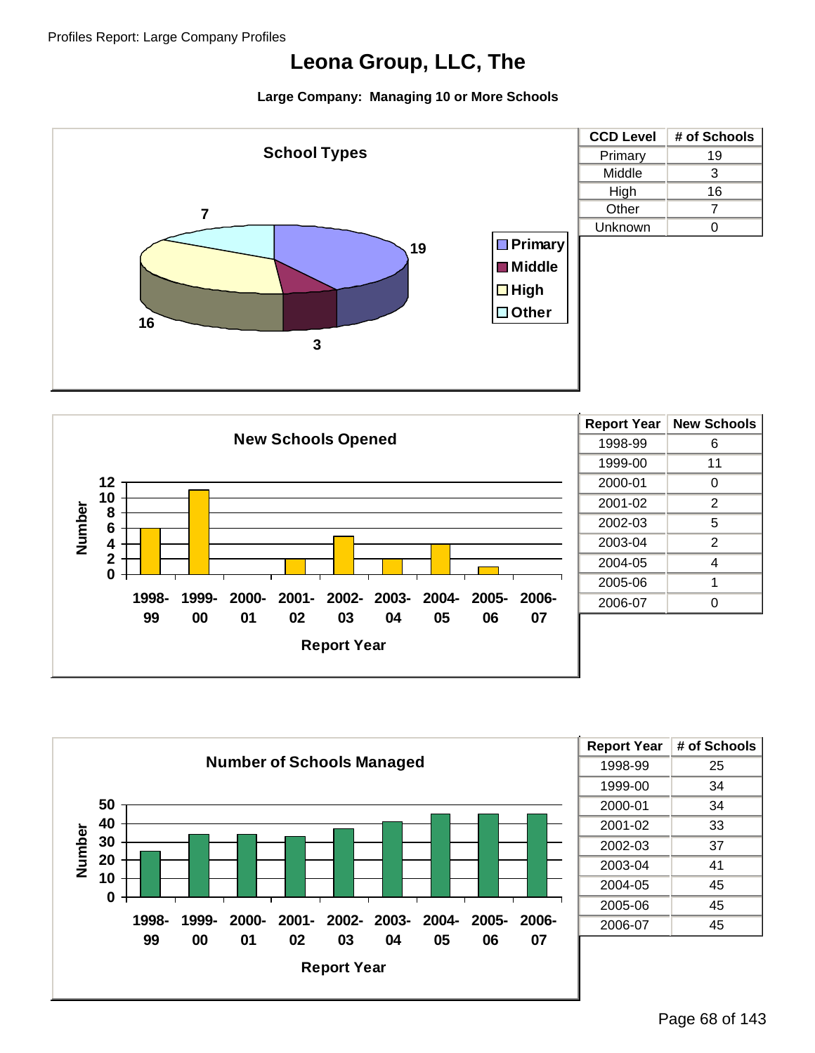# Leona Group, LLC, The

**Large Company: Managing 10 or More Schools**

## School Types

| CCD Level | # of Schools |
|---|---|
| Primary | 19 |
| Middle | 3 |
| High | 16 |
| Other | 7 |
| Unknown | 0 |

## New Schools Opened

| Report Year | New Schools |
|---|---|
| 1998-99 | 6 |
| 1999-00 | 11 |
| 2000-01 | 0 |
| 2001-02 | 2 |
| 2002-03 | 5 |
| 2003-04 | 2 |
| 2004-05 | 4 |
| 2005-06 | 1 |
| 2006-07 | 0 |

## Number of Schools Managed

| Report Year | # of Schools |
|---|---|
| 1998-99 | 25 |
| 1999-00 | 34 |
| 2000-01 | 34 |
| 2001-02 | 33 |
| 2002-03 | 37 |
| 2003-04 | 41 |
| 2004-05 | 45 |
| 2005-06 | 45 |
| 2006-07 | 45 |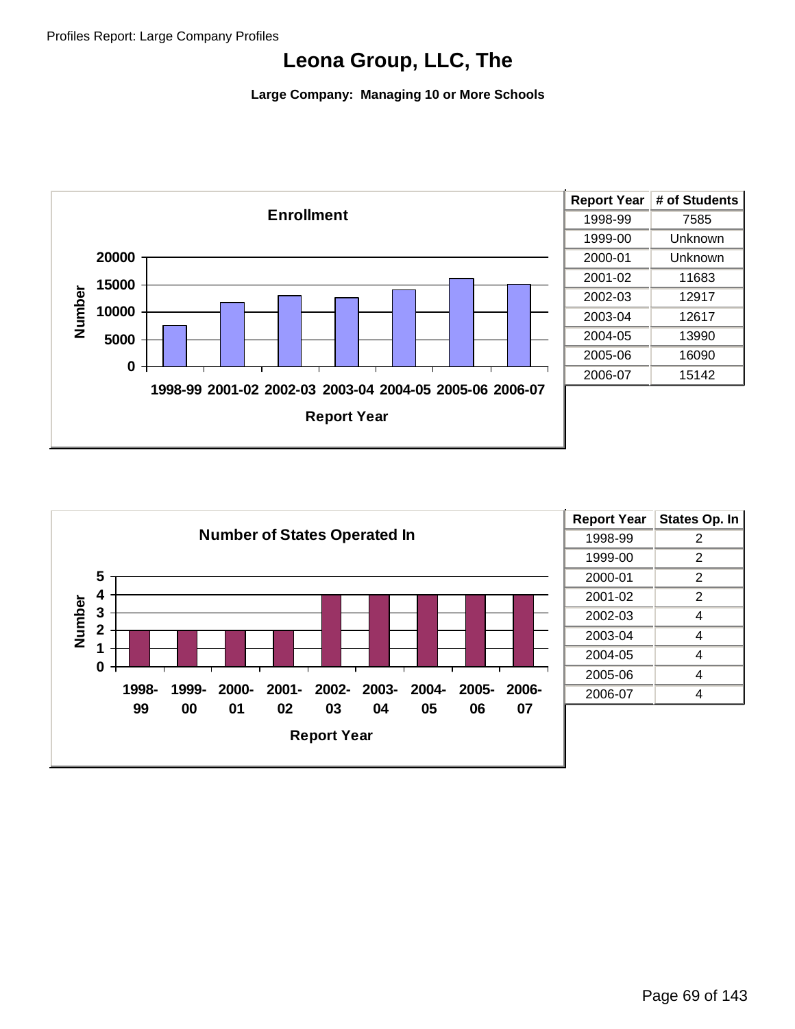# Leona Group, LLC, The

**Large Company: Managing 10 or More Schools**

**Enrollment**

| Report Year | # of Students |
|---|---|
| 1998-99 | 7585 |
| 1999-00 | Unknown |
| 2000-01 | Unknown |
| 2001-02 | 11683 |
| 2002-03 | 12917 |
| 2003-04 | 12617 |
| 2004-05 | 13990 |
| 2005-06 | 16090 |
| 2006-07 | 15142 |

**Number of States Operated In**

| Report Year | States Op. In |
|---|---|
| 1998-99 | 2 |
| 1999-00 | 2 |
| 2000-01 | 2 |
| 2001-02 | 2 |
| 2002-03 | 4 |
| 2003-04 | 4 |
| 2004-05 | 4 |
| 2005-06 | 4 |
| 2006-07 | 4 |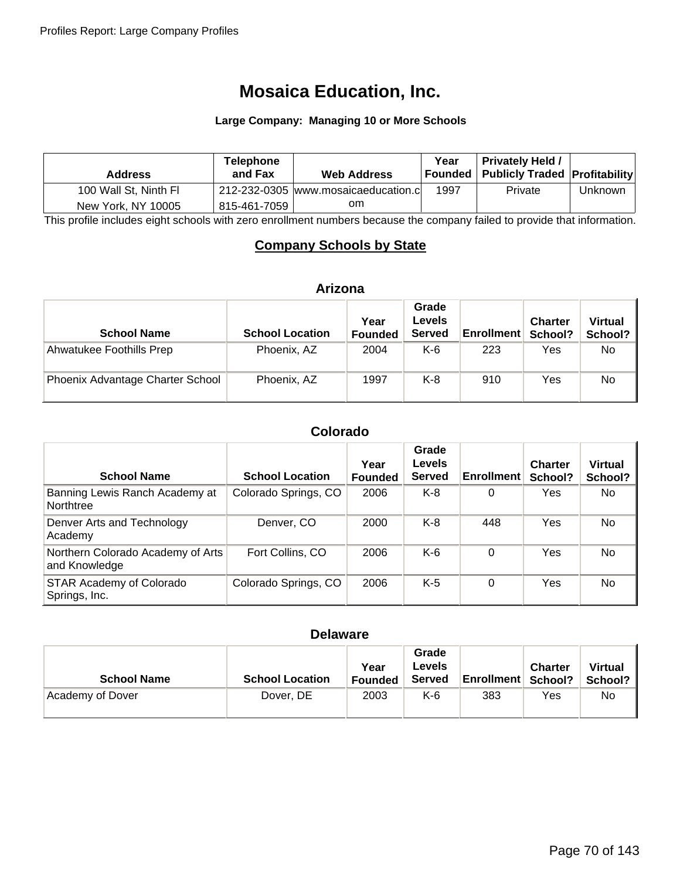# Mosaica Education, Inc.

**Large Company: Managing 10 or More Schools**

| Address | Telephone and Fax | Web Address | Year Founded | Privately Held / Publicly Traded | Profitability |
|---|---|---|---|---|---|
| 100 Wall St, Ninth Fl New York, NY 10005 | 212-232-0305 815-461-7059 | www.mosaicaeducation.com | 1997 | Private | Unknown |

This profile includes eight schools with zero enrollment numbers because the company failed to provide that information.

## Company Schools by State

### Arizona

| School Name | School Location | Year Founded | Grade Levels Served | Enrollment | Charter School? | Virtual School? |
|---|---|---|---|---|---|---|
| Ahwatukee Foothills Prep | Phoenix, AZ | 2004 | K-6 | 223 | Yes | No |
| Phoenix Advantage Charter School | Phoenix, AZ | 1997 | K-8 | 910 | Yes | No |

### Colorado

| School Name | School Location | Year Founded | Grade Levels Served | Enrollment | Charter School? | Virtual School? |
|---|---|---|---|---|---|---|
| Banning Lewis Ranch Academy at Northtree | Colorado Springs, CO | 2006 | K-8 | 0 | Yes | No |
| Denver Arts and Technology Academy | Denver, CO | 2000 | K-8 | 448 | Yes | No |
| Northern Colorado Academy of Arts and Knowledge | Fort Collins, CO | 2006 | K-6 | 0 | Yes | No |
| STAR Academy of Colorado Springs, Inc. | Colorado Springs, CO | 2006 | K-5 | 0 | Yes | No |

### Delaware

| School Name | School Location | Year Founded | Grade Levels Served | Enrollment | Charter School? | Virtual School? |
|---|---|---|---|---|---|---|
| Academy of Dover | Dover, DE | 2003 | K-6 | 383 | Yes | No |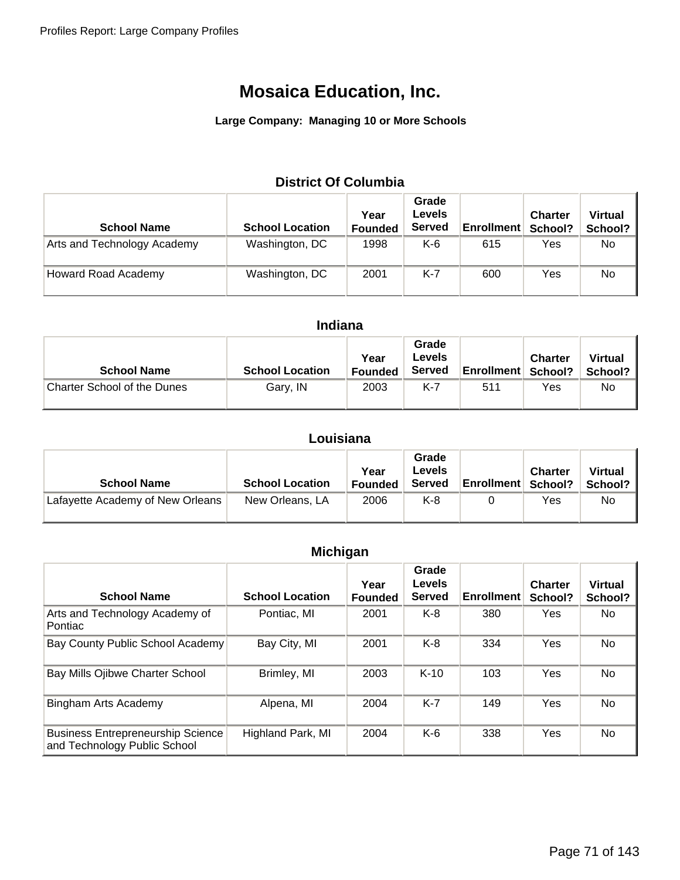# Mosaica Education, Inc.

**Large Company: Managing 10 or More Schools**

### District Of Columbia

| School Name | School Location | Year Founded | Grade Levels Served | Enrollment | Charter School? | Virtual School? |
|---|---|---|---|---|---|---|
| Arts and Technology Academy | Washington, DC | 1998 | K-6 | 615 | Yes | No |
| Howard Road Academy | Washington, DC | 2001 | K-7 | 600 | Yes | No |

### Indiana

| School Name | School Location | Year Founded | Grade Levels Served | Enrollment | Charter School? | Virtual School? |
|---|---|---|---|---|---|---|
| Charter School of the Dunes | Gary, IN | 2003 | K-7 | 511 | Yes | No |

### Louisiana

| School Name | School Location | Year Founded | Grade Levels Served | Enrollment | Charter School? | Virtual School? |
|---|---|---|---|---|---|---|
| Lafayette Academy of New Orleans | New Orleans, LA | 2006 | K-8 | 0 | Yes | No |

### Michigan

| School Name | School Location | Year Founded | Grade Levels Served | Enrollment | Charter School? | Virtual School? |
|---|---|---|---|---|---|---|
| Arts and Technology Academy of Pontiac | Pontiac, MI | 2001 | K-8 | 380 | Yes | No |
| Bay County Public School Academy | Bay City, MI | 2001 | K-8 | 334 | Yes | No |
| Bay Mills Ojibwe Charter School | Brimley, MI | 2003 | K-10 | 103 | Yes | No |
| Bingham Arts Academy | Alpena, MI | 2004 | K-7 | 149 | Yes | No |
| Business Entrepreneurship Science and Technology Public School | Highland Park, MI | 2004 | K-6 | 338 | Yes | No |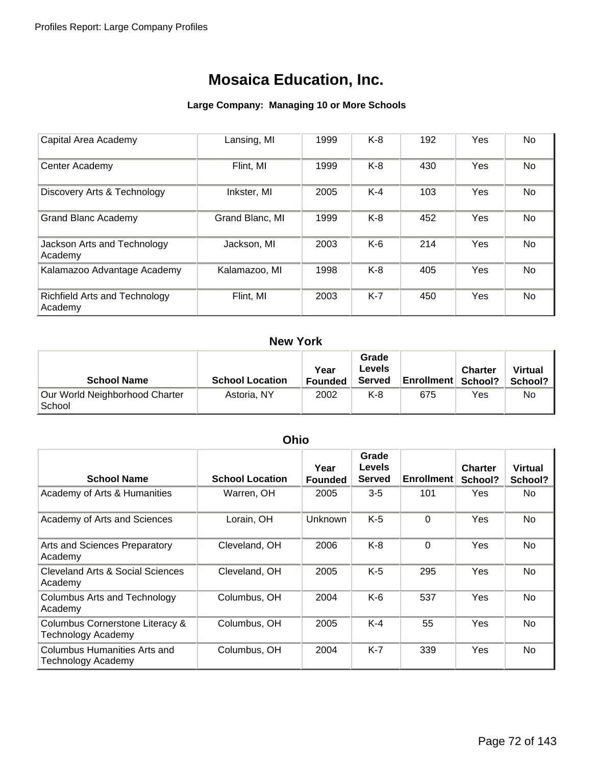# Mosaica Education, Inc.

**Large Company: Managing 10 or More Schools**

| School Name | School Location | Year Founded | Grade Levels Served | Enrollment | Charter School? | Virtual School? |
|---|---|---|---|---|---|---|
| Capital Area Academy | Lansing, MI | 1999 | K-8 | 192 | Yes | No |
| Center Academy | Flint, MI | 1999 | K-8 | 430 | Yes | No |
| Discovery Arts & Technology | Inkster, MI | 2005 | K-4 | 103 | Yes | No |
| Grand Blanc Academy | Grand Blanc, MI | 1999 | K-8 | 452 | Yes | No |
| Jackson Arts and Technology Academy | Jackson, MI | 2003 | K-6 | 214 | Yes | No |
| Kalamazoo Advantage Academy | Kalamazoo, MI | 1998 | K-8 | 405 | Yes | No |
| Richfield Arts and Technology Academy | Flint, MI | 2003 | K-7 | 450 | Yes | No |

## New York

| School Name | School Location | Year Founded | Grade Levels Served | Enrollment | Charter School? | Virtual School? |
|---|---|---|---|---|---|---|
| Our World Neighborhood Charter School | Astoria, NY | 2002 | K-8 | 675 | Yes | No |

## Ohio

| School Name | School Location | Year Founded | Grade Levels Served | Enrollment | Charter School? | Virtual School? |
|---|---|---|---|---|---|---|
| Academy of Arts & Humanities | Warren, OH | 2005 | 3-5 | 101 | Yes | No |
| Academy of Arts and Sciences | Lorain, OH | Unknown | K-5 | 0 | Yes | No |
| Arts and Sciences Preparatory Academy | Cleveland, OH | 2006 | K-8 | 0 | Yes | No |
| Cleveland Arts & Social Sciences Academy | Cleveland, OH | 2005 | K-5 | 295 | Yes | No |
| Columbus Arts and Technology Academy | Columbus, OH | 2004 | K-6 | 537 | Yes | No |
| Columbus Cornerstone Literacy & Technology Academy | Columbus, OH | 2005 | K-4 | 55 | Yes | No |
| Columbus Humanities Arts and Technology Academy | Columbus, OH | 2004 | K-7 | 339 | Yes | No |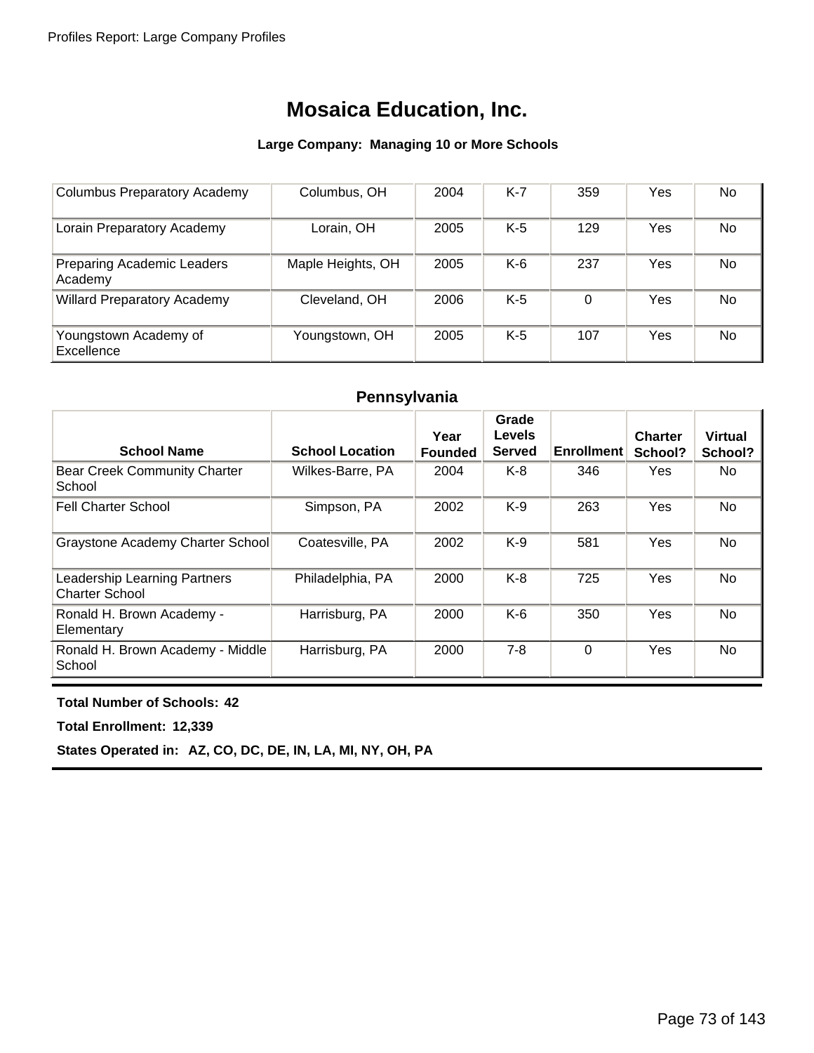# Mosaica Education, Inc.

**Large Company: Managing 10 or More Schools**

| School Name | School Location | Year Founded | Grade Levels Served | Enrollment | Charter School? | Virtual School? |
|---|---|---|---|---|---|---|
| Columbus Preparatory Academy | Columbus, OH | 2004 | K-7 | 359 | Yes | No |
| Lorain Preparatory Academy | Lorain, OH | 2005 | K-5 | 129 | Yes | No |
| Preparing Academic Leaders Academy | Maple Heights, OH | 2005 | K-6 | 237 | Yes | No |
| Willard Preparatory Academy | Cleveland, OH | 2006 | K-5 | 0 | Yes | No |
| Youngstown Academy of Excellence | Youngstown, OH | 2005 | K-5 | 107 | Yes | No |

## Pennsylvania

| School Name | School Location | Year Founded | Grade Levels Served | Enrollment | Charter School? | Virtual School? |
|---|---|---|---|---|---|---|
| Bear Creek Community Charter School | Wilkes-Barre, PA | 2004 | K-8 | 346 | Yes | No |
| Fell Charter School | Simpson, PA | 2002 | K-9 | 263 | Yes | No |
| Graystone Academy Charter School | Coatesville, PA | 2002 | K-9 | 581 | Yes | No |
| Leadership Learning Partners Charter School | Philadelphia, PA | 2000 | K-8 | 725 | Yes | No |
| Ronald H. Brown Academy - Elementary | Harrisburg, PA | 2000 | K-6 | 350 | Yes | No |
| Ronald H. Brown Academy - Middle School | Harrisburg, PA | 2000 | 7-8 | 0 | Yes | No |

**Total Number of Schools: 42**

**Total Enrollment: 12,339**

**States Operated in: AZ, CO, DC, DE, IN, LA, MI, NY, OH, PA**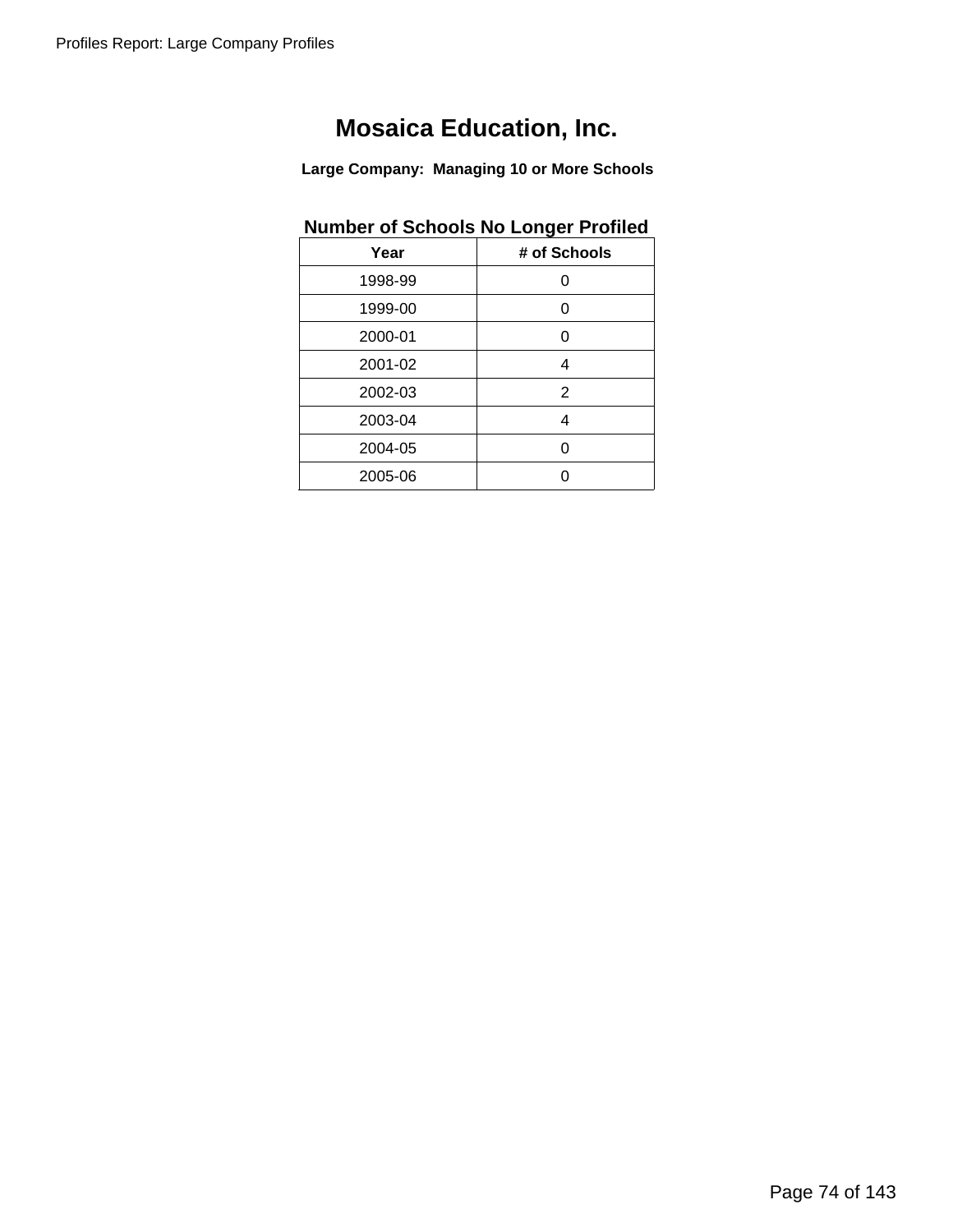# Mosaica Education, Inc.

**Large Company: Managing 10 or More Schools**

**Number of Schools No Longer Profiled**

| Year | # of Schools |
|---|---|
| 1998-99 | 0 |
| 1999-00 | 0 |
| 2000-01 | 0 |
| 2001-02 | 4 |
| 2002-03 | 2 |
| 2003-04 | 4 |
| 2004-05 | 0 |
| 2005-06 | 0 |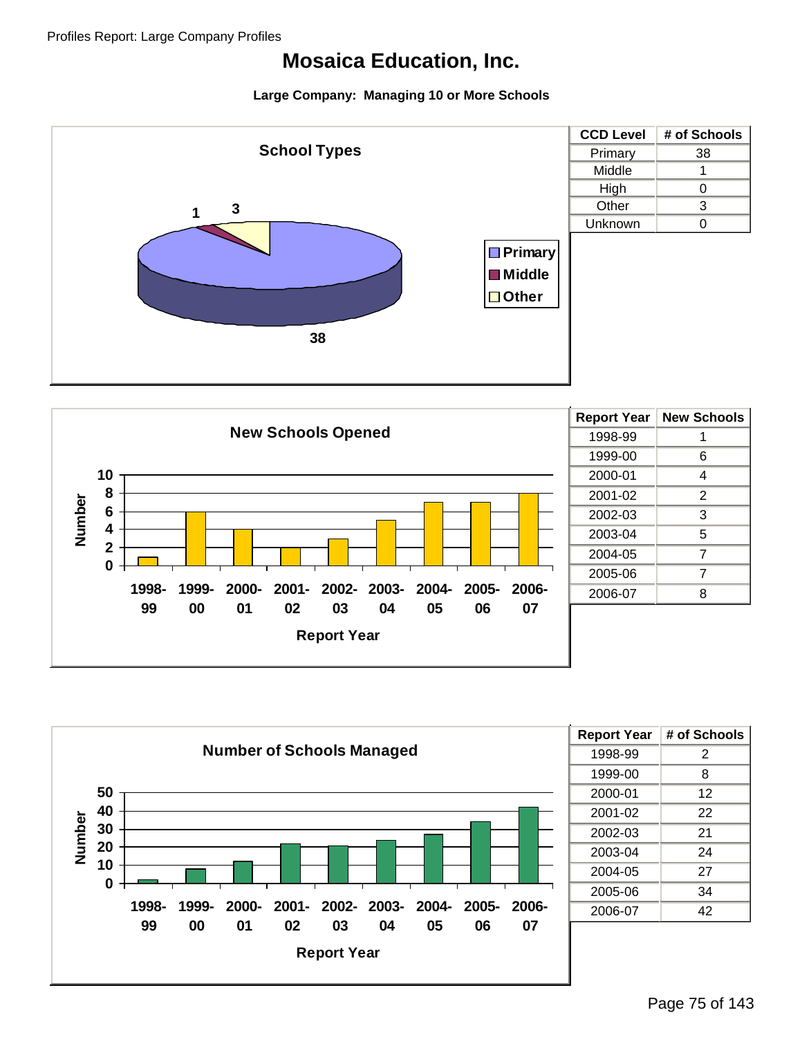# Mosaica Education, Inc.

**Large Company: Managing 10 or More Schools**

## School Types

| CCD Level | # of Schools |
|---|---|
| Primary | 38 |
| Middle | 1 |
| High | 0 |
| Other | 3 |
| Unknown | 0 |

## New Schools Opened

| Report Year | New Schools |
|---|---|
| 1998-99 | 1 |
| 1999-00 | 6 |
| 2000-01 | 4 |
| 2001-02 | 2 |
| 2002-03 | 3 |
| 2003-04 | 5 |
| 2004-05 | 7 |
| 2005-06 | 7 |
| 2006-07 | 8 |

## Number of Schools Managed

| Report Year | # of Schools |
|---|---|
| 1998-99 | 2 |
| 1999-00 | 8 |
| 2000-01 | 12 |
| 2001-02 | 22 |
| 2002-03 | 21 |
| 2003-04 | 24 |
| 2004-05 | 27 |
| 2005-06 | 34 |
| 2006-07 | 42 |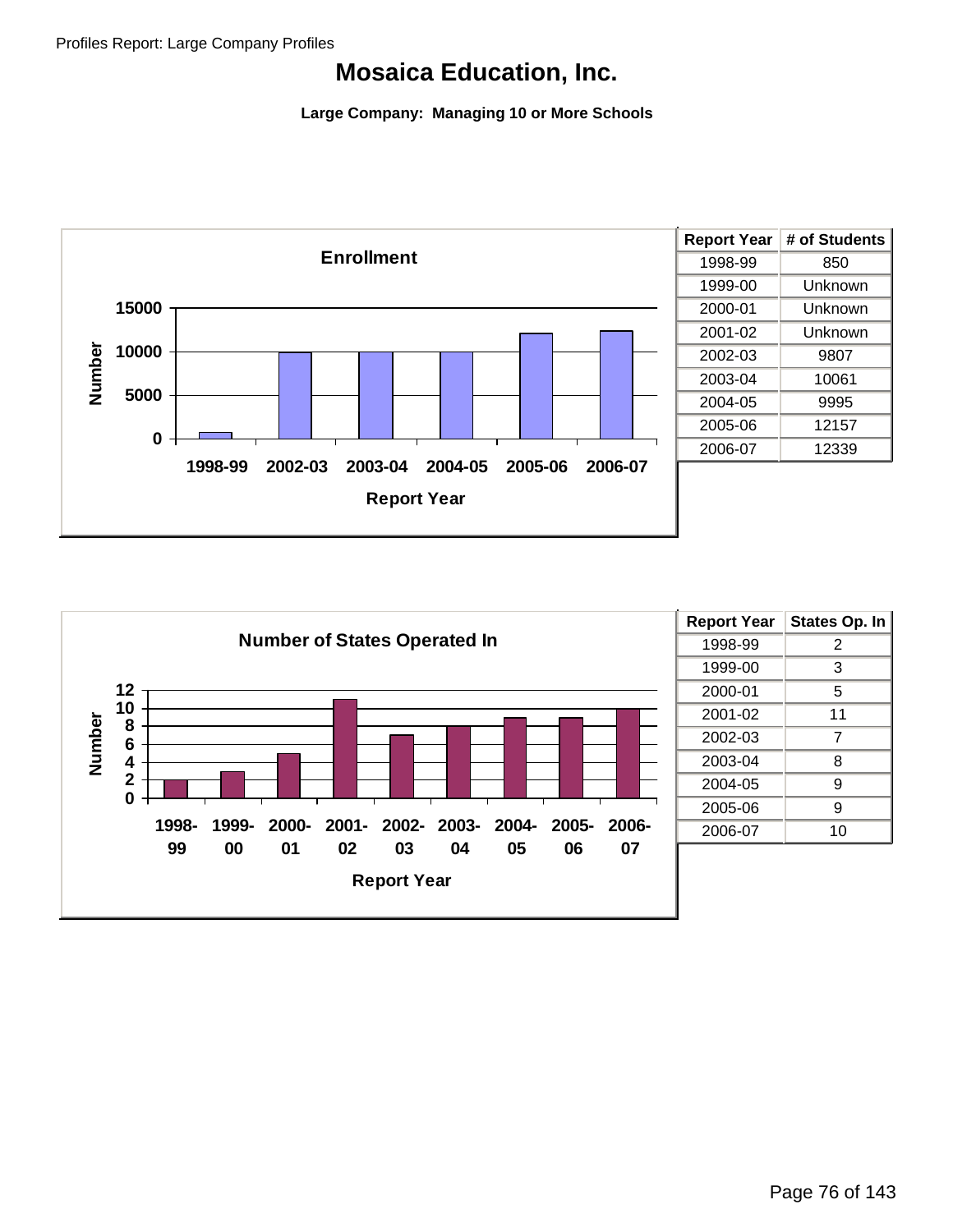Profiles Report: Large Company Profiles

# Mosaica Education, Inc.

**Large Company: Managing 10 or More Schools**

| Report Year | # of Students |
|---|---|
| 1998-99 | 850 |
| 1999-00 | Unknown |
| 2000-01 | Unknown |
| 2001-02 | Unknown |
| 2002-03 | 9807 |
| 2003-04 | 10061 |
| 2004-05 | 9995 |
| 2005-06 | 12157 |
| 2006-07 | 12339 |

| Report Year | States Op. In |
|---|---|
| 1998-99 | 2 |
| 1999-00 | 3 |
| 2000-01 | 5 |
| 2001-02 | 11 |
| 2002-03 | 7 |
| 2003-04 | 8 |
| 2004-05 | 9 |
| 2005-06 | 9 |
| 2006-07 | 10 |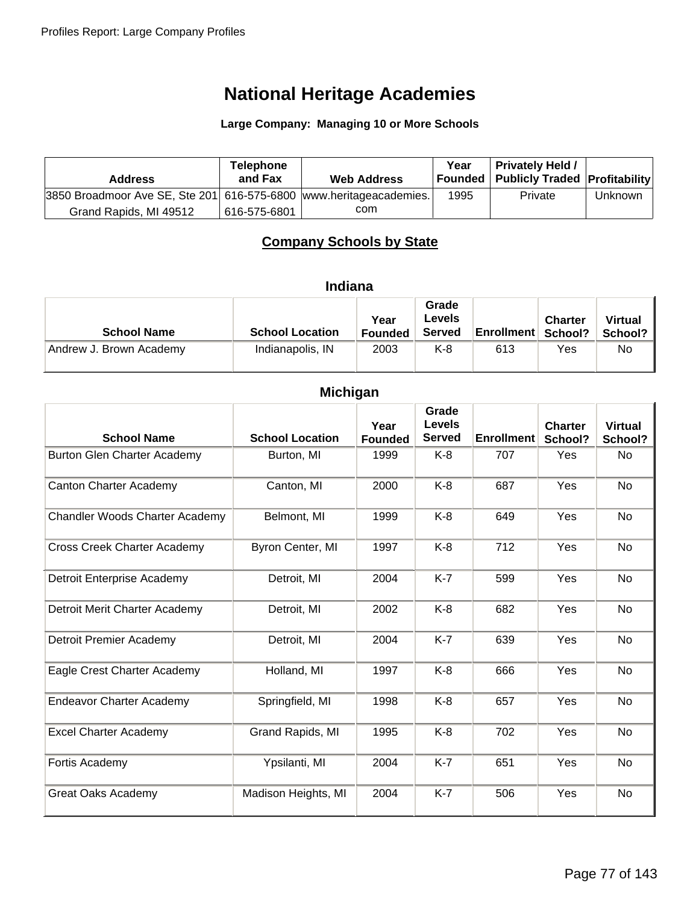# National Heritage Academies

**Large Company: Managing 10 or More Schools**

| Address | Telephone and Fax | Web Address | Year Founded | Privately Held / Publicly Traded | Profitability |
|---|---|---|---|---|---|
| 3850 Broadmoor Ave SE, Ste 201 Grand Rapids, MI 49512 | 616-575-6800 616-575-6801 | www.heritageacademies.com | 1995 | Private | Unknown |

## Company Schools by State

### Indiana

| School Name | School Location | Year Founded | Grade Levels Served | Enrollment | Charter School? | Virtual School? |
|---|---|---|---|---|---|---|
| Andrew J. Brown Academy | Indianapolis, IN | 2003 | K-8 | 613 | Yes | No |

### Michigan

| School Name | School Location | Year Founded | Grade Levels Served | Enrollment | Charter School? | Virtual School? |
|---|---|---|---|---|---|---|
| Burton Glen Charter Academy | Burton, MI | 1999 | K-8 | 707 | Yes | No |
| Canton Charter Academy | Canton, MI | 2000 | K-8 | 687 | Yes | No |
| Chandler Woods Charter Academy | Belmont, MI | 1999 | K-8 | 649 | Yes | No |
| Cross Creek Charter Academy | Byron Center, MI | 1997 | K-8 | 712 | Yes | No |
| Detroit Enterprise Academy | Detroit, MI | 2004 | K-7 | 599 | Yes | No |
| Detroit Merit Charter Academy | Detroit, MI | 2002 | K-8 | 682 | Yes | No |
| Detroit Premier Academy | Detroit, MI | 2004 | K-7 | 639 | Yes | No |
| Eagle Crest Charter Academy | Holland, MI | 1997 | K-8 | 666 | Yes | No |
| Endeavor Charter Academy | Springfield, MI | 1998 | K-8 | 657 | Yes | No |
| Excel Charter Academy | Grand Rapids, MI | 1995 | K-8 | 702 | Yes | No |
| Fortis Academy | Ypsilanti, MI | 2004 | K-7 | 651 | Yes | No |
| Great Oaks Academy | Madison Heights, MI | 2004 | K-7 | 506 | Yes | No |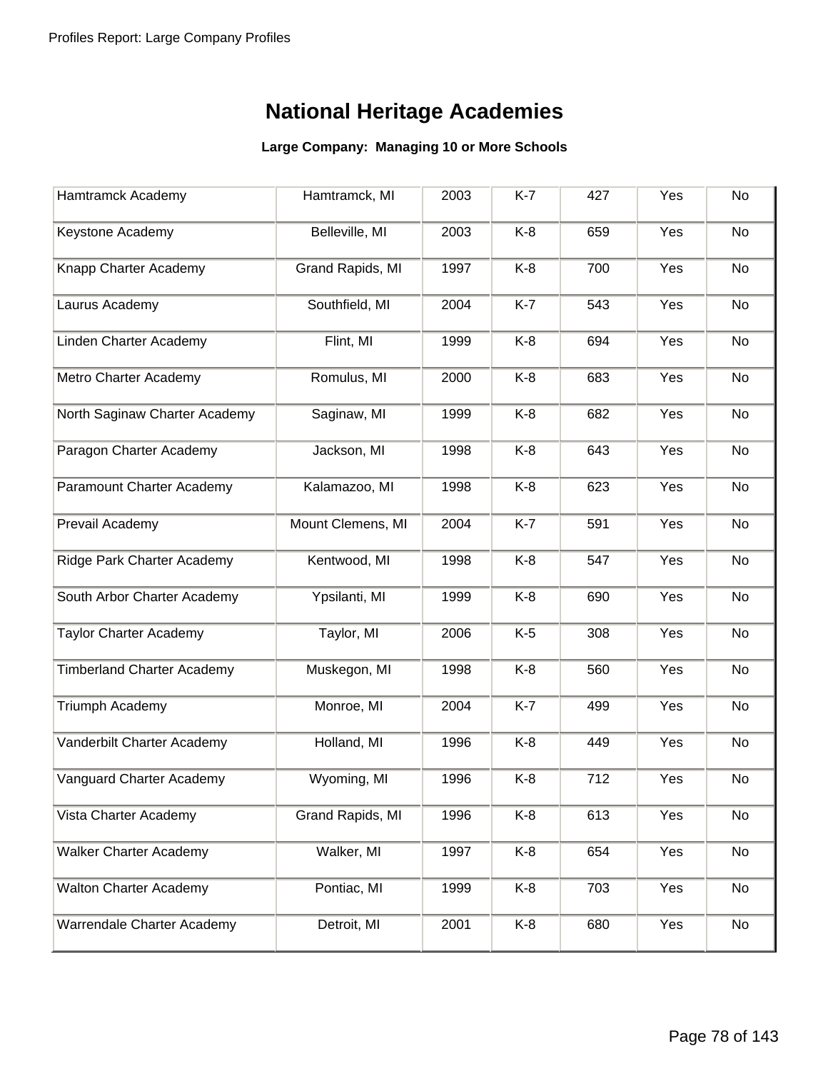# National Heritage Academies

**Large Company: Managing 10 or More Schools**

| | | | | | | |
|---|---|---|---|---|---|---|
| Hamtramck Academy | Hamtramck, MI | 2003 | K-7 | 427 | Yes | No |
| Keystone Academy | Belleville, MI | 2003 | K-8 | 659 | Yes | No |
| Knapp Charter Academy | Grand Rapids, MI | 1997 | K-8 | 700 | Yes | No |
| Laurus Academy | Southfield, MI | 2004 | K-7 | 543 | Yes | No |
| Linden Charter Academy | Flint, MI | 1999 | K-8 | 694 | Yes | No |
| Metro Charter Academy | Romulus, MI | 2000 | K-8 | 683 | Yes | No |
| North Saginaw Charter Academy | Saginaw, MI | 1999 | K-8 | 682 | Yes | No |
| Paragon Charter Academy | Jackson, MI | 1998 | K-8 | 643 | Yes | No |
| Paramount Charter Academy | Kalamazoo, MI | 1998 | K-8 | 623 | Yes | No |
| Prevail Academy | Mount Clemens, MI | 2004 | K-7 | 591 | Yes | No |
| Ridge Park Charter Academy | Kentwood, MI | 1998 | K-8 | 547 | Yes | No |
| South Arbor Charter Academy | Ypsilanti, MI | 1999 | K-8 | 690 | Yes | No |
| Taylor Charter Academy | Taylor, MI | 2006 | K-5 | 308 | Yes | No |
| Timberland Charter Academy | Muskegon, MI | 1998 | K-8 | 560 | Yes | No |
| Triumph Academy | Monroe, MI | 2004 | K-7 | 499 | Yes | No |
| Vanderbilt Charter Academy | Holland, MI | 1996 | K-8 | 449 | Yes | No |
| Vanguard Charter Academy | Wyoming, MI | 1996 | K-8 | 712 | Yes | No |
| Vista Charter Academy | Grand Rapids, MI | 1996 | K-8 | 613 | Yes | No |
| Walker Charter Academy | Walker, MI | 1997 | K-8 | 654 | Yes | No |
| Walton Charter Academy | Pontiac, MI | 1999 | K-8 | 703 | Yes | No |
| Warrendale Charter Academy | Detroit, MI | 2001 | K-8 | 680 | Yes | No |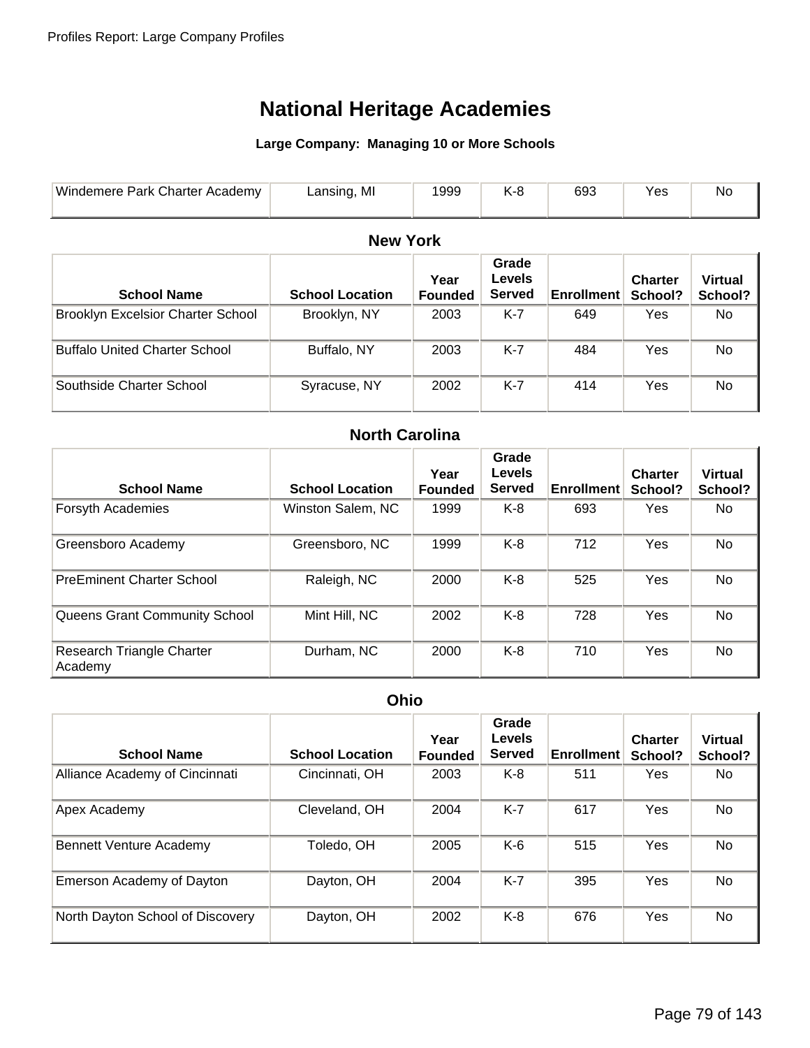# National Heritage Academies

**Large Company: Managing 10 or More Schools**

| School Name | School Location | Year Founded | Grade Levels Served | Enrollment | Charter School? | Virtual School? |
|---|---|---|---|---|---|---|
| Windemere Park Charter Academy | Lansing, MI | 1999 | K-8 | 693 | Yes | No |

## New York

| School Name | School Location | Year Founded | Grade Levels Served | Enrollment | Charter School? | Virtual School? |
|---|---|---|---|---|---|---|
| Brooklyn Excelsior Charter School | Brooklyn, NY | 2003 | K-7 | 649 | Yes | No |
| Buffalo United Charter School | Buffalo, NY | 2003 | K-7 | 484 | Yes | No |
| Southside Charter School | Syracuse, NY | 2002 | K-7 | 414 | Yes | No |

## North Carolina

| School Name | School Location | Year Founded | Grade Levels Served | Enrollment | Charter School? | Virtual School? |
|---|---|---|---|---|---|---|
| Forsyth Academies | Winston Salem, NC | 1999 | K-8 | 693 | Yes | No |
| Greensboro Academy | Greensboro, NC | 1999 | K-8 | 712 | Yes | No |
| PreEminent Charter School | Raleigh, NC | 2000 | K-8 | 525 | Yes | No |
| Queens Grant Community School | Mint Hill, NC | 2002 | K-8 | 728 | Yes | No |
| Research Triangle Charter Academy | Durham, NC | 2000 | K-8 | 710 | Yes | No |

## Ohio

| School Name | School Location | Year Founded | Grade Levels Served | Enrollment | Charter School? | Virtual School? |
|---|---|---|---|---|---|---|
| Alliance Academy of Cincinnati | Cincinnati, OH | 2003 | K-8 | 511 | Yes | No |
| Apex Academy | Cleveland, OH | 2004 | K-7 | 617 | Yes | No |
| Bennett Venture Academy | Toledo, OH | 2005 | K-6 | 515 | Yes | No |
| Emerson Academy of Dayton | Dayton, OH | 2004 | K-7 | 395 | Yes | No |
| North Dayton School of Discovery | Dayton, OH | 2002 | K-8 | 676 | Yes | No |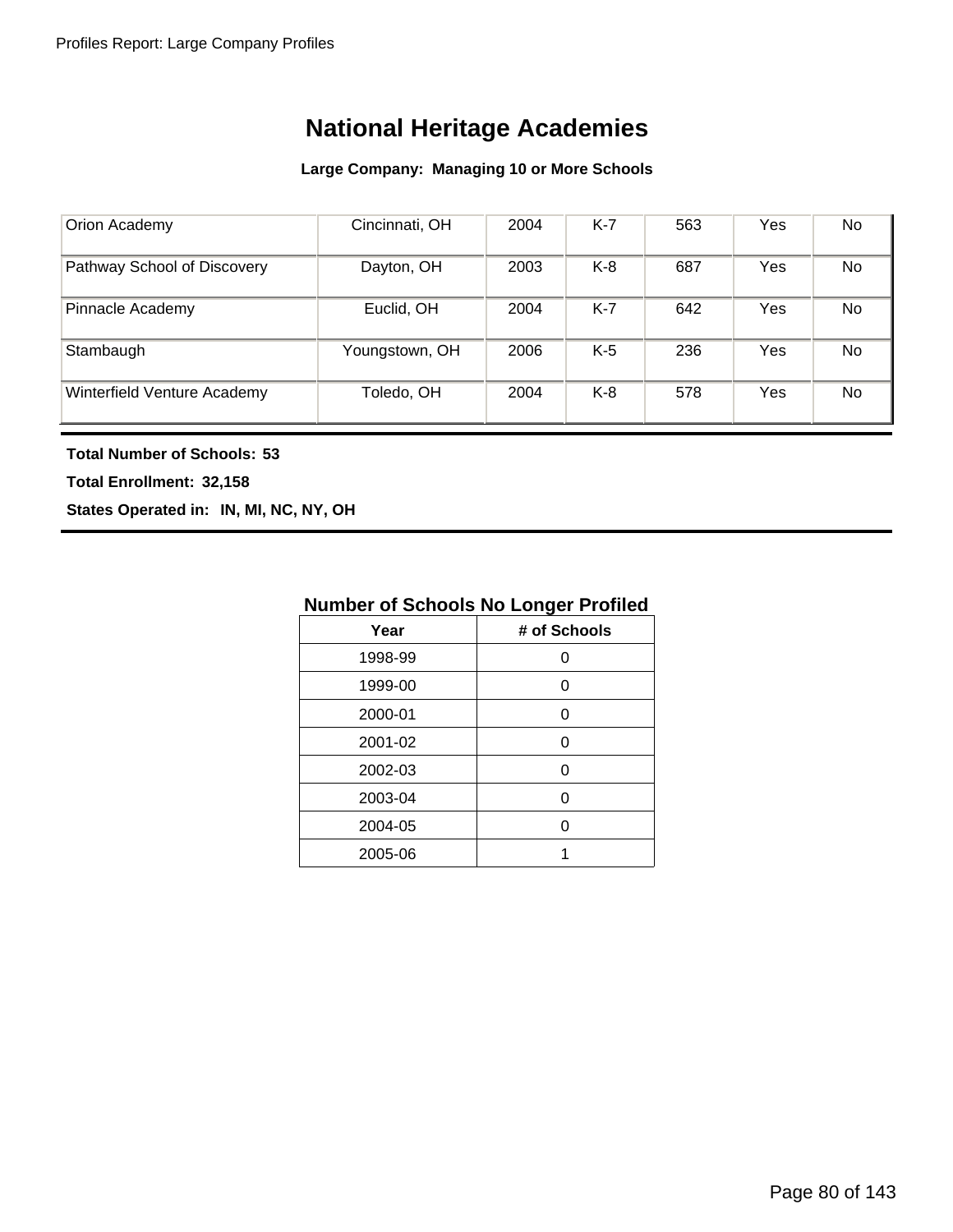# National Heritage Academies

**Large Company: Managing 10 or More Schools**

| | | | | | | |
|---|---|---|---|---|---|---|
| Orion Academy | Cincinnati, OH | 2004 | K-7 | 563 | Yes | No |
| Pathway School of Discovery | Dayton, OH | 2003 | K-8 | 687 | Yes | No |
| Pinnacle Academy | Euclid, OH | 2004 | K-7 | 642 | Yes | No |
| Stambaugh | Youngstown, OH | 2006 | K-5 | 236 | Yes | No |
| Winterfield Venture Academy | Toledo, OH | 2004 | K-8 | 578 | Yes | No |

**Total Number of Schools: 53**

**Total Enrollment: 32,158**

**States Operated in: IN, MI, NC, NY, OH**

**Number of Schools No Longer Profiled**

| Year | # of Schools |
|---|---|
| 1998-99 | 0 |
| 1999-00 | 0 |
| 2000-01 | 0 |
| 2001-02 | 0 |
| 2002-03 | 0 |
| 2003-04 | 0 |
| 2004-05 | 0 |
| 2005-06 | 1 |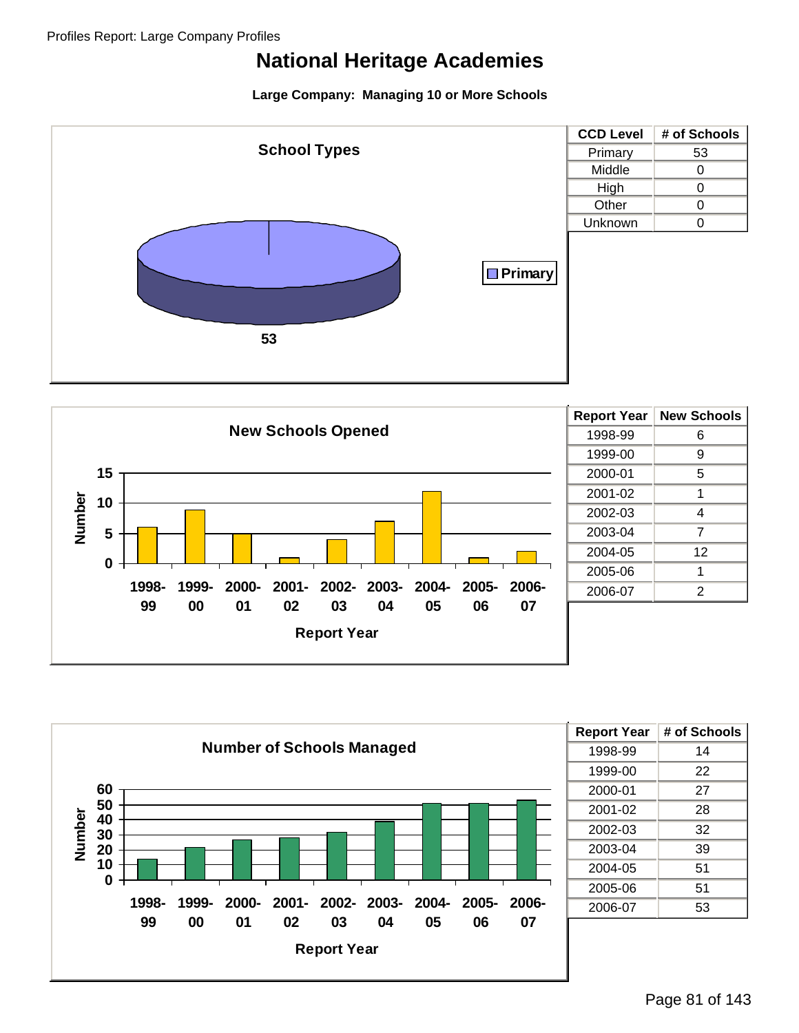# National Heritage Academies

**Large Company: Managing 10 or More Schools**

### School Types

| CCD Level | # of Schools |
|---|---|
| Primary | 53 |
| Middle | 0 |
| High | 0 |
| Other | 0 |
| Unknown | 0 |

### New Schools Opened

| Report Year | New Schools |
|---|---|
| 1998-99 | 6 |
| 1999-00 | 9 |
| 2000-01 | 5 |
| 2001-02 | 1 |
| 2002-03 | 4 |
| 2003-04 | 7 |
| 2004-05 | 12 |
| 2005-06 | 1 |
| 2006-07 | 2 |

### Number of Schools Managed

| Report Year | # of Schools |
|---|---|
| 1998-99 | 14 |
| 1999-00 | 22 |
| 2000-01 | 27 |
| 2001-02 | 28 |
| 2002-03 | 32 |
| 2003-04 | 39 |
| 2004-05 | 51 |
| 2005-06 | 51 |
| 2006-07 | 53 |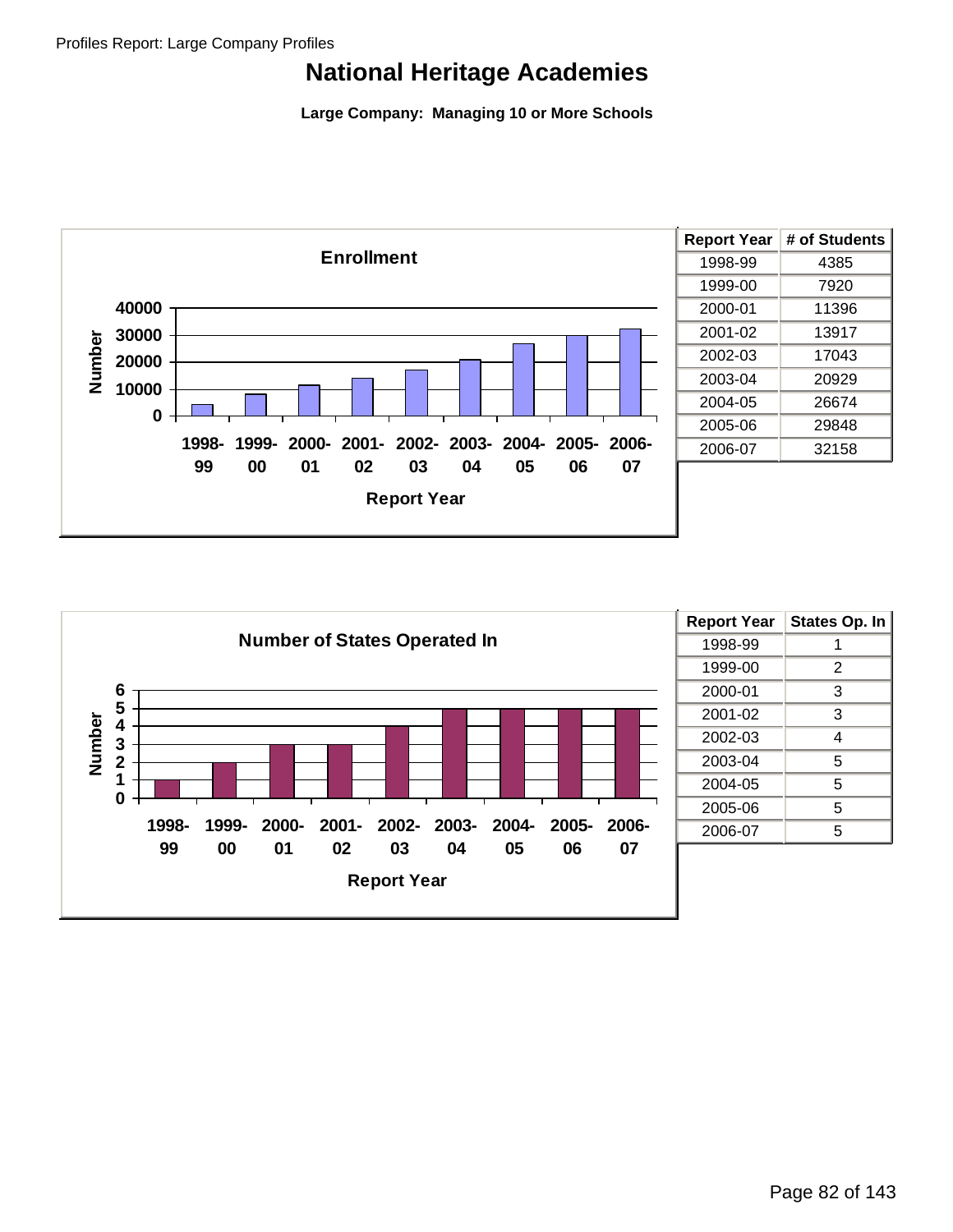# National Heritage Academies

**Large Company: Managing 10 or More Schools**

**Enrollment**

| Report Year | # of Students |
|---|---|
| 1998-99 | 4385 |
| 1999-00 | 7920 |
| 2000-01 | 11396 |
| 2001-02 | 13917 |
| 2002-03 | 17043 |
| 2003-04 | 20929 |
| 2004-05 | 26674 |
| 2005-06 | 29848 |
| 2006-07 | 32158 |

**Number of States Operated In**

| Report Year | States Op. In |
|---|---|
| 1998-99 | 1 |
| 1999-00 | 2 |
| 2000-01 | 3 |
| 2001-02 | 3 |
| 2002-03 | 4 |
| 2003-04 | 5 |
| 2004-05 | 5 |
| 2005-06 | 5 |
| 2006-07 | 5 |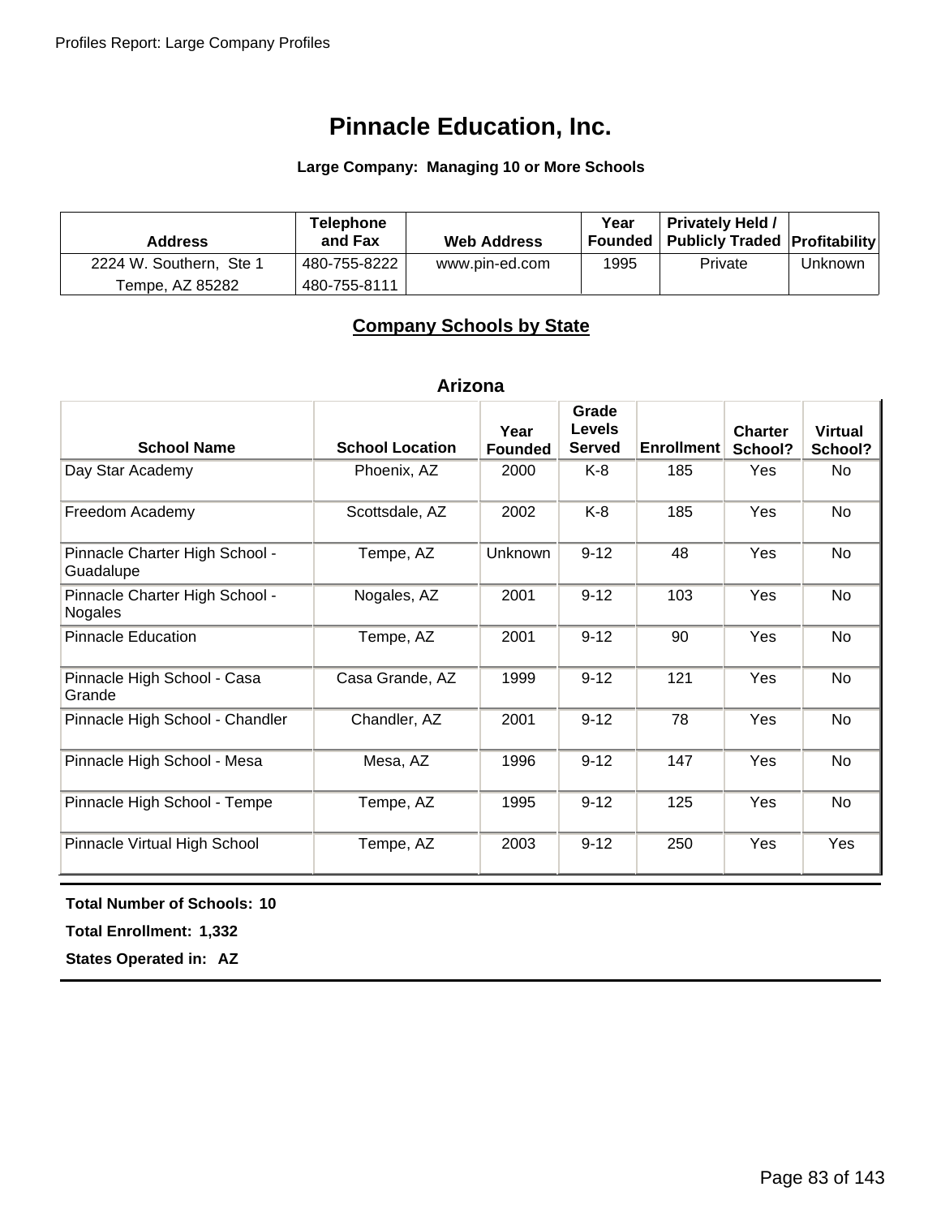# Pinnacle Education, Inc.

**Large Company: Managing 10 or More Schools**

| Address | Telephone and Fax | Web Address | Year Founded | Privately Held / Publicly Traded | Profitability |
|---|---|---|---|---|---|
| 2224 W. Southern, Ste 1<br>Tempe, AZ 85282 | 480-755-8222<br>480-755-8111 | www.pin-ed.com | 1995 | Private | Unknown |

## Company Schools by State

### Arizona

| School Name | School Location | Year Founded | Grade Levels Served | Enrollment | Charter School? | Virtual School? |
|---|---|---|---|---|---|---|
| Day Star Academy | Phoenix, AZ | 2000 | K-8 | 185 | Yes | No |
| Freedom Academy | Scottsdale, AZ | 2002 | K-8 | 185 | Yes | No |
| Pinnacle Charter High School - Guadalupe | Tempe, AZ | Unknown | 9-12 | 48 | Yes | No |
| Pinnacle Charter High School - Nogales | Nogales, AZ | 2001 | 9-12 | 103 | Yes | No |
| Pinnacle Education | Tempe, AZ | 2001 | 9-12 | 90 | Yes | No |
| Pinnacle High School - Casa Grande | Casa Grande, AZ | 1999 | 9-12 | 121 | Yes | No |
| Pinnacle High School - Chandler | Chandler, AZ | 2001 | 9-12 | 78 | Yes | No |
| Pinnacle High School - Mesa | Mesa, AZ | 1996 | 9-12 | 147 | Yes | No |
| Pinnacle High School - Tempe | Tempe, AZ | 1995 | 9-12 | 125 | Yes | No |
| Pinnacle Virtual High School | Tempe, AZ | 2003 | 9-12 | 250 | Yes | Yes |

**Total Number of Schools: 10**

**Total Enrollment: 1,332**

**States Operated in: AZ**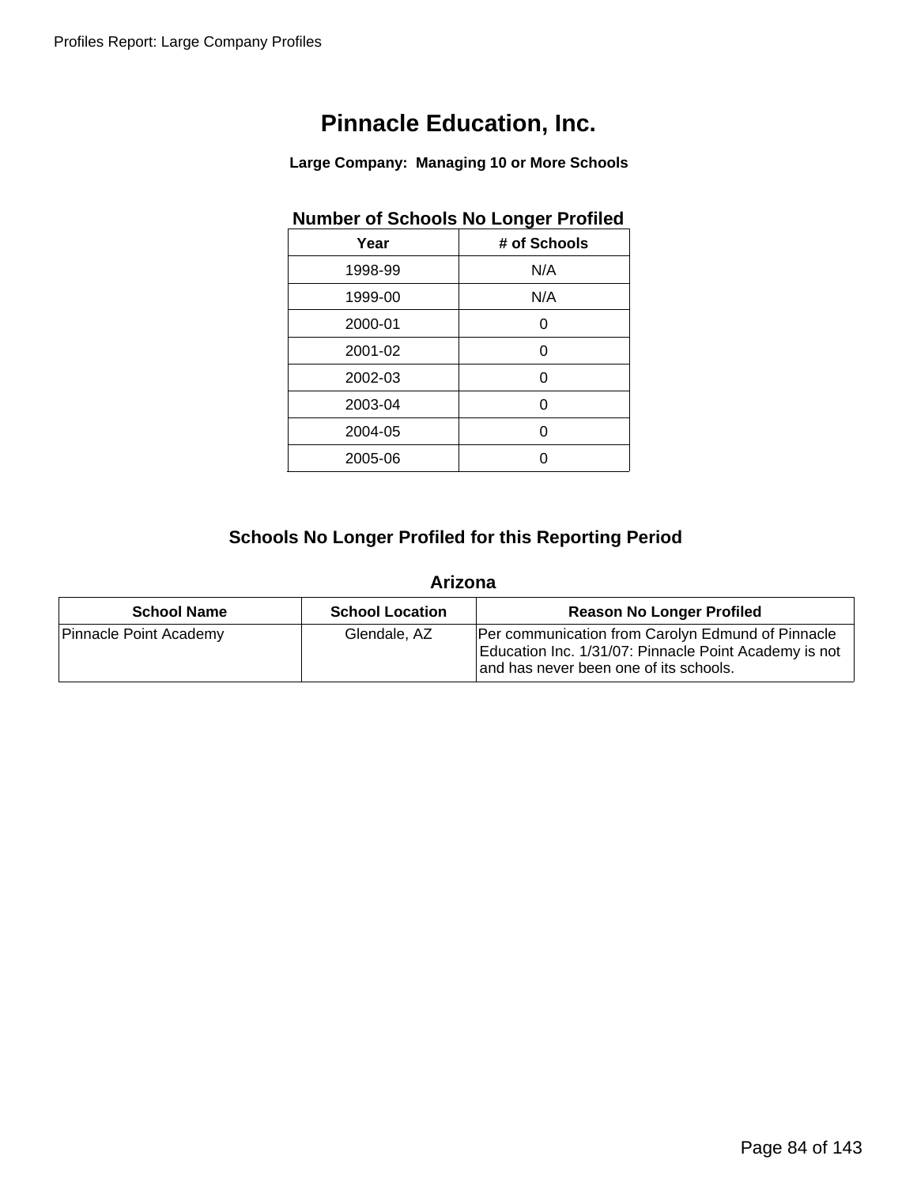# Pinnacle Education, Inc.

**Large Company: Managing 10 or More Schools**

### Number of Schools No Longer Profiled

| Year | # of Schools |
|---|---|
| 1998-99 | N/A |
| 1999-00 | N/A |
| 2000-01 | 0 |
| 2001-02 | 0 |
| 2002-03 | 0 |
| 2003-04 | 0 |
| 2004-05 | 0 |
| 2005-06 | 0 |

## Schools No Longer Profiled for this Reporting Period

### Arizona

| School Name | School Location | Reason No Longer Profiled |
|---|---|---|
| Pinnacle Point Academy | Glendale, AZ | Per communication from Carolyn Edmund of Pinnacle Education Inc. 1/31/07: Pinnacle Point Academy is not and has never been one of its schools. |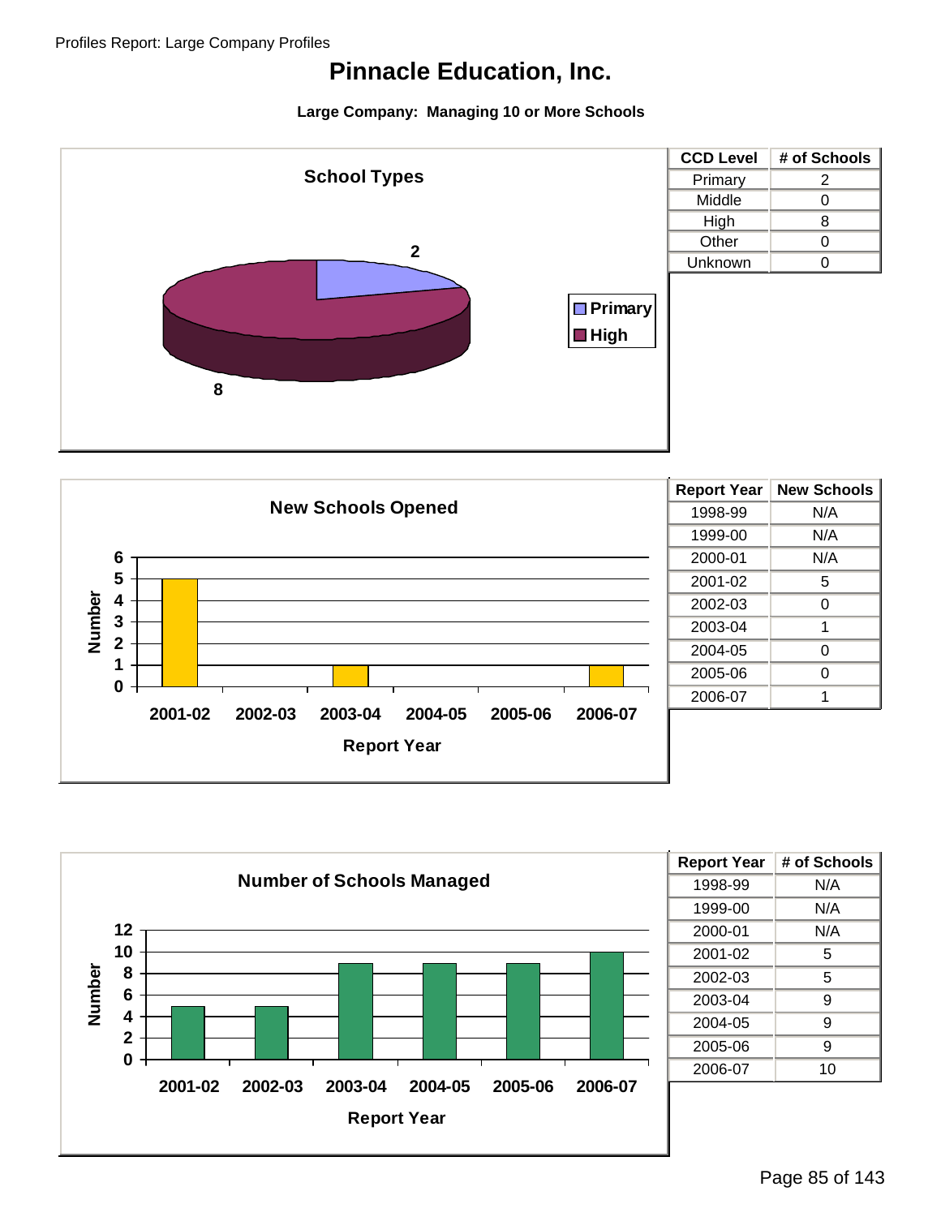# Pinnacle Education, Inc.

**Large Company: Managing 10 or More Schools**

### School Types

| CCD Level | # of Schools |
|---|---|
| Primary | 2 |
| Middle | 0 |
| High | 8 |
| Other | 0 |
| Unknown | 0 |

### New Schools Opened

| Report Year | New Schools |
|---|---|
| 1998-99 | N/A |
| 1999-00 | N/A |
| 2000-01 | N/A |
| 2001-02 | 5 |
| 2002-03 | 0 |
| 2003-04 | 1 |
| 2004-05 | 0 |
| 2005-06 | 0 |
| 2006-07 | 1 |

### Number of Schools Managed

| Report Year | # of Schools |
|---|---|
| 1998-99 | N/A |
| 1999-00 | N/A |
| 2000-01 | N/A |
| 2001-02 | 5 |
| 2002-03 | 5 |
| 2003-04 | 9 |
| 2004-05 | 9 |
| 2005-06 | 9 |
| 2006-07 | 10 |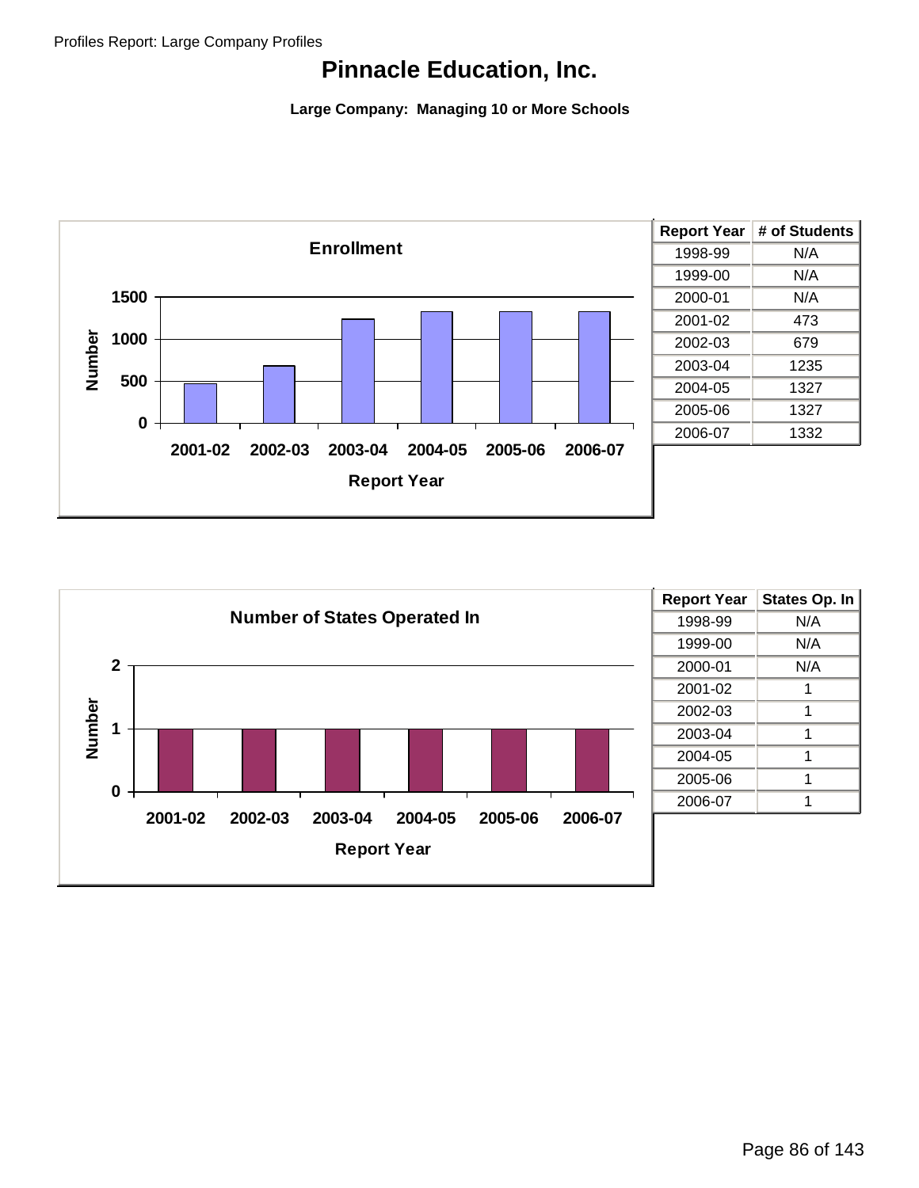# Pinnacle Education, Inc.

**Large Company: Managing 10 or More Schools**

| Report Year | # of Students |
|---|---|
| 1998-99 | N/A |
| 1999-00 | N/A |
| 2000-01 | N/A |
| 2001-02 | 473 |
| 2002-03 | 679 |
| 2003-04 | 1235 |
| 2004-05 | 1327 |
| 2005-06 | 1327 |
| 2006-07 | 1332 |

| Report Year | States Op. In |
|---|---|
| 1998-99 | N/A |
| 1999-00 | N/A |
| 2000-01 | N/A |
| 2001-02 | 1 |
| 2002-03 | 1 |
| 2003-04 | 1 |
| 2004-05 | 1 |
| 2005-06 | 1 |
| 2006-07 | 1 |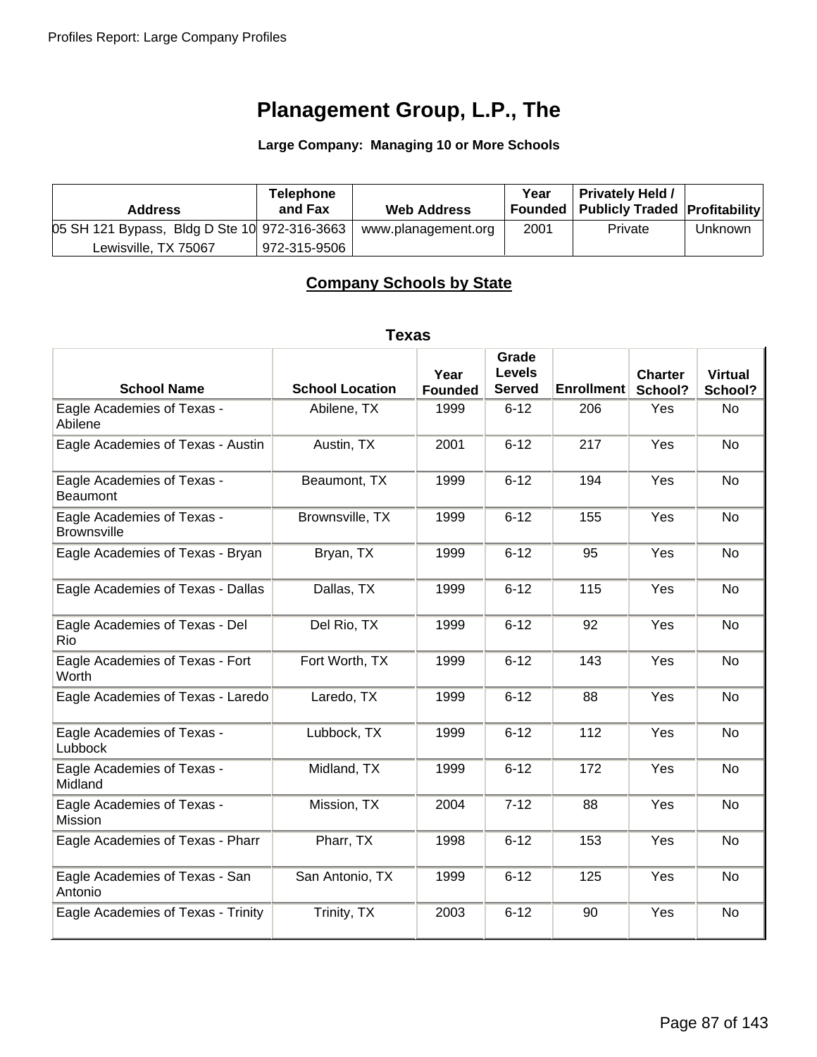# Planagement Group, L.P., The

**Large Company: Managing 10 or More Schools**

| Address | Telephone and Fax | Web Address | Year Founded | Privately Held / Publicly Traded | Profitability |
|---|---|---|---|---|---|
| 05 SH 121 Bypass, Bldg D Ste 10<br>Lewisville, TX 75067 | 972-316-3663<br>972-315-9506 | www.planagement.org | 2001 | Private | Unknown |

## Company Schools by State

### Texas

| School Name | School Location | Year Founded | Grade Levels Served | Enrollment | Charter School? | Virtual School? |
|---|---|---|---|---|---|---|
| Eagle Academies of Texas - Abilene | Abilene, TX | 1999 | 6-12 | 206 | Yes | No |
| Eagle Academies of Texas - Austin | Austin, TX | 2001 | 6-12 | 217 | Yes | No |
| Eagle Academies of Texas - Beaumont | Beaumont, TX | 1999 | 6-12 | 194 | Yes | No |
| Eagle Academies of Texas - Brownsville | Brownsville, TX | 1999 | 6-12 | 155 | Yes | No |
| Eagle Academies of Texas - Bryan | Bryan, TX | 1999 | 6-12 | 95 | Yes | No |
| Eagle Academies of Texas - Dallas | Dallas, TX | 1999 | 6-12 | 115 | Yes | No |
| Eagle Academies of Texas - Del Rio | Del Rio, TX | 1999 | 6-12 | 92 | Yes | No |
| Eagle Academies of Texas - Fort Worth | Fort Worth, TX | 1999 | 6-12 | 143 | Yes | No |
| Eagle Academies of Texas - Laredo | Laredo, TX | 1999 | 6-12 | 88 | Yes | No |
| Eagle Academies of Texas - Lubbock | Lubbock, TX | 1999 | 6-12 | 112 | Yes | No |
| Eagle Academies of Texas - Midland | Midland, TX | 1999 | 6-12 | 172 | Yes | No |
| Eagle Academies of Texas - Mission | Mission, TX | 2004 | 7-12 | 88 | Yes | No |
| Eagle Academies of Texas - Pharr | Pharr, TX | 1998 | 6-12 | 153 | Yes | No |
| Eagle Academies of Texas - San Antonio | San Antonio, TX | 1999 | 6-12 | 125 | Yes | No |
| Eagle Academies of Texas - Trinity | Trinity, TX | 2003 | 6-12 | 90 | Yes | No |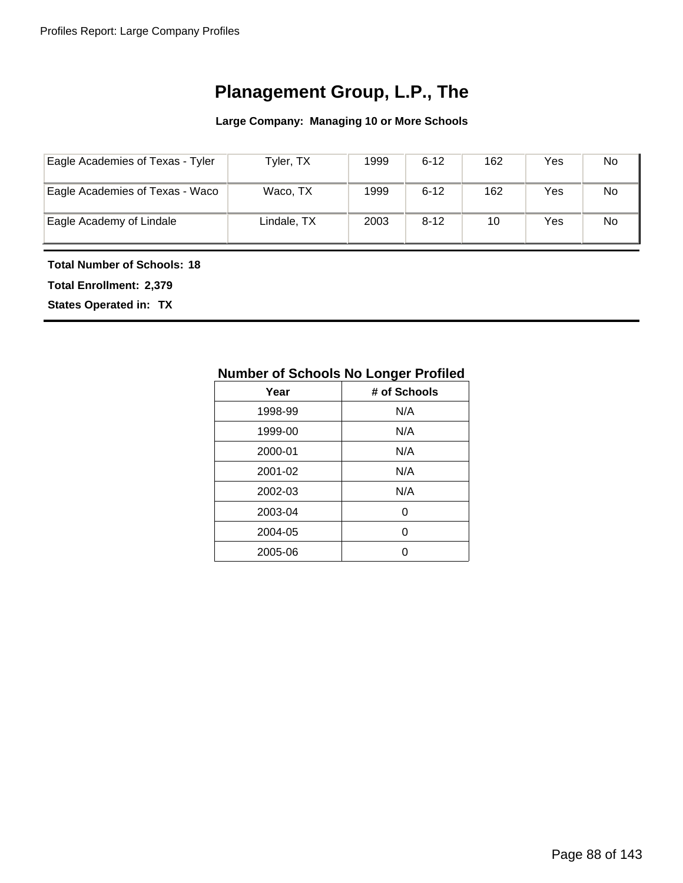# Planagement Group, L.P., The

**Large Company: Managing 10 or More Schools**

| | | | | | | |
|---|---|---|---|---|---|---|
| Eagle Academies of Texas - Tyler | Tyler, TX | 1999 | 6-12 | 162 | Yes | No |
| Eagle Academies of Texas - Waco | Waco, TX | 1999 | 6-12 | 162 | Yes | No |
| Eagle Academy of Lindale | Lindale, TX | 2003 | 8-12 | 10 | Yes | No |

**Total Number of Schools: 18**

**Total Enrollment: 2,379**

**States Operated in: TX**

## Number of Schools No Longer Profiled

| Year | # of Schools |
|---|---|
| 1998-99 | N/A |
| 1999-00 | N/A |
| 2000-01 | N/A |
| 2001-02 | N/A |
| 2002-03 | N/A |
| 2003-04 | 0 |
| 2004-05 | 0 |
| 2005-06 | 0 |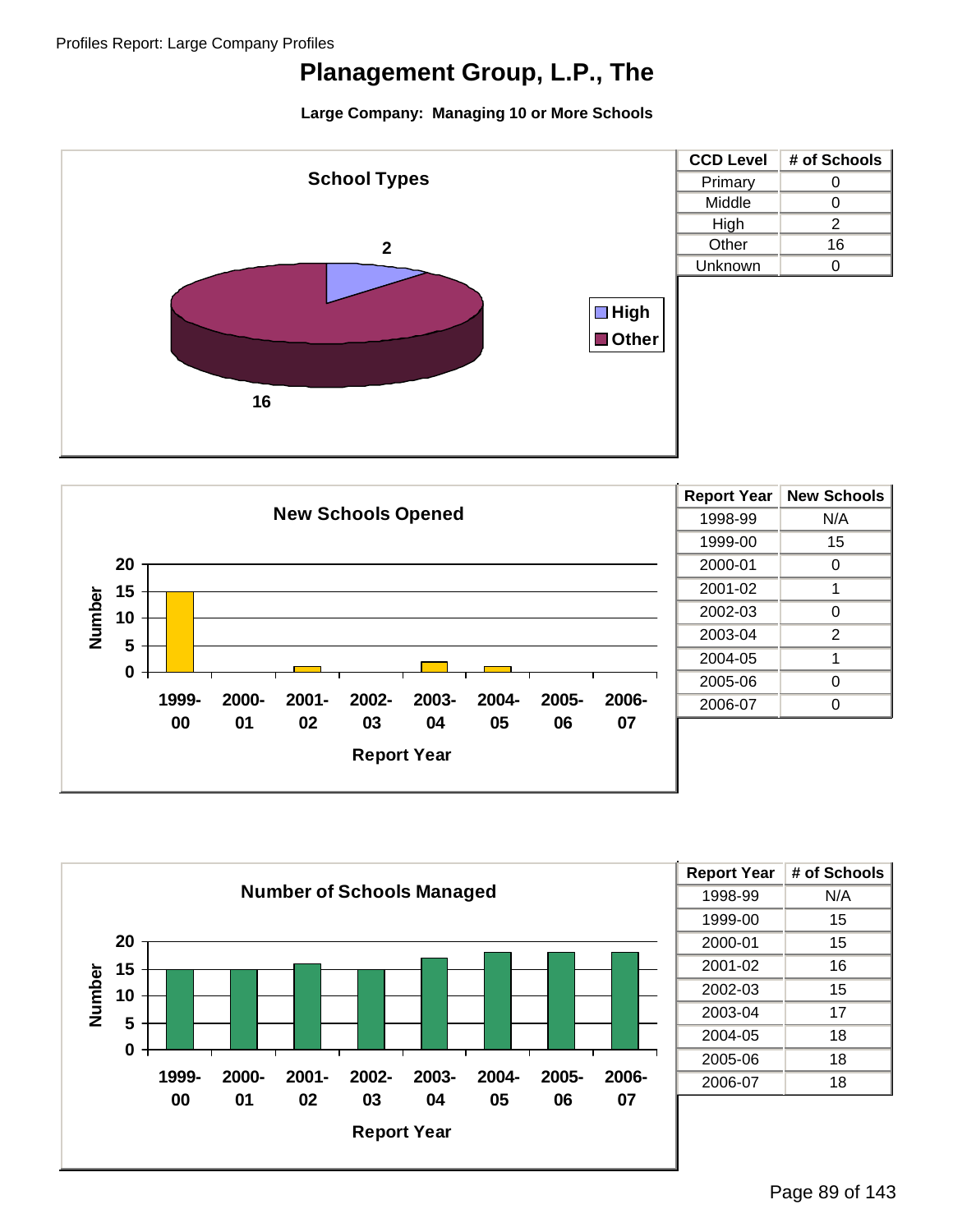# Planagement Group, L.P., The

**Large Company: Managing 10 or More Schools**

## School Types

| CCD Level | # of Schools |
|---|---|
| Primary | 0 |
| Middle | 0 |
| High | 2 |
| Other | 16 |
| Unknown | 0 |

## New Schools Opened

| Report Year | New Schools |
|---|---|
| 1998-99 | N/A |
| 1999-00 | 15 |
| 2000-01 | 0 |
| 2001-02 | 1 |
| 2002-03 | 0 |
| 2003-04 | 2 |
| 2004-05 | 1 |
| 2005-06 | 0 |
| 2006-07 | 0 |

## Number of Schools Managed

| Report Year | # of Schools |
|---|---|
| 1998-99 | N/A |
| 1999-00 | 15 |
| 2000-01 | 15 |
| 2001-02 | 16 |
| 2002-03 | 15 |
| 2003-04 | 17 |
| 2004-05 | 18 |
| 2005-06 | 18 |
| 2006-07 | 18 |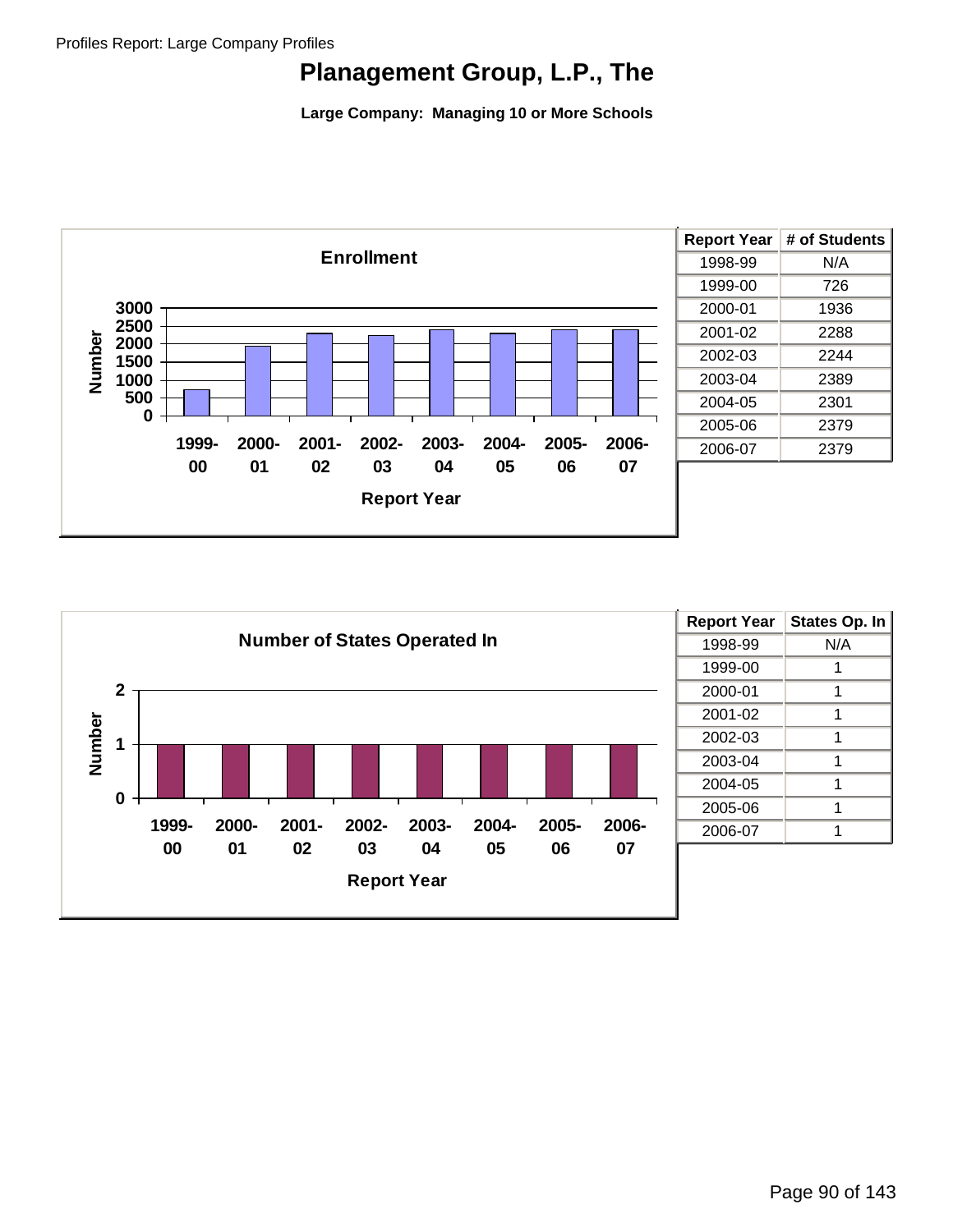# Planagement Group, L.P., The

**Large Company: Managing 10 or More Schools**

## Enrollment

| Report Year | # of Students |
|---|---|
| 1998-99 | N/A |
| 1999-00 | 726 |
| 2000-01 | 1936 |
| 2001-02 | 2288 |
| 2002-03 | 2244 |
| 2003-04 | 2389 |
| 2004-05 | 2301 |
| 2005-06 | 2379 |
| 2006-07 | 2379 |

## Number of States Operated In

| Report Year | States Op. In |
|---|---|
| 1998-99 | N/A |
| 1999-00 | 1 |
| 2000-01 | 1 |
| 2001-02 | 1 |
| 2002-03 | 1 |
| 2003-04 | 1 |
| 2004-05 | 1 |
| 2005-06 | 1 |
| 2006-07 | 1 |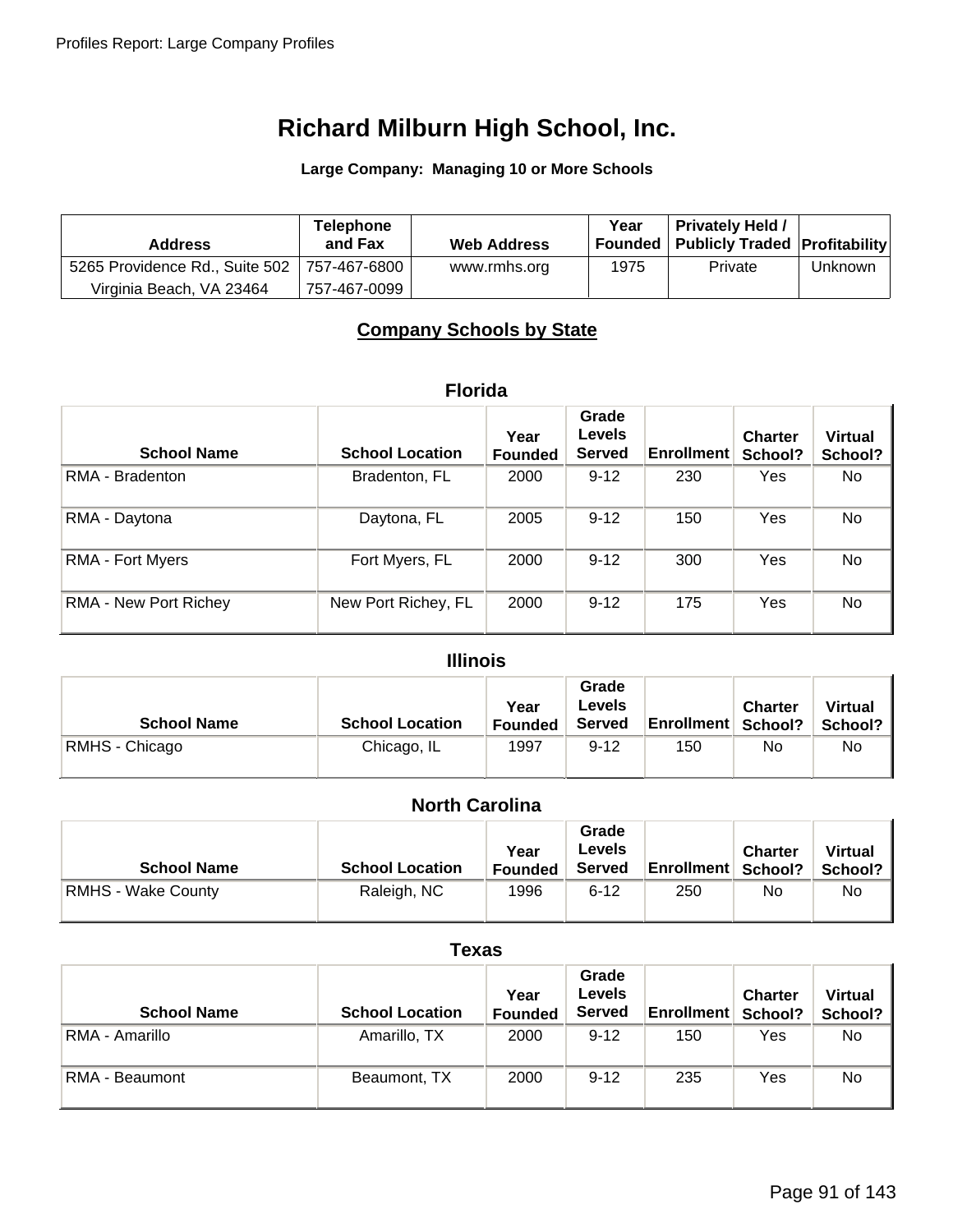# Richard Milburn High School, Inc.

**Large Company: Managing 10 or More Schools**

| Address | Telephone and Fax | Web Address | Year Founded | Privately Held / Publicly Traded | Profitability |
|---|---|---|---|---|---|
| 5265 Providence Rd., Suite 502<br>Virginia Beach, VA 23464 | 757-467-6800<br>757-467-0099 | www.rmhs.org | 1975 | Private | Unknown |

## Company Schools by State

### Florida

| School Name | School Location | Year Founded | Grade Levels Served | Enrollment | Charter School? | Virtual School? |
|---|---|---|---|---|---|---|
| RMA - Bradenton | Bradenton, FL | 2000 | 9-12 | 230 | Yes | No |
| RMA - Daytona | Daytona, FL | 2005 | 9-12 | 150 | Yes | No |
| RMA - Fort Myers | Fort Myers, FL | 2000 | 9-12 | 300 | Yes | No |
| RMA - New Port Richey | New Port Richey, FL | 2000 | 9-12 | 175 | Yes | No |

### Illinois

| School Name | School Location | Year Founded | Grade Levels Served | Enrollment | Charter School? | Virtual School? |
|---|---|---|---|---|---|---|
| RMHS - Chicago | Chicago, IL | 1997 | 9-12 | 150 | No | No |

### North Carolina

| School Name | School Location | Year Founded | Grade Levels Served | Enrollment | Charter School? | Virtual School? |
|---|---|---|---|---|---|---|
| RMHS - Wake County | Raleigh, NC | 1996 | 6-12 | 250 | No | No |

### Texas

| School Name | School Location | Year Founded | Grade Levels Served | Enrollment | Charter School? | Virtual School? |
|---|---|---|---|---|---|---|
| RMA - Amarillo | Amarillo, TX | 2000 | 9-12 | 150 | Yes | No |
| RMA - Beaumont | Beaumont, TX | 2000 | 9-12 | 235 | Yes | No |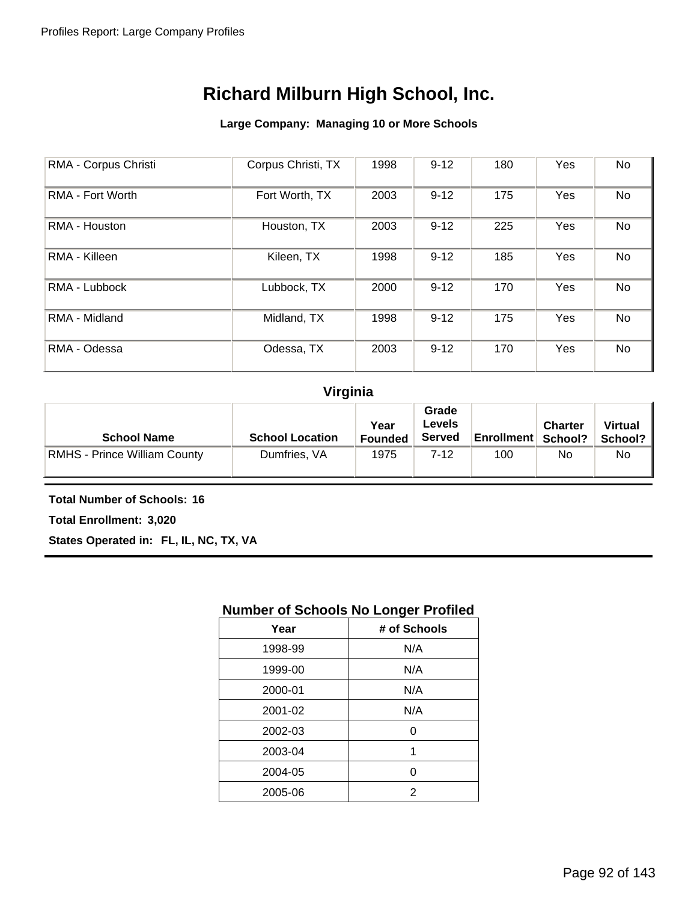# Richard Milburn High School, Inc.

**Large Company: Managing 10 or More Schools**

| School Name | School Location | Year Founded | Grade Levels Served | Enrollment | Charter School? | Virtual School? |
|---|---|---|---|---|---|---|
| RMA - Corpus Christi | Corpus Christi, TX | 1998 | 9-12 | 180 | Yes | No |
| RMA - Fort Worth | Fort Worth, TX | 2003 | 9-12 | 175 | Yes | No |
| RMA - Houston | Houston, TX | 2003 | 9-12 | 225 | Yes | No |
| RMA - Killeen | Kileen, TX | 1998 | 9-12 | 185 | Yes | No |
| RMA - Lubbock | Lubbock, TX | 2000 | 9-12 | 170 | Yes | No |
| RMA - Midland | Midland, TX | 1998 | 9-12 | 175 | Yes | No |
| RMA - Odessa | Odessa, TX | 2003 | 9-12 | 170 | Yes | No |

## Virginia

| School Name | School Location | Year Founded | Grade Levels Served | Enrollment | Charter School? | Virtual School? |
|---|---|---|---|---|---|---|
| RMHS - Prince William County | Dumfries, VA | 1975 | 7-12 | 100 | No | No |

**Total Number of Schools: 16**

**Total Enrollment: 3,020**

**States Operated in: FL, IL, NC, TX, VA**

### Number of Schools No Longer Profiled

| Year | # of Schools |
|---|---|
| 1998-99 | N/A |
| 1999-00 | N/A |
| 2000-01 | N/A |
| 2001-02 | N/A |
| 2002-03 | 0 |
| 2003-04 | 1 |
| 2004-05 | 0 |
| 2005-06 | 2 |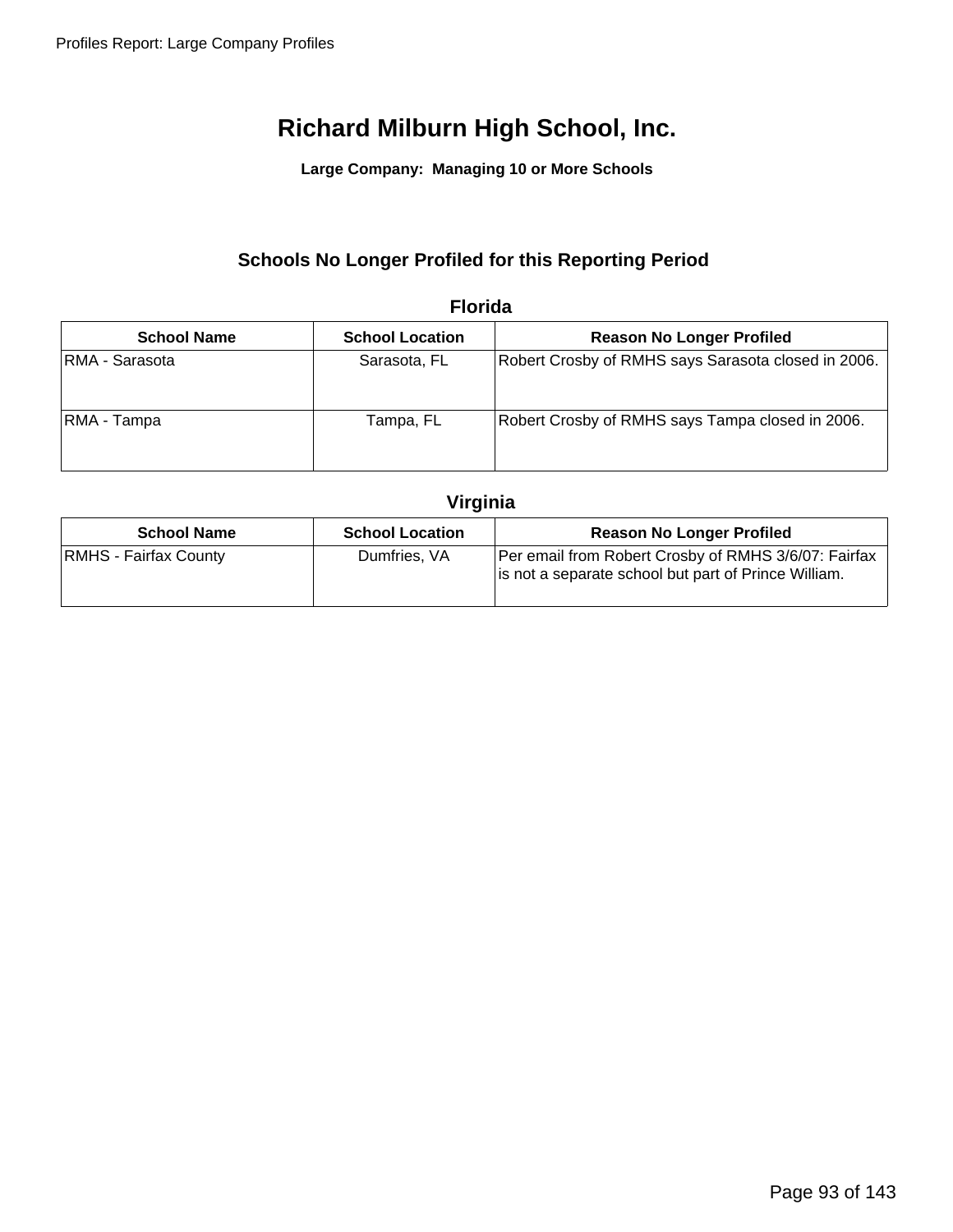# Richard Milburn High School, Inc.

**Large Company: Managing 10 or More Schools**

## Schools No Longer Profiled for this Reporting Period

### Florida

| School Name | School Location | Reason No Longer Profiled |
|---|---|---|
| RMA - Sarasota | Sarasota, FL | Robert Crosby of RMHS says Sarasota closed in 2006. |
| RMA - Tampa | Tampa, FL | Robert Crosby of RMHS says Tampa closed in 2006. |

### Virginia

| School Name | School Location | Reason No Longer Profiled |
|---|---|---|
| RMHS - Fairfax County | Dumfries, VA | Per email from Robert Crosby of RMHS 3/6/07: Fairfax is not a separate school but part of Prince William. |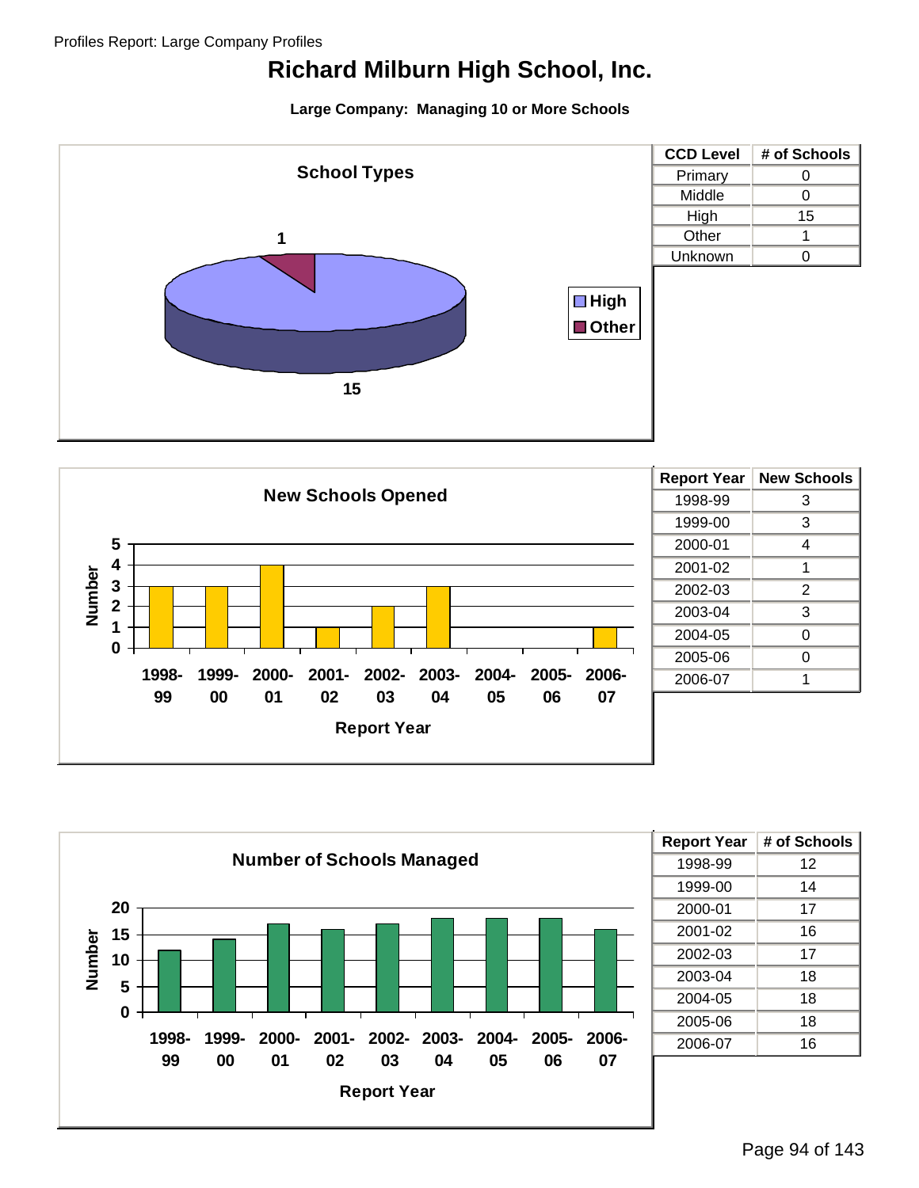# Richard Milburn High School, Inc.

**Large Company: Managing 10 or More Schools**

### School Types

| CCD Level | # of Schools |
|---|---|
| Primary | 0 |
| Middle | 0 |
| High | 15 |
| Other | 1 |
| Unknown | 0 |

### New Schools Opened

| Report Year | New Schools |
|---|---|
| 1998-99 | 3 |
| 1999-00 | 3 |
| 2000-01 | 4 |
| 2001-02 | 1 |
| 2002-03 | 2 |
| 2003-04 | 3 |
| 2004-05 | 0 |
| 2005-06 | 0 |
| 2006-07 | 1 |

### Number of Schools Managed

| Report Year | # of Schools |
|---|---|
| 1998-99 | 12 |
| 1999-00 | 14 |
| 2000-01 | 17 |
| 2001-02 | 16 |
| 2002-03 | 17 |
| 2003-04 | 18 |
| 2004-05 | 18 |
| 2005-06 | 18 |
| 2006-07 | 16 |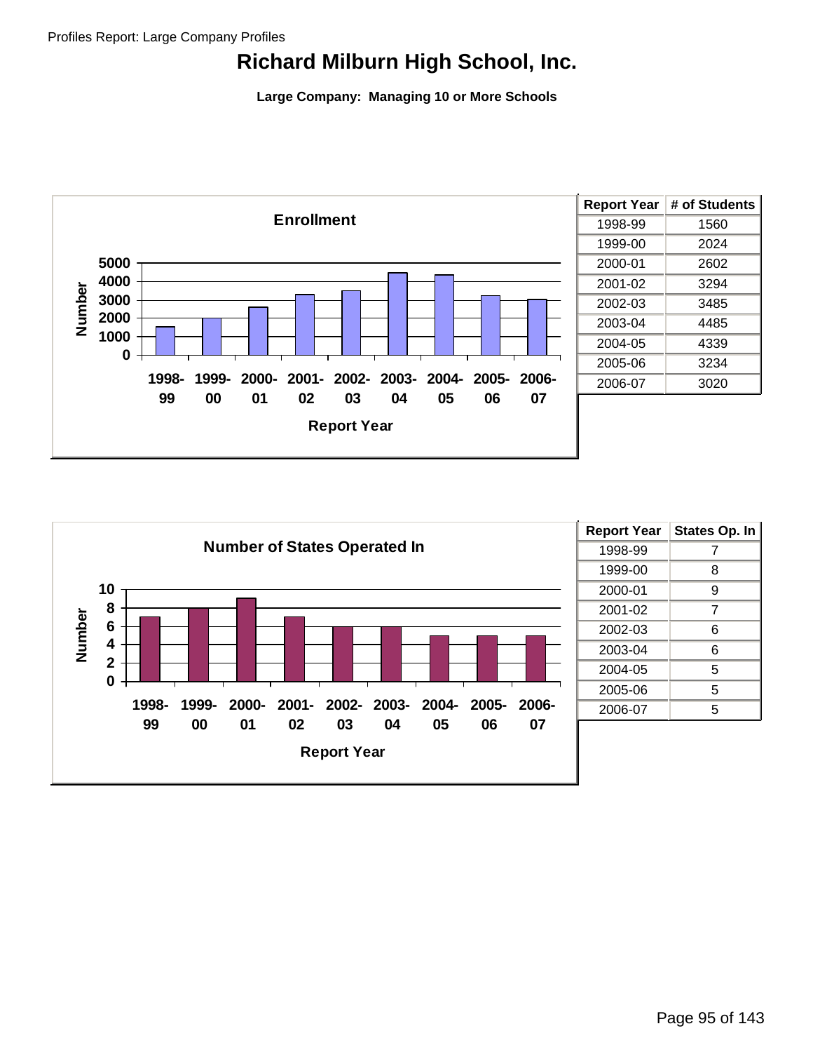Profiles Report: Large Company Profiles

# Richard Milburn High School, Inc.

**Large Company: Managing 10 or More Schools**

**Enrollment**

| Report Year | # of Students |
|---|---|
| 1998-99 | 1560 |
| 1999-00 | 2024 |
| 2000-01 | 2602 |
| 2001-02 | 3294 |
| 2002-03 | 3485 |
| 2003-04 | 4485 |
| 2004-05 | 4339 |
| 2005-06 | 3234 |
| 2006-07 | 3020 |

**Number of States Operated In**

| Report Year | States Op. In |
|---|---|
| 1998-99 | 7 |
| 1999-00 | 8 |
| 2000-01 | 9 |
| 2001-02 | 7 |
| 2002-03 | 6 |
| 2003-04 | 6 |
| 2004-05 | 5 |
| 2005-06 | 5 |
| 2006-07 | 5 |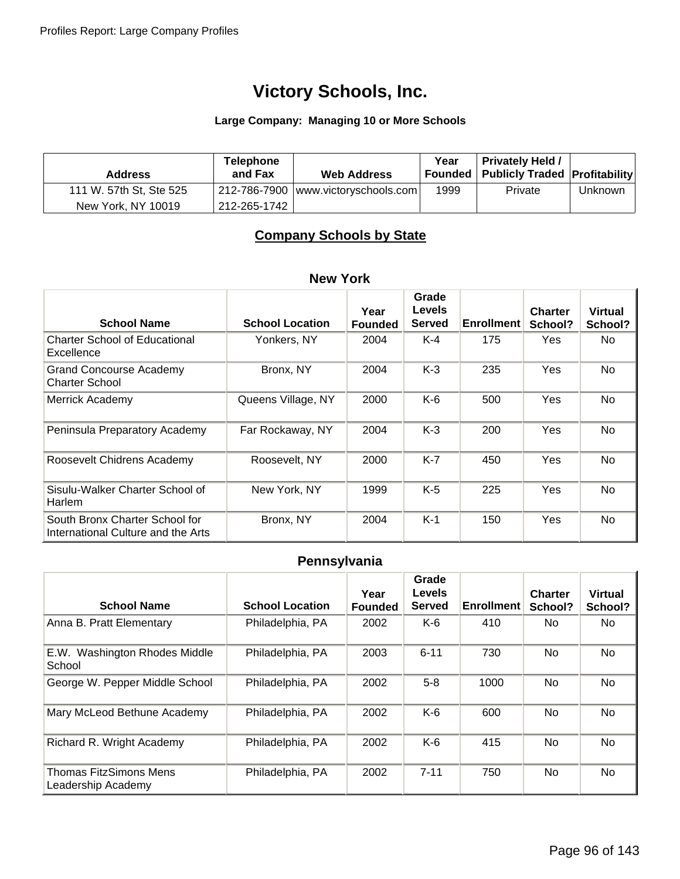# Victory Schools, Inc.

**Large Company: Managing 10 or More Schools**

| Address | Telephone and Fax | Web Address | Year Founded | Privately Held / Publicly Traded | Profitability |
|---|---|---|---|---|---|
| 111 W. 57th St, Ste 525<br>New York, NY 10019 | 212-786-7900<br>212-265-1742 | www.victoryschools.com | 1999 | Private | Unknown |

## Company Schools by State

### New York

| School Name | School Location | Year Founded | Grade Levels Served | Enrollment | Charter School? | Virtual School? |
|---|---|---|---|---|---|---|
| Charter School of Educational Excellence | Yonkers, NY | 2004 | K-4 | 175 | Yes | No |
| Grand Concourse Academy Charter School | Bronx, NY | 2004 | K-3 | 235 | Yes | No |
| Merrick Academy | Queens Village, NY | 2000 | K-6 | 500 | Yes | No |
| Peninsula Preparatory Academy | Far Rockaway, NY | 2004 | K-3 | 200 | Yes | No |
| Roosevelt Chidrens Academy | Roosevelt, NY | 2000 | K-7 | 450 | Yes | No |
| Sisulu-Walker Charter School of Harlem | New York, NY | 1999 | K-5 | 225 | Yes | No |
| South Bronx Charter School for International Culture and the Arts | Bronx, NY | 2004 | K-1 | 150 | Yes | No |

### Pennsylvania

| School Name | School Location | Year Founded | Grade Levels Served | Enrollment | Charter School? | Virtual School? |
|---|---|---|---|---|---|---|
| Anna B. Pratt Elementary | Philadelphia, PA | 2002 | K-6 | 410 | No | No |
| E.W. Washington Rhodes Middle School | Philadelphia, PA | 2003 | 6-11 | 730 | No | No |
| George W. Pepper Middle School | Philadelphia, PA | 2002 | 5-8 | 1000 | No | No |
| Mary McLeod Bethune Academy | Philadelphia, PA | 2002 | K-6 | 600 | No | No |
| Richard R. Wright Academy | Philadelphia, PA | 2002 | K-6 | 415 | No | No |
| Thomas FitzSimons Mens Leadership Academy | Philadelphia, PA | 2002 | 7-11 | 750 | No | No |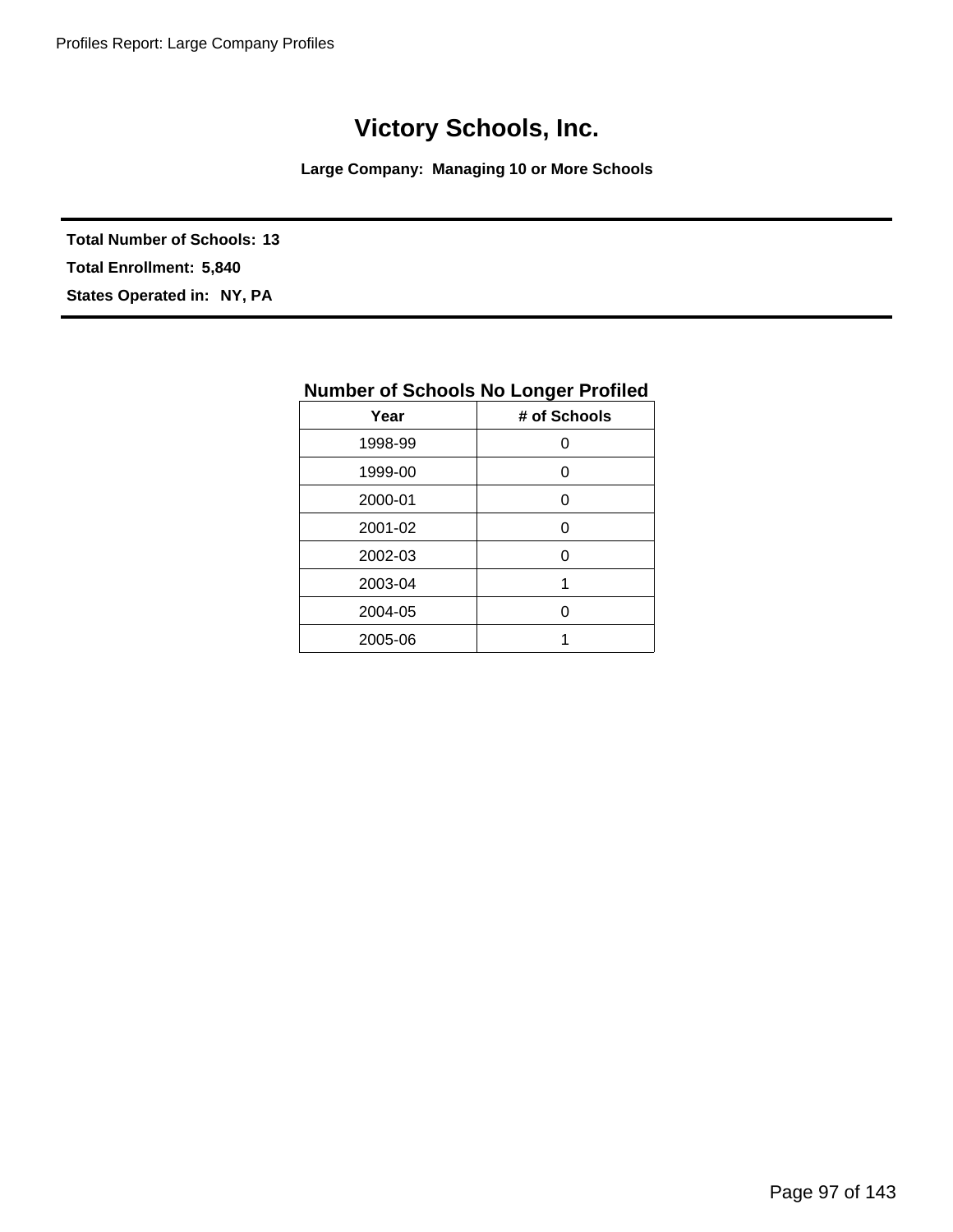# Victory Schools, Inc.

**Large Company: Managing 10 or More Schools**

**Total Number of Schools: 13**

**Total Enrollment: 5,840**

**States Operated in: NY, PA**

**Number of Schools No Longer Profiled**

| Year | # of Schools |
|---|---|
| 1998-99 | 0 |
| 1999-00 | 0 |
| 2000-01 | 0 |
| 2001-02 | 0 |
| 2002-03 | 0 |
| 2003-04 | 1 |
| 2004-05 | 0 |
| 2005-06 | 1 |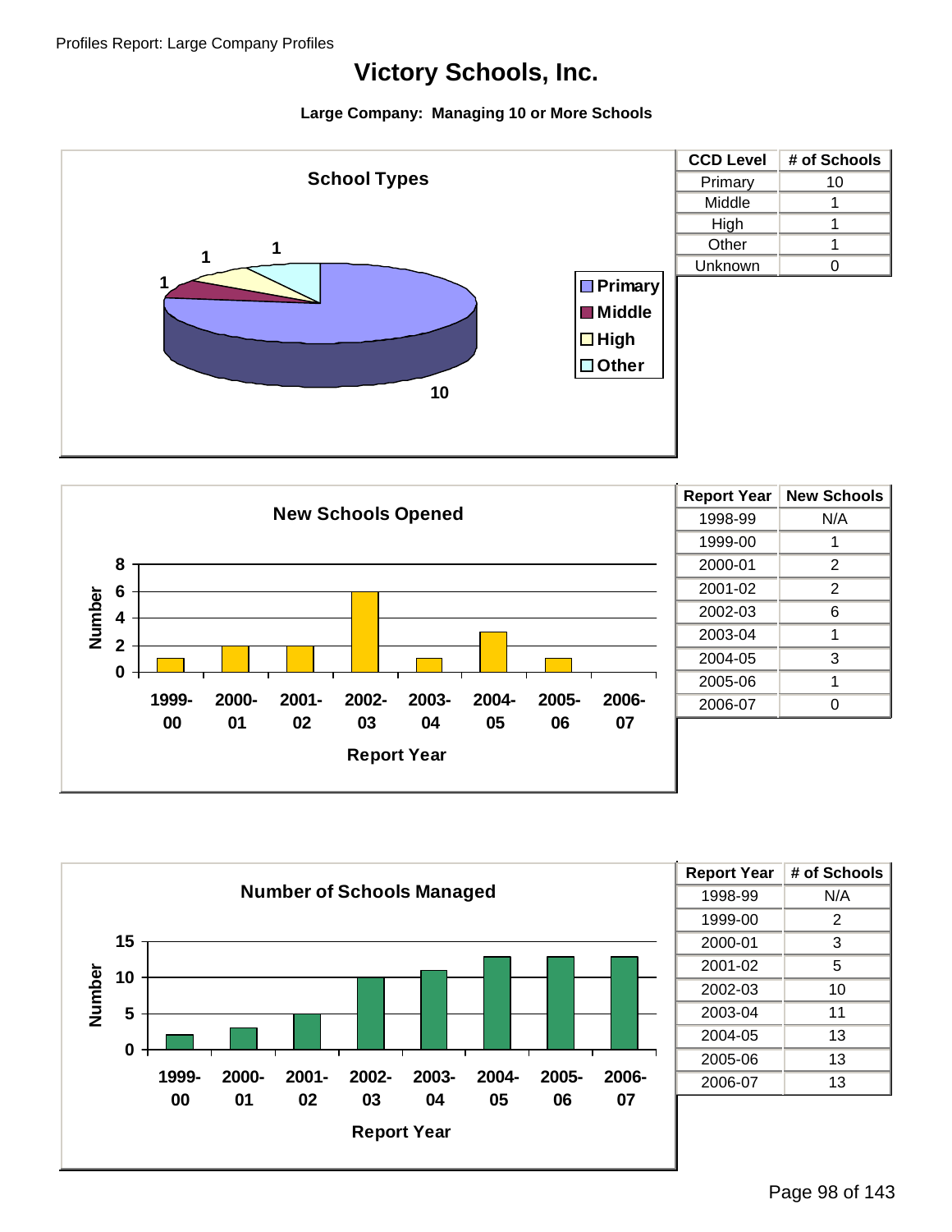# Victory Schools, Inc.

**Large Company: Managing 10 or More Schools**

### School Types

| CCD Level | # of Schools |
|---|---|
| Primary | 10 |
| Middle | 1 |
| High | 1 |
| Other | 1 |
| Unknown | 0 |

### New Schools Opened

| Report Year | New Schools |
|---|---|
| 1998-99 | N/A |
| 1999-00 | 1 |
| 2000-01 | 2 |
| 2001-02 | 2 |
| 2002-03 | 6 |
| 2003-04 | 1 |
| 2004-05 | 3 |
| 2005-06 | 1 |
| 2006-07 | 0 |

### Number of Schools Managed

| Report Year | # of Schools |
|---|---|
| 1998-99 | N/A |
| 1999-00 | 2 |
| 2000-01 | 3 |
| 2001-02 | 5 |
| 2002-03 | 10 |
| 2003-04 | 11 |
| 2004-05 | 13 |
| 2005-06 | 13 |
| 2006-07 | 13 |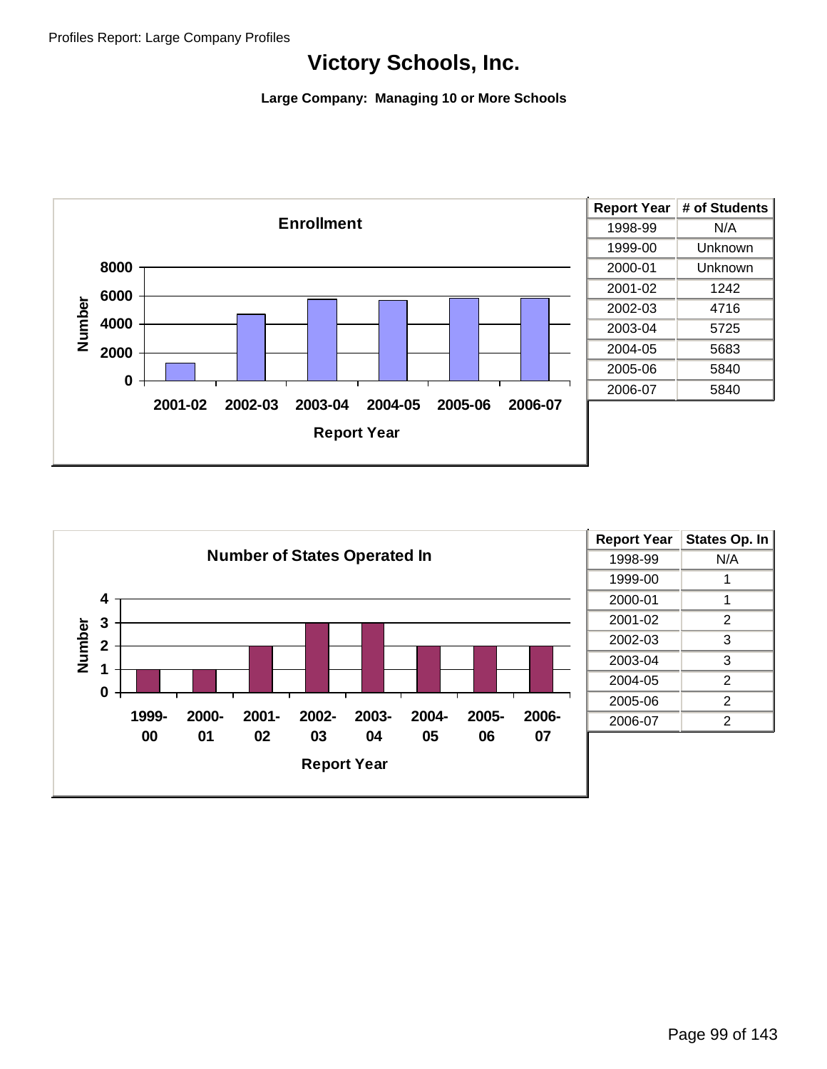# Victory Schools, Inc.

**Large Company: Managing 10 or More Schools**

| Report Year | # of Students |
|---|---|
| 1998-99 | N/A |
| 1999-00 | Unknown |
| 2000-01 | Unknown |
| 2001-02 | 1242 |
| 2002-03 | 4716 |
| 2003-04 | 5725 |
| 2004-05 | 5683 |
| 2005-06 | 5840 |
| 2006-07 | 5840 |

| Report Year | States Op. In |
|---|---|
| 1998-99 | N/A |
| 1999-00 | 1 |
| 2000-01 | 1 |
| 2001-02 | 2 |
| 2002-03 | 3 |
| 2003-04 | 3 |
| 2004-05 | 2 |
| 2005-06 | 2 |
| 2006-07 | 2 |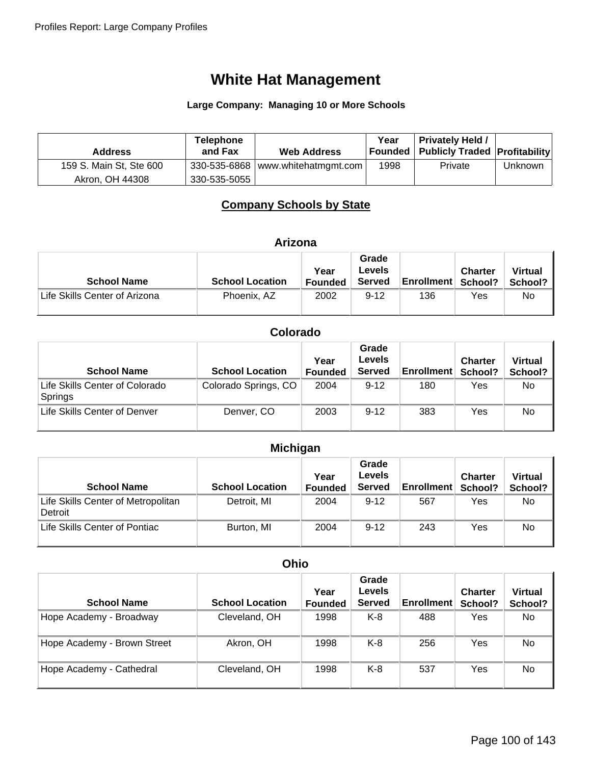# White Hat Management

**Large Company: Managing 10 or More Schools**

| Address | Telephone and Fax | Web Address | Year Founded | Privately Held / Publicly Traded | Profitability |
|---|---|---|---|---|---|
| 159 S. Main St, Ste 600<br>Akron, OH 44308 | 330-535-6868<br>330-535-5055 | www.whitehatmgmt.com | 1998 | Private | Unknown |

## Company Schools by State

### Arizona

| School Name | School Location | Year Founded | Grade Levels Served | Enrollment | Charter School? | Virtual School? |
|---|---|---|---|---|---|---|
| Life Skills Center of Arizona | Phoenix, AZ | 2002 | 9-12 | 136 | Yes | No |

### Colorado

| School Name | School Location | Year Founded | Grade Levels Served | Enrollment | Charter School? | Virtual School? |
|---|---|---|---|---|---|---|
| Life Skills Center of Colorado Springs | Colorado Springs, CO | 2004 | 9-12 | 180 | Yes | No |
| Life Skills Center of Denver | Denver, CO | 2003 | 9-12 | 383 | Yes | No |

### Michigan

| School Name | School Location | Year Founded | Grade Levels Served | Enrollment | Charter School? | Virtual School? |
|---|---|---|---|---|---|---|
| Life Skills Center of Metropolitan Detroit | Detroit, MI | 2004 | 9-12 | 567 | Yes | No |
| Life Skills Center of Pontiac | Burton, MI | 2004 | 9-12 | 243 | Yes | No |

### Ohio

| School Name | School Location | Year Founded | Grade Levels Served | Enrollment | Charter School? | Virtual School? |
|---|---|---|---|---|---|---|
| Hope Academy - Broadway | Cleveland, OH | 1998 | K-8 | 488 | Yes | No |
| Hope Academy - Brown Street | Akron, OH | 1998 | K-8 | 256 | Yes | No |
| Hope Academy - Cathedral | Cleveland, OH | 1998 | K-8 | 537 | Yes | No |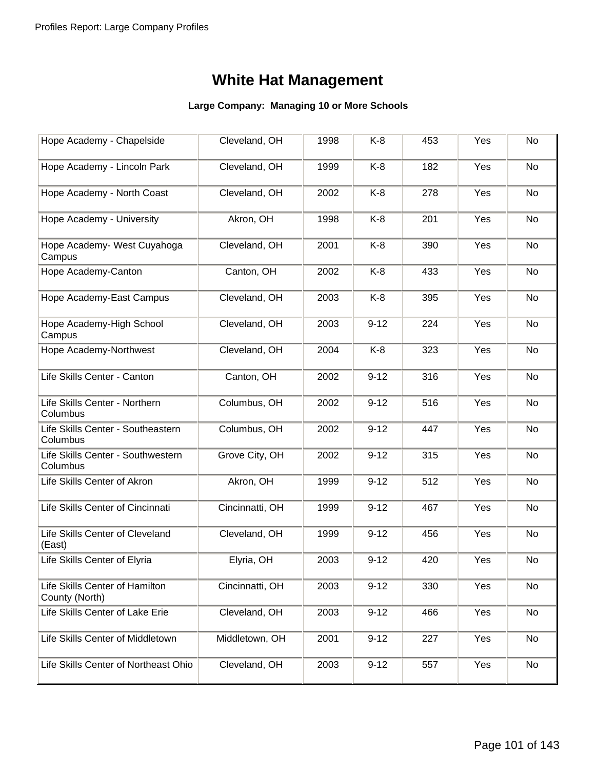# White Hat Management

**Large Company: Managing 10 or More Schools**

| | | | | | | |
|---|---|---|---|---|---|---|
| Hope Academy - Chapelside | Cleveland, OH | 1998 | K-8 | 453 | Yes | No |
| Hope Academy - Lincoln Park | Cleveland, OH | 1999 | K-8 | 182 | Yes | No |
| Hope Academy - North Coast | Cleveland, OH | 2002 | K-8 | 278 | Yes | No |
| Hope Academy - University | Akron, OH | 1998 | K-8 | 201 | Yes | No |
| Hope Academy- West Cuyahoga Campus | Cleveland, OH | 2001 | K-8 | 390 | Yes | No |
| Hope Academy-Canton | Canton, OH | 2002 | K-8 | 433 | Yes | No |
| Hope Academy-East Campus | Cleveland, OH | 2003 | K-8 | 395 | Yes | No |
| Hope Academy-High School Campus | Cleveland, OH | 2003 | 9-12 | 224 | Yes | No |
| Hope Academy-Northwest | Cleveland, OH | 2004 | K-8 | 323 | Yes | No |
| Life Skills Center - Canton | Canton, OH | 2002 | 9-12 | 316 | Yes | No |
| Life Skills Center - Northern Columbus | Columbus, OH | 2002 | 9-12 | 516 | Yes | No |
| Life Skills Center - Southeastern Columbus | Columbus, OH | 2002 | 9-12 | 447 | Yes | No |
| Life Skills Center - Southwestern Columbus | Grove City, OH | 2002 | 9-12 | 315 | Yes | No |
| Life Skills Center of Akron | Akron, OH | 1999 | 9-12 | 512 | Yes | No |
| Life Skills Center of Cincinnati | Cincinnatti, OH | 1999 | 9-12 | 467 | Yes | No |
| Life Skills Center of Cleveland (East) | Cleveland, OH | 1999 | 9-12 | 456 | Yes | No |
| Life Skills Center of Elyria | Elyria, OH | 2003 | 9-12 | 420 | Yes | No |
| Life Skills Center of Hamilton County (North) | Cincinnatti, OH | 2003 | 9-12 | 330 | Yes | No |
| Life Skills Center of Lake Erie | Cleveland, OH | 2003 | 9-12 | 466 | Yes | No |
| Life Skills Center of Middletown | Middletown, OH | 2001 | 9-12 | 227 | Yes | No |
| Life Skills Center of Northeast Ohio | Cleveland, OH | 2003 | 9-12 | 557 | Yes | No |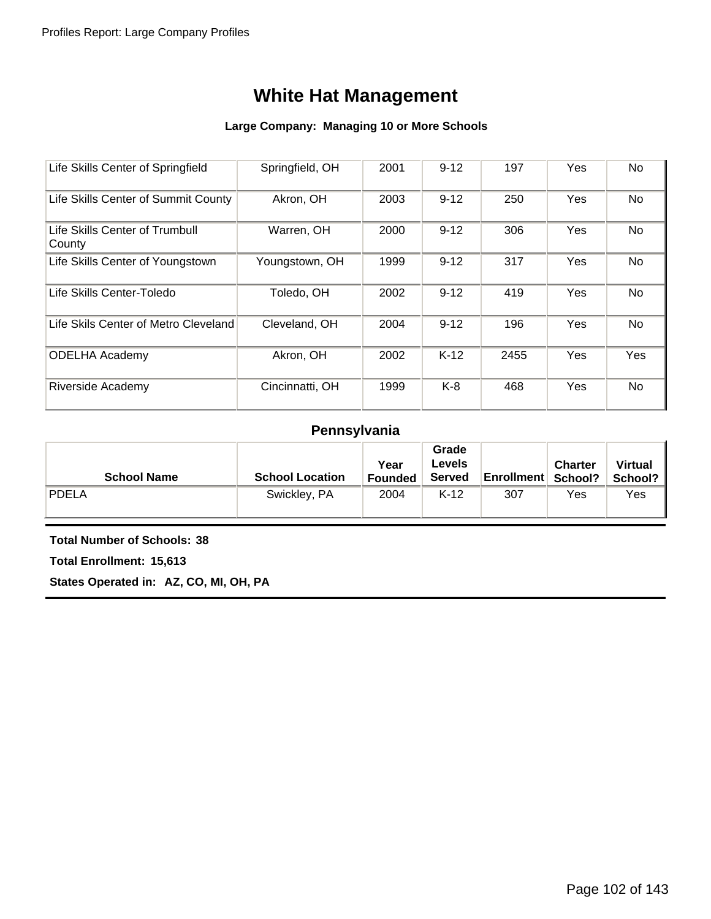# White Hat Management

**Large Company: Managing 10 or More Schools**

| School Name | School Location | Year Founded | Grade Levels Served | Enrollment | Charter School? | Virtual School? |
|---|---|---|---|---|---|---|
| Life Skills Center of Springfield | Springfield, OH | 2001 | 9-12 | 197 | Yes | No |
| Life Skills Center of Summit County | Akron, OH | 2003 | 9-12 | 250 | Yes | No |
| Life Skills Center of Trumbull County | Warren, OH | 2000 | 9-12 | 306 | Yes | No |
| Life Skills Center of Youngstown | Youngstown, OH | 1999 | 9-12 | 317 | Yes | No |
| Life Skills Center-Toledo | Toledo, OH | 2002 | 9-12 | 419 | Yes | No |
| Life Skils Center of Metro Cleveland | Cleveland, OH | 2004 | 9-12 | 196 | Yes | No |
| ODELHA Academy | Akron, OH | 2002 | K-12 | 2455 | Yes | Yes |
| Riverside Academy | Cincinnatti, OH | 1999 | K-8 | 468 | Yes | No |

## Pennsylvania

| School Name | School Location | Year Founded | Grade Levels Served | Enrollment | Charter School? | Virtual School? |
|---|---|---|---|---|---|---|
| PDELA | Swickley, PA | 2004 | K-12 | 307 | Yes | Yes |

**Total Number of Schools: 38**

**Total Enrollment: 15,613**

**States Operated in: AZ, CO, MI, OH, PA**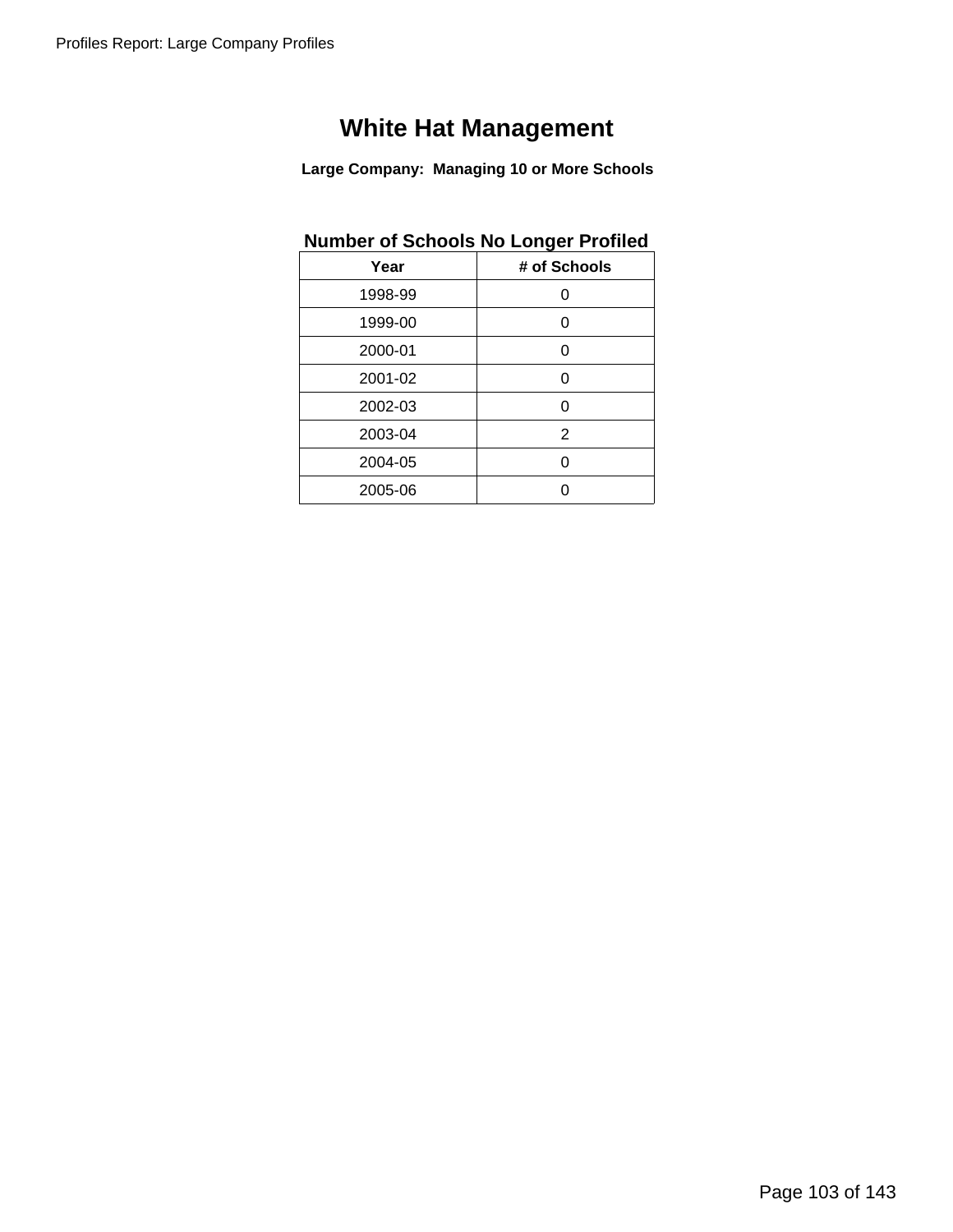# White Hat Management

**Large Company: Managing 10 or More Schools**

### Number of Schools No Longer Profiled

| Year | # of Schools |
|---|---|
| 1998-99 | 0 |
| 1999-00 | 0 |
| 2000-01 | 0 |
| 2001-02 | 0 |
| 2002-03 | 0 |
| 2003-04 | 2 |
| 2004-05 | 0 |
| 2005-06 | 0 |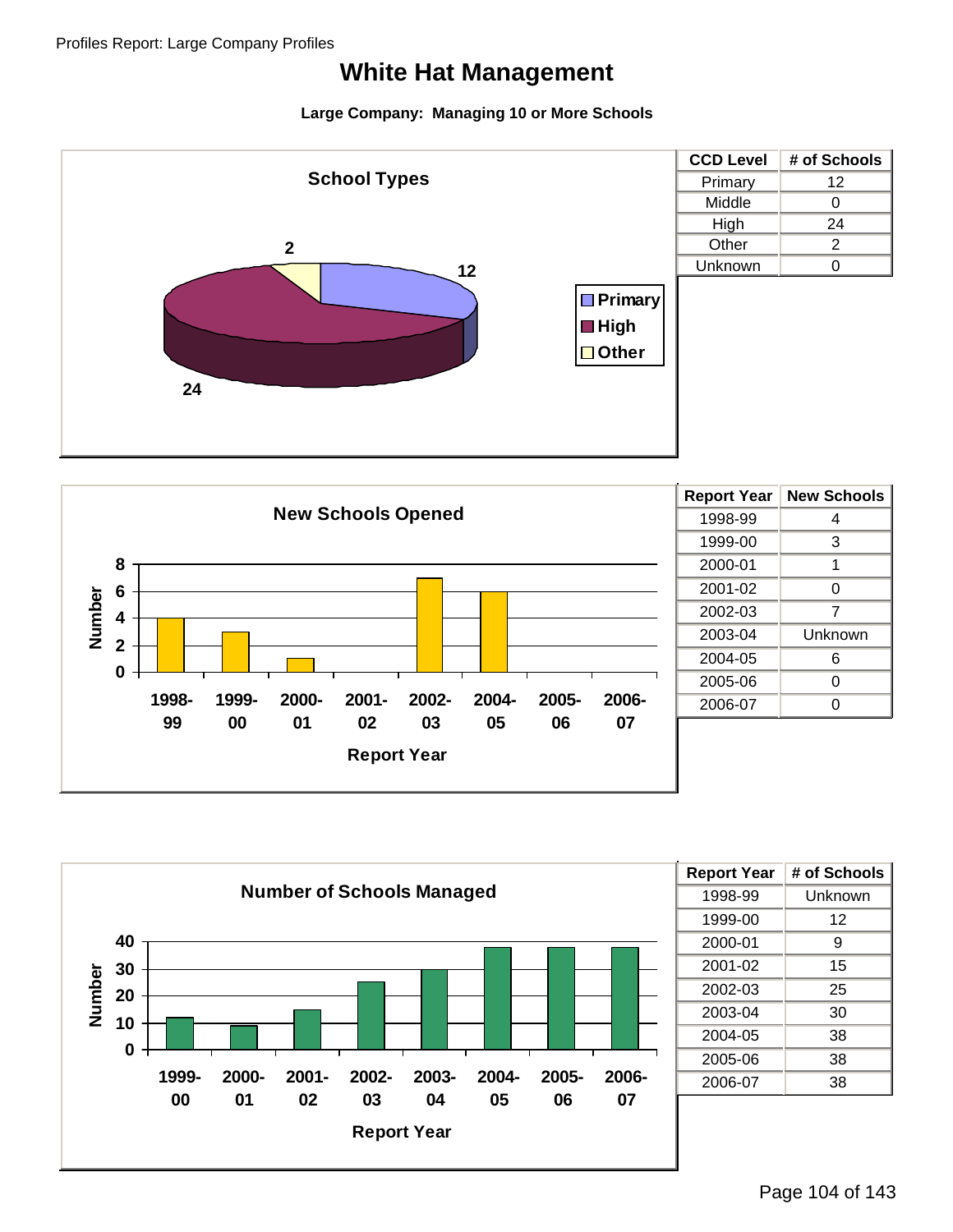# White Hat Management

**Large Company: Managing 10 or More Schools**

### School Types

| CCD Level | # of Schools |
|---|---|
| Primary | 12 |
| Middle | 0 |
| High | 24 |
| Other | 2 |
| Unknown | 0 |

### New Schools Opened

| Report Year | New Schools |
|---|---|
| 1998-99 | 4 |
| 1999-00 | 3 |
| 2000-01 | 1 |
| 2001-02 | 0 |
| 2002-03 | 7 |
| 2003-04 | Unknown |
| 2004-05 | 6 |
| 2005-06 | 0 |
| 2006-07 | 0 |

### Number of Schools Managed

| Report Year | # of Schools |
|---|---|
| 1998-99 | Unknown |
| 1999-00 | 12 |
| 2000-01 | 9 |
| 2001-02 | 15 |
| 2002-03 | 25 |
| 2003-04 | 30 |
| 2004-05 | 38 |
| 2005-06 | 38 |
| 2006-07 | 38 |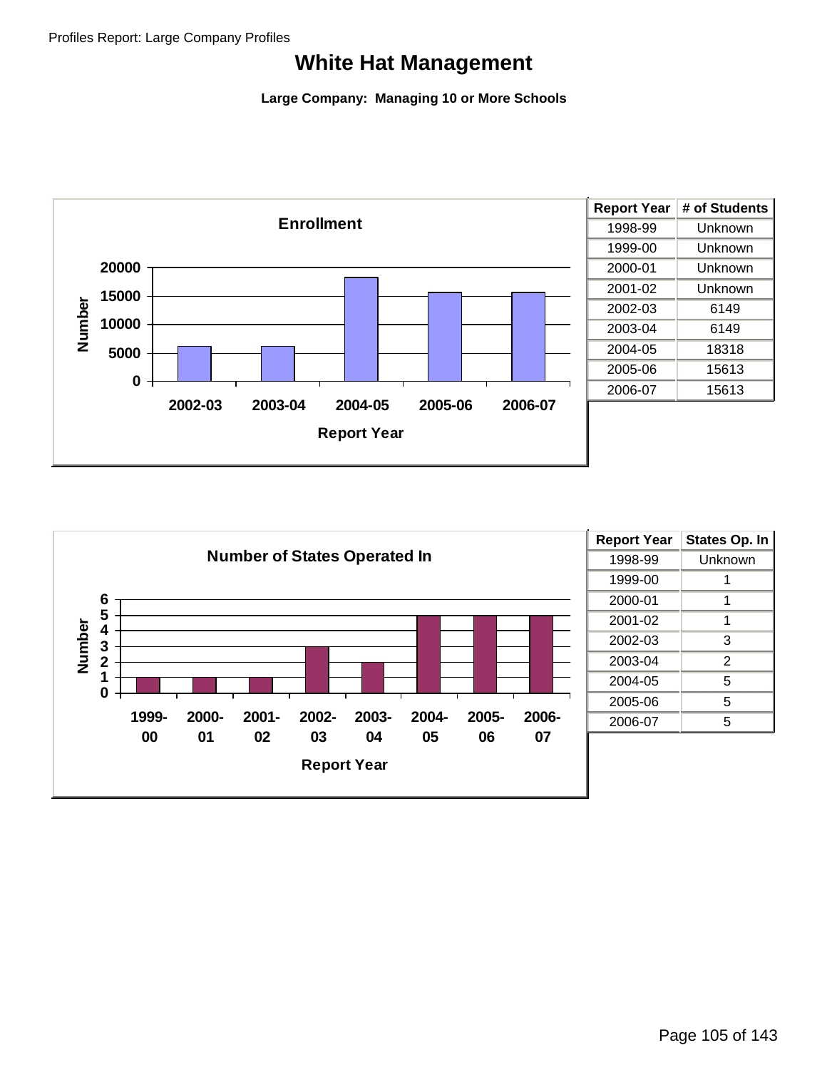# White Hat Management

**Large Company: Managing 10 or More Schools**

**Enrollment**

| Report Year | # of Students |
|---|---|
| 1998-99 | Unknown |
| 1999-00 | Unknown |
| 2000-01 | Unknown |
| 2001-02 | Unknown |
| 2002-03 | 6149 |
| 2003-04 | 6149 |
| 2004-05 | 18318 |
| 2005-06 | 15613 |
| 2006-07 | 15613 |

**Number of States Operated In**

| Report Year | States Op. In |
|---|---|
| 1998-99 | Unknown |
| 1999-00 | 1 |
| 2000-01 | 1 |
| 2001-02 | 1 |
| 2002-03 | 3 |
| 2003-04 | 2 |
| 2004-05 | 5 |
| 2005-06 | 5 |
| 2006-07 | 5 |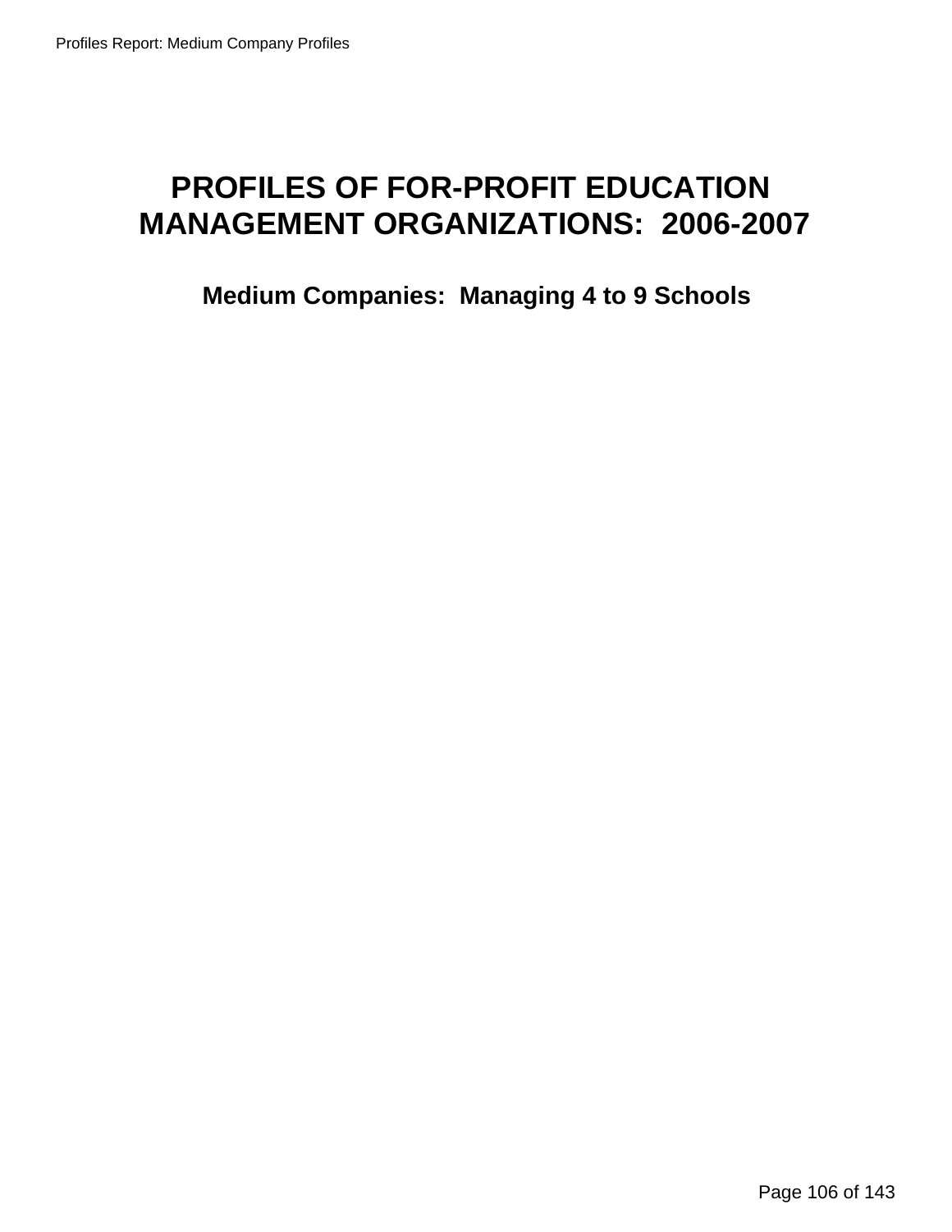# PROFILES OF FOR-PROFIT EDUCATION MANAGEMENT ORGANIZATIONS: 2006-2007

## Medium Companies: Managing 4 to 9 Schools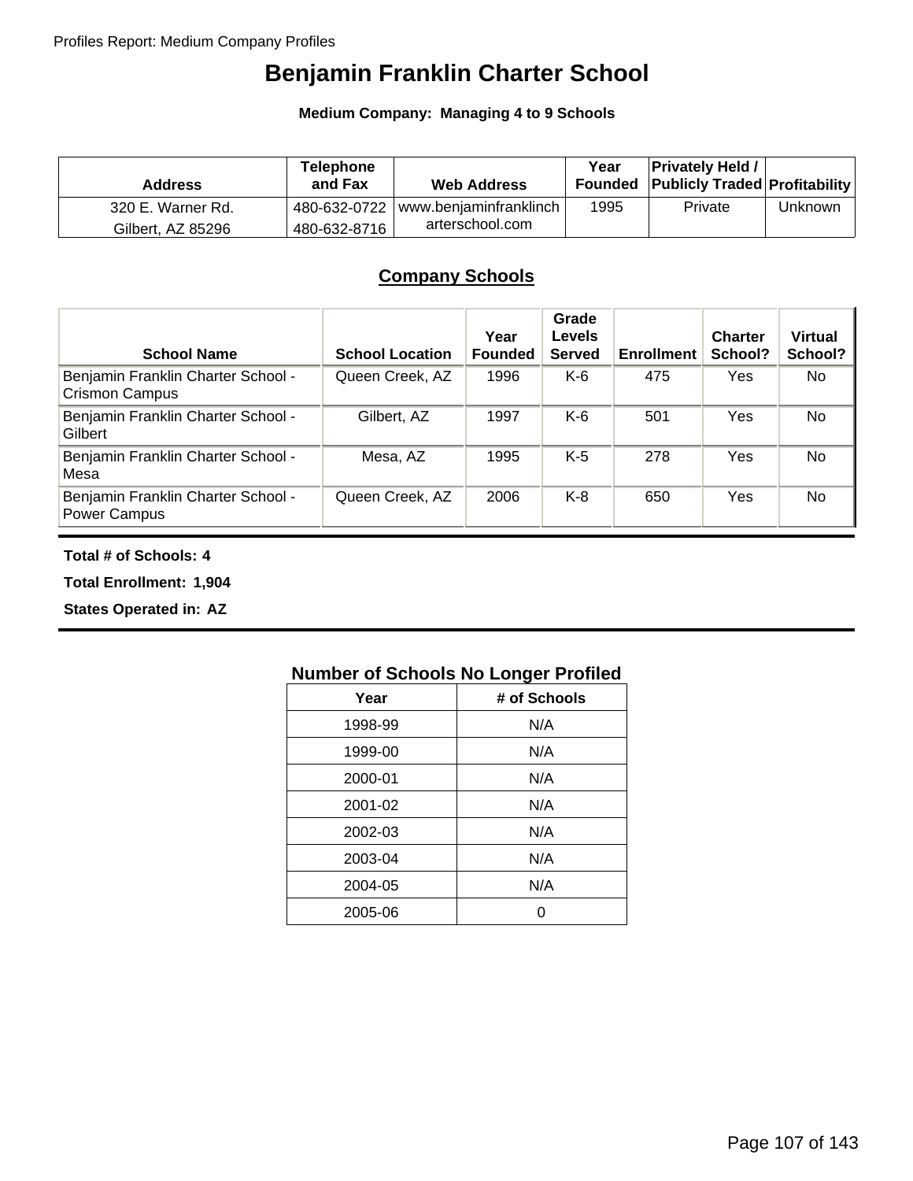# Benjamin Franklin Charter School

**Medium Company: Managing 4 to 9 Schools**

| Address | Telephone and Fax | Web Address | Year Founded | Privately Held / Publicly Traded | Profitability |
|---|---|---|---|---|---|
| 320 E. Warner Rd. Gilbert, AZ 85296 | 480-632-0722 480-632-8716 | www.benjaminfranklincharterschool.com | 1995 | Private | Unknown |

## Company Schools

| School Name | School Location | Year Founded | Grade Levels Served | Enrollment | Charter School? | Virtual School? |
|---|---|---|---|---|---|---|
| Benjamin Franklin Charter School - Crismon Campus | Queen Creek, AZ | 1996 | K-6 | 475 | Yes | No |
| Benjamin Franklin Charter School - Gilbert | Gilbert, AZ | 1997 | K-6 | 501 | Yes | No |
| Benjamin Franklin Charter School - Mesa | Mesa, AZ | 1995 | K-5 | 278 | Yes | No |
| Benjamin Franklin Charter School - Power Campus | Queen Creek, AZ | 2006 | K-8 | 650 | Yes | No |

**Total # of Schools: 4**

**Total Enrollment: 1,904**

**States Operated in: AZ**

### Number of Schools No Longer Profiled

| Year | # of Schools |
|---|---|
| 1998-99 | N/A |
| 1999-00 | N/A |
| 2000-01 | N/A |
| 2001-02 | N/A |
| 2002-03 | N/A |
| 2003-04 | N/A |
| 2004-05 | N/A |
| 2005-06 | 0 |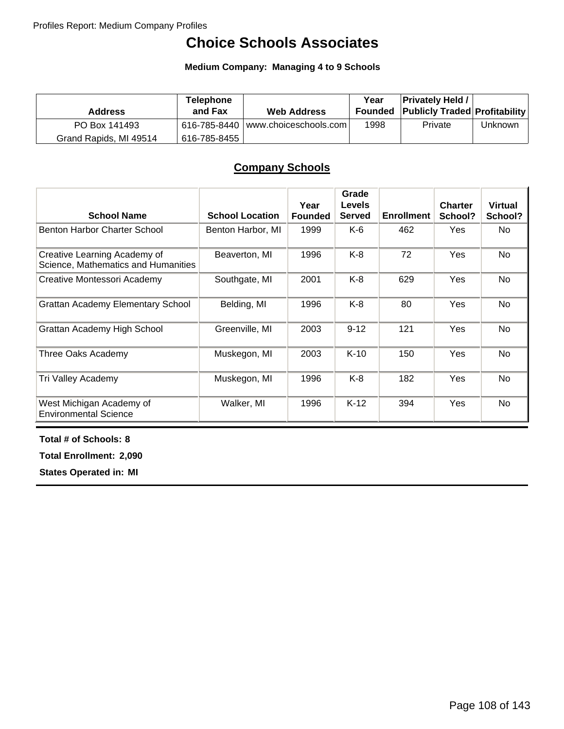# Choice Schools Associates

**Medium Company: Managing 4 to 9 Schools**

| Address | Telephone and Fax | Web Address | Year Founded | Privately Held / Publicly Traded | Profitability |
|---|---|---|---|---|---|
| PO Box 141493<br>Grand Rapids, MI 49514 | 616-785-8440<br>616-785-8455 | www.choiceschools.com | 1998 | Private | Unknown |

## Company Schools

| School Name | School Location | Year Founded | Grade Levels Served | Enrollment | Charter School? | Virtual School? |
|---|---|---|---|---|---|---|
| Benton Harbor Charter School | Benton Harbor, MI | 1999 | K-6 | 462 | Yes | No |
| Creative Learning Academy of Science, Mathematics and Humanities | Beaverton, MI | 1996 | K-8 | 72 | Yes | No |
| Creative Montessori Academy | Southgate, MI | 2001 | K-8 | 629 | Yes | No |
| Grattan Academy Elementary School | Belding, MI | 1996 | K-8 | 80 | Yes | No |
| Grattan Academy High School | Greenville, MI | 2003 | 9-12 | 121 | Yes | No |
| Three Oaks Academy | Muskegon, MI | 2003 | K-10 | 150 | Yes | No |
| Tri Valley Academy | Muskegon, MI | 1996 | K-8 | 182 | Yes | No |
| West Michigan Academy of Environmental Science | Walker, MI | 1996 | K-12 | 394 | Yes | No |

**Total # of Schools: 8**

**Total Enrollment: 2,090**

**States Operated in: MI**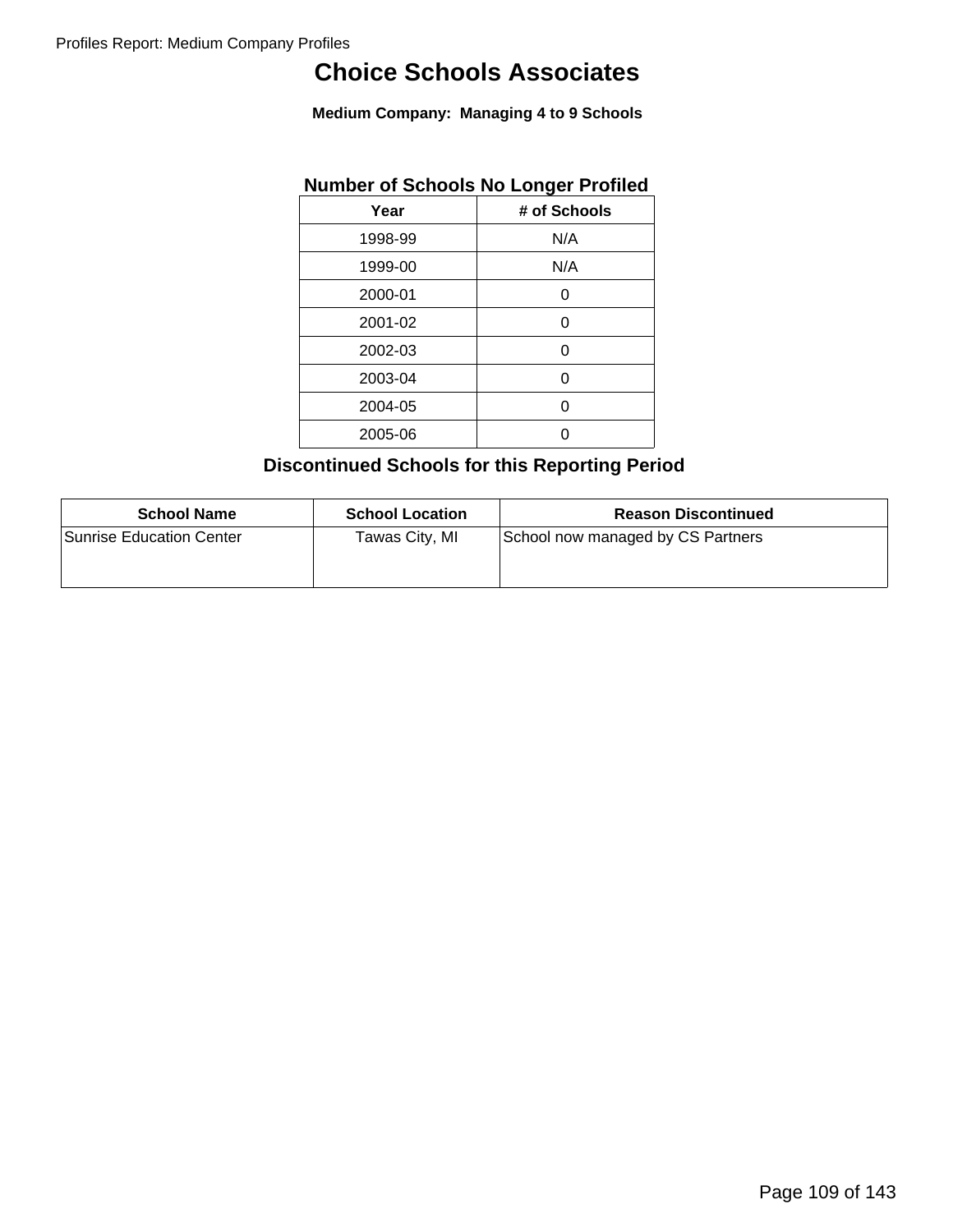# Choice Schools Associates

**Medium Company: Managing 4 to 9 Schools**

## Number of Schools No Longer Profiled

| Year | # of Schools |
|---|---|
| 1998-99 | N/A |
| 1999-00 | N/A |
| 2000-01 | 0 |
| 2001-02 | 0 |
| 2002-03 | 0 |
| 2003-04 | 0 |
| 2004-05 | 0 |
| 2005-06 | 0 |

## Discontinued Schools for this Reporting Period

| School Name | School Location | Reason Discontinued |
|---|---|---|
| Sunrise Education Center | Tawas City, MI | School now managed by CS Partners |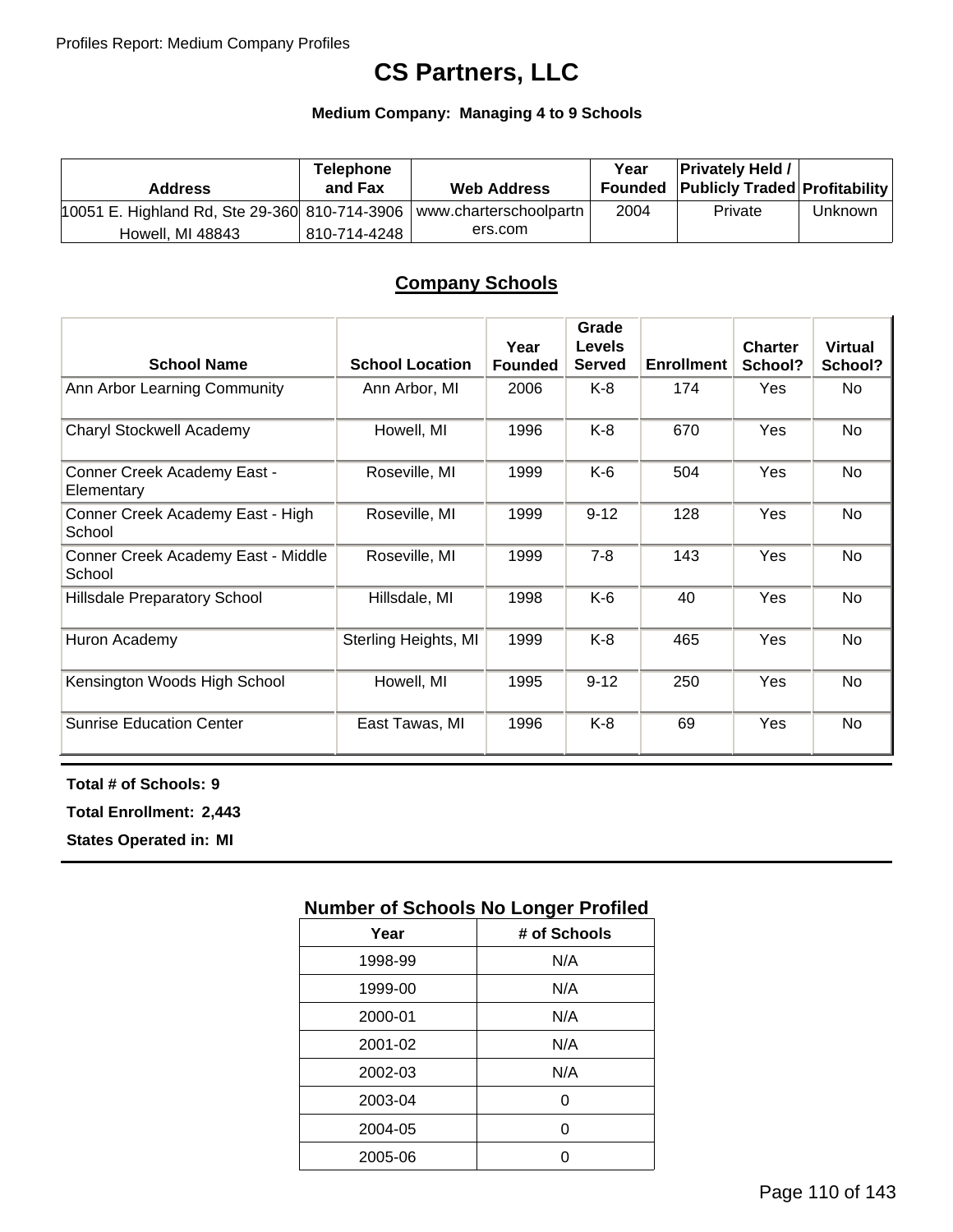# CS Partners, LLC

**Medium Company: Managing 4 to 9 Schools**

| Address | Telephone and Fax | Web Address | Year Founded | Privately Held / Publicly Traded | Profitability |
|---|---|---|---|---|---|
| 10051 E. Highland Rd, Ste 29-360 Howell, MI 48843 | 810-714-3906 810-714-4248 | www.charterschoolpartners.com | 2004 | Private | Unknown |

## Company Schools

| School Name | School Location | Year Founded | Grade Levels Served | Enrollment | Charter School? | Virtual School? |
|---|---|---|---|---|---|---|
| Ann Arbor Learning Community | Ann Arbor, MI | 2006 | K-8 | 174 | Yes | No |
| Charyl Stockwell Academy | Howell, MI | 1996 | K-8 | 670 | Yes | No |
| Conner Creek Academy East - Elementary | Roseville, MI | 1999 | K-6 | 504 | Yes | No |
| Conner Creek Academy East - High School | Roseville, MI | 1999 | 9-12 | 128 | Yes | No |
| Conner Creek Academy East - Middle School | Roseville, MI | 1999 | 7-8 | 143 | Yes | No |
| Hillsdale Preparatory School | Hillsdale, MI | 1998 | K-6 | 40 | Yes | No |
| Huron Academy | Sterling Heights, MI | 1999 | K-8 | 465 | Yes | No |
| Kensington Woods High School | Howell, MI | 1995 | 9-12 | 250 | Yes | No |
| Sunrise Education Center | East Tawas, MI | 1996 | K-8 | 69 | Yes | No |

**Total # of Schools: 9**

**Total Enrollment: 2,443**

**States Operated in: MI**

### Number of Schools No Longer Profiled

| Year | # of Schools |
|---|---|
| 1998-99 | N/A |
| 1999-00 | N/A |
| 2000-01 | N/A |
| 2001-02 | N/A |
| 2002-03 | N/A |
| 2003-04 | 0 |
| 2004-05 | 0 |
| 2005-06 | 0 |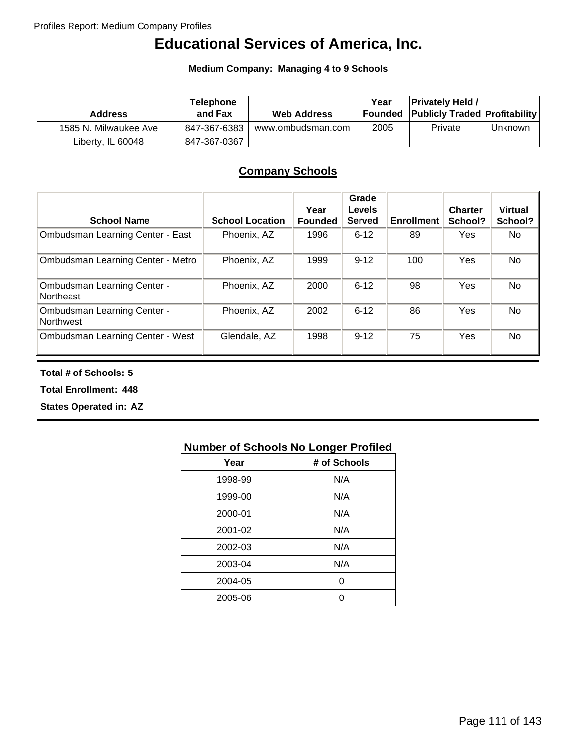# Educational Services of America, Inc.

**Medium Company: Managing 4 to 9 Schools**

| Address | Telephone and Fax | Web Address | Year Founded | Privately Held / Publicly Traded | Profitability |
|---|---|---|---|---|---|
| 1585 N. Milwaukee Ave<br>Liberty, IL 60048 | 847-367-6383<br>847-367-0367 | www.ombudsman.com | 2005 | Private | Unknown |

## Company Schools

| School Name | School Location | Year Founded | Grade Levels Served | Enrollment | Charter School? | Virtual School? |
|---|---|---|---|---|---|---|
| Ombudsman Learning Center - East | Phoenix, AZ | 1996 | 6-12 | 89 | Yes | No |
| Ombudsman Learning Center - Metro | Phoenix, AZ | 1999 | 9-12 | 100 | Yes | No |
| Ombudsman Learning Center - Northeast | Phoenix, AZ | 2000 | 6-12 | 98 | Yes | No |
| Ombudsman Learning Center - Northwest | Phoenix, AZ | 2002 | 6-12 | 86 | Yes | No |
| Ombudsman Learning Center - West | Glendale, AZ | 1998 | 9-12 | 75 | Yes | No |

**Total # of Schools: 5**

**Total Enrollment: 448**

**States Operated in: AZ**

### Number of Schools No Longer Profiled

| Year | # of Schools |
|---|---|
| 1998-99 | N/A |
| 1999-00 | N/A |
| 2000-01 | N/A |
| 2001-02 | N/A |
| 2002-03 | N/A |
| 2003-04 | N/A |
| 2004-05 | 0 |
| 2005-06 | 0 |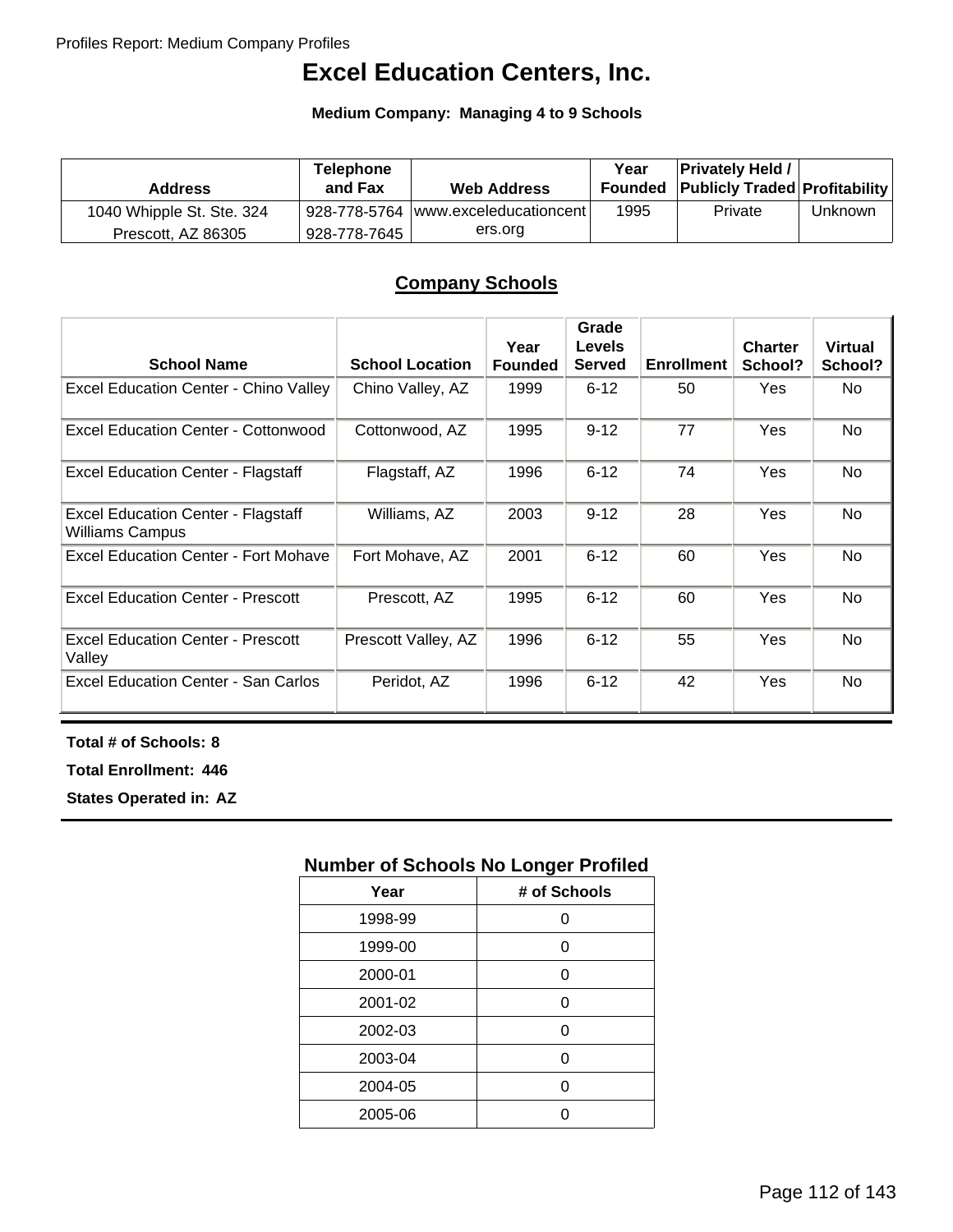# Excel Education Centers, Inc.

**Medium Company: Managing 4 to 9 Schools**

| Address | Telephone and Fax | Web Address | Year Founded | Privately Held / Publicly Traded | Profitability |
|---|---|---|---|---|---|
| 1040 Whipple St. Ste. 324 Prescott, AZ 86305 | 928-778-5764 928-778-7645 | www.exceleducationcenters.org | 1995 | Private | Unknown |

## Company Schools

| School Name | School Location | Year Founded | Grade Levels Served | Enrollment | Charter School? | Virtual School? |
|---|---|---|---|---|---|---|
| Excel Education Center - Chino Valley | Chino Valley, AZ | 1999 | 6-12 | 50 | Yes | No |
| Excel Education Center - Cottonwood | Cottonwood, AZ | 1995 | 9-12 | 77 | Yes | No |
| Excel Education Center - Flagstaff | Flagstaff, AZ | 1996 | 6-12 | 74 | Yes | No |
| Excel Education Center - Flagstaff Williams Campus | Williams, AZ | 2003 | 9-12 | 28 | Yes | No |
| Excel Education Center - Fort Mohave | Fort Mohave, AZ | 2001 | 6-12 | 60 | Yes | No |
| Excel Education Center - Prescott | Prescott, AZ | 1995 | 6-12 | 60 | Yes | No |
| Excel Education Center - Prescott Valley | Prescott Valley, AZ | 1996 | 6-12 | 55 | Yes | No |
| Excel Education Center - San Carlos | Peridot, AZ | 1996 | 6-12 | 42 | Yes | No |

**Total # of Schools: 8**

**Total Enrollment: 446**

**States Operated in: AZ**

### Number of Schools No Longer Profiled

| Year | # of Schools |
|---|---|
| 1998-99 | 0 |
| 1999-00 | 0 |
| 2000-01 | 0 |
| 2001-02 | 0 |
| 2002-03 | 0 |
| 2003-04 | 0 |
| 2004-05 | 0 |
| 2005-06 | 0 |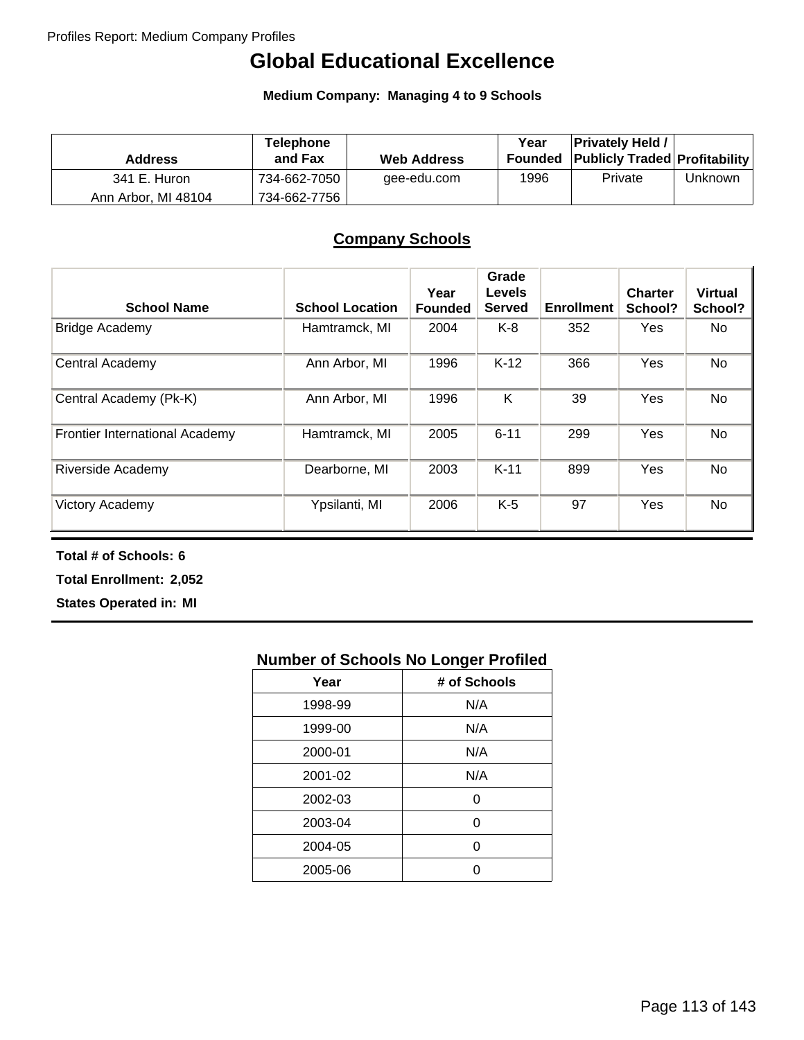# Global Educational Excellence

**Medium Company: Managing 4 to 9 Schools**

| Address | Telephone and Fax | Web Address | Year Founded | Privately Held / Publicly Traded | Profitability |
|---|---|---|---|---|---|
| 341 E. Huron<br>Ann Arbor, MI 48104 | 734-662-7050<br>734-662-7756 | gee-edu.com | 1996 | Private | Unknown |

## Company Schools

| School Name | School Location | Year Founded | Grade Levels Served | Enrollment | Charter School? | Virtual School? |
|---|---|---|---|---|---|---|
| Bridge Academy | Hamtramck, MI | 2004 | K-8 | 352 | Yes | No |
| Central Academy | Ann Arbor, MI | 1996 | K-12 | 366 | Yes | No |
| Central Academy (Pk-K) | Ann Arbor, MI | 1996 | K | 39 | Yes | No |
| Frontier International Academy | Hamtramck, MI | 2005 | 6-11 | 299 | Yes | No |
| Riverside Academy | Dearborne, MI | 2003 | K-11 | 899 | Yes | No |
| Victory Academy | Ypsilanti, MI | 2006 | K-5 | 97 | Yes | No |

**Total # of Schools: 6**

**Total Enrollment: 2,052**

**States Operated in: MI**

### Number of Schools No Longer Profiled

| Year | # of Schools |
|---|---|
| 1998-99 | N/A |
| 1999-00 | N/A |
| 2000-01 | N/A |
| 2001-02 | N/A |
| 2002-03 | 0 |
| 2003-04 | 0 |
| 2004-05 | 0 |
| 2005-06 | 0 |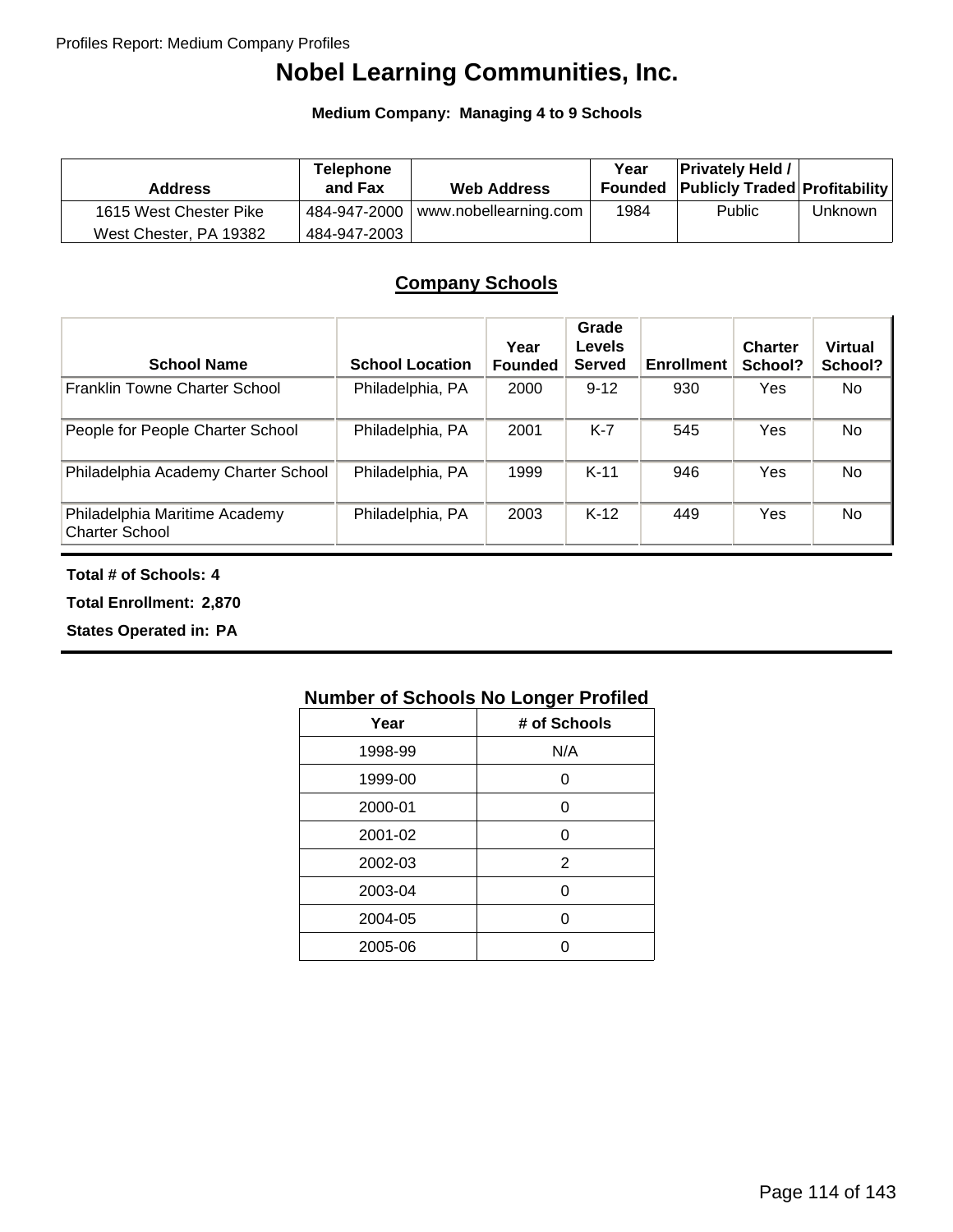# Nobel Learning Communities, Inc.

**Medium Company: Managing 4 to 9 Schools**

| Address | Telephone and Fax | Web Address | Year Founded | Privately Held / Publicly Traded | Profitability |
|---|---|---|---|---|---|
| 1615 West Chester Pike<br>West Chester, PA 19382 | 484-947-2000<br>484-947-2003 | www.nobellearning.com | 1984 | Public | Unknown |

## Company Schools

| School Name | School Location | Year Founded | Grade Levels Served | Enrollment | Charter School? | Virtual School? |
|---|---|---|---|---|---|---|
| Franklin Towne Charter School | Philadelphia, PA | 2000 | 9-12 | 930 | Yes | No |
| People for People Charter School | Philadelphia, PA | 2001 | K-7 | 545 | Yes | No |
| Philadelphia Academy Charter School | Philadelphia, PA | 1999 | K-11 | 946 | Yes | No |
| Philadelphia Maritime Academy Charter School | Philadelphia, PA | 2003 | K-12 | 449 | Yes | No |

**Total # of Schools: 4**

**Total Enrollment: 2,870**

**States Operated in: PA**

### Number of Schools No Longer Profiled

| Year | # of Schools |
|---|---|
| 1998-99 | N/A |
| 1999-00 | 0 |
| 2000-01 | 0 |
| 2001-02 | 0 |
| 2002-03 | 2 |
| 2003-04 | 0 |
| 2004-05 | 0 |
| 2005-06 | 0 |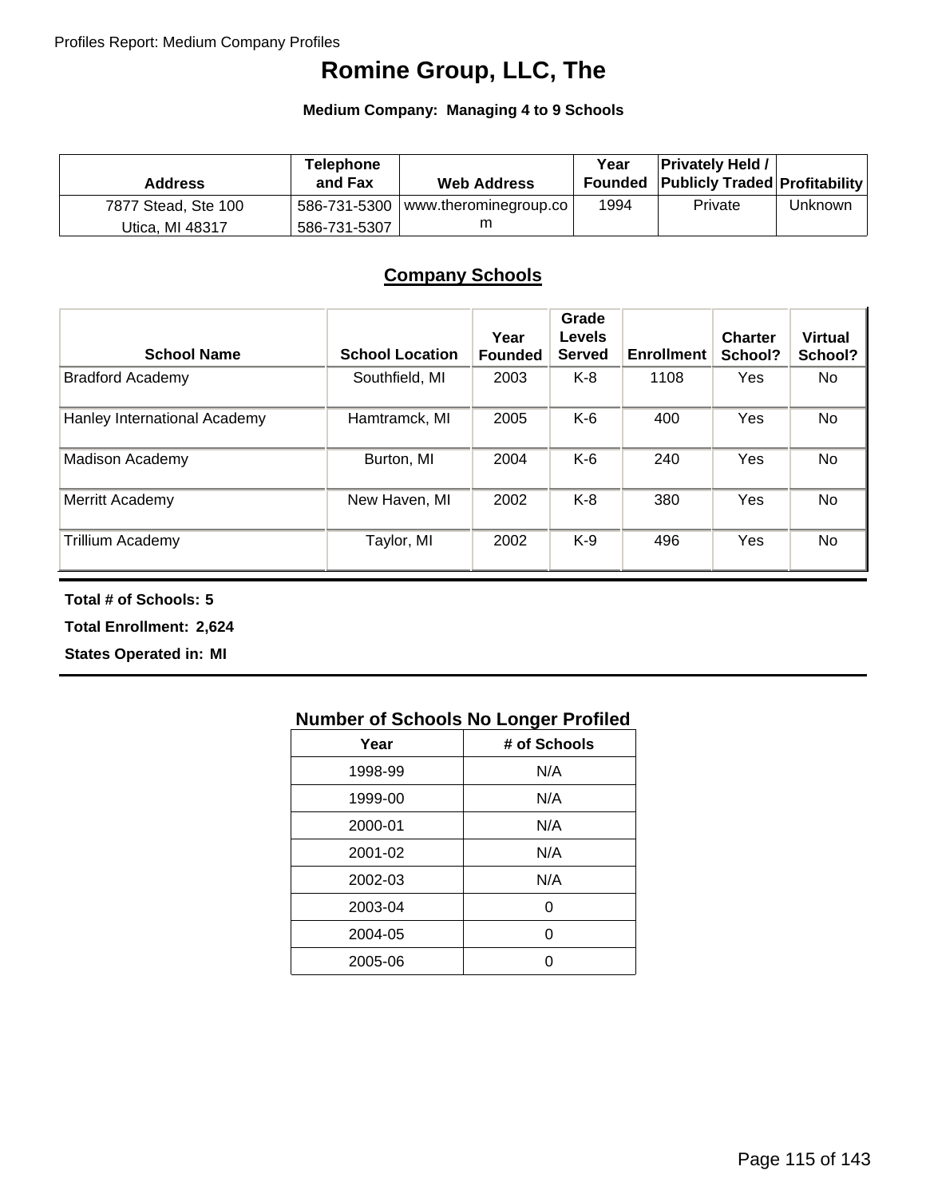# Romine Group, LLC, The

**Medium Company: Managing 4 to 9 Schools**

| Address | Telephone and Fax | Web Address | Year Founded | Privately Held / Publicly Traded | Profitability |
|---|---|---|---|---|---|
| 7877 Stead, Ste 100<br>Utica, MI 48317 | 586-731-5300<br>586-731-5307 | www.therominegroup.com | 1994 | Private | Unknown |

## Company Schools

| School Name | School Location | Year Founded | Grade Levels Served | Enrollment | Charter School? | Virtual School? |
|---|---|---|---|---|---|---|
| Bradford Academy | Southfield, MI | 2003 | K-8 | 1108 | Yes | No |
| Hanley International Academy | Hamtramck, MI | 2005 | K-6 | 400 | Yes | No |
| Madison Academy | Burton, MI | 2004 | K-6 | 240 | Yes | No |
| Merritt Academy | New Haven, MI | 2002 | K-8 | 380 | Yes | No |
| Trillium Academy | Taylor, MI | 2002 | K-9 | 496 | Yes | No |

**Total # of Schools: 5**

**Total Enrollment: 2,624**

**States Operated in: MI**

### Number of Schools No Longer Profiled

| Year | # of Schools |
|---|---|
| 1998-99 | N/A |
| 1999-00 | N/A |
| 2000-01 | N/A |
| 2001-02 | N/A |
| 2002-03 | N/A |
| 2003-04 | 0 |
| 2004-05 | 0 |
| 2005-06 | 0 |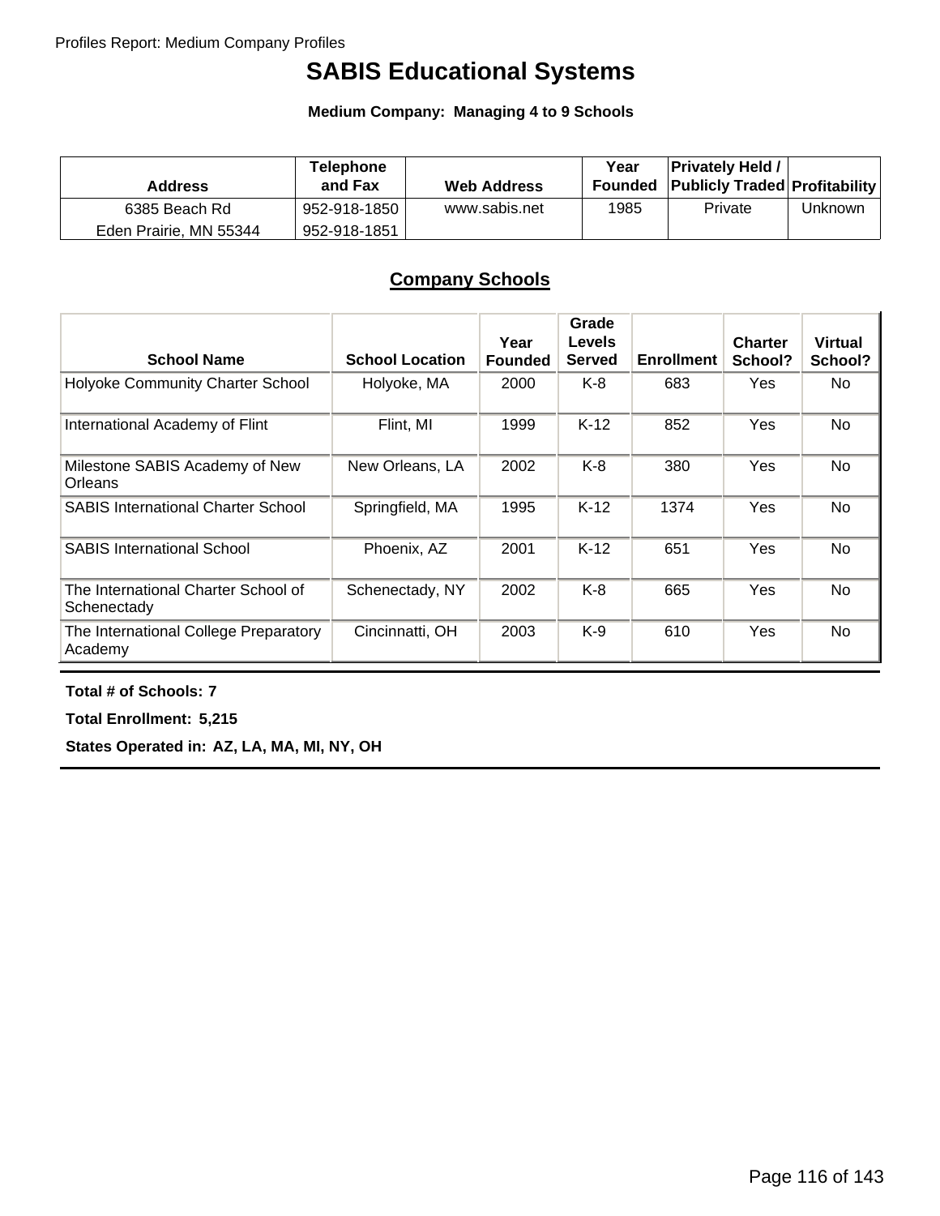# SABIS Educational Systems

**Medium Company: Managing 4 to 9 Schools**

| Address | Telephone and Fax | Web Address | Year Founded | Privately Held / Publicly Traded | Profitability |
|---|---|---|---|---|---|
| 6385 Beach Rd<br>Eden Prairie, MN 55344 | 952-918-1850<br>952-918-1851 | www.sabis.net | 1985 | Private | Unknown |

## Company Schools

| School Name | School Location | Year Founded | Grade Levels Served | Enrollment | Charter School? | Virtual School? |
|---|---|---|---|---|---|---|
| Holyoke Community Charter School | Holyoke, MA | 2000 | K-8 | 683 | Yes | No |
| International Academy of Flint | Flint, MI | 1999 | K-12 | 852 | Yes | No |
| Milestone SABIS Academy of New Orleans | New Orleans, LA | 2002 | K-8 | 380 | Yes | No |
| SABIS International Charter School | Springfield, MA | 1995 | K-12 | 1374 | Yes | No |
| SABIS International School | Phoenix, AZ | 2001 | K-12 | 651 | Yes | No |
| The International Charter School of Schenectady | Schenectady, NY | 2002 | K-8 | 665 | Yes | No |
| The International College Preparatory Academy | Cincinnatti, OH | 2003 | K-9 | 610 | Yes | No |

**Total # of Schools: 7**

**Total Enrollment: 5,215**

**States Operated in: AZ, LA, MA, MI, NY, OH**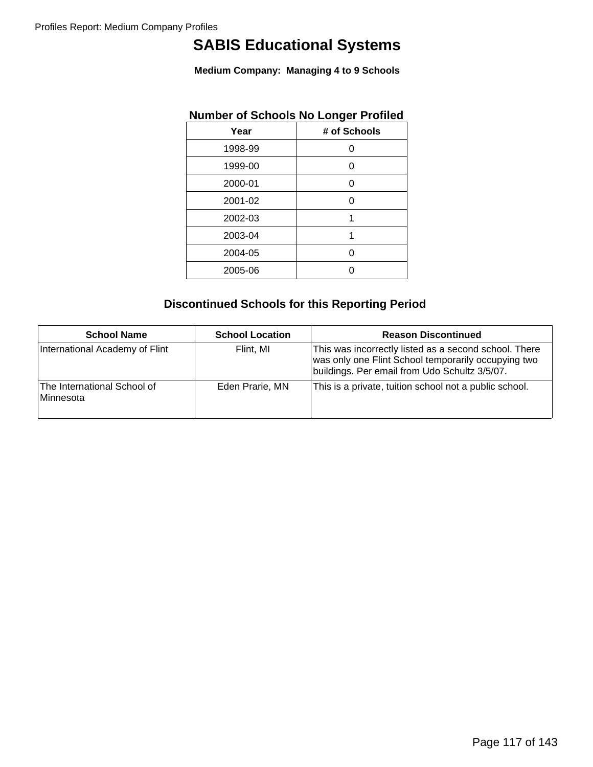# SABIS Educational Systems

**Medium Company: Managing 4 to 9 Schools**

### Number of Schools No Longer Profiled

| Year | # of Schools |
|---|---|
| 1998-99 | 0 |
| 1999-00 | 0 |
| 2000-01 | 0 |
| 2001-02 | 0 |
| 2002-03 | 1 |
| 2003-04 | 1 |
| 2004-05 | 0 |
| 2005-06 | 0 |

### Discontinued Schools for this Reporting Period

| School Name | School Location | Reason Discontinued |
|---|---|---|
| International Academy of Flint | Flint, MI | This was incorrectly listed as a second school. There was only one Flint School temporarily occupying two buildings. Per email from Udo Schultz 3/5/07. |
| The International School of Minnesota | Eden Prarie, MN | This is a private, tuition school not a public school. |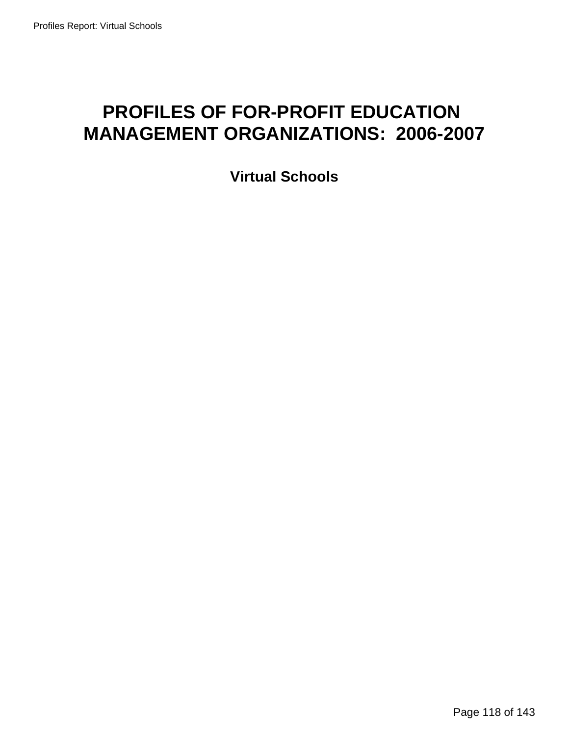# PROFILES OF FOR-PROFIT EDUCATION MANAGEMENT ORGANIZATIONS: 2006-2007

## Virtual Schools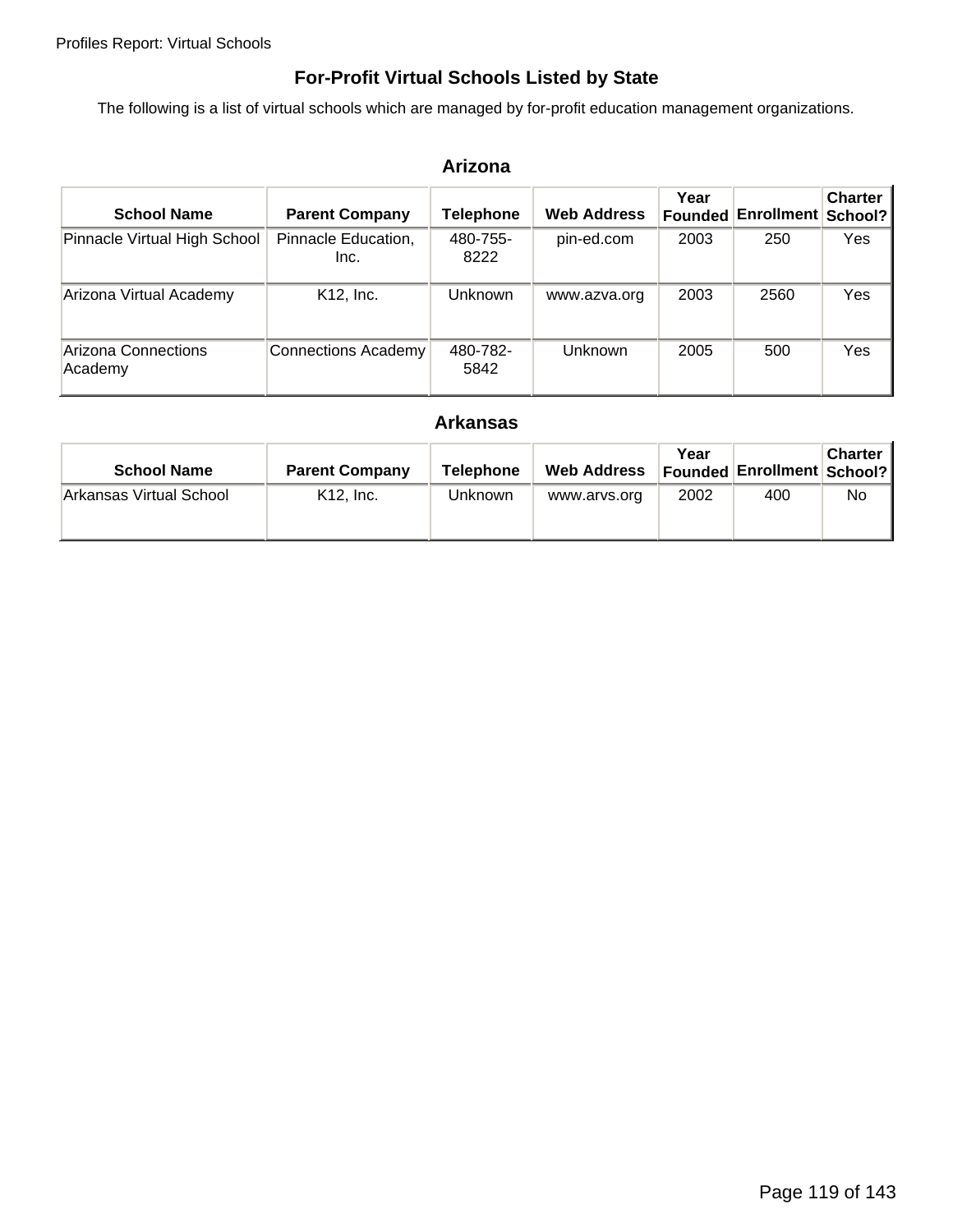## For-Profit Virtual Schools Listed by State

The following is a list of virtual schools which are managed by for-profit education management organizations.

### Arizona

| School Name | Parent Company | Telephone | Web Address | Year Founded | Enrollment | Charter School? |
|---|---|---|---|---|---|---|
| Pinnacle Virtual High School | Pinnacle Education, Inc. | 480-755-8222 | pin-ed.com | 2003 | 250 | Yes |
| Arizona Virtual Academy | K12, Inc. | Unknown | www.azva.org | 2003 | 2560 | Yes |
| Arizona Connections Academy | Connections Academy | 480-782-5842 | Unknown | 2005 | 500 | Yes |

### Arkansas

| School Name | Parent Company | Telephone | Web Address | Year Founded | Enrollment | Charter School? |
|---|---|---|---|---|---|---|
| Arkansas Virtual School | K12, Inc. | Unknown | www.arvs.org | 2002 | 400 | No |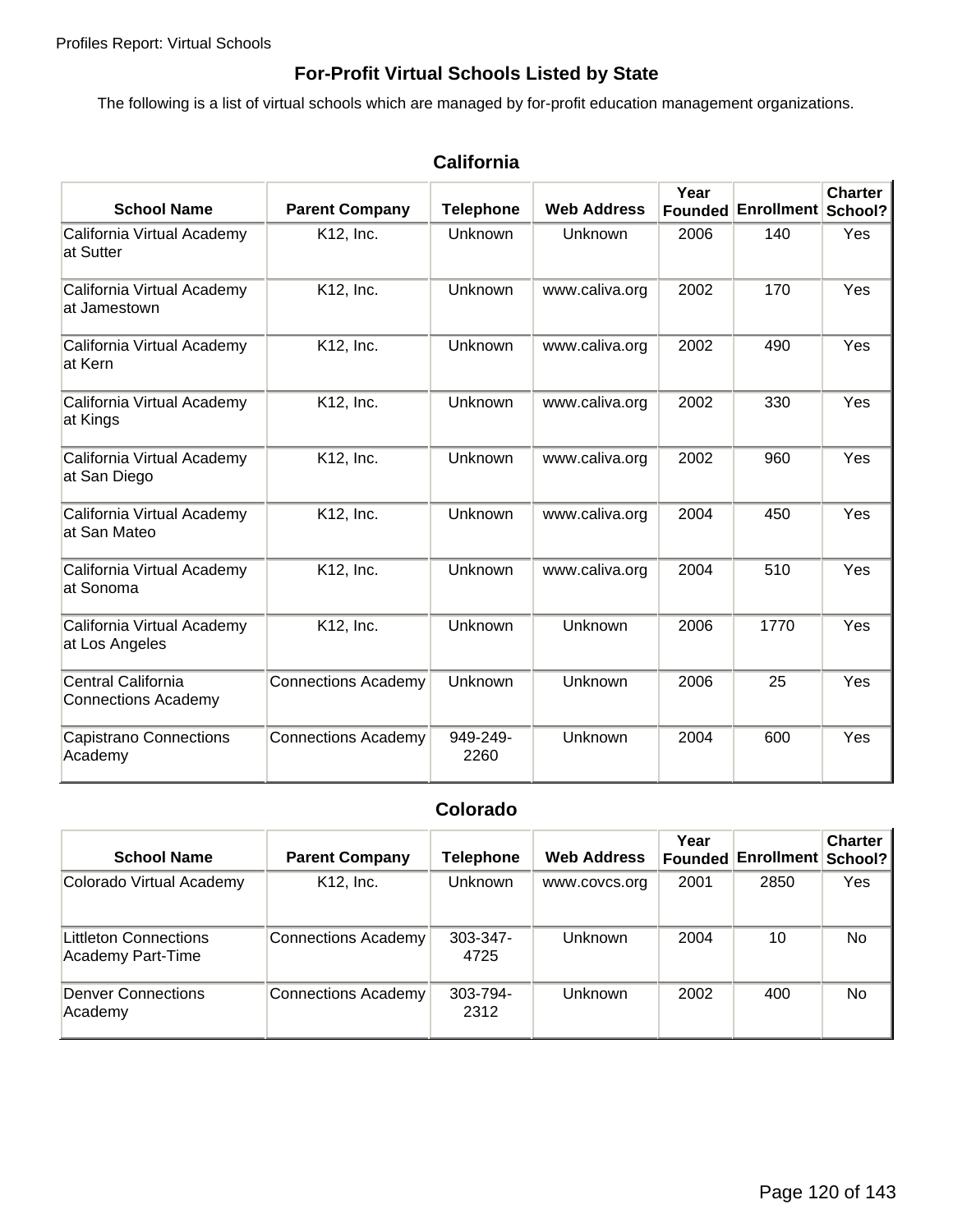## For-Profit Virtual Schools Listed by State

The following is a list of virtual schools which are managed by for-profit education management organizations.

### California

| School Name | Parent Company | Telephone | Web Address | Year Founded | Enrollment | Charter School? |
|---|---|---|---|---|---|---|
| California Virtual Academy at Sutter | K12, Inc. | Unknown | Unknown | 2006 | 140 | Yes |
| California Virtual Academy at Jamestown | K12, Inc. | Unknown | www.caliva.org | 2002 | 170 | Yes |
| California Virtual Academy at Kern | K12, Inc. | Unknown | www.caliva.org | 2002 | 490 | Yes |
| California Virtual Academy at Kings | K12, Inc. | Unknown | www.caliva.org | 2002 | 330 | Yes |
| California Virtual Academy at San Diego | K12, Inc. | Unknown | www.caliva.org | 2002 | 960 | Yes |
| California Virtual Academy at San Mateo | K12, Inc. | Unknown | www.caliva.org | 2004 | 450 | Yes |
| California Virtual Academy at Sonoma | K12, Inc. | Unknown | www.caliva.org | 2004 | 510 | Yes |
| California Virtual Academy at Los Angeles | K12, Inc. | Unknown | Unknown | 2006 | 1770 | Yes |
| Central California Connections Academy | Connections Academy | Unknown | Unknown | 2006 | 25 | Yes |
| Capistrano Connections Academy | Connections Academy | 949-249-2260 | Unknown | 2004 | 600 | Yes |

### Colorado

| School Name | Parent Company | Telephone | Web Address | Year Founded | Enrollment | Charter School? |
|---|---|---|---|---|---|---|
| Colorado Virtual Academy | K12, Inc. | Unknown | www.covcs.org | 2001 | 2850 | Yes |
| Littleton Connections Academy Part-Time | Connections Academy | 303-347-4725 | Unknown | 2004 | 10 | No |
| Denver Connections Academy | Connections Academy | 303-794-2312 | Unknown | 2002 | 400 | No |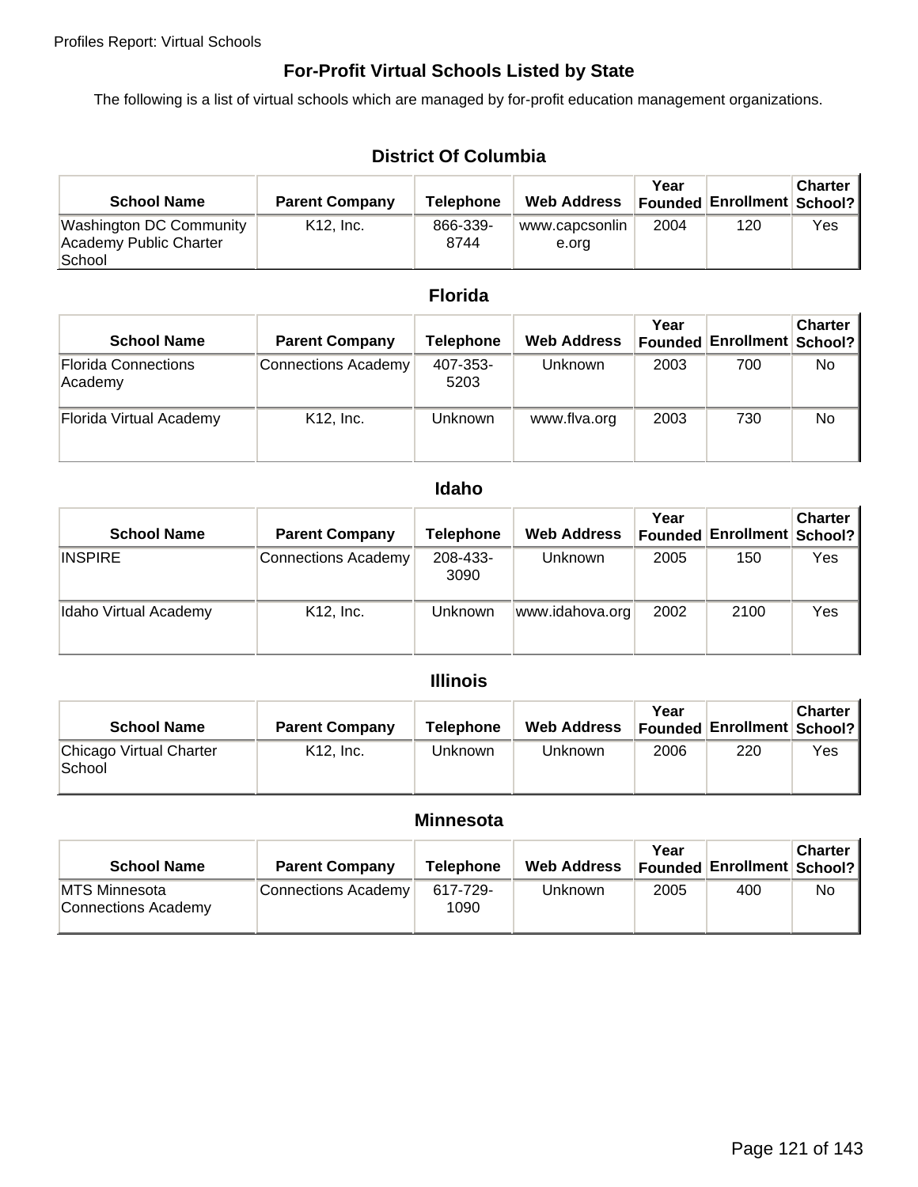## For-Profit Virtual Schools Listed by State

The following is a list of virtual schools which are managed by for-profit education management organizations.

### District Of Columbia

| School Name | Parent Company | Telephone | Web Address | Year Founded | Enrollment | Charter School? |
|---|---|---|---|---|---|---|
| Washington DC Community Academy Public Charter School | K12, Inc. | 866-339-8744 | www.capcsonline.org | 2004 | 120 | Yes |

### Florida

| School Name | Parent Company | Telephone | Web Address | Year Founded | Enrollment | Charter School? |
|---|---|---|---|---|---|---|
| Florida Connections Academy | Connections Academy | 407-353-5203 | Unknown | 2003 | 700 | No |
| Florida Virtual Academy | K12, Inc. | Unknown | www.flva.org | 2003 | 730 | No |

### Idaho

| School Name | Parent Company | Telephone | Web Address | Year Founded | Enrollment | Charter School? |
|---|---|---|---|---|---|---|
| INSPIRE | Connections Academy | 208-433-3090 | Unknown | 2005 | 150 | Yes |
| Idaho Virtual Academy | K12, Inc. | Unknown | www.idahova.org | 2002 | 2100 | Yes |

### Illinois

| School Name | Parent Company | Telephone | Web Address | Year Founded | Enrollment | Charter School? |
|---|---|---|---|---|---|---|
| Chicago Virtual Charter School | K12, Inc. | Unknown | Unknown | 2006 | 220 | Yes |

### Minnesota

| School Name | Parent Company | Telephone | Web Address | Year Founded | Enrollment | Charter School? |
|---|---|---|---|---|---|---|
| MTS Minnesota Connections Academy | Connections Academy | 617-729-1090 | Unknown | 2005 | 400 | No |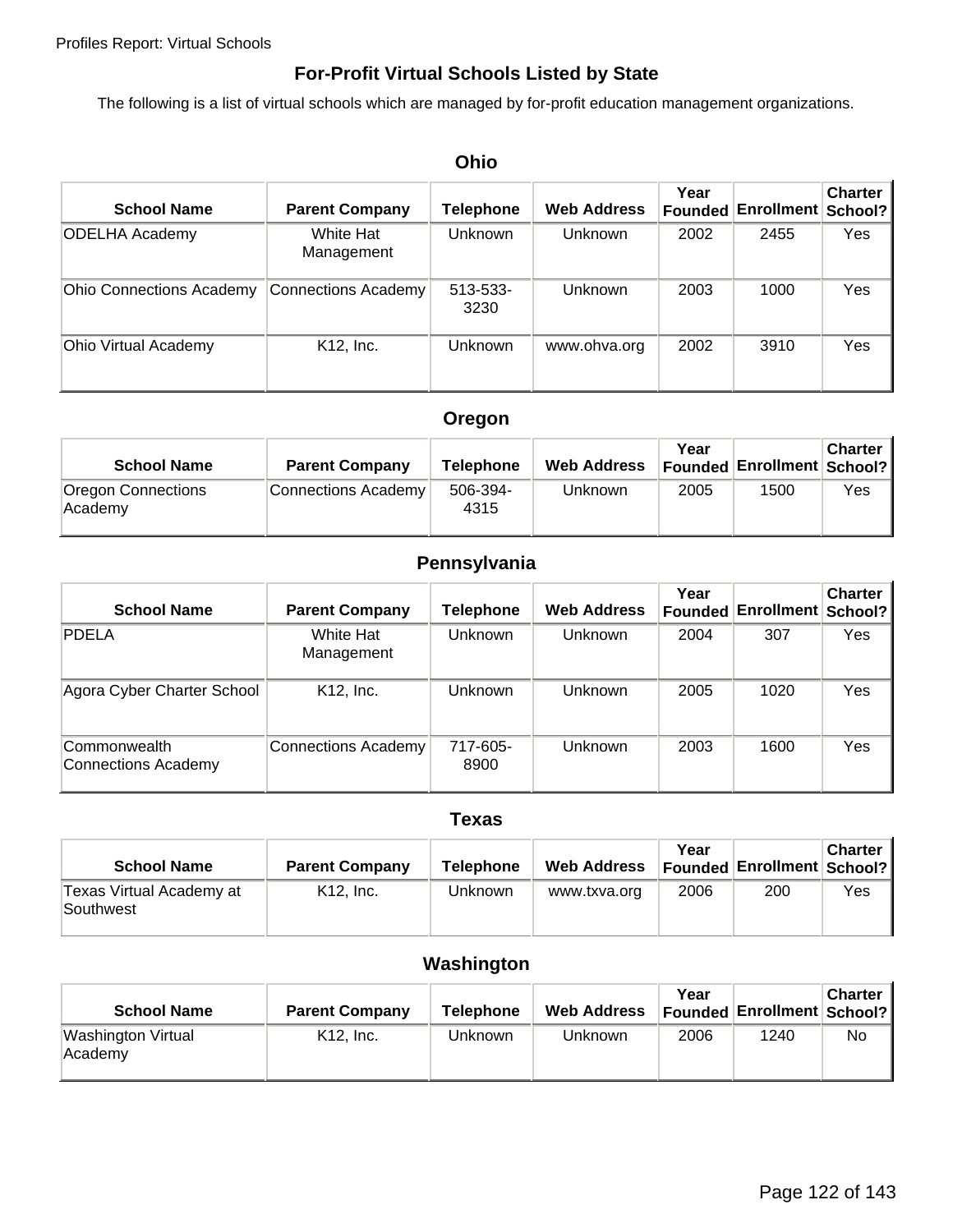## For-Profit Virtual Schools Listed by State

The following is a list of virtual schools which are managed by for-profit education management organizations.

### Ohio

| School Name | Parent Company | Telephone | Web Address | Year Founded | Enrollment | Charter School? |
|---|---|---|---|---|---|---|
| ODELHA Academy | White Hat Management | Unknown | Unknown | 2002 | 2455 | Yes |
| Ohio Connections Academy | Connections Academy | 513-533-3230 | Unknown | 2003 | 1000 | Yes |
| Ohio Virtual Academy | K12, Inc. | Unknown | www.ohva.org | 2002 | 3910 | Yes |

### Oregon

| School Name | Parent Company | Telephone | Web Address | Year Founded | Enrollment | Charter School? |
|---|---|---|---|---|---|---|
| Oregon Connections Academy | Connections Academy | 506-394-4315 | Unknown | 2005 | 1500 | Yes |

### Pennsylvania

| School Name | Parent Company | Telephone | Web Address | Year Founded | Enrollment | Charter School? |
|---|---|---|---|---|---|---|
| PDELA | White Hat Management | Unknown | Unknown | 2004 | 307 | Yes |
| Agora Cyber Charter School | K12, Inc. | Unknown | Unknown | 2005 | 1020 | Yes |
| Commonwealth Connections Academy | Connections Academy | 717-605-8900 | Unknown | 2003 | 1600 | Yes |

### Texas

| School Name | Parent Company | Telephone | Web Address | Year Founded | Enrollment | Charter School? |
|---|---|---|---|---|---|---|
| Texas Virtual Academy at Southwest | K12, Inc. | Unknown | www.txva.org | 2006 | 200 | Yes |

### Washington

| School Name | Parent Company | Telephone | Web Address | Year Founded | Enrollment | Charter School? |
|---|---|---|---|---|---|---|
| Washington Virtual Academy | K12, Inc. | Unknown | Unknown | 2006 | 1240 | No |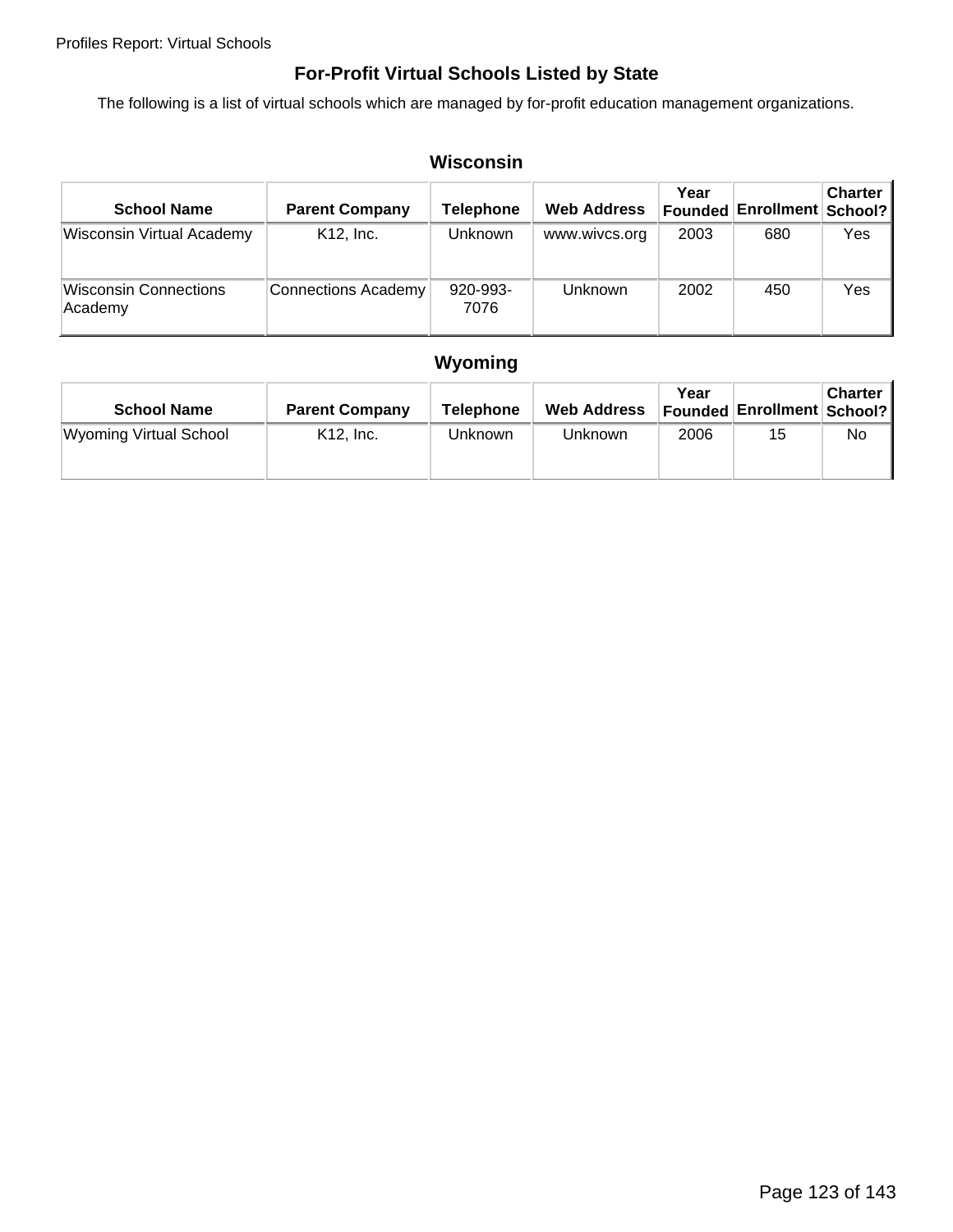## For-Profit Virtual Schools Listed by State

The following is a list of virtual schools which are managed by for-profit education management organizations.

### Wisconsin

| School Name | Parent Company | Telephone | Web Address | Year Founded | Enrollment | Charter School? |
|---|---|---|---|---|---|---|
| Wisconsin Virtual Academy | K12, Inc. | Unknown | www.wivcs.org | 2003 | 680 | Yes |
| Wisconsin Connections Academy | Connections Academy | 920-993-7076 | Unknown | 2002 | 450 | Yes |

### Wyoming

| School Name | Parent Company | Telephone | Web Address | Year Founded | Enrollment | Charter School? |
|---|---|---|---|---|---|---|
| Wyoming Virtual School | K12, Inc. | Unknown | Unknown | 2006 | 15 | No |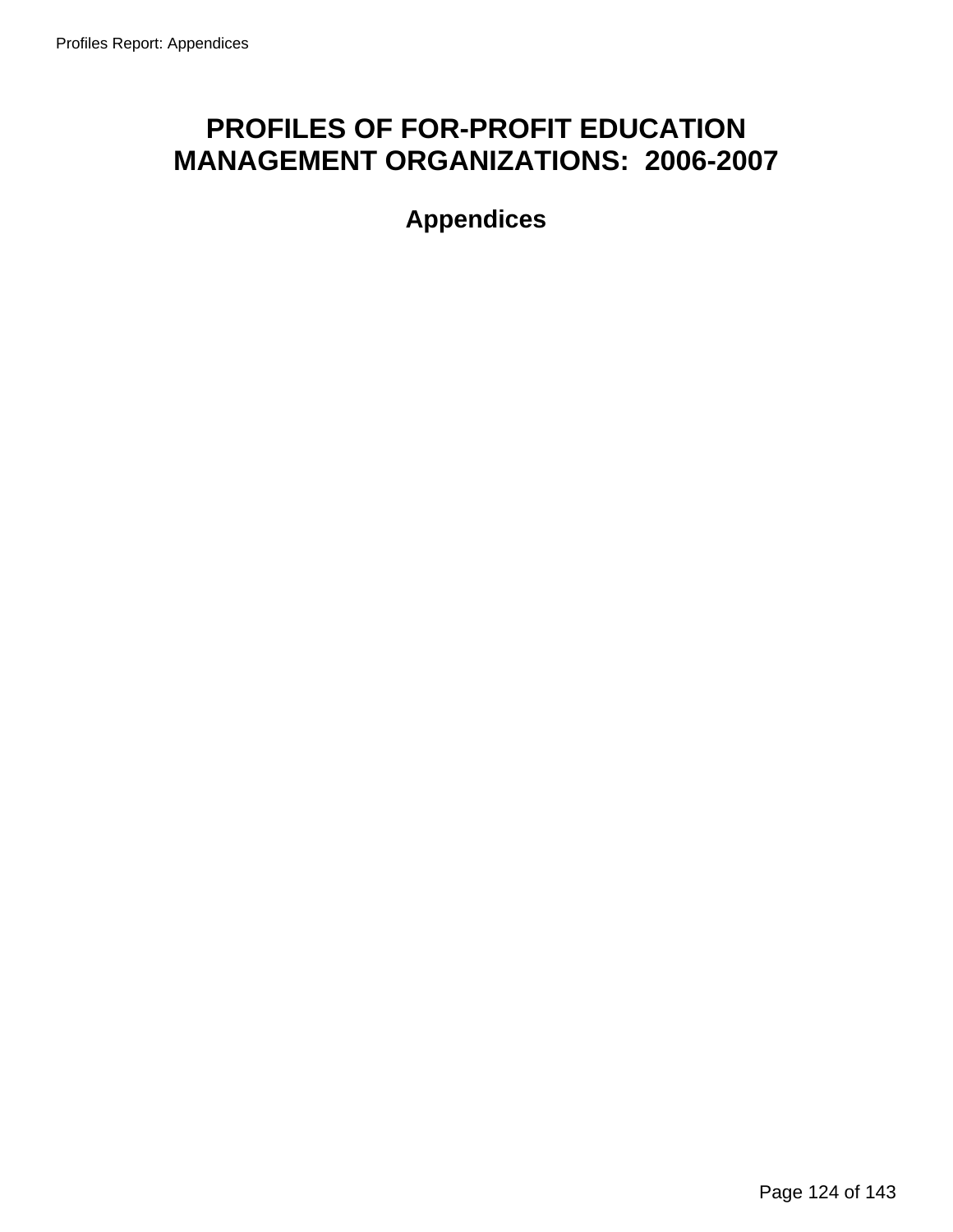# PROFILES OF FOR-PROFIT EDUCATION MANAGEMENT ORGANIZATIONS: 2006-2007

## Appendices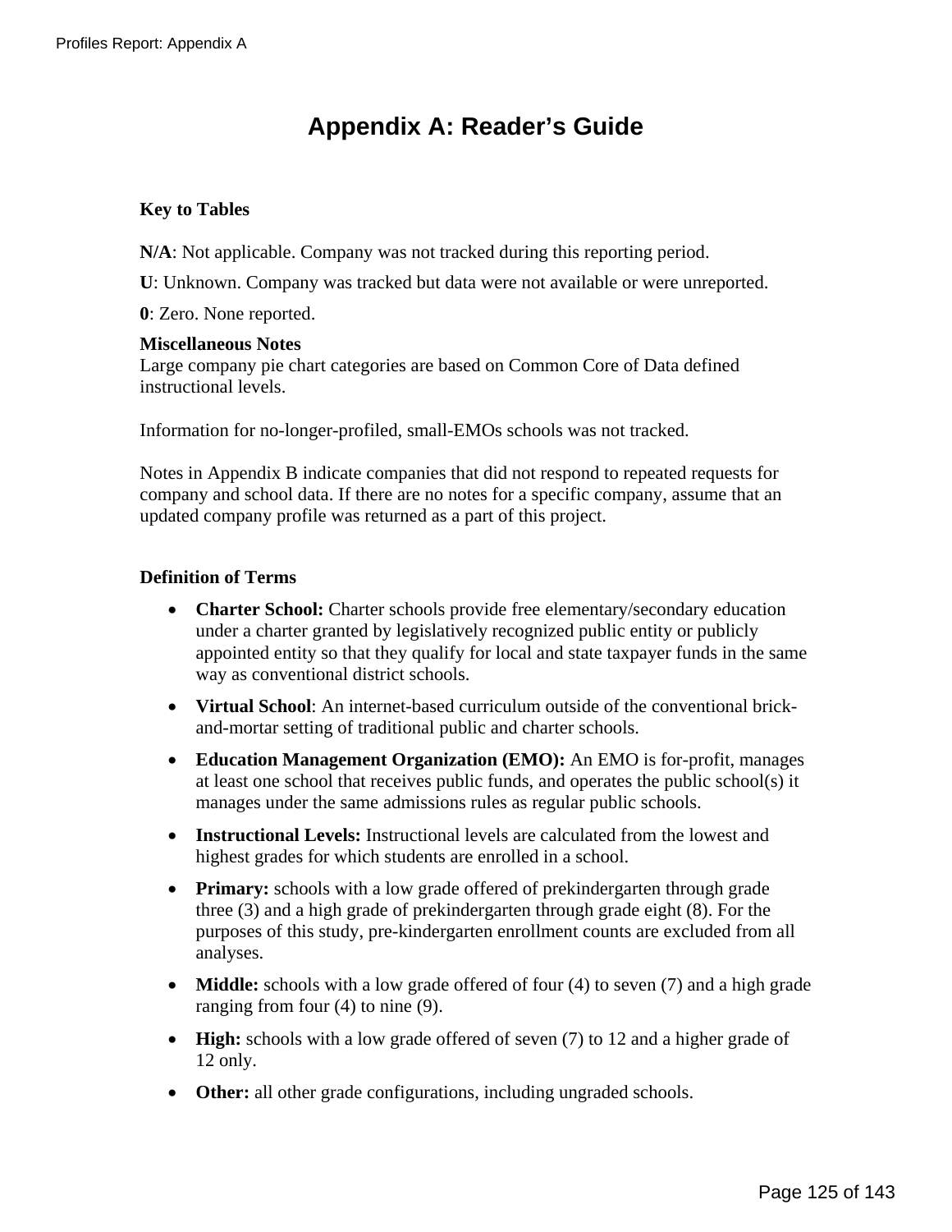# Appendix A: Reader's Guide

**Key to Tables**

**N/A**: Not applicable. Company was not tracked during this reporting period.

**U**: Unknown. Company was tracked but data were not available or were unreported.

**0**: Zero. None reported.

**Miscellaneous Notes**
Large company pie chart categories are based on Common Core of Data defined instructional levels.

Information for no-longer-profiled, small-EMOs schools was not tracked.

Notes in Appendix B indicate companies that did not respond to repeated requests for company and school data. If there are no notes for a specific company, assume that an updated company profile was returned as a part of this project.

**Definition of Terms**

- **Charter School:** Charter schools provide free elementary/secondary education under a charter granted by legislatively recognized public entity or publicly appointed entity so that they qualify for local and state taxpayer funds in the same way as conventional district schools.
- **Virtual School**: An internet-based curriculum outside of the conventional brick-and-mortar setting of traditional public and charter schools.
- **Education Management Organization (EMO):** An EMO is for-profit, manages at least one school that receives public funds, and operates the public school(s) it manages under the same admissions rules as regular public schools.
- **Instructional Levels:** Instructional levels are calculated from the lowest and highest grades for which students are enrolled in a school.
- **Primary:** schools with a low grade offered of prekindergarten through grade three (3) and a high grade of prekindergarten through grade eight (8). For the purposes of this study, pre-kindergarten enrollment counts are excluded from all analyses.
- **Middle:** schools with a low grade offered of four (4) to seven (7) and a high grade ranging from four (4) to nine (9).
- **High:** schools with a low grade offered of seven (7) to 12 and a higher grade of 12 only.
- **Other:** all other grade configurations, including ungraded schools.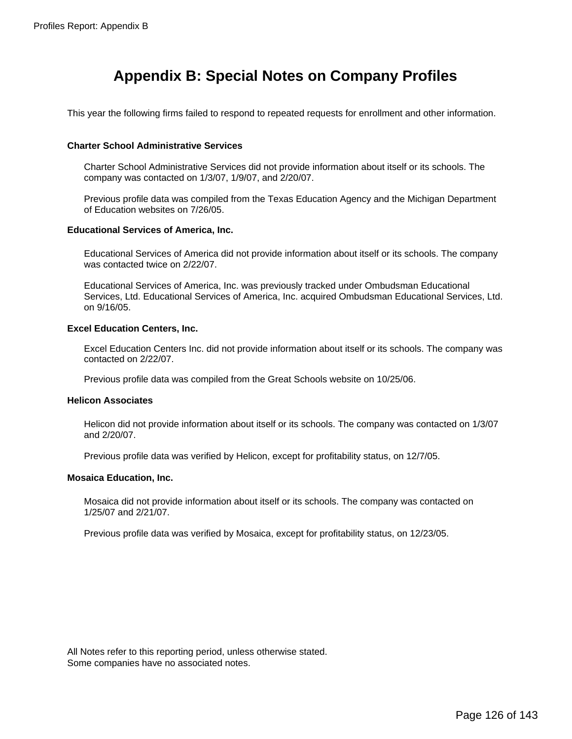# Appendix B: Special Notes on Company Profiles

This year the following firms failed to respond to repeated requests for enrollment and other information.

**Charter School Administrative Services**

Charter School Administrative Services did not provide information about itself or its schools. The company was contacted on 1/3/07, 1/9/07, and 2/20/07.

Previous profile data was compiled from the Texas Education Agency and the Michigan Department of Education websites on 7/26/05.

**Educational Services of America, Inc.**

Educational Services of America did not provide information about itself or its schools. The company was contacted twice on 2/22/07.

Educational Services of America, Inc. was previously tracked under Ombudsman Educational Services, Ltd. Educational Services of America, Inc. acquired Ombudsman Educational Services, Ltd. on 9/16/05.

**Excel Education Centers, Inc.**

Excel Education Centers Inc. did not provide information about itself or its schools. The company was contacted on 2/22/07.

Previous profile data was compiled from the Great Schools website on 10/25/06.

**Helicon Associates**

Helicon did not provide information about itself or its schools. The company was contacted on 1/3/07 and 2/20/07.

Previous profile data was verified by Helicon, except for profitability status, on 12/7/05.

**Mosaica Education, Inc.**

Mosaica did not provide information about itself or its schools. The company was contacted on 1/25/07 and 2/21/07.

Previous profile data was verified by Mosaica, except for profitability status, on 12/23/05.

All Notes refer to this reporting period, unless otherwise stated.
Some companies have no associated notes.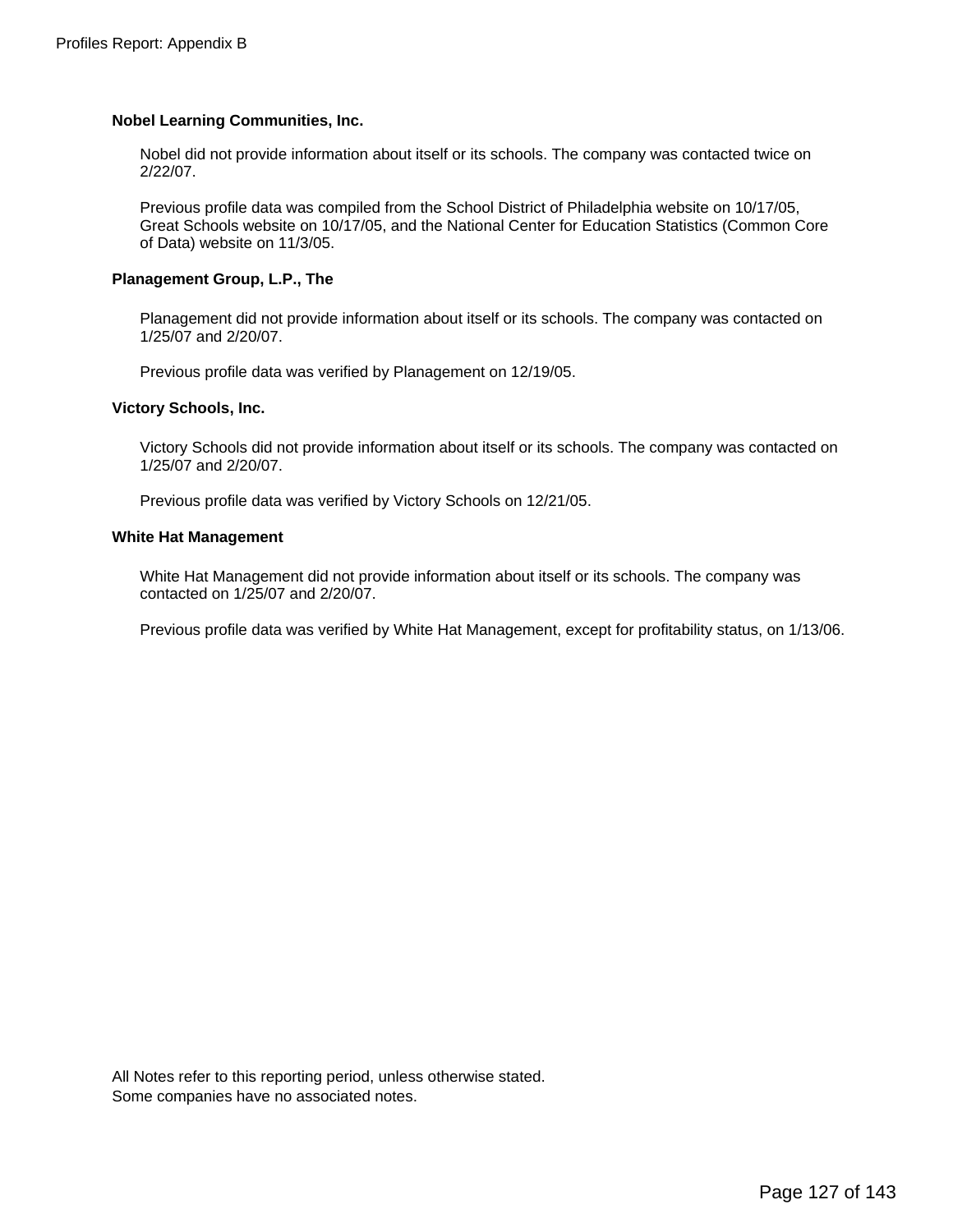**Nobel Learning Communities, Inc.**

Nobel did not provide information about itself or its schools. The company was contacted twice on 2/22/07.

Previous profile data was compiled from the School District of Philadelphia website on 10/17/05, Great Schools website on 10/17/05, and the National Center for Education Statistics (Common Core of Data) website on 11/3/05.

**Planagement Group, L.P., The**

Planagement did not provide information about itself or its schools. The company was contacted on 1/25/07 and 2/20/07.

Previous profile data was verified by Planagement on 12/19/05.

**Victory Schools, Inc.**

Victory Schools did not provide information about itself or its schools. The company was contacted on 1/25/07 and 2/20/07.

Previous profile data was verified by Victory Schools on 12/21/05.

**White Hat Management**

White Hat Management did not provide information about itself or its schools. The company was contacted on 1/25/07 and 2/20/07.

Previous profile data was verified by White Hat Management, except for profitability status, on 1/13/06.

All Notes refer to this reporting period, unless otherwise stated.
Some companies have no associated notes.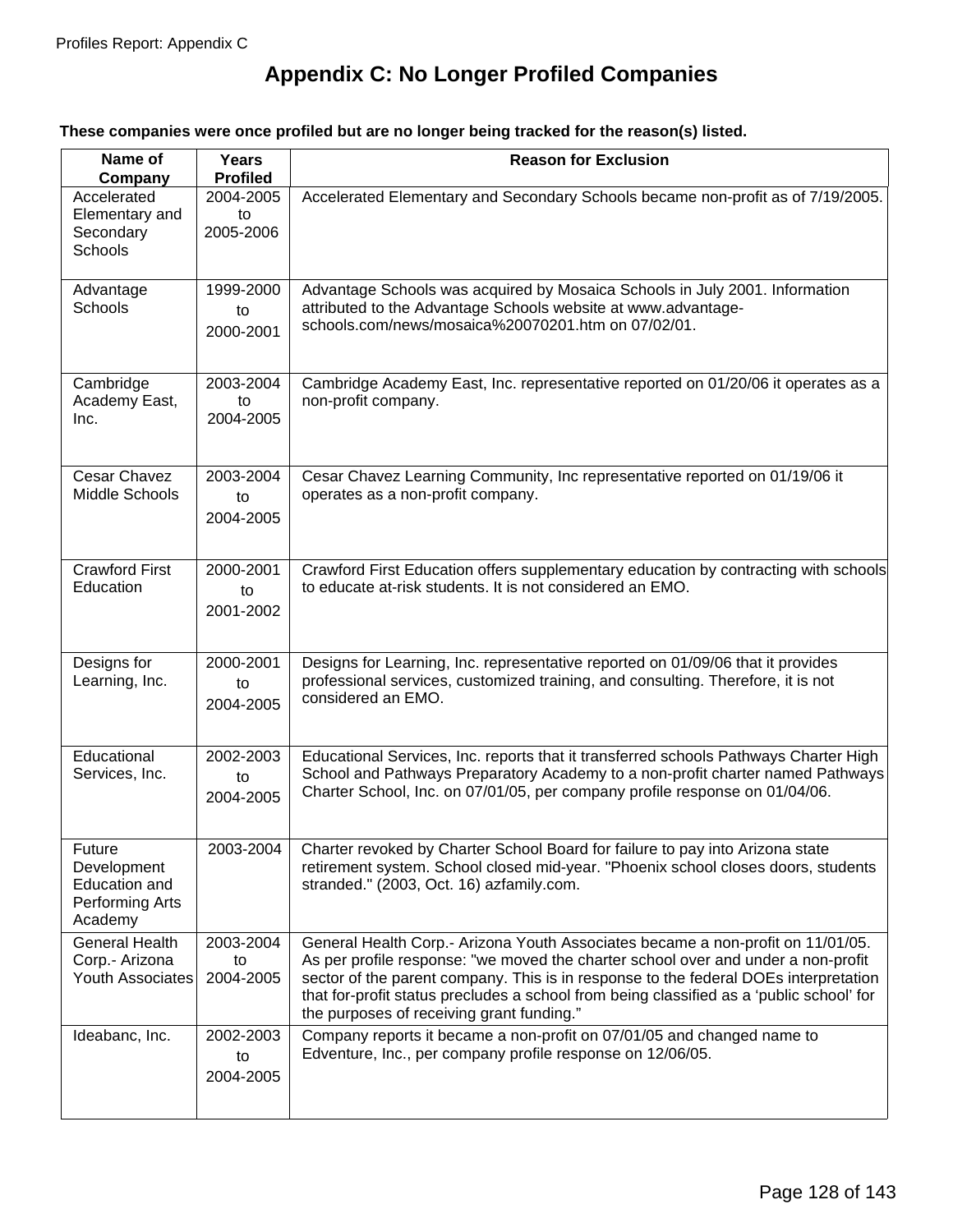# Appendix C: No Longer Profiled Companies

**These companies were once profiled but are no longer being tracked for the reason(s) listed.**

| Name of Company | Years Profiled | Reason for Exclusion |
|---|---|---|
| Accelerated Elementary and Secondary Schools | 2004-2005 to 2005-2006 | Accelerated Elementary and Secondary Schools became non-profit as of 7/19/2005. |
| Advantage Schools | 1999-2000 to 2000-2001 | Advantage Schools was acquired by Mosaica Schools in July 2001. Information attributed to the Advantage Schools website at www.advantage-schools.com/news/mosaica%20070201.htm on 07/02/01. |
| Cambridge Academy East, Inc. | 2003-2004 to 2004-2005 | Cambridge Academy East, Inc. representative reported on 01/20/06 it operates as a non-profit company. |
| Cesar Chavez Middle Schools | 2003-2004 to 2004-2005 | Cesar Chavez Learning Community, Inc representative reported on 01/19/06 it operates as a non-profit company. |
| Crawford First Education | 2000-2001 to 2001-2002 | Crawford First Education offers supplementary education by contracting with schools to educate at-risk students. It is not considered an EMO. |
| Designs for Learning, Inc. | 2000-2001 to 2004-2005 | Designs for Learning, Inc. representative reported on 01/09/06 that it provides professional services, customized training, and consulting. Therefore, it is not considered an EMO. |
| Educational Services, Inc. | 2002-2003 to 2004-2005 | Educational Services, Inc. reports that it transferred schools Pathways Charter High School and Pathways Preparatory Academy to a non-profit charter named Pathways Charter School, Inc. on 07/01/05, per company profile response on 01/04/06. |
| Future Development Education and Performing Arts Academy | 2003-2004 | Charter revoked by Charter School Board for failure to pay into Arizona state retirement system. School closed mid-year. "Phoenix school closes doors, students stranded." (2003, Oct. 16) azfamily.com. |
| General Health Corp.- Arizona Youth Associates | 2003-2004 to 2004-2005 | General Health Corp.- Arizona Youth Associates became a non-profit on 11/01/05. As per profile response: "we moved the charter school over and under a non-profit sector of the parent company. This is in response to the federal DOEs interpretation that for-profit status precludes a school from being classified as a 'public school' for the purposes of receiving grant funding." |
| Ideabanc, Inc. | 2002-2003 to 2004-2005 | Company reports it became a non-profit on 07/01/05 and changed name to Edventure, Inc., per company profile response on 12/06/05. |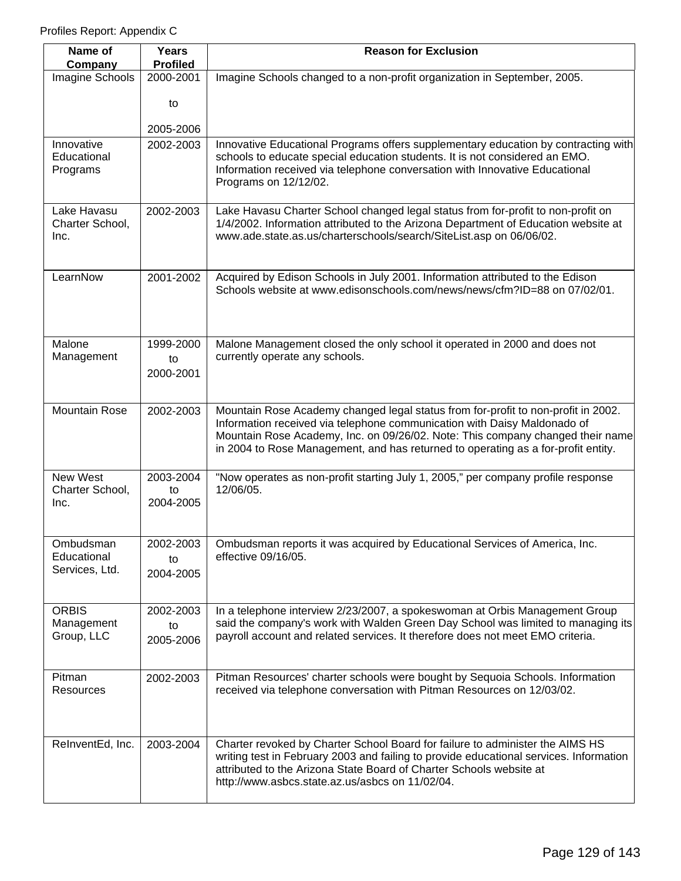Profiles Report: Appendix C

| Name of Company | Years Profiled | Reason for Exclusion |
|---|---|---|
| Imagine Schools | 2000-2001 to 2005-2006 | Imagine Schools changed to a non-profit organization in September, 2005. |
| Innovative Educational Programs | 2002-2003 | Innovative Educational Programs offers supplementary education by contracting with schools to educate special education students. It is not considered an EMO. Information received via telephone conversation with Innovative Educational Programs on 12/12/02. |
| Lake Havasu Charter School, Inc. | 2002-2003 | Lake Havasu Charter School changed legal status from for-profit to non-profit on 1/4/2002. Information attributed to the Arizona Department of Education website at www.ade.state.as.us/charterschools/search/SiteList.asp on 06/06/02. |
| LearnNow | 2001-2002 | Acquired by Edison Schools in July 2001. Information attributed to the Edison Schools website at www.edisonschools.com/news/news/cfm?ID=88 on 07/02/01. |
| Malone Management | 1999-2000 to 2000-2001 | Malone Management closed the only school it operated in 2000 and does not currently operate any schools. |
| Mountain Rose | 2002-2003 | Mountain Rose Academy changed legal status from for-profit to non-profit in 2002. Information received via telephone communication with Daisy Maldonado of Mountain Rose Academy, Inc. on 09/26/02. Note: This company changed their name in 2004 to Rose Management, and has returned to operating as a for-profit entity. |
| New West Charter School, Inc. | 2003-2004 to 2004-2005 | "Now operates as non-profit starting July 1, 2005," per company profile response 12/06/05. |
| Ombudsman Educational Services, Ltd. | 2002-2003 to 2004-2005 | Ombudsman reports it was acquired by Educational Services of America, Inc. effective 09/16/05. |
| ORBIS Management Group, LLC | 2002-2003 to 2005-2006 | In a telephone interview 2/23/2007, a spokeswoman at Orbis Management Group said the company's work with Walden Green Day School was limited to managing its payroll account and related services. It therefore does not meet EMO criteria. |
| Pitman Resources | 2002-2003 | Pitman Resources' charter schools were bought by Sequoia Schools. Information received via telephone conversation with Pitman Resources on 12/03/02. |
| ReInventEd, Inc. | 2003-2004 | Charter revoked by Charter School Board for failure to administer the AIMS HS writing test in February 2003 and failing to provide educational services. Information attributed to the Arizona State Board of Charter Schools website at http://www.asbcs.state.az.us/asbcs on 11/02/04. |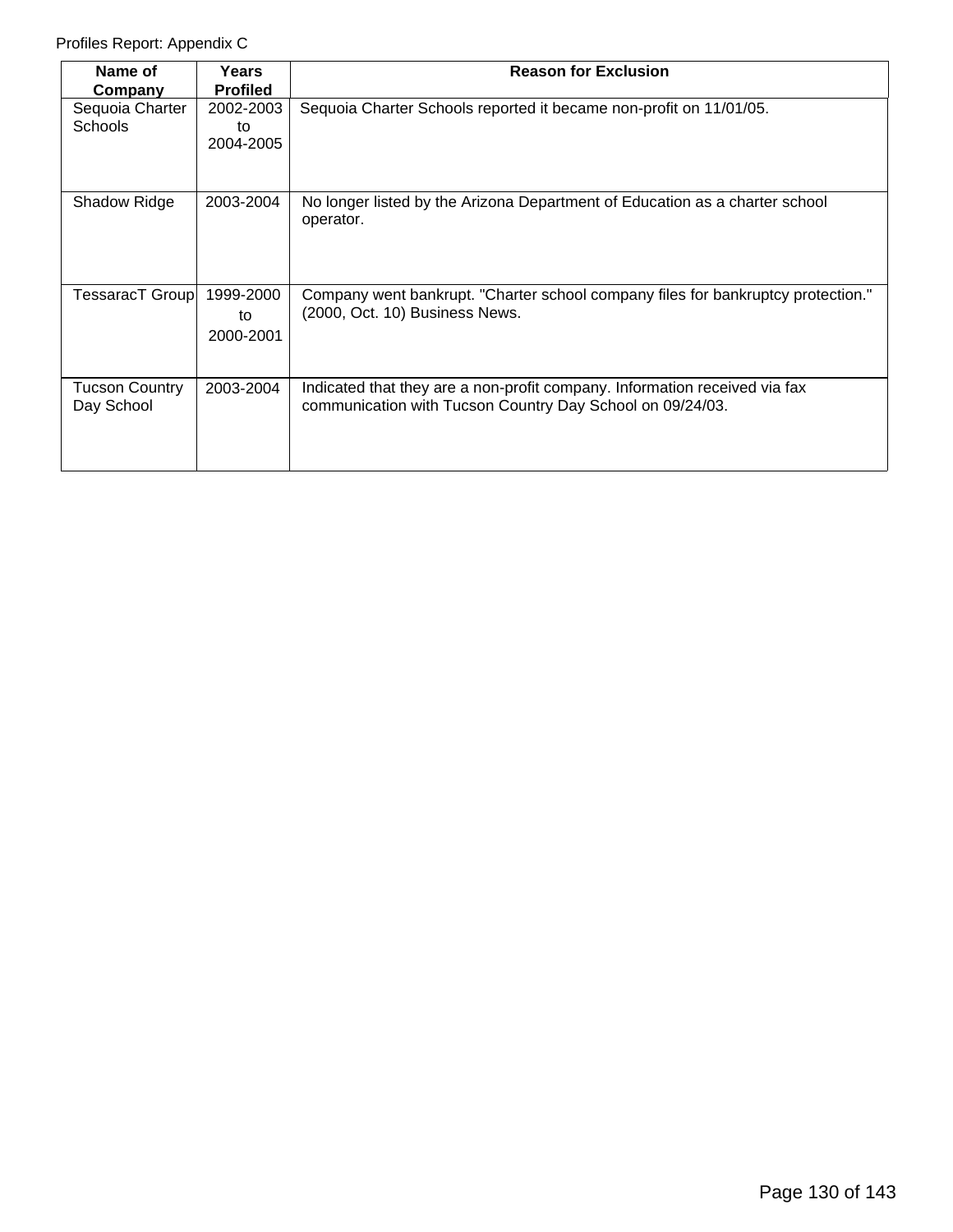Profiles Report: Appendix C

| Name of Company | Years Profiled | Reason for Exclusion |
|---|---|---|
| Sequoia Charter Schools | 2002-2003 to 2004-2005 | Sequoia Charter Schools reported it became non-profit on 11/01/05. |
| Shadow Ridge | 2003-2004 | No longer listed by the Arizona Department of Education as a charter school operator. |
| TessaracT Group | 1999-2000 to 2000-2001 | Company went bankrupt. "Charter school company files for bankruptcy protection." (2000, Oct. 10) Business News. |
| Tucson Country Day School | 2003-2004 | Indicated that they are a non-profit company. Information received via fax communication with Tucson Country Day School on 09/24/03. |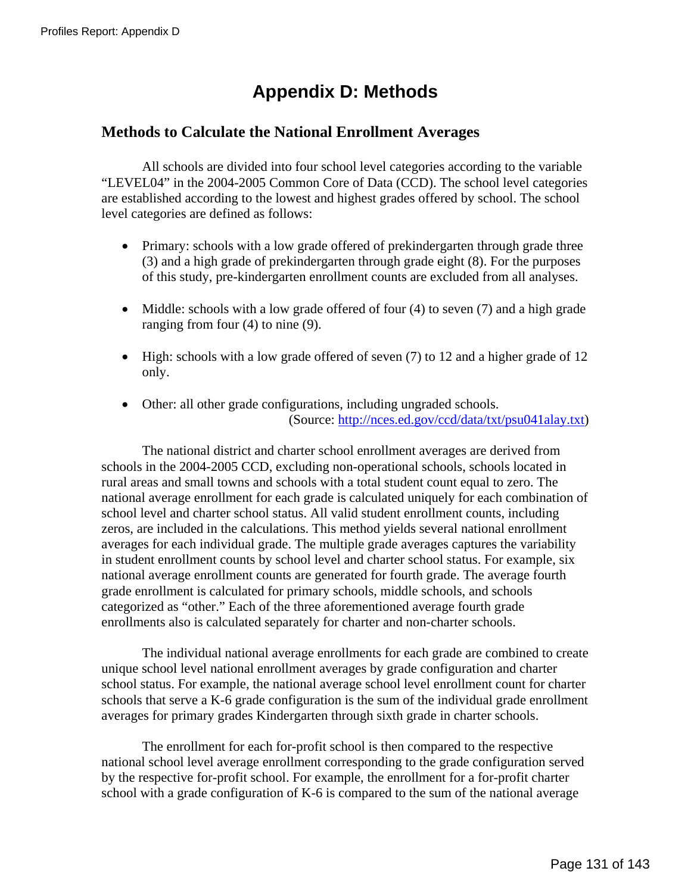# Appendix D: Methods

## Methods to Calculate the National Enrollment Averages

All schools are divided into four school level categories according to the variable "LEVEL04" in the 2004-2005 Common Core of Data (CCD). The school level categories are established according to the lowest and highest grades offered by school. The school level categories are defined as follows:

- Primary: schools with a low grade offered of prekindergarten through grade three (3) and a high grade of prekindergarten through grade eight (8). For the purposes of this study, pre-kindergarten enrollment counts are excluded from all analyses.

- Middle: schools with a low grade offered of four (4) to seven (7) and a high grade ranging from four (4) to nine (9).

- High: schools with a low grade offered of seven (7) to 12 and a higher grade of 12 only.

- Other: all other grade configurations, including ungraded schools.
(Source: [http://nces.ed.gov/ccd/data/txt/psu041alay.txt](http://nces.ed.gov/ccd/data/txt/psu041alay.txt))

The national district and charter school enrollment averages are derived from schools in the 2004-2005 CCD, excluding non-operational schools, schools located in rural areas and small towns and schools with a total student count equal to zero. The national average enrollment for each grade is calculated uniquely for each combination of school level and charter school status. All valid student enrollment counts, including zeros, are included in the calculations. This method yields several national enrollment averages for each individual grade. The multiple grade averages captures the variability in student enrollment counts by school level and charter school status. For example, six national average enrollment counts are generated for fourth grade. The average fourth grade enrollment is calculated for primary schools, middle schools, and schools categorized as "other." Each of the three aforementioned average fourth grade enrollments also is calculated separately for charter and non-charter schools.

The individual national average enrollments for each grade are combined to create unique school level national enrollment averages by grade configuration and charter school status. For example, the national average school level enrollment count for charter schools that serve a K-6 grade configuration is the sum of the individual grade enrollment averages for primary grades Kindergarten through sixth grade in charter schools.

The enrollment for each for-profit school is then compared to the respective national school level average enrollment corresponding to the grade configuration served by the respective for-profit school. For example, the enrollment for a for-profit charter school with a grade configuration of K-6 is compared to the sum of the national average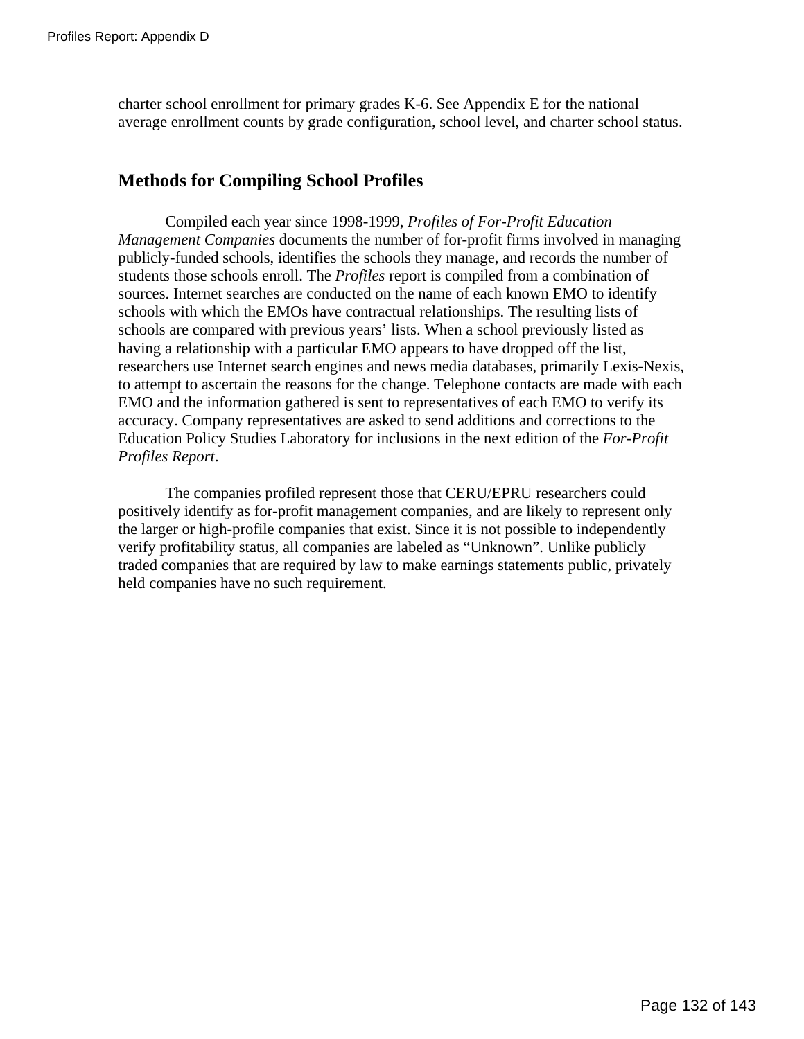charter school enrollment for primary grades K-6. See Appendix E for the national average enrollment counts by grade configuration, school level, and charter school status.

## Methods for Compiling School Profiles

Compiled each year since 1998-1999, *Profiles of For-Profit Education Management Companies* documents the number of for-profit firms involved in managing publicly-funded schools, identifies the schools they manage, and records the number of students those schools enroll. The *Profiles* report is compiled from a combination of sources. Internet searches are conducted on the name of each known EMO to identify schools with which the EMOs have contractual relationships. The resulting lists of schools are compared with previous years' lists. When a school previously listed as having a relationship with a particular EMO appears to have dropped off the list, researchers use Internet search engines and news media databases, primarily Lexis-Nexis, to attempt to ascertain the reasons for the change. Telephone contacts are made with each EMO and the information gathered is sent to representatives of each EMO to verify its accuracy. Company representatives are asked to send additions and corrections to the Education Policy Studies Laboratory for inclusions in the next edition of the *For-Profit Profiles Report*.

The companies profiled represent those that CERU/EPRU researchers could positively identify as for-profit management companies, and are likely to represent only the larger or high-profile companies that exist. Since it is not possible to independently verify profitability status, all companies are labeled as "Unknown". Unlike publicly traded companies that are required by law to make earnings statements public, privately held companies have no such requirement.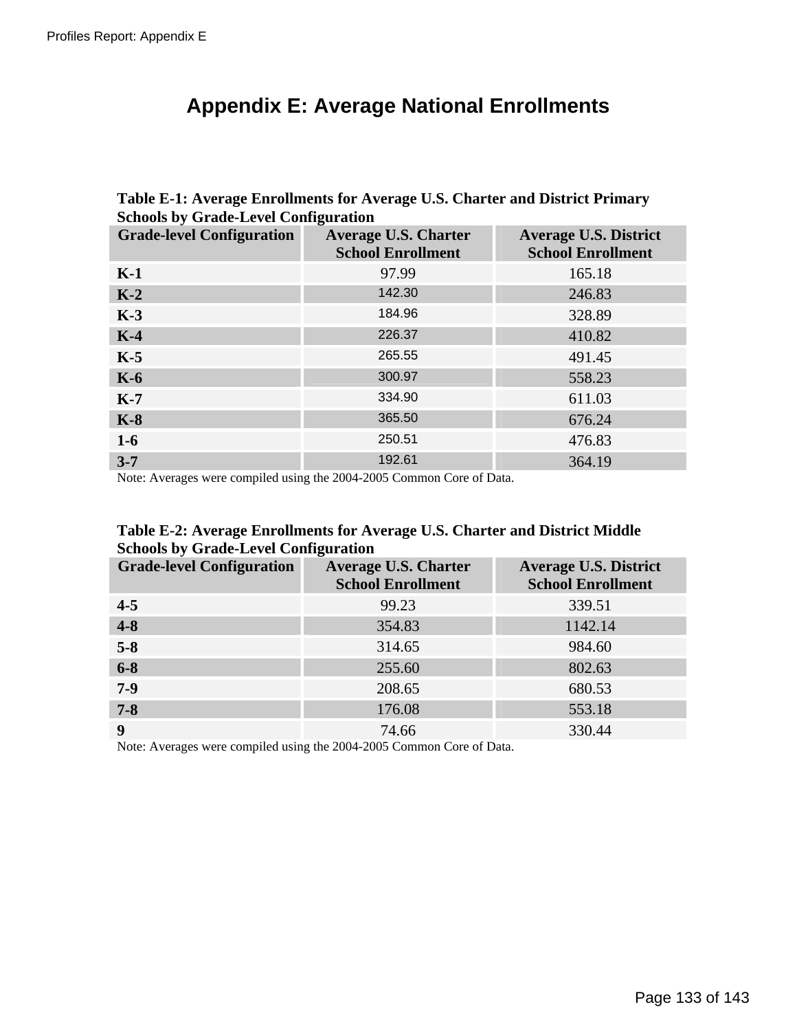# Appendix E: Average National Enrollments

**Table E-1: Average Enrollments for Average U.S. Charter and District Primary Schools by Grade-Level Configuration**

| Grade-level Configuration | Average U.S. Charter School Enrollment | Average U.S. District School Enrollment |
|---|---|---|
| **K-1** | 97.99 | 165.18 |
| **K-2** | 142.30 | 246.83 |
| **K-3** | 184.96 | 328.89 |
| **K-4** | 226.37 | 410.82 |
| **K-5** | 265.55 | 491.45 |
| **K-6** | 300.97 | 558.23 |
| **K-7** | 334.90 | 611.03 |
| **K-8** | 365.50 | 676.24 |
| **1-6** | 250.51 | 476.83 |
| **3-7** | 192.61 | 364.19 |

Note: Averages were compiled using the 2004-2005 Common Core of Data.

**Table E-2: Average Enrollments for Average U.S. Charter and District Middle Schools by Grade-Level Configuration**

| Grade-level Configuration | Average U.S. Charter School Enrollment | Average U.S. District School Enrollment |
|---|---|---|
| **4-5** | 99.23 | 339.51 |
| **4-8** | 354.83 | 1142.14 |
| **5-8** | 314.65 | 984.60 |
| **6-8** | 255.60 | 802.63 |
| **7-9** | 208.65 | 680.53 |
| **7-8** | 176.08 | 553.18 |
| **9** | 74.66 | 330.44 |

Note: Averages were compiled using the 2004-2005 Common Core of Data.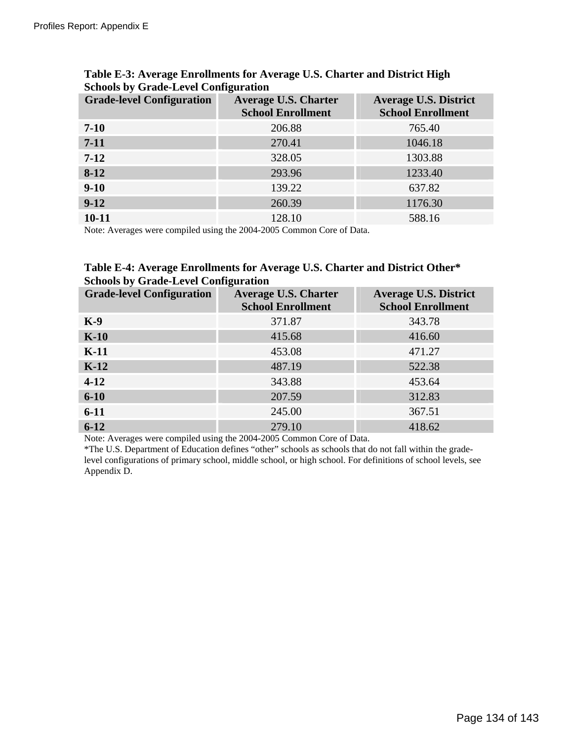**Table E-3: Average Enrollments for Average U.S. Charter and District High Schools by Grade-Level Configuration**

| Grade-level Configuration | Average U.S. Charter School Enrollment | Average U.S. District School Enrollment |
|---|---|---|
| **7-10** | 206.88 | 765.40 |
| **7-11** | 270.41 | 1046.18 |
| **7-12** | 328.05 | 1303.88 |
| **8-12** | 293.96 | 1233.40 |
| **9-10** | 139.22 | 637.82 |
| **9-12** | 260.39 | 1176.30 |
| **10-11** | 128.10 | 588.16 |

Note: Averages were compiled using the 2004-2005 Common Core of Data.

**Table E-4: Average Enrollments for Average U.S. Charter and District Other* Schools by Grade-Level Configuration**

| Grade-level Configuration | Average U.S. Charter School Enrollment | Average U.S. District School Enrollment |
|---|---|---|
| **K-9** | 371.87 | 343.78 |
| **K-10** | 415.68 | 416.60 |
| **K-11** | 453.08 | 471.27 |
| **K-12** | 487.19 | 522.38 |
| **4-12** | 343.88 | 453.64 |
| **6-10** | 207.59 | 312.83 |
| **6-11** | 245.00 | 367.51 |
| **6-12** | 279.10 | 418.62 |

Note: Averages were compiled using the 2004-2005 Common Core of Data.
*The U.S. Department of Education defines "other" schools as schools that do not fall within the grade-level configurations of primary school, middle school, or high school. For definitions of school levels, see Appendix D.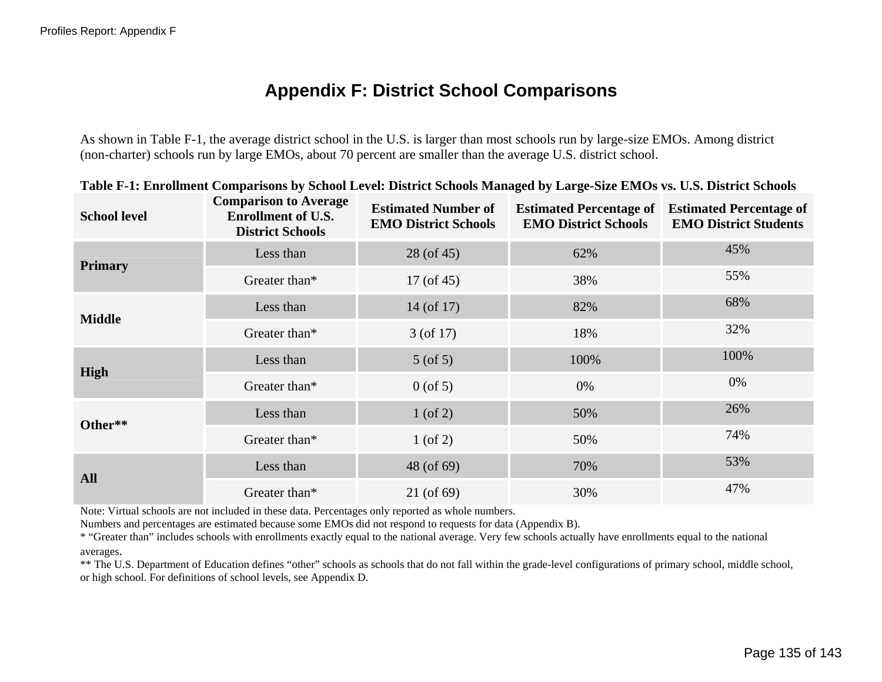# Appendix F: District School Comparisons

As shown in Table F-1, the average district school in the U.S. is larger than most schools run by large-size EMOs. Among district (non-charter) schools run by large EMOs, about 70 percent are smaller than the average U.S. district school.

**Table F-1: Enrollment Comparisons by School Level: District Schools Managed by Large-Size EMOs vs. U.S. District Schools**

| School level | Comparison to Average Enrollment of U.S. District Schools | Estimated Number of EMO District Schools | Estimated Percentage of EMO District Schools | Estimated Percentage of EMO District Students |
|---|---|---|---|---|
| **Primary** | Less than | 28 (of 45) | 62% | 45% |
| | Greater than* | 17 (of 45) | 38% | 55% |
| **Middle** | Less than | 14 (of 17) | 82% | 68% |
| | Greater than* | 3 (of 17) | 18% | 32% |
| **High** | Less than | 5 (of 5) | 100% | 100% |
| | Greater than* | 0 (of 5) | 0% | 0% |
| **Other**** | Less than | 1 (of 2) | 50% | 26% |
| | Greater than* | 1 (of 2) | 50% | 74% |
| **All** | Less than | 48 (of 69) | 70% | 53% |
| | Greater than* | 21 (of 69) | 30% | 47% |

Note: Virtual schools are not included in these data. Percentages only reported as whole numbers.
Numbers and percentages are estimated because some EMOs did not respond to requests for data (Appendix B).
* "Greater than" includes schools with enrollments exactly equal to the national average. Very few schools actually have enrollments equal to the national averages.
** The U.S. Department of Education defines "other" schools as schools that do not fall within the grade-level configurations of primary school, middle school, or high school. For definitions of school levels, see Appendix D.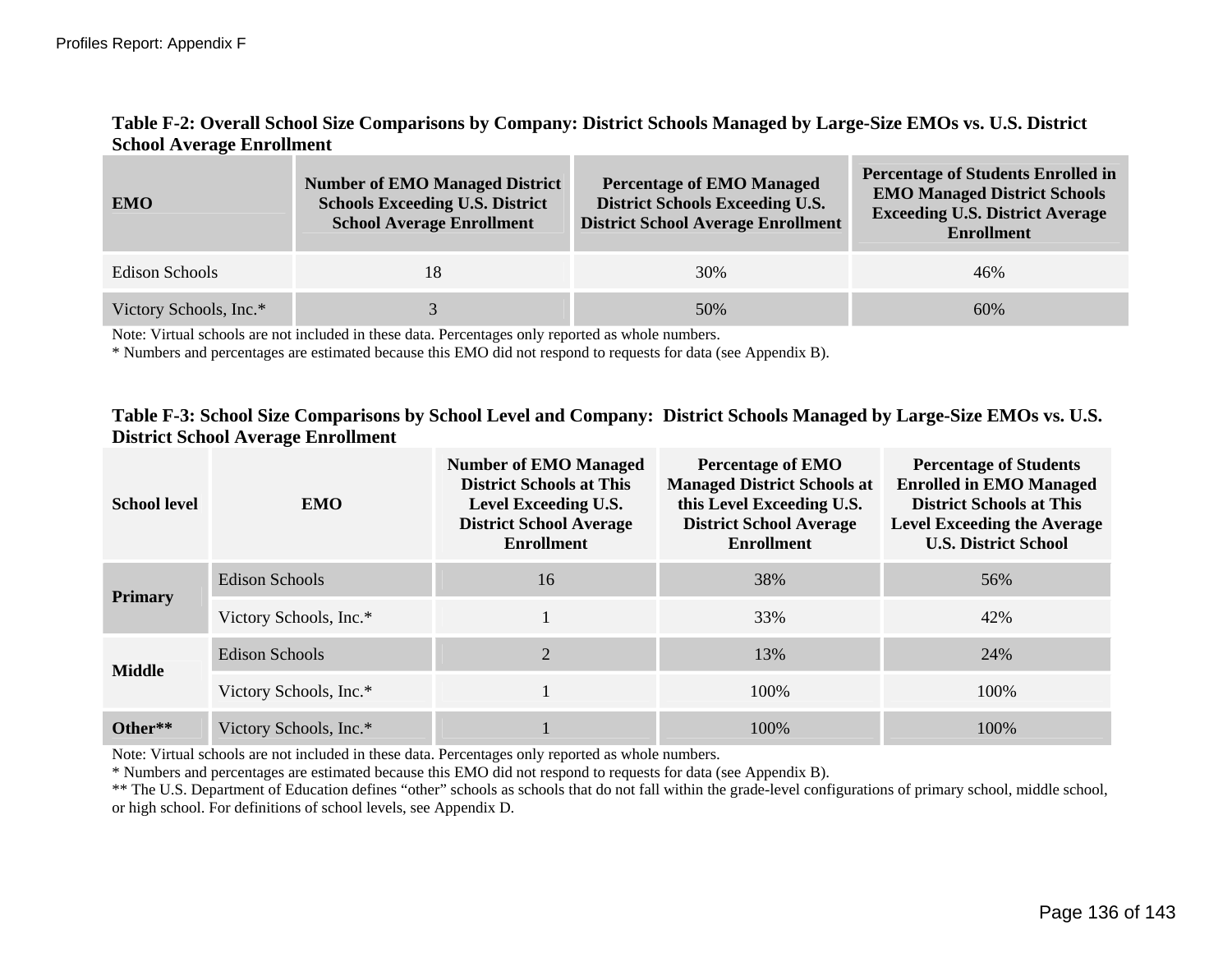**Table F-2: Overall School Size Comparisons by Company: District Schools Managed by Large-Size EMOs vs. U.S. District School Average Enrollment**

| EMO | Number of EMO Managed District Schools Exceeding U.S. District School Average Enrollment | Percentage of EMO Managed District Schools Exceeding U.S. District School Average Enrollment | Percentage of Students Enrolled in EMO Managed District Schools Exceeding U.S. District Average Enrollment |
|---|---|---|---|
| Edison Schools | 18 | 30% | 46% |
| Victory Schools, Inc.* | 3 | 50% | 60% |

Note: Virtual schools are not included in these data. Percentages only reported as whole numbers.
* Numbers and percentages are estimated because this EMO did not respond to requests for data (see Appendix B).

**Table F-3: School Size Comparisons by School Level and Company: District Schools Managed by Large-Size EMOs vs. U.S. District School Average Enrollment**

| School level | EMO | Number of EMO Managed District Schools at This Level Exceeding U.S. District School Average Enrollment | Percentage of EMO Managed District Schools at this Level Exceeding U.S. District School Average Enrollment | Percentage of Students Enrolled in EMO Managed District Schools at This Level Exceeding the Average U.S. District School |
|---|---|---|---|---|
| **Primary** | Edison Schools | 16 | 38% | 56% |
| | Victory Schools, Inc.* | 1 | 33% | 42% |
| **Middle** | Edison Schools | 2 | 13% | 24% |
| | Victory Schools, Inc.* | 1 | 100% | 100% |
| **Other**** | Victory Schools, Inc.* | 1 | 100% | 100% |

Note: Virtual schools are not included in these data. Percentages only reported as whole numbers.
* Numbers and percentages are estimated because this EMO did not respond to requests for data (see Appendix B).
** The U.S. Department of Education defines "other" schools as schools that do not fall within the grade-level configurations of primary school, middle school, or high school. For definitions of school levels, see Appendix D.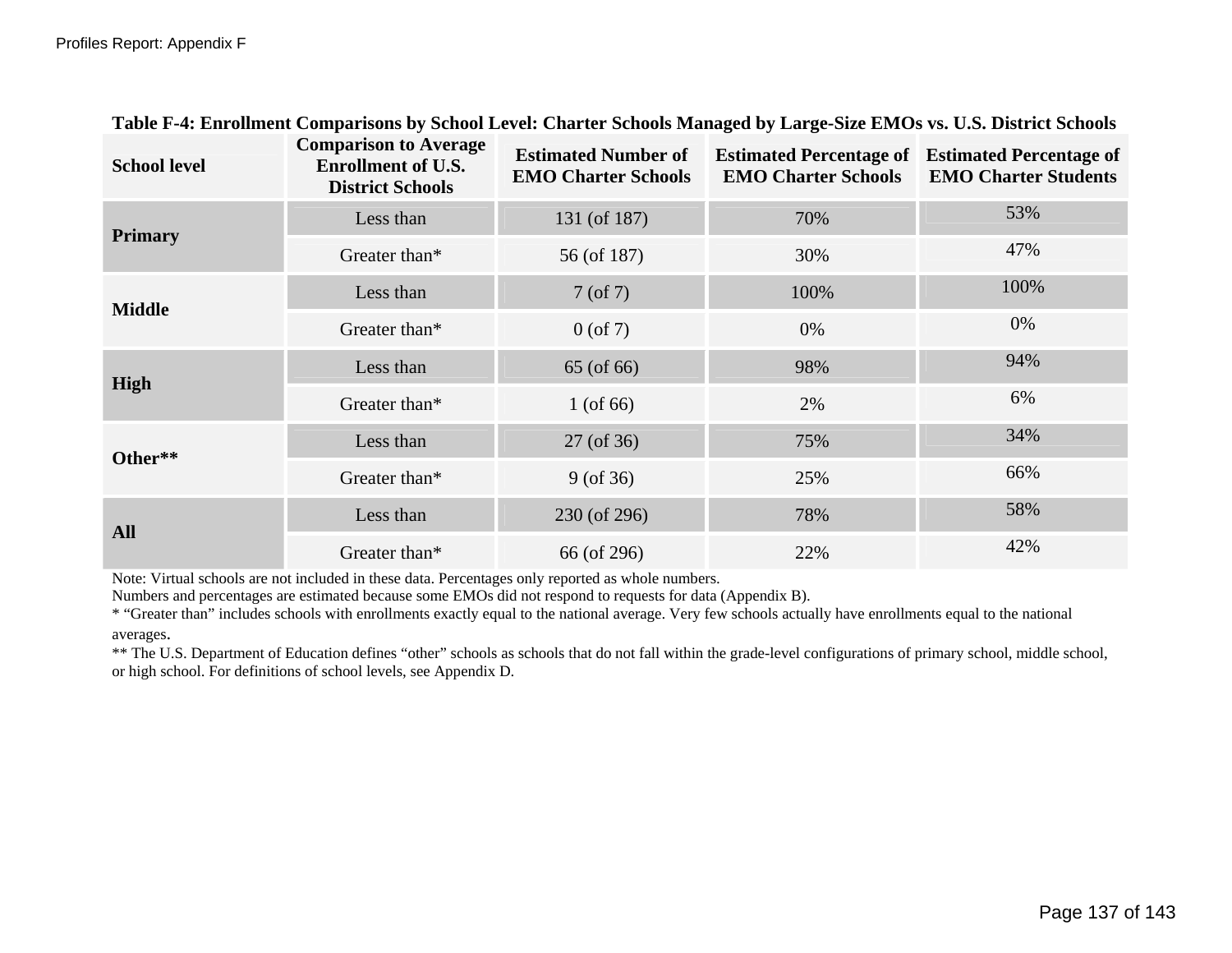**Table F-4: Enrollment Comparisons by School Level: Charter Schools Managed by Large-Size EMOs vs. U.S. District Schools**

| School level | Comparison to Average Enrollment of U.S. District Schools | Estimated Number of EMO Charter Schools | Estimated Percentage of EMO Charter Schools | Estimated Percentage of EMO Charter Students |
|---|---|---|---|---|
| **Primary** | Less than | 131 (of 187) | 70% | 53% |
| | Greater than* | 56 (of 187) | 30% | 47% |
| **Middle** | Less than | 7 (of 7) | 100% | 100% |
| | Greater than* | 0 (of 7) | 0% | 0% |
| **High** | Less than | 65 (of 66) | 98% | 94% |
| | Greater than* | 1 (of 66) | 2% | 6% |
| **Other**** | Less than | 27 (of 36) | 75% | 34% |
| | Greater than* | 9 (of 36) | 25% | 66% |
| **All** | Less than | 230 (of 296) | 78% | 58% |
| | Greater than* | 66 (of 296) | 22% | 42% |

Note: Virtual schools are not included in these data. Percentages only reported as whole numbers.
Numbers and percentages are estimated because some EMOs did not respond to requests for data (Appendix B).
* "Greater than" includes schools with enrollments exactly equal to the national average. Very few schools actually have enrollments equal to the national averages.
** The U.S. Department of Education defines "other" schools as schools that do not fall within the grade-level configurations of primary school, middle school, or high school. For definitions of school levels, see Appendix D.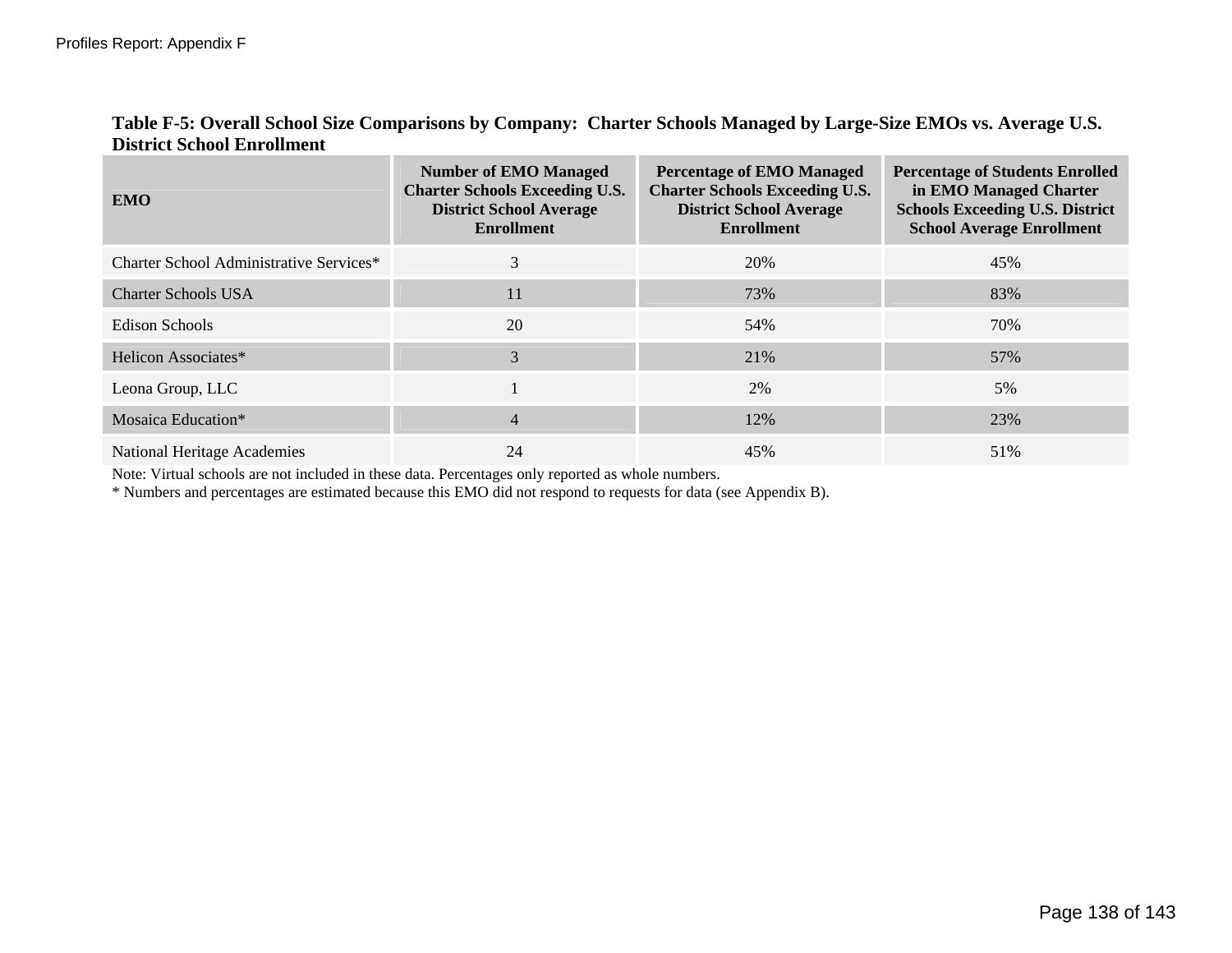**Table F-5: Overall School Size Comparisons by Company: Charter Schools Managed by Large-Size EMOs vs. Average U.S. District School Enrollment**

| EMO | Number of EMO Managed Charter Schools Exceeding U.S. District School Average Enrollment | Percentage of EMO Managed Charter Schools Exceeding U.S. District School Average Enrollment | Percentage of Students Enrolled in EMO Managed Charter Schools Exceeding U.S. District School Average Enrollment |
|---|---|---|---|
| Charter School Administrative Services* | 3 | 20% | 45% |
| Charter Schools USA | 11 | 73% | 83% |
| Edison Schools | 20 | 54% | 70% |
| Helicon Associates* | 3 | 21% | 57% |
| Leona Group, LLC | 1 | 2% | 5% |
| Mosaica Education* | 4 | 12% | 23% |
| National Heritage Academies | 24 | 45% | 51% |

Note: Virtual schools are not included in these data. Percentages only reported as whole numbers.

* Numbers and percentages are estimated because this EMO did not respond to requests for data (see Appendix B).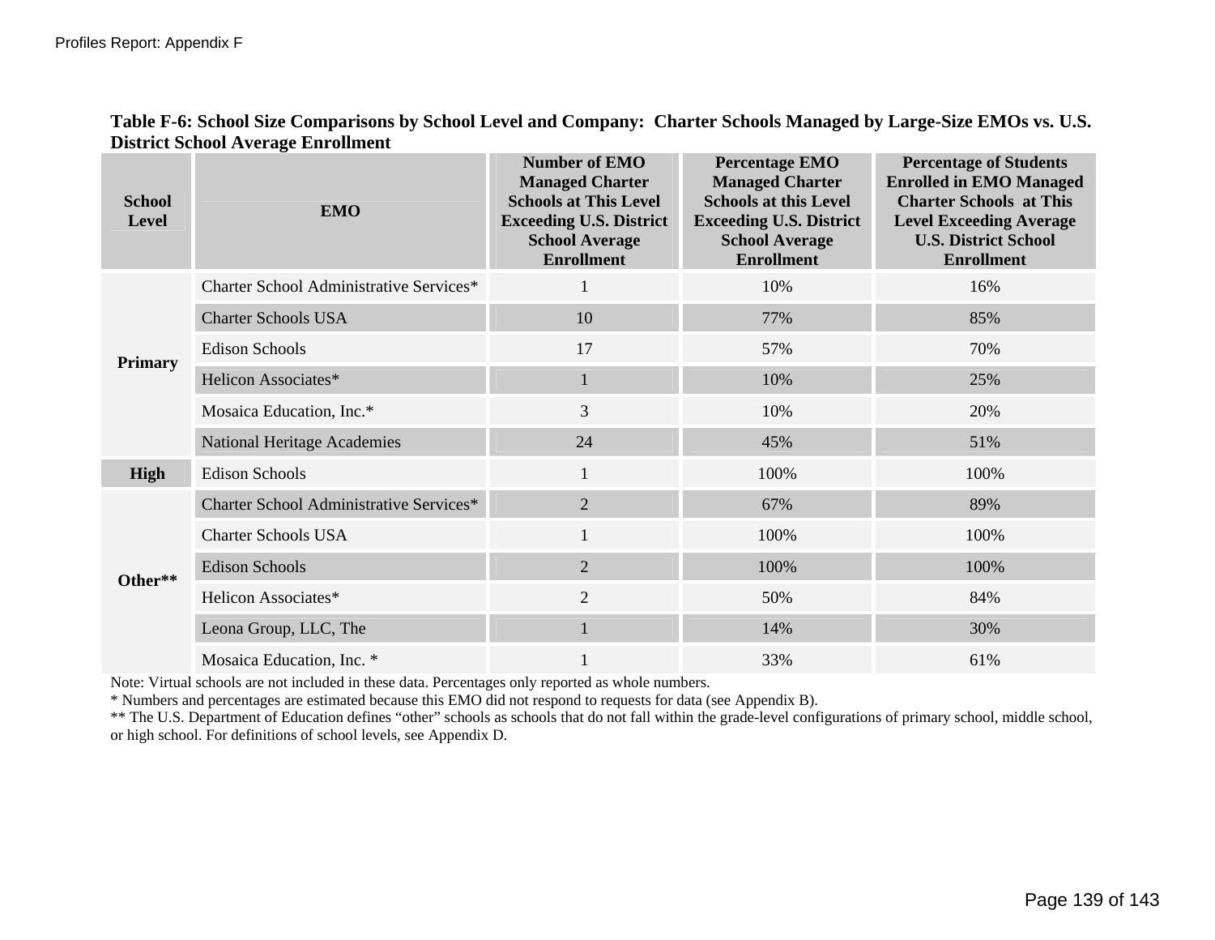**Table F-6: School Size Comparisons by School Level and Company: Charter Schools Managed by Large-Size EMOs vs. U.S. District School Average Enrollment**

| School Level | EMO | Number of EMO Managed Charter Schools at This Level Exceeding U.S. District School Average Enrollment | Percentage EMO Managed Charter Schools at this Level Exceeding U.S. District School Average Enrollment | Percentage of Students Enrolled in EMO Managed Charter Schools at This Level Exceeding Average U.S. District School Enrollment |
|---|---|---|---|---|
| Primary | Charter School Administrative Services* | 1 | 10% | 16% |
| | Charter Schools USA | 10 | 77% | 85% |
| | Edison Schools | 17 | 57% | 70% |
| | Helicon Associates* | 1 | 10% | 25% |
| | Mosaica Education, Inc.* | 3 | 10% | 20% |
| | National Heritage Academies | 24 | 45% | 51% |
| High | Edison Schools | 1 | 100% | 100% |
| Other** | Charter School Administrative Services* | 2 | 67% | 89% |
| | Charter Schools USA | 1 | 100% | 100% |
| | Edison Schools | 2 | 100% | 100% |
| | Helicon Associates* | 2 | 50% | 84% |
| | Leona Group, LLC, The | 1 | 14% | 30% |
| | Mosaica Education, Inc. * | 1 | 33% | 61% |

Note: Virtual schools are not included in these data. Percentages only reported as whole numbers.

* Numbers and percentages are estimated because this EMO did not respond to requests for data (see Appendix B).

** The U.S. Department of Education defines “other” schools as schools that do not fall within the grade-level configurations of primary school, middle school, or high school. For definitions of school levels, see Appendix D.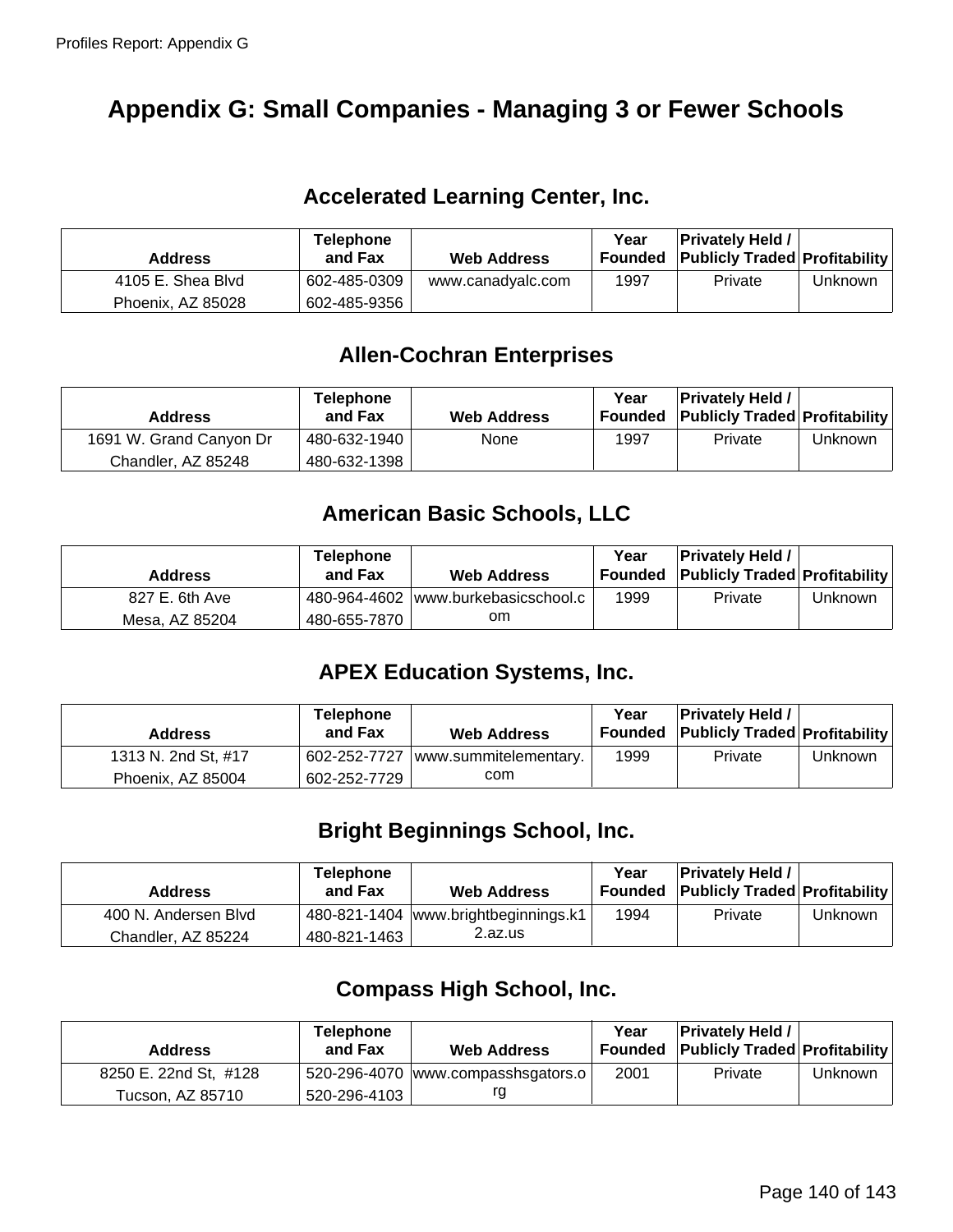# Appendix G: Small Companies - Managing 3 or Fewer Schools

## Accelerated Learning Center, Inc.

| Address | Telephone and Fax | Web Address | Year Founded | Privately Held / Publicly Traded | Profitability |
|---|---|---|---|---|---|
| 4105 E. Shea Blvd<br>Phoenix, AZ 85028 | 602-485-0309<br>602-485-9356 | www.canadyalc.com | 1997 | Private | Unknown |

## Allen-Cochran Enterprises

| Address | Telephone and Fax | Web Address | Year Founded | Privately Held / Publicly Traded | Profitability |
|---|---|---|---|---|---|
| 1691 W. Grand Canyon Dr<br>Chandler, AZ 85248 | 480-632-1940<br>480-632-1398 | None | 1997 | Private | Unknown |

## American Basic Schools, LLC

| Address | Telephone and Fax | Web Address | Year Founded | Privately Held / Publicly Traded | Profitability |
|---|---|---|---|---|---|
| 827 E. 6th Ave<br>Mesa, AZ 85204 | 480-964-4602<br>480-655-7870 | www.burkebasicschool.com | 1999 | Private | Unknown |

## APEX Education Systems, Inc.

| Address | Telephone and Fax | Web Address | Year Founded | Privately Held / Publicly Traded | Profitability |
|---|---|---|---|---|---|
| 1313 N. 2nd St, #17<br>Phoenix, AZ 85004 | 602-252-7727<br>602-252-7729 | www.summitelementary.com | 1999 | Private | Unknown |

## Bright Beginnings School, Inc.

| Address | Telephone and Fax | Web Address | Year Founded | Privately Held / Publicly Traded | Profitability |
|---|---|---|---|---|---|
| 400 N. Andersen Blvd<br>Chandler, AZ 85224 | 480-821-1404<br>480-821-1463 | www.brightbeginnings.k12.az.us | 1994 | Private | Unknown |

## Compass High School, Inc.

| Address | Telephone and Fax | Web Address | Year Founded | Privately Held / Publicly Traded | Profitability |
|---|---|---|---|---|---|
| 8250 E. 22nd St, #128<br>Tucson, AZ 85710 | 520-296-4070<br>520-296-4103 | www.compasshsgators.org | 2001 | Private | Unknown |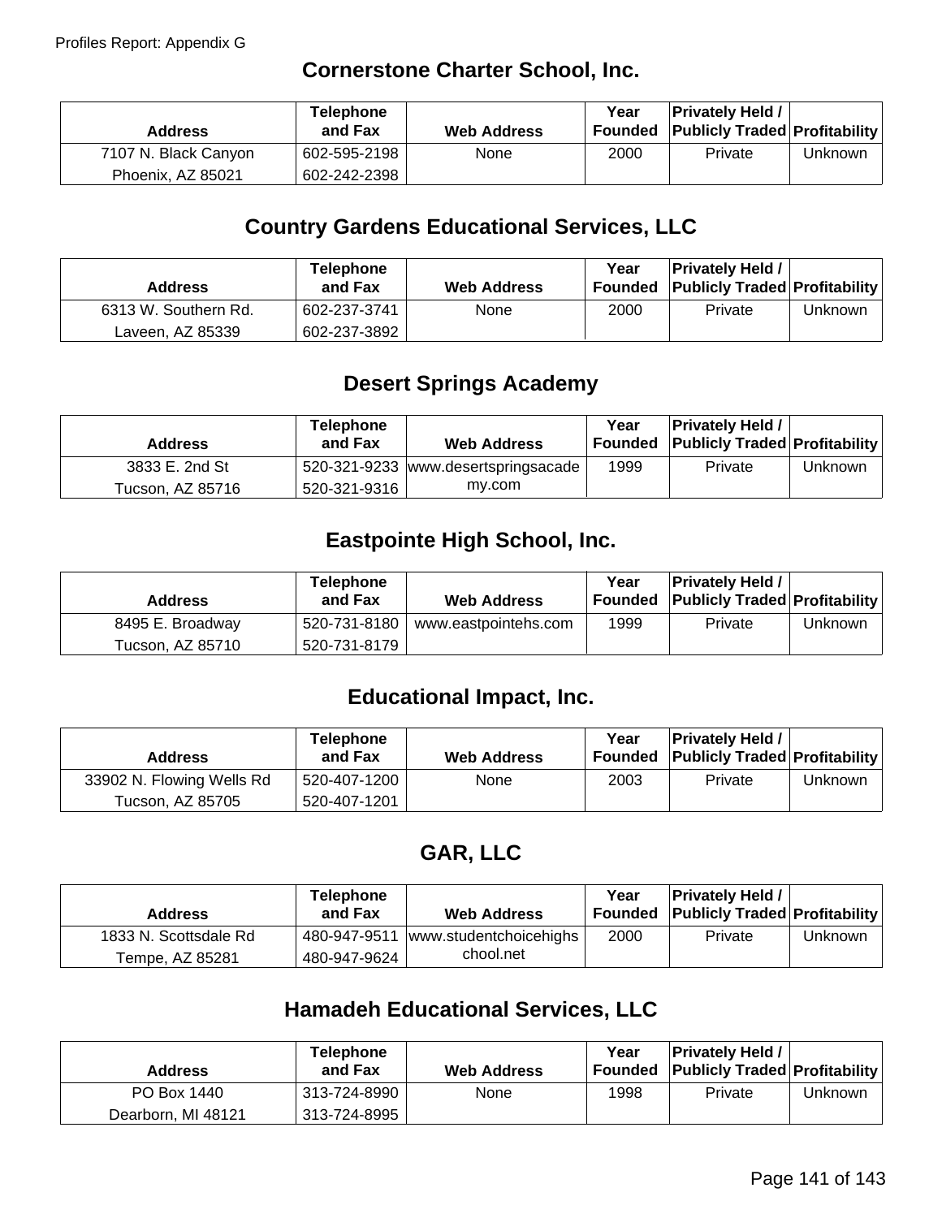## Cornerstone Charter School, Inc.

| Address | Telephone and Fax | Web Address | Year Founded | Privately Held / Publicly Traded | Profitability |
|---|---|---|---|---|---|
| 7107 N. Black Canyon<br>Phoenix, AZ 85021 | 602-595-2198<br>602-242-2398 | None | 2000 | Private | Unknown |

## Country Gardens Educational Services, LLC

| Address | Telephone and Fax | Web Address | Year Founded | Privately Held / Publicly Traded | Profitability |
|---|---|---|---|---|---|
| 6313 W. Southern Rd.<br>Laveen, AZ 85339 | 602-237-3741<br>602-237-3892 | None | 2000 | Private | Unknown |

## Desert Springs Academy

| Address | Telephone and Fax | Web Address | Year Founded | Privately Held / Publicly Traded | Profitability |
|---|---|---|---|---|---|
| 3833 E. 2nd St<br>Tucson, AZ 85716 | 520-321-9233<br>520-321-9316 | www.desertspringsacademy.com | 1999 | Private | Unknown |

## Eastpointe High School, Inc.

| Address | Telephone and Fax | Web Address | Year Founded | Privately Held / Publicly Traded | Profitability |
|---|---|---|---|---|---|
| 8495 E. Broadway<br>Tucson, AZ 85710 | 520-731-8180<br>520-731-8179 | www.eastpointehs.com | 1999 | Private | Unknown |

## Educational Impact, Inc.

| Address | Telephone and Fax | Web Address | Year Founded | Privately Held / Publicly Traded | Profitability |
|---|---|---|---|---|---|
| 33902 N. Flowing Wells Rd<br>Tucson, AZ 85705 | 520-407-1200<br>520-407-1201 | None | 2003 | Private | Unknown |

## GAR, LLC

| Address | Telephone and Fax | Web Address | Year Founded | Privately Held / Publicly Traded | Profitability |
|---|---|---|---|---|---|
| 1833 N. Scottsdale Rd<br>Tempe, AZ 85281 | 480-947-9511<br>480-947-9624 | www.studentchoicehighschool.net | 2000 | Private | Unknown |

## Hamadeh Educational Services, LLC

| Address | Telephone and Fax | Web Address | Year Founded | Privately Held / Publicly Traded | Profitability |
|---|---|---|---|---|---|
| PO Box 1440<br>Dearborn, MI 48121 | 313-724-8990<br>313-724-8995 | None | 1998 | Private | Unknown |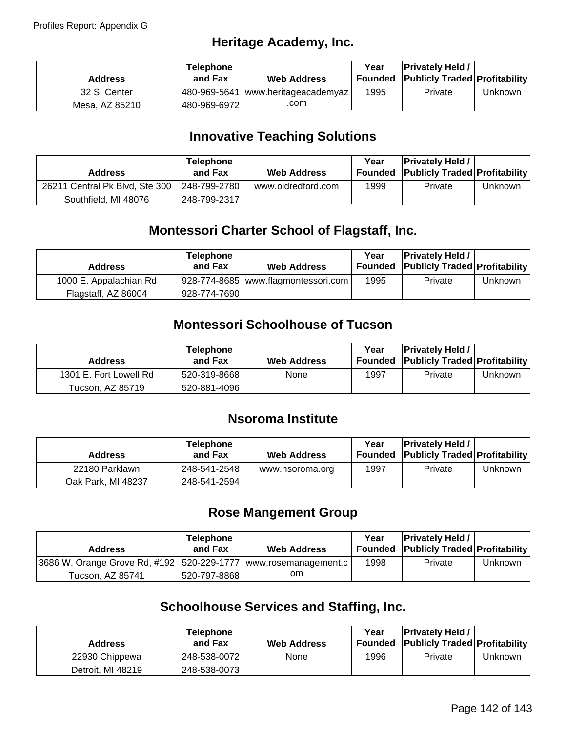## Heritage Academy, Inc.

| Address | Telephone and Fax | Web Address | Year Founded | Privately Held / Publicly Traded | Profitability |
|---|---|---|---|---|---|
| 32 S. Center<br>Mesa, AZ 85210 | 480-969-5641<br>480-969-6972 | www.heritageacademyaz.com | 1995 | Private | Unknown |

## Innovative Teaching Solutions

| Address | Telephone and Fax | Web Address | Year Founded | Privately Held / Publicly Traded | Profitability |
|---|---|---|---|---|---|
| 26211 Central Pk Blvd, Ste 300<br>Southfield, MI 48076 | 248-799-2780<br>248-799-2317 | www.oldredford.com | 1999 | Private | Unknown |

## Montessori Charter School of Flagstaff, Inc.

| Address | Telephone and Fax | Web Address | Year Founded | Privately Held / Publicly Traded | Profitability |
|---|---|---|---|---|---|
| 1000 E. Appalachian Rd<br>Flagstaff, AZ 86004 | 928-774-8685<br>928-774-7690 | www.flagmontessori.com | 1995 | Private | Unknown |

## Montessori Schoolhouse of Tucson

| Address | Telephone and Fax | Web Address | Year Founded | Privately Held / Publicly Traded | Profitability |
|---|---|---|---|---|---|
| 1301 E. Fort Lowell Rd<br>Tucson, AZ 85719 | 520-319-8668<br>520-881-4096 | None | 1997 | Private | Unknown |

## Nsoroma Institute

| Address | Telephone and Fax | Web Address | Year Founded | Privately Held / Publicly Traded | Profitability |
|---|---|---|---|---|---|
| 22180 Parklawn<br>Oak Park, MI 48237 | 248-541-2548<br>248-541-2594 | www.nsoroma.org | 1997 | Private | Unknown |

## Rose Mangement Group

| Address | Telephone and Fax | Web Address | Year Founded | Privately Held / Publicly Traded | Profitability |
|---|---|---|---|---|---|
| 3686 W. Orange Grove Rd, #192<br>Tucson, AZ 85741 | 520-229-1777<br>520-797-8868 | www.rosemanagement.com | 1998 | Private | Unknown |

## Schoolhouse Services and Staffing, Inc.

| Address | Telephone and Fax | Web Address | Year Founded | Privately Held / Publicly Traded | Profitability |
|---|---|---|---|---|---|
| 22930 Chippewa<br>Detroit, MI 48219 | 248-538-0072<br>248-538-0073 | None | 1996 | Private | Unknown |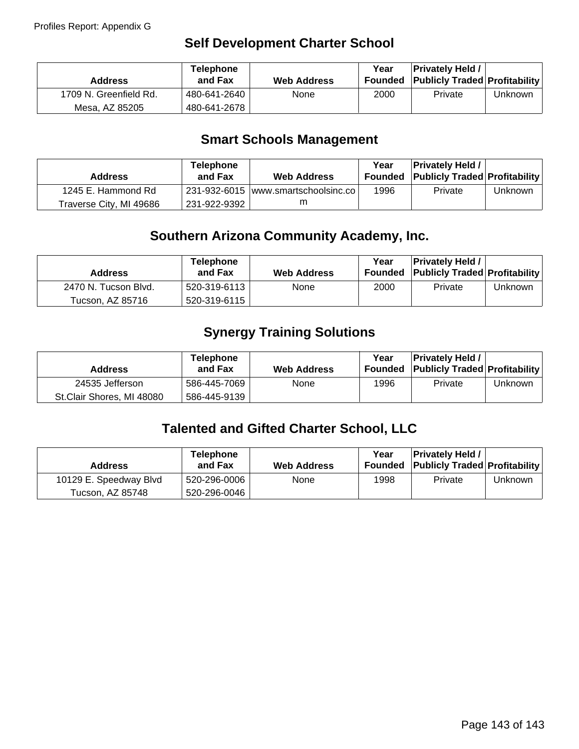## Self Development Charter School

| Address | Telephone and Fax | Web Address | Year Founded | Privately Held / Publicly Traded | Profitability |
|---|---|---|---|---|---|
| 1709 N. Greenfield Rd. Mesa, AZ 85205 | 480-641-2640 480-641-2678 | None | 2000 | Private | Unknown |

## Smart Schools Management

| Address | Telephone and Fax | Web Address | Year Founded | Privately Held / Publicly Traded | Profitability |
|---|---|---|---|---|---|
| 1245 E. Hammond Rd Traverse City, MI 49686 | 231-932-6015 231-922-9392 | www.smartschoolsinc.com | 1996 | Private | Unknown |

## Southern Arizona Community Academy, Inc.

| Address | Telephone and Fax | Web Address | Year Founded | Privately Held / Publicly Traded | Profitability |
|---|---|---|---|---|---|
| 2470 N. Tucson Blvd. Tucson, AZ 85716 | 520-319-6113 520-319-6115 | None | 2000 | Private | Unknown |

## Synergy Training Solutions

| Address | Telephone and Fax | Web Address | Year Founded | Privately Held / Publicly Traded | Profitability |
|---|---|---|---|---|---|
| 24535 Jefferson St.Clair Shores, MI 48080 | 586-445-7069 586-445-9139 | None | 1996 | Private | Unknown |

## Talented and Gifted Charter School, LLC

| Address | Telephone and Fax | Web Address | Year Founded | Privately Held / Publicly Traded | Profitability |
|---|---|---|---|---|---|
| 10129 E. Speedway Blvd Tucson, AZ 85748 | 520-296-0006 520-296-0046 | None | 1998 | Private | Unknown |